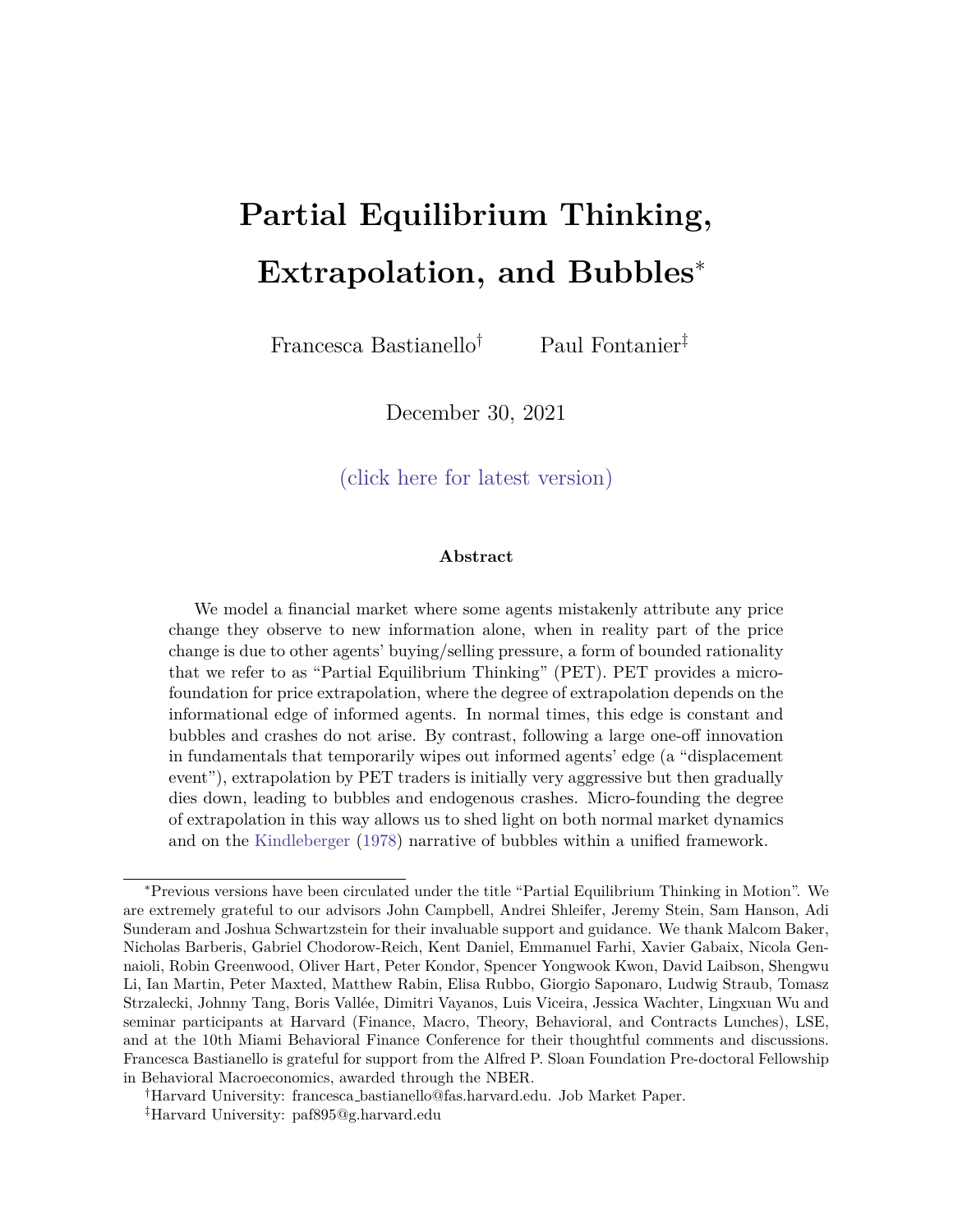# Partial Equilibrium Thinking, Extrapolation, and Bubbles[*]

Francesca Bastianello[†] Paul Fontanier[‡]

December 30, 2021

(click here for latest version)

### Abstract

We model a financial market where some agents mistakenly attribute any price change they observe to new information alone, when in reality part of the price change is due to other agents' buying/selling pressure, a form of bounded rationality that we refer to as "Partial Equilibrium Thinking" (PET). PET provides a micro-foundation for price extrapolation, where the degree of extrapolation depends on the informational edge of informed agents. In normal times, this edge is constant and bubbles and crashes do not arise. By contrast, following a large one-off innovation in fundamentals that temporarily wipes out informed agents' edge (a "displacement event"), extrapolation by PET traders is initially very aggressive but then gradually dies down, leading to bubbles and endogenous crashes. Micro-founding the degree of extrapolation in this way allows us to shed light on both normal market dynamics and on the Kindleberger (1978) narrative of bubbles within a unified framework.

---

[*] Previous versions have been circulated under the title "Partial Equilibrium Thinking in Motion". We are extremely grateful to our advisors John Campbell, Andrei Shleifer, Jeremy Stein, Sam Hanson, Adi Sunderam and Joshua Schwartzstein for their invaluable support and guidance. We thank Malcom Baker, Nicholas Barberis, Gabriel Chodorow-Reich, Kent Daniel, Emmanuel Farhi, Xavier Gabaix, Nicola Gennaioli, Robin Greenwood, Oliver Hart, Peter Kondor, Spencer Yongwook Kwon, David Laibson, Shengwu Li, Ian Martin, Peter Maxted, Matthew Rabin, Elisa Rubbo, Giorgio Saponaro, Ludwig Straub, Tomasz Strzalecki, Johnny Tang, Boris Vallée, Dimitri Vayanos, Luis Viceira, Jessica Wachter, Lingxuan Wu and seminar participants at Harvard (Finance, Macro, Theory, Behavioral, and Contracts Lunches), LSE, and at the 10th Miami Behavioral Finance Conference for their thoughtful comments and discussions. Francesca Bastianello is grateful for support from the Alfred P. Sloan Foundation Pre-doctoral Fellowship in Behavioral Macroeconomics, awarded through the NBER.

[†] Harvard University: francesca_bastianello@fas.harvard.edu. Job Market Paper.

[‡] Harvard University: paf895@g.harvard.edu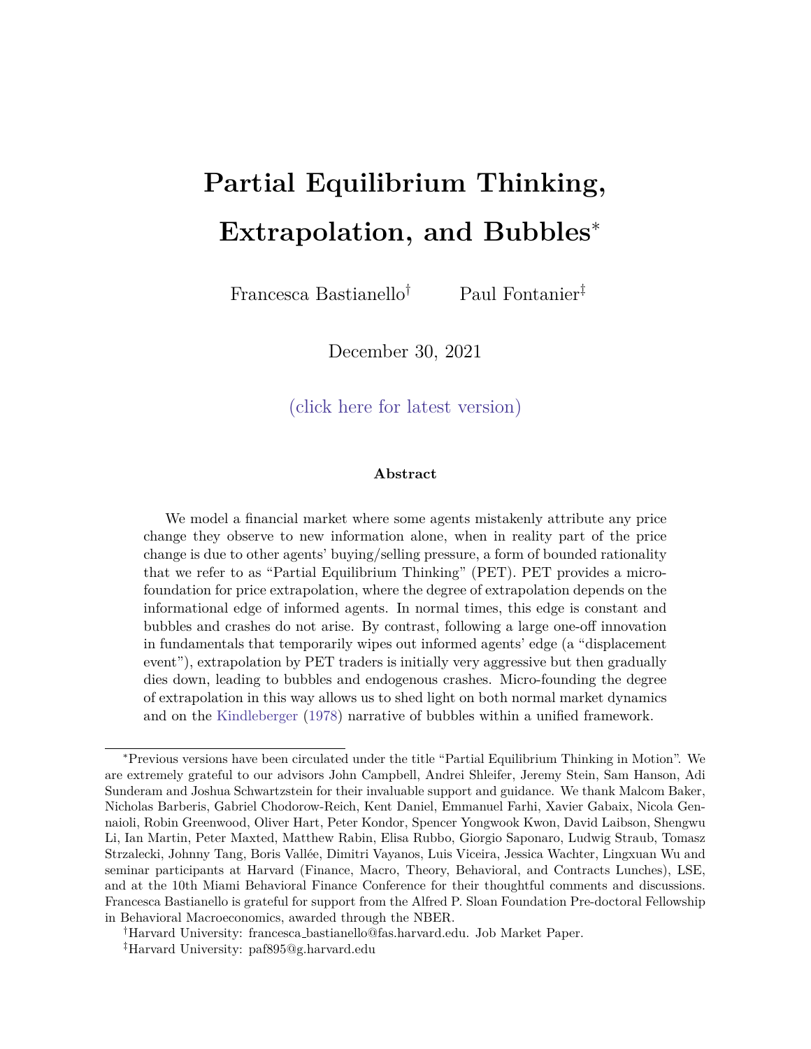# Partial Equilibrium Thinking, Extrapolation, and Bubbles*

Francesca Bastianello† Paul Fontanier‡

December 30, 2021

(click here for latest version)

### Abstract

We model a financial market where some agents mistakenly attribute any price change they observe to new information alone, when in reality part of the price change is due to other agents' buying/selling pressure, a form of bounded rationality that we refer to as "Partial Equilibrium Thinking" (PET). PET provides a micro-foundation for price extrapolation, where the degree of extrapolation depends on the informational edge of informed agents. In normal times, this edge is constant and bubbles and crashes do not arise. By contrast, following a large one-off innovation in fundamentals that temporarily wipes out informed agents' edge (a "displacement event"), extrapolation by PET traders is initially very aggressive but then gradually dies down, leading to bubbles and endogenous crashes. Micro-founding the degree of extrapolation in this way allows us to shed light on both normal market dynamics and on the Kindleberger (1978) narrative of bubbles within a unified framework.

---

*Previous versions have been circulated under the title "Partial Equilibrium Thinking in Motion". We are extremely grateful to our advisors John Campbell, Andrei Shleifer, Jeremy Stein, Sam Hanson, Adi Sunderam and Joshua Schwartzstein for their invaluable support and guidance. We thank Malcom Baker, Nicholas Barberis, Gabriel Chodorow-Reich, Kent Daniel, Emmanuel Farhi, Xavier Gabaix, Nicola Gennaioli, Robin Greenwood, Oliver Hart, Peter Kondor, Spencer Yongwook Kwon, David Laibson, Shengwu Li, Ian Martin, Peter Maxted, Matthew Rabin, Elisa Rubbo, Giorgio Saponaro, Ludwig Straub, Tomasz Strzalecki, Johnny Tang, Boris Vallée, Dimitri Vayanos, Luis Viceira, Jessica Wachter, Lingxuan Wu and seminar participants at Harvard (Finance, Macro, Theory, Behavioral, and Contracts Lunches), LSE, and at the 10th Miami Behavioral Finance Conference for their thoughtful comments and discussions. Francesca Bastianello is grateful for support from the Alfred P. Sloan Foundation Pre-doctoral Fellowship in Behavioral Macroeconomics, awarded through the NBER.

†Harvard University: francesca_bastianello@fas.harvard.edu. Job Market Paper.

‡Harvard University: paf895@g.harvard.edu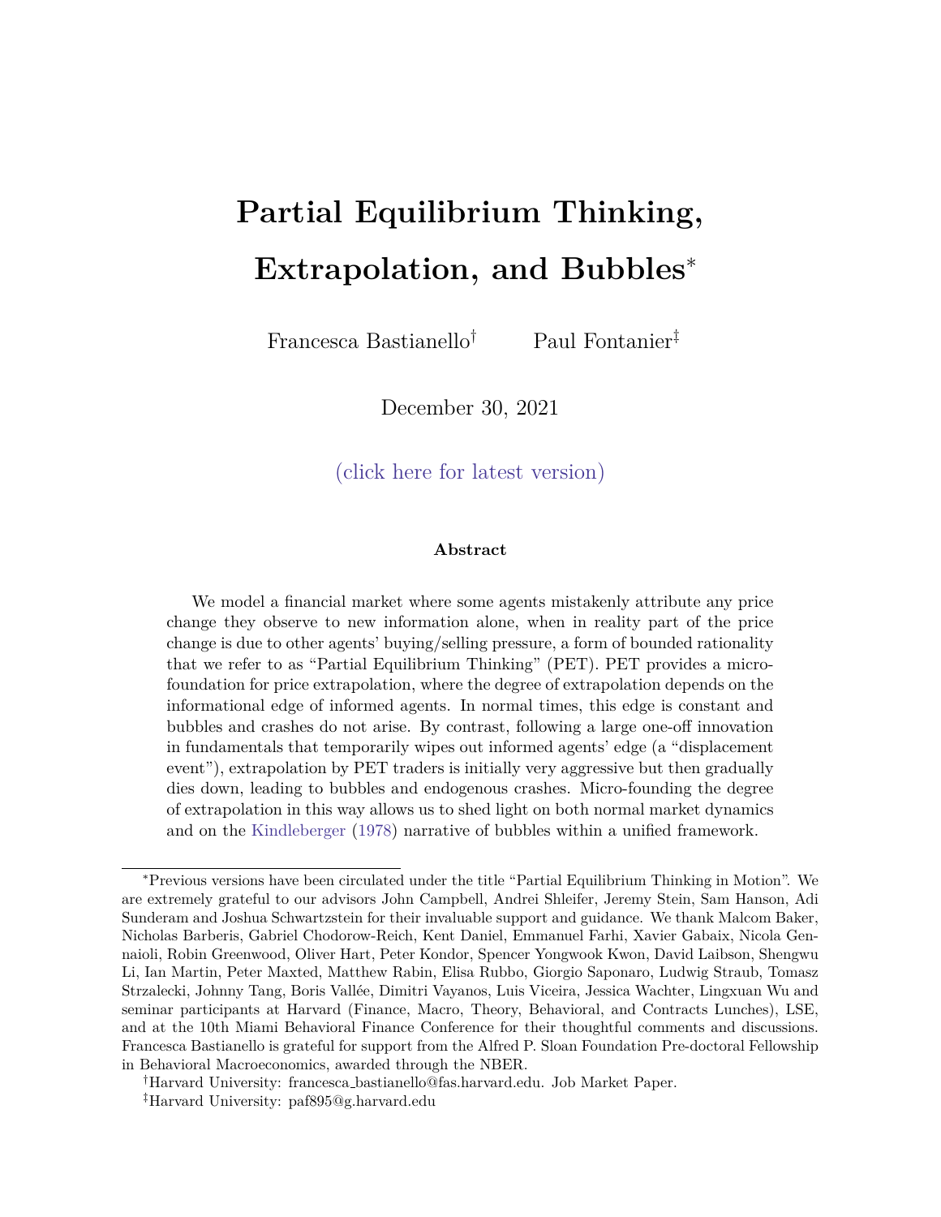# Partial Equilibrium Thinking, Extrapolation, and Bubbles*

Francesca Bastianello† Paul Fontanier‡

December 30, 2021

(click here for latest version)

**Abstract**

We model a financial market where some agents mistakenly attribute any price change they observe to new information alone, when in reality part of the price change is due to other agents' buying/selling pressure, a form of bounded rationality that we refer to as "Partial Equilibrium Thinking" (PET). PET provides a micro-foundation for price extrapolation, where the degree of extrapolation depends on the informational edge of informed agents. In normal times, this edge is constant and bubbles and crashes do not arise. By contrast, following a large one-off innovation in fundamentals that temporarily wipes out informed agents' edge (a "displacement event"), extrapolation by PET traders is initially very aggressive but then gradually dies down, leading to bubbles and endogenous crashes. Micro-founding the degree of extrapolation in this way allows us to shed light on both normal market dynamics and on the Kindleberger (1978) narrative of bubbles within a unified framework.

---

*Previous versions have been circulated under the title "Partial Equilibrium Thinking in Motion". We are extremely grateful to our advisors John Campbell, Andrei Shleifer, Jeremy Stein, Sam Hanson, Adi Sunderam and Joshua Schwartzstein for their invaluable support and guidance. We thank Malcom Baker, Nicholas Barberis, Gabriel Chodorow-Reich, Kent Daniel, Emmanuel Farhi, Xavier Gabaix, Nicola Gennaioli, Robin Greenwood, Oliver Hart, Peter Kondor, Spencer Yongwook Kwon, David Laibson, Shengwu Li, Ian Martin, Peter Maxted, Matthew Rabin, Elisa Rubbo, Giorgio Saponaro, Ludwig Straub, Tomasz Strzalecki, Johnny Tang, Boris Vallée, Dimitri Vayanos, Luis Viceira, Jessica Wachter, Lingxuan Wu and seminar participants at Harvard (Finance, Macro, Theory, Behavioral, and Contracts Lunches), LSE, and at the 10th Miami Behavioral Finance Conference for their thoughtful comments and discussions. Francesca Bastianello is grateful for support from the Alfred P. Sloan Foundation Pre-doctoral Fellowship in Behavioral Macroeconomics, awarded through the NBER.

†Harvard University: francesca_bastianello@fas.harvard.edu. Job Market Paper.

‡Harvard University: paf895@g.harvard.edu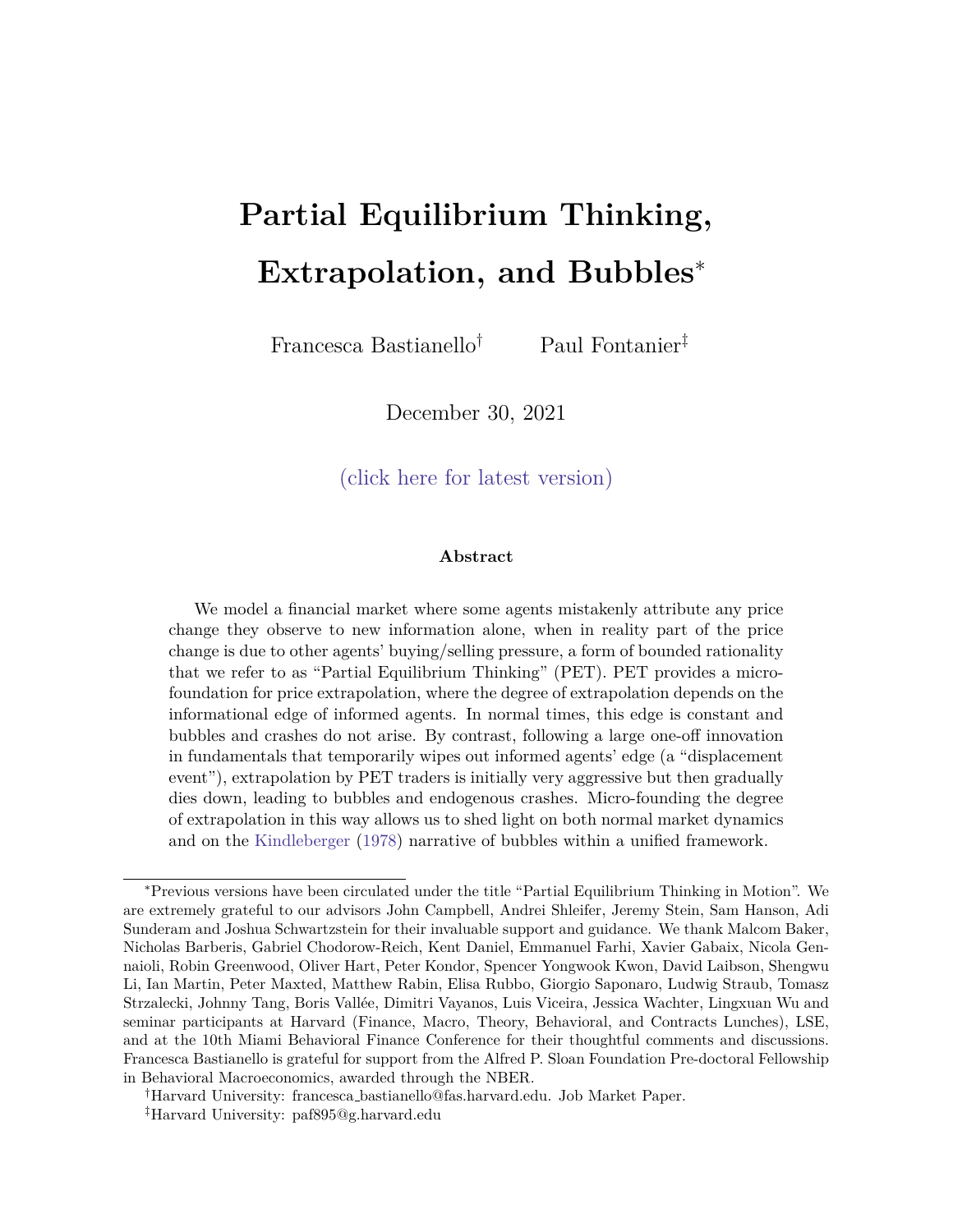# Partial Equilibrium Thinking, Extrapolation, and Bubbles*

Francesca Bastianello† Paul Fontanier‡

December 30, 2021

(click here for latest version)

### Abstract

We model a financial market where some agents mistakenly attribute any price change they observe to new information alone, when in reality part of the price change is due to other agents' buying/selling pressure, a form of bounded rationality that we refer to as "Partial Equilibrium Thinking" (PET). PET provides a micro-foundation for price extrapolation, where the degree of extrapolation depends on the informational edge of informed agents. In normal times, this edge is constant and bubbles and crashes do not arise. By contrast, following a large one-off innovation in fundamentals that temporarily wipes out informed agents' edge (a "displacement event"), extrapolation by PET traders is initially very aggressive but then gradually dies down, leading to bubbles and endogenous crashes. Micro-founding the degree of extrapolation in this way allows us to shed light on both normal market dynamics and on the Kindleberger (1978) narrative of bubbles within a unified framework.

---

*Previous versions have been circulated under the title "Partial Equilibrium Thinking in Motion". We are extremely grateful to our advisors John Campbell, Andrei Shleifer, Jeremy Stein, Sam Hanson, Adi Sunderam and Joshua Schwartzstein for their invaluable support and guidance. We thank Malcom Baker, Nicholas Barberis, Gabriel Chodorow-Reich, Kent Daniel, Emmanuel Farhi, Xavier Gabaix, Nicola Gennaioli, Robin Greenwood, Oliver Hart, Peter Kondor, Spencer Yongwook Kwon, David Laibson, Shengwu Li, Ian Martin, Peter Maxted, Matthew Rabin, Elisa Rubbo, Giorgio Saponaro, Ludwig Straub, Tomasz Strzalecki, Johnny Tang, Boris Vallée, Dimitri Vayanos, Luis Viceira, Jessica Wachter, Lingxuan Wu and seminar participants at Harvard (Finance, Macro, Theory, Behavioral, and Contracts Lunches), LSE, and at the 10th Miami Behavioral Finance Conference for their thoughtful comments and discussions. Francesca Bastianello is grateful for support from the Alfred P. Sloan Foundation Pre-doctoral Fellowship in Behavioral Macroeconomics, awarded through the NBER.

†Harvard University: francesca_bastianello@fas.harvard.edu. Job Market Paper.

‡Harvard University: paf895@g.harvard.edu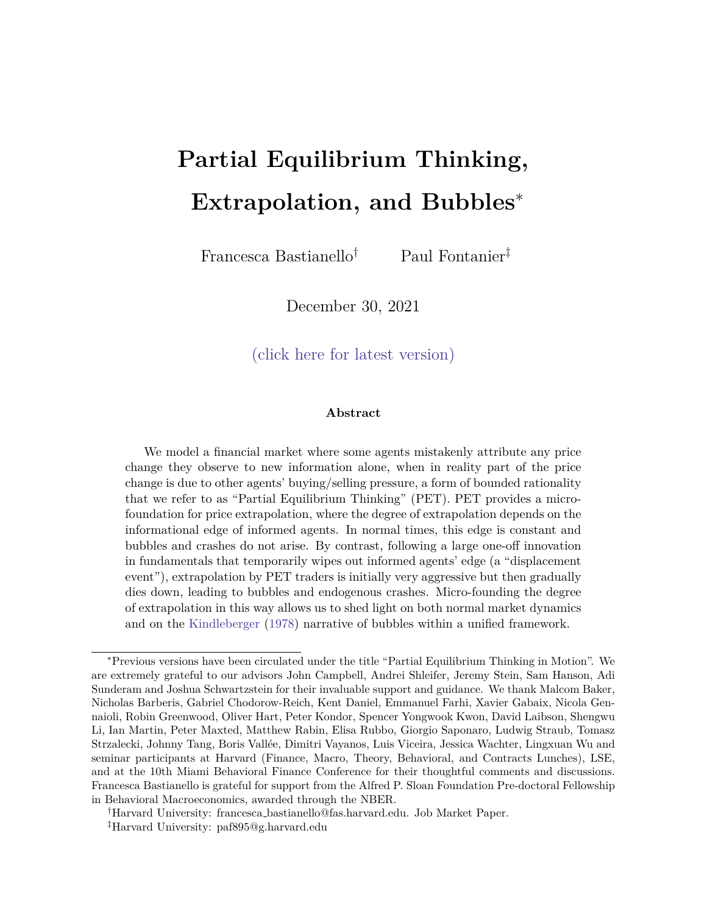# Partial Equilibrium Thinking, Extrapolation, and Bubbles*

Francesca Bastianello[†] Paul Fontanier[‡]

December 30, 2021

(click here for latest version)

**Abstract**

We model a financial market where some agents mistakenly attribute any price change they observe to new information alone, when in reality part of the price change is due to other agents' buying/selling pressure, a form of bounded rationality that we refer to as "Partial Equilibrium Thinking" (PET). PET provides a micro-foundation for price extrapolation, where the degree of extrapolation depends on the informational edge of informed agents. In normal times, this edge is constant and bubbles and crashes do not arise. By contrast, following a large one-off innovation in fundamentals that temporarily wipes out informed agents' edge (a "displacement event"), extrapolation by PET traders is initially very aggressive but then gradually dies down, leading to bubbles and endogenous crashes. Micro-founding the degree of extrapolation in this way allows us to shed light on both normal market dynamics and on the Kindleberger (1978) narrative of bubbles within a unified framework.

---

*Previous versions have been circulated under the title "Partial Equilibrium Thinking in Motion". We are extremely grateful to our advisors John Campbell, Andrei Shleifer, Jeremy Stein, Sam Hanson, Adi Sunderam and Joshua Schwartzstein for their invaluable support and guidance. We thank Malcom Baker, Nicholas Barberis, Gabriel Chodorow-Reich, Kent Daniel, Emmanuel Farhi, Xavier Gabaix, Nicola Gennaioli, Robin Greenwood, Oliver Hart, Peter Kondor, Spencer Yongwook Kwon, David Laibson, Shengwu Li, Ian Martin, Peter Maxted, Matthew Rabin, Elisa Rubbo, Giorgio Saponaro, Ludwig Straub, Tomasz Strzalecki, Johnny Tang, Boris Vallée, Dimitri Vayanos, Luis Viceira, Jessica Wachter, Lingxuan Wu and seminar participants at Harvard (Finance, Macro, Theory, Behavioral, and Contracts Lunches), LSE, and at the 10th Miami Behavioral Finance Conference for their thoughtful comments and discussions. Francesca Bastianello is grateful for support from the Alfred P. Sloan Foundation Pre-doctoral Fellowship in Behavioral Macroeconomics, awarded through the NBER.

[†]Harvard University: francesca_bastianello@fas.harvard.edu. Job Market Paper.

[‡]Harvard University: paf895@g.harvard.edu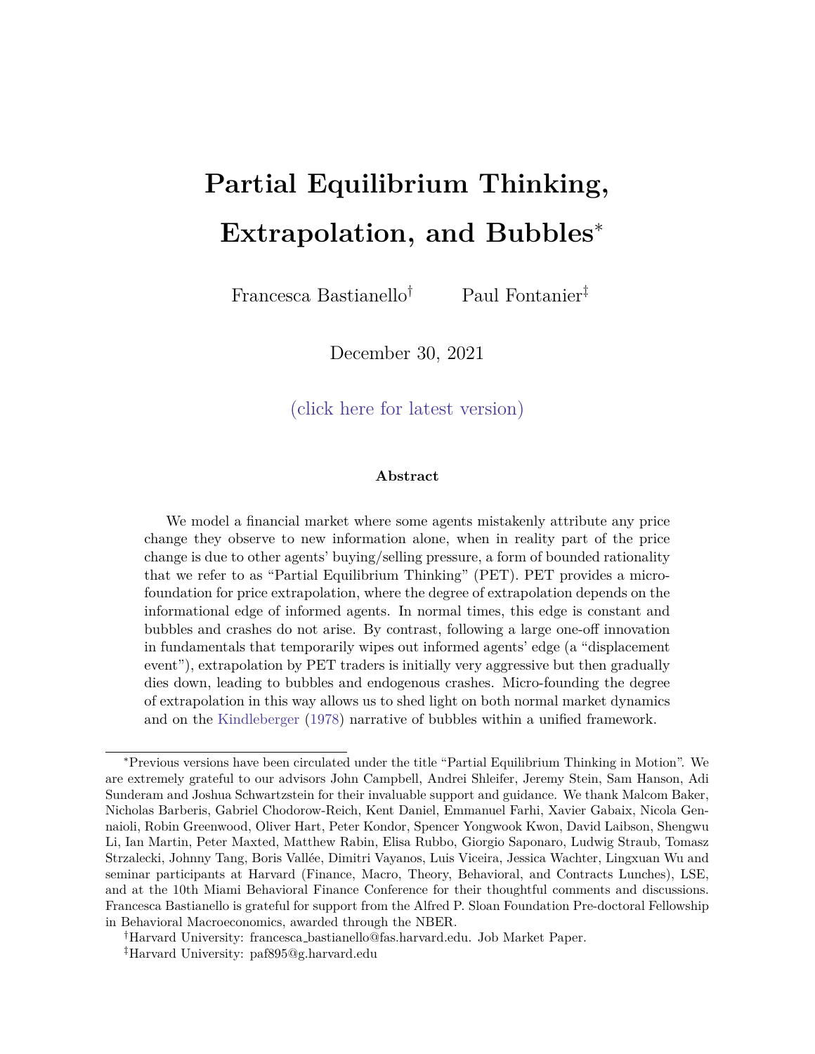# Partial Equilibrium Thinking, Extrapolation, and Bubbles*

Francesca Bastianello[†] Paul Fontanier[‡]

December 30, 2021

(click here for latest version)

### Abstract

We model a financial market where some agents mistakenly attribute any price change they observe to new information alone, when in reality part of the price change is due to other agents' buying/selling pressure, a form of bounded rationality that we refer to as "Partial Equilibrium Thinking" (PET). PET provides a microfoundation for price extrapolation, where the degree of extrapolation depends on the informational edge of informed agents. In normal times, this edge is constant and bubbles and crashes do not arise. By contrast, following a large one-off innovation in fundamentals that temporarily wipes out informed agents' edge (a "displacement event"), extrapolation by PET traders is initially very aggressive but then gradually dies down, leading to bubbles and endogenous crashes. Micro-founding the degree of extrapolation in this way allows us to shed light on both normal market dynamics and on the Kindleberger (1978) narrative of bubbles within a unified framework.

---

*Previous versions have been circulated under the title "Partial Equilibrium Thinking in Motion". We are extremely grateful to our advisors John Campbell, Andrei Shleifer, Jeremy Stein, Sam Hanson, Adi Sunderam and Joshua Schwartzstein for their invaluable support and guidance. We thank Malcom Baker, Nicholas Barberis, Gabriel Chodorow-Reich, Kent Daniel, Emmanuel Farhi, Xavier Gabaix, Nicola Gennaioli, Robin Greenwood, Oliver Hart, Peter Kondor, Spencer Yongwook Kwon, David Laibson, Shengwu Li, Ian Martin, Peter Maxted, Matthew Rabin, Elisa Rubbo, Giorgio Saponaro, Ludwig Straub, Tomasz Strzalecki, Johnny Tang, Boris Vallée, Dimitri Vayanos, Luis Viceira, Jessica Wachter, Lingxuan Wu and seminar participants at Harvard (Finance, Macro, Theory, Behavioral, and Contracts Lunches), LSE, and at the 10th Miami Behavioral Finance Conference for their thoughtful comments and discussions. Francesca Bastianello is grateful for support from the Alfred P. Sloan Foundation Pre-doctoral Fellowship in Behavioral Macroeconomics, awarded through the NBER.

[†]Harvard University: francesca_bastianello@fas.harvard.edu. Job Market Paper.

[‡]Harvard University: paf895@g.harvard.edu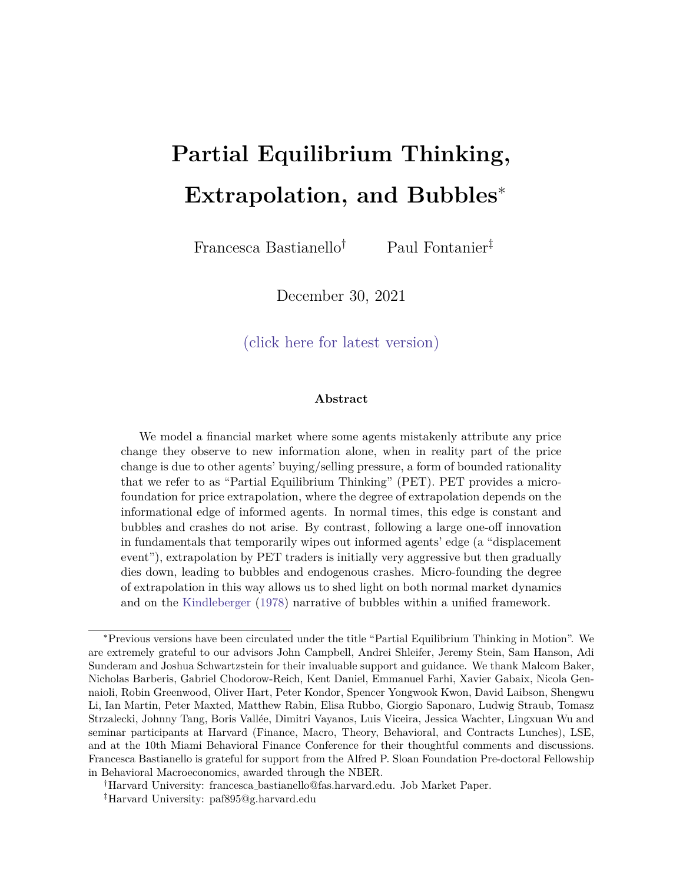# Partial Equilibrium Thinking, Extrapolation, and Bubbles*

Francesca Bastianello† Paul Fontanier‡

December 30, 2021

(click here for latest version)

### Abstract

We model a financial market where some agents mistakenly attribute any price change they observe to new information alone, when in reality part of the price change is due to other agents' buying/selling pressure, a form of bounded rationality that we refer to as "Partial Equilibrium Thinking" (PET). PET provides a micro-foundation for price extrapolation, where the degree of extrapolation depends on the informational edge of informed agents. In normal times, this edge is constant and bubbles and crashes do not arise. By contrast, following a large one-off innovation in fundamentals that temporarily wipes out informed agents' edge (a "displacement event"), extrapolation by PET traders is initially very aggressive but then gradually dies down, leading to bubbles and endogenous crashes. Micro-founding the degree of extrapolation in this way allows us to shed light on both normal market dynamics and on the Kindleberger (1978) narrative of bubbles within a unified framework.

---

*Previous versions have been circulated under the title "Partial Equilibrium Thinking in Motion". We are extremely grateful to our advisors John Campbell, Andrei Shleifer, Jeremy Stein, Sam Hanson, Adi Sunderam and Joshua Schwartzstein for their invaluable support and guidance. We thank Malcom Baker, Nicholas Barberis, Gabriel Chodorow-Reich, Kent Daniel, Emmanuel Farhi, Xavier Gabaix, Nicola Gennaioli, Robin Greenwood, Oliver Hart, Peter Kondor, Spencer Yongwook Kwon, David Laibson, Shengwu Li, Ian Martin, Peter Maxted, Matthew Rabin, Elisa Rubbo, Giorgio Saponaro, Ludwig Straub, Tomasz Strzalecki, Johnny Tang, Boris Vallée, Dimitri Vayanos, Luis Viceira, Jessica Wachter, Lingxuan Wu and seminar participants at Harvard (Finance, Macro, Theory, Behavioral, and Contracts Lunches), LSE, and at the 10th Miami Behavioral Finance Conference for their thoughtful comments and discussions. Francesca Bastianello is grateful for support from the Alfred P. Sloan Foundation Pre-doctoral Fellowship in Behavioral Macroeconomics, awarded through the NBER.

†Harvard University: francesca_bastianello@fas.harvard.edu. Job Market Paper.

‡Harvard University: paf895@g.harvard.edu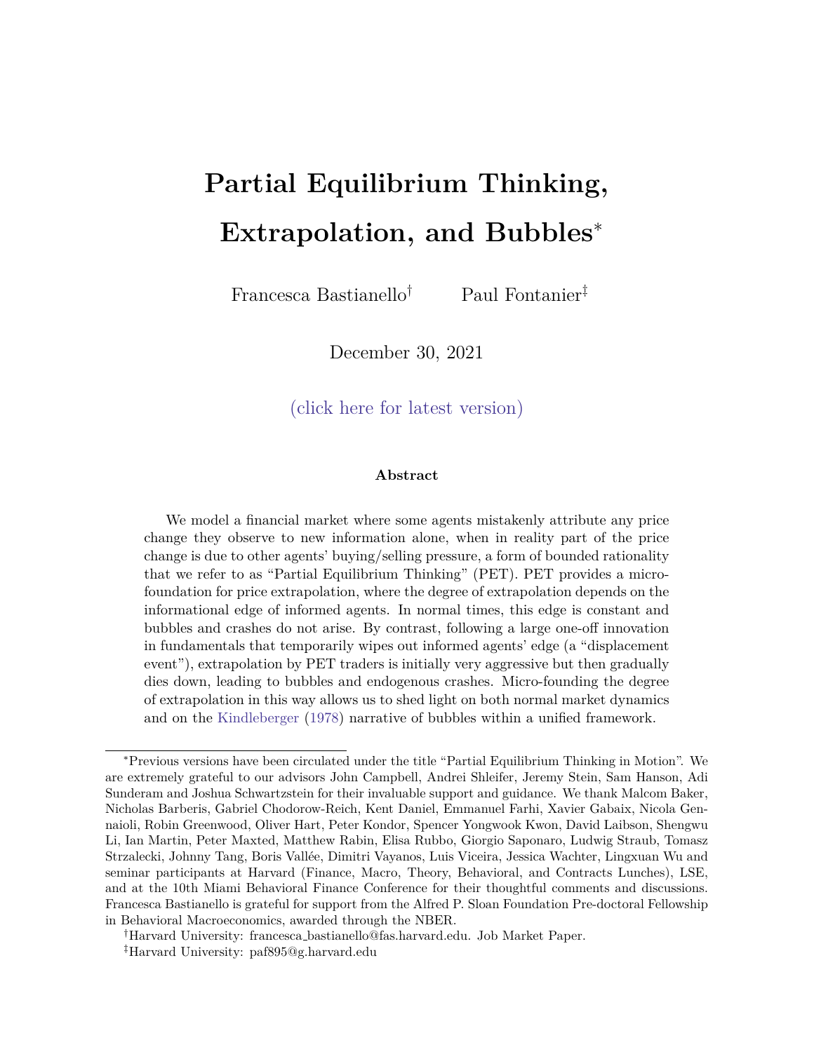# Partial Equilibrium Thinking, Extrapolation, and Bubbles*

Francesca Bastianello[†] Paul Fontanier[‡]

December 30, 2021

(click here for latest version)

### Abstract

We model a financial market where some agents mistakenly attribute any price change they observe to new information alone, when in reality part of the price change is due to other agents' buying/selling pressure, a form of bounded rationality that we refer to as "Partial Equilibrium Thinking" (PET). PET provides a microfoundation for price extrapolation, where the degree of extrapolation depends on the informational edge of informed agents. In normal times, this edge is constant and bubbles and crashes do not arise. By contrast, following a large one-off innovation in fundamentals that temporarily wipes out informed agents' edge (a "displacement event"), extrapolation by PET traders is initially very aggressive but then gradually dies down, leading to bubbles and endogenous crashes. Micro-founding the degree of extrapolation in this way allows us to shed light on both normal market dynamics and on the Kindleberger (1978) narrative of bubbles within a unified framework.

---

*Previous versions have been circulated under the title "Partial Equilibrium Thinking in Motion". We are extremely grateful to our advisors John Campbell, Andrei Shleifer, Jeremy Stein, Sam Hanson, Adi Sunderam and Joshua Schwartzstein for their invaluable support and guidance. We thank Malcom Baker, Nicholas Barberis, Gabriel Chodorow-Reich, Kent Daniel, Emmanuel Farhi, Xavier Gabaix, Nicola Gennaioli, Robin Greenwood, Oliver Hart, Peter Kondor, Spencer Yongwook Kwon, David Laibson, Shengwu Li, Ian Martin, Peter Maxted, Matthew Rabin, Elisa Rubbo, Giorgio Saponaro, Ludwig Straub, Tomasz Strzalecki, Johnny Tang, Boris Vallée, Dimitri Vayanos, Luis Viceira, Jessica Wachter, Lingxuan Wu and seminar participants at Harvard (Finance, Macro, Theory, Behavioral, and Contracts Lunches), LSE, and at the 10th Miami Behavioral Finance Conference for their thoughtful comments and discussions. Francesca Bastianello is grateful for support from the Alfred P. Sloan Foundation Pre-doctoral Fellowship in Behavioral Macroeconomics, awarded through the NBER.

†Harvard University: francesca_bastianello@fas.harvard.edu. Job Market Paper.

‡Harvard University: paf895@g.harvard.edu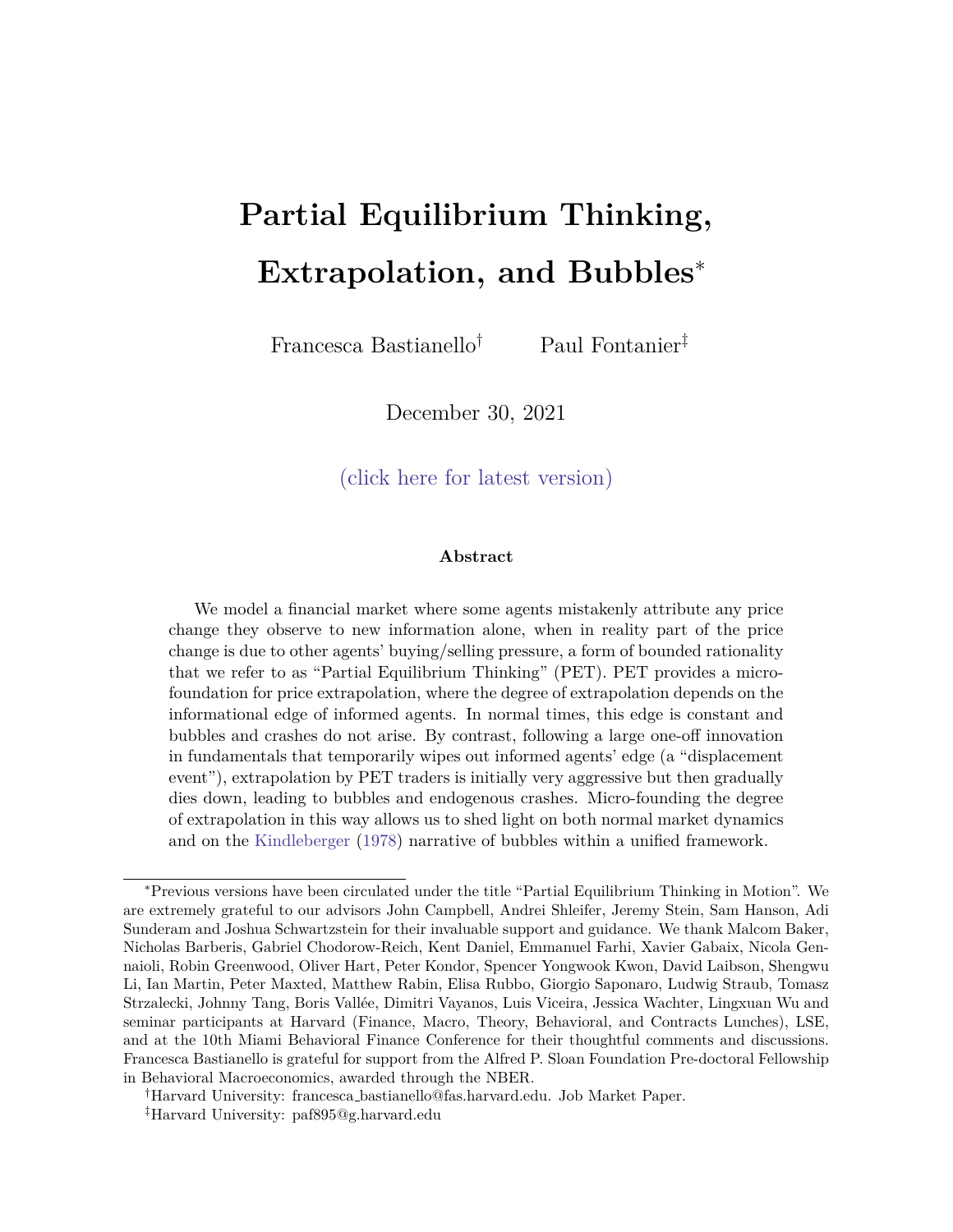# Partial Equilibrium Thinking, Extrapolation, and Bubbles*

Francesca Bastianello[†] Paul Fontanier[‡]

December 30, 2021

(click here for latest version)

#### Abstract

We model a financial market where some agents mistakenly attribute any price change they observe to new information alone, when in reality part of the price change is due to other agents' buying/selling pressure, a form of bounded rationality that we refer to as "Partial Equilibrium Thinking" (PET). PET provides a micro-foundation for price extrapolation, where the degree of extrapolation depends on the informational edge of informed agents. In normal times, this edge is constant and bubbles and crashes do not arise. By contrast, following a large one-off innovation in fundamentals that temporarily wipes out informed agents' edge (a "displacement event"), extrapolation by PET traders is initially very aggressive but then gradually dies down, leading to bubbles and endogenous crashes. Micro-founding the degree of extrapolation in this way allows us to shed light on both normal market dynamics and on the Kindleberger (1978) narrative of bubbles within a unified framework.

---

*Previous versions have been circulated under the title "Partial Equilibrium Thinking in Motion". We are extremely grateful to our advisors John Campbell, Andrei Shleifer, Jeremy Stein, Sam Hanson, Adi Sunderam and Joshua Schwartzstein for their invaluable support and guidance. We thank Malcom Baker, Nicholas Barberis, Gabriel Chodorow-Reich, Kent Daniel, Emmanuel Farhi, Xavier Gabaix, Nicola Gennaioli, Robin Greenwood, Oliver Hart, Peter Kondor, Spencer Yongwook Kwon, David Laibson, Shengwu Li, Ian Martin, Peter Maxted, Matthew Rabin, Elisa Rubbo, Giorgio Saponaro, Ludwig Straub, Tomasz Strzalecki, Johnny Tang, Boris Vallée, Dimitri Vayanos, Luis Viceira, Jessica Wachter, Lingxuan Wu and seminar participants at Harvard (Finance, Macro, Theory, Behavioral, and Contracts Lunches), LSE, and at the 10th Miami Behavioral Finance Conference for their thoughtful comments and discussions. Francesca Bastianello is grateful for support from the Alfred P. Sloan Foundation Pre-doctoral Fellowship in Behavioral Macroeconomics, awarded through the NBER.

[†]Harvard University: francesca_bastianello@fas.harvard.edu. Job Market Paper.

[‡]Harvard University: paf895@g.harvard.edu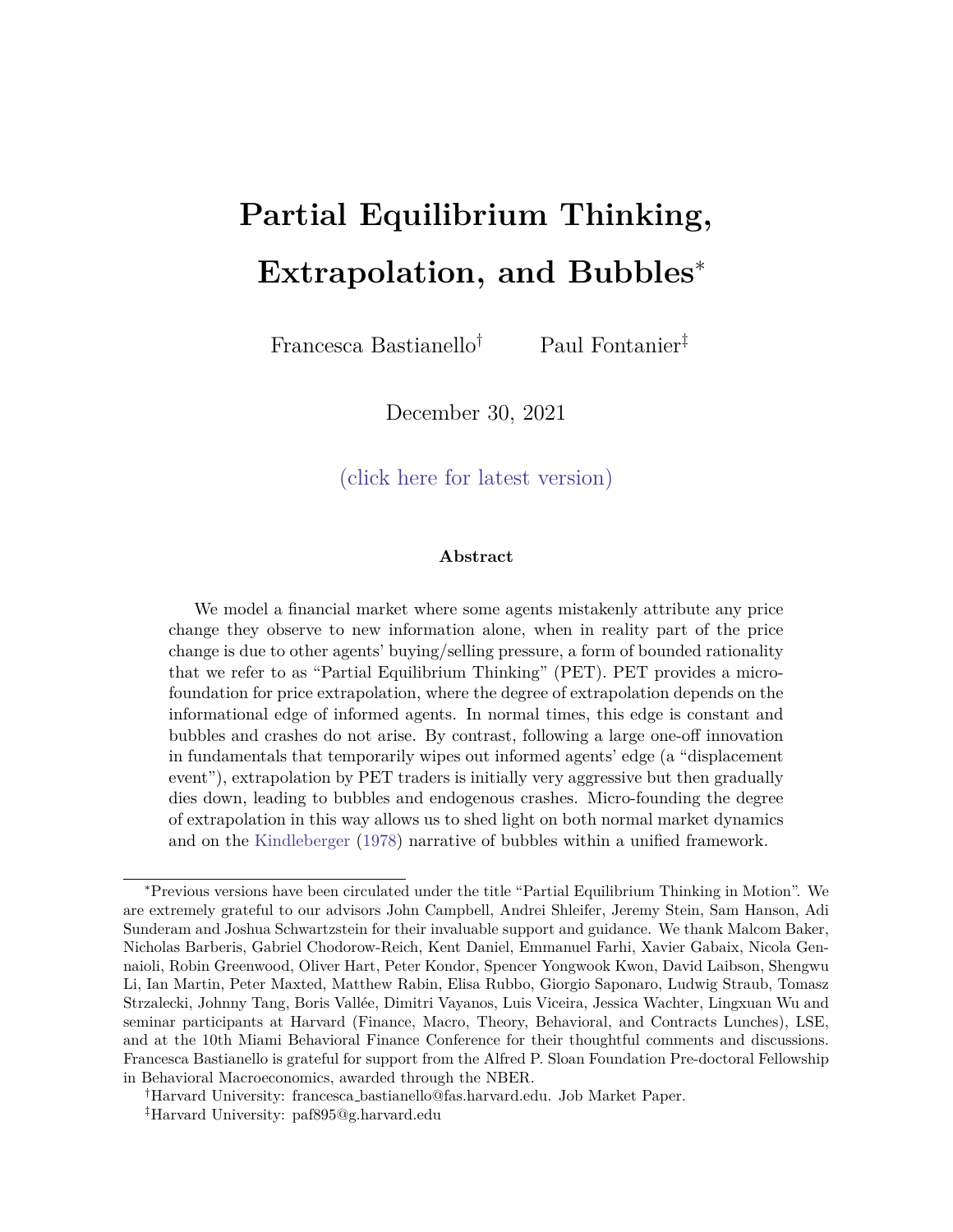# Partial Equilibrium Thinking, Extrapolation, and Bubbles*

Francesca Bastianello† Paul Fontanier‡

December 30, 2021

(click here for latest version)

### Abstract

We model a financial market where some agents mistakenly attribute any price change they observe to new information alone, when in reality part of the price change is due to other agents' buying/selling pressure, a form of bounded rationality that we refer to as "Partial Equilibrium Thinking" (PET). PET provides a micro-foundation for price extrapolation, where the degree of extrapolation depends on the informational edge of informed agents. In normal times, this edge is constant and bubbles and crashes do not arise. By contrast, following a large one-off innovation in fundamentals that temporarily wipes out informed agents' edge (a "displacement event"), extrapolation by PET traders is initially very aggressive but then gradually dies down, leading to bubbles and endogenous crashes. Micro-founding the degree of extrapolation in this way allows us to shed light on both normal market dynamics and on the Kindleberger (1978) narrative of bubbles within a unified framework.

---

*Previous versions have been circulated under the title "Partial Equilibrium Thinking in Motion". We are extremely grateful to our advisors John Campbell, Andrei Shleifer, Jeremy Stein, Sam Hanson, Adi Sunderam and Joshua Schwartzstein for their invaluable support and guidance. We thank Malcom Baker, Nicholas Barberis, Gabriel Chodorow-Reich, Kent Daniel, Emmanuel Farhi, Xavier Gabaix, Nicola Gennaioli, Robin Greenwood, Oliver Hart, Peter Kondor, Spencer Yongwook Kwon, David Laibson, Shengwu Li, Ian Martin, Peter Maxted, Matthew Rabin, Elisa Rubbo, Giorgio Saponaro, Ludwig Straub, Tomasz Strzalecki, Johnny Tang, Boris Vallée, Dimitri Vayanos, Luis Viceira, Jessica Wachter, Lingxuan Wu and seminar participants at Harvard (Finance, Macro, Theory, Behavioral, and Contracts Lunches), LSE, and at the 10th Miami Behavioral Finance Conference for their thoughtful comments and discussions. Francesca Bastianello is grateful for support from the Alfred P. Sloan Foundation Pre-doctoral Fellowship in Behavioral Macroeconomics, awarded through the NBER.

†Harvard University: francesca_bastianello@fas.harvard.edu. Job Market Paper.

‡Harvard University: paf895@g.harvard.edu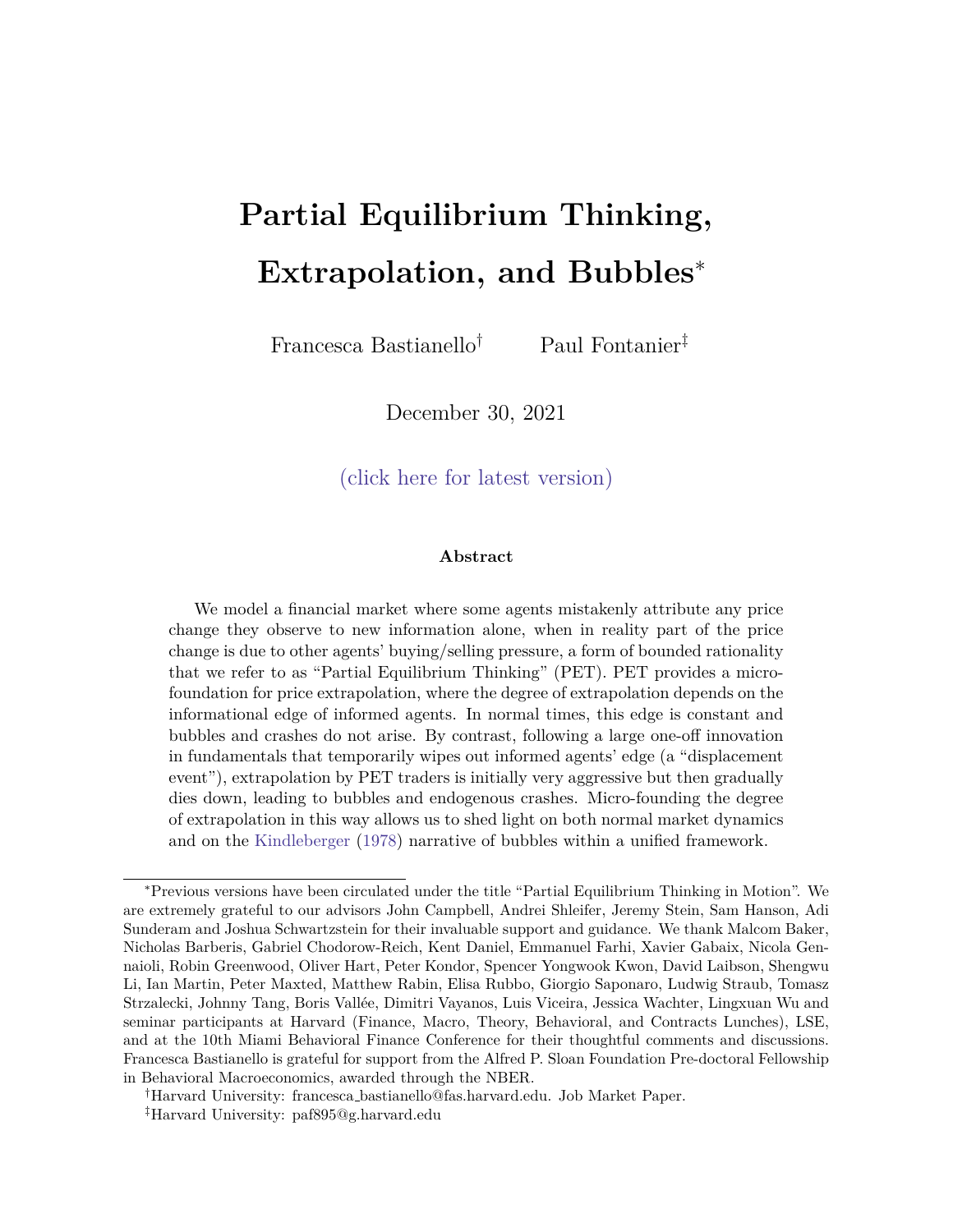# Partial Equilibrium Thinking, Extrapolation, and Bubbles*

Francesca Bastianello[†] Paul Fontanier[‡]

December 30, 2021

(click here for latest version)

### Abstract

We model a financial market where some agents mistakenly attribute any price change they observe to new information alone, when in reality part of the price change is due to other agents' buying/selling pressure, a form of bounded rationality that we refer to as "Partial Equilibrium Thinking" (PET). PET provides a micro-foundation for price extrapolation, where the degree of extrapolation depends on the informational edge of informed agents. In normal times, this edge is constant and bubbles and crashes do not arise. By contrast, following a large one-off innovation in fundamentals that temporarily wipes out informed agents' edge (a "displacement event"), extrapolation by PET traders is initially very aggressive but then gradually dies down, leading to bubbles and endogenous crashes. Micro-founding the degree of extrapolation in this way allows us to shed light on both normal market dynamics and on the Kindleberger (1978) narrative of bubbles within a unified framework.

---

*Previous versions have been circulated under the title "Partial Equilibrium Thinking in Motion". We are extremely grateful to our advisors John Campbell, Andrei Shleifer, Jeremy Stein, Sam Hanson, Adi Sunderam and Joshua Schwartzstein for their invaluable support and guidance. We thank Malcom Baker, Nicholas Barberis, Gabriel Chodorow-Reich, Kent Daniel, Emmanuel Farhi, Xavier Gabaix, Nicola Gennaioli, Robin Greenwood, Oliver Hart, Peter Kondor, Spencer Yongwook Kwon, David Laibson, Shengwu Li, Ian Martin, Peter Maxted, Matthew Rabin, Elisa Rubbo, Giorgio Saponaro, Ludwig Straub, Tomasz Strzalecki, Johnny Tang, Boris Vallée, Dimitri Vayanos, Luis Viceira, Jessica Wachter, Lingxuan Wu and seminar participants at Harvard (Finance, Macro, Theory, Behavioral, and Contracts Lunches), LSE, and at the 10th Miami Behavioral Finance Conference for their thoughtful comments and discussions. Francesca Bastianello is grateful for support from the Alfred P. Sloan Foundation Pre-doctoral Fellowship in Behavioral Macroeconomics, awarded through the NBER.

[†]Harvard University: francesca_bastianello@fas.harvard.edu. Job Market Paper.

[‡]Harvard University: paf895@g.harvard.edu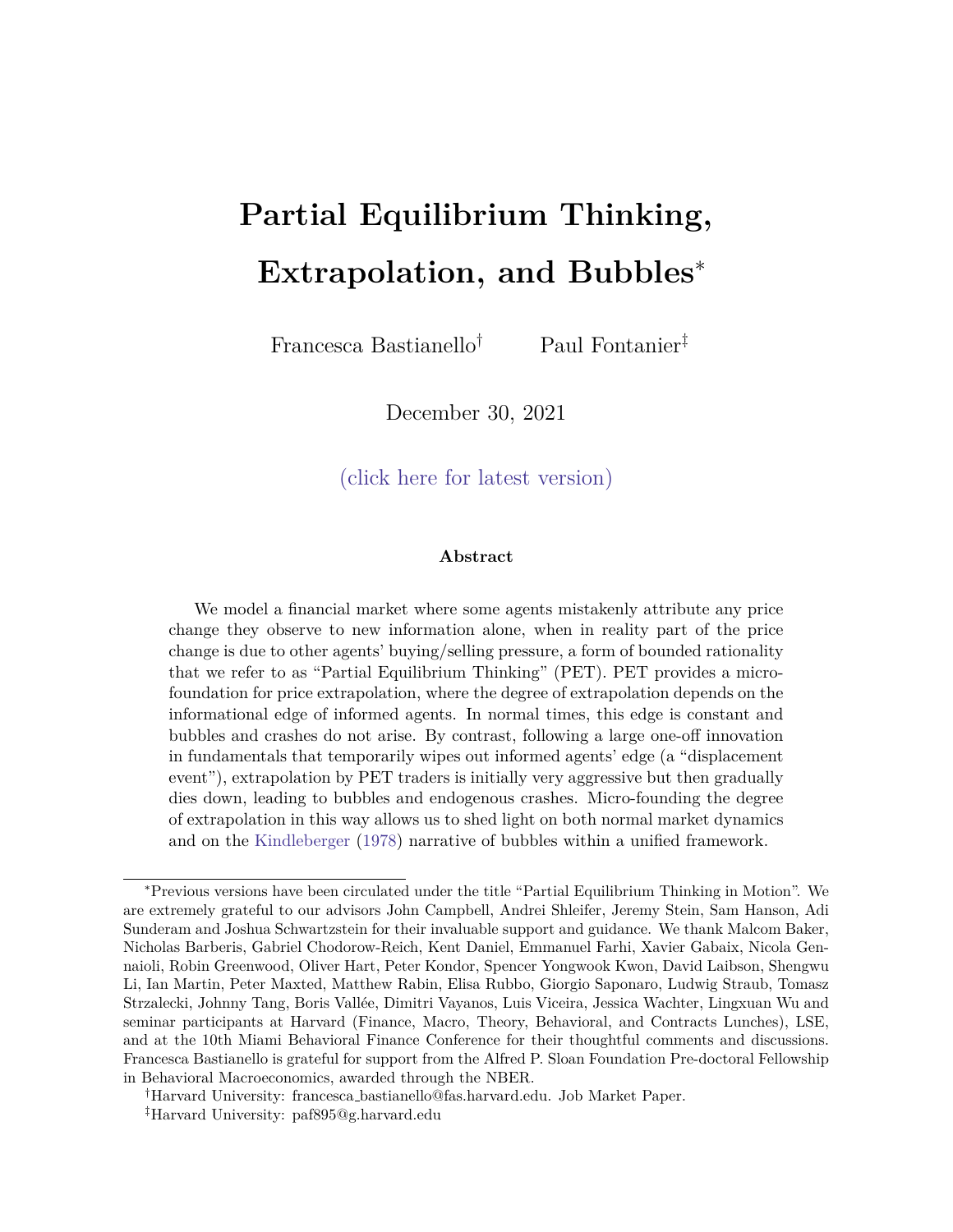# Partial Equilibrium Thinking, Extrapolation, and Bubbles*

Francesca Bastianello[†] Paul Fontanier[‡]

December 30, 2021

(click here for latest version)

### Abstract

We model a financial market where some agents mistakenly attribute any price change they observe to new information alone, when in reality part of the price change is due to other agents' buying/selling pressure, a form of bounded rationality that we refer to as "Partial Equilibrium Thinking" (PET). PET provides a micro-foundation for price extrapolation, where the degree of extrapolation depends on the informational edge of informed agents. In normal times, this edge is constant and bubbles and crashes do not arise. By contrast, following a large one-off innovation in fundamentals that temporarily wipes out informed agents' edge (a "displacement event"), extrapolation by PET traders is initially very aggressive but then gradually dies down, leading to bubbles and endogenous crashes. Micro-founding the degree of extrapolation in this way allows us to shed light on both normal market dynamics and on the Kindleberger (1978) narrative of bubbles within a unified framework.

---

*Previous versions have been circulated under the title "Partial Equilibrium Thinking in Motion". We are extremely grateful to our advisors John Campbell, Andrei Shleifer, Jeremy Stein, Sam Hanson, Adi Sunderam and Joshua Schwartzstein for their invaluable support and guidance. We thank Malcom Baker, Nicholas Barberis, Gabriel Chodorow-Reich, Kent Daniel, Emmanuel Farhi, Xavier Gabaix, Nicola Gennaioli, Robin Greenwood, Oliver Hart, Peter Kondor, Spencer Yongwook Kwon, David Laibson, Shengwu Li, Ian Martin, Peter Maxted, Matthew Rabin, Elisa Rubbo, Giorgio Saponaro, Ludwig Straub, Tomasz Strzalecki, Johnny Tang, Boris Vallée, Dimitri Vayanos, Luis Viceira, Jessica Wachter, Lingxuan Wu and seminar participants at Harvard (Finance, Macro, Theory, Behavioral, and Contracts Lunches), LSE, and at the 10th Miami Behavioral Finance Conference for their thoughtful comments and discussions. Francesca Bastianello is grateful for support from the Alfred P. Sloan Foundation Pre-doctoral Fellowship in Behavioral Macroeconomics, awarded through the NBER.

[†]Harvard University: francesca_bastianello@fas.harvard.edu. Job Market Paper.

[‡]Harvard University: paf895@g.harvard.edu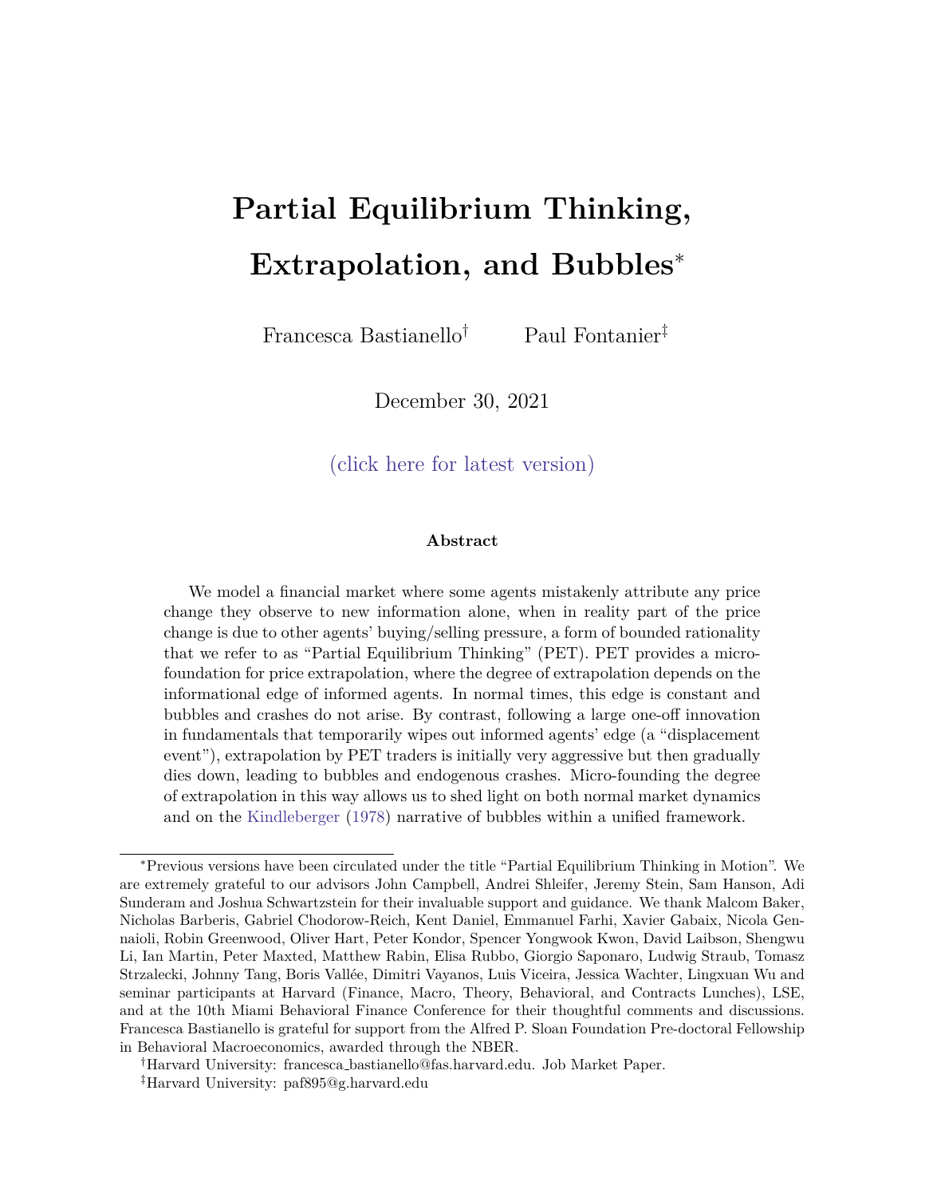# Partial Equilibrium Thinking, Extrapolation, and Bubbles*

Francesca Bastianello† Paul Fontanier‡

December 30, 2021

(click here for latest version)

### Abstract

We model a financial market where some agents mistakenly attribute any price change they observe to new information alone, when in reality part of the price change is due to other agents' buying/selling pressure, a form of bounded rationality that we refer to as "Partial Equilibrium Thinking" (PET). PET provides a micro-foundation for price extrapolation, where the degree of extrapolation depends on the informational edge of informed agents. In normal times, this edge is constant and bubbles and crashes do not arise. By contrast, following a large one-off innovation in fundamentals that temporarily wipes out informed agents' edge (a "displacement event"), extrapolation by PET traders is initially very aggressive but then gradually dies down, leading to bubbles and endogenous crashes. Micro-founding the degree of extrapolation in this way allows us to shed light on both normal market dynamics and on the Kindleberger (1978) narrative of bubbles within a unified framework.

---

*Previous versions have been circulated under the title "Partial Equilibrium Thinking in Motion". We are extremely grateful to our advisors John Campbell, Andrei Shleifer, Jeremy Stein, Sam Hanson, Adi Sunderam and Joshua Schwartzstein for their invaluable support and guidance. We thank Malcom Baker, Nicholas Barberis, Gabriel Chodorow-Reich, Kent Daniel, Emmanuel Farhi, Xavier Gabaix, Nicola Gennaioli, Robin Greenwood, Oliver Hart, Peter Kondor, Spencer Yongwook Kwon, David Laibson, Shengwu Li, Ian Martin, Peter Maxted, Matthew Rabin, Elisa Rubbo, Giorgio Saponaro, Ludwig Straub, Tomasz Strzalecki, Johnny Tang, Boris Vallée, Dimitri Vayanos, Luis Viceira, Jessica Wachter, Lingxuan Wu and seminar participants at Harvard (Finance, Macro, Theory, Behavioral, and Contracts Lunches), LSE, and at the 10th Miami Behavioral Finance Conference for their thoughtful comments and discussions. Francesca Bastianello is grateful for support from the Alfred P. Sloan Foundation Pre-doctoral Fellowship in Behavioral Macroeconomics, awarded through the NBER.

†Harvard University: francesca_bastianello@fas.harvard.edu. Job Market Paper.

‡Harvard University: paf895@g.harvard.edu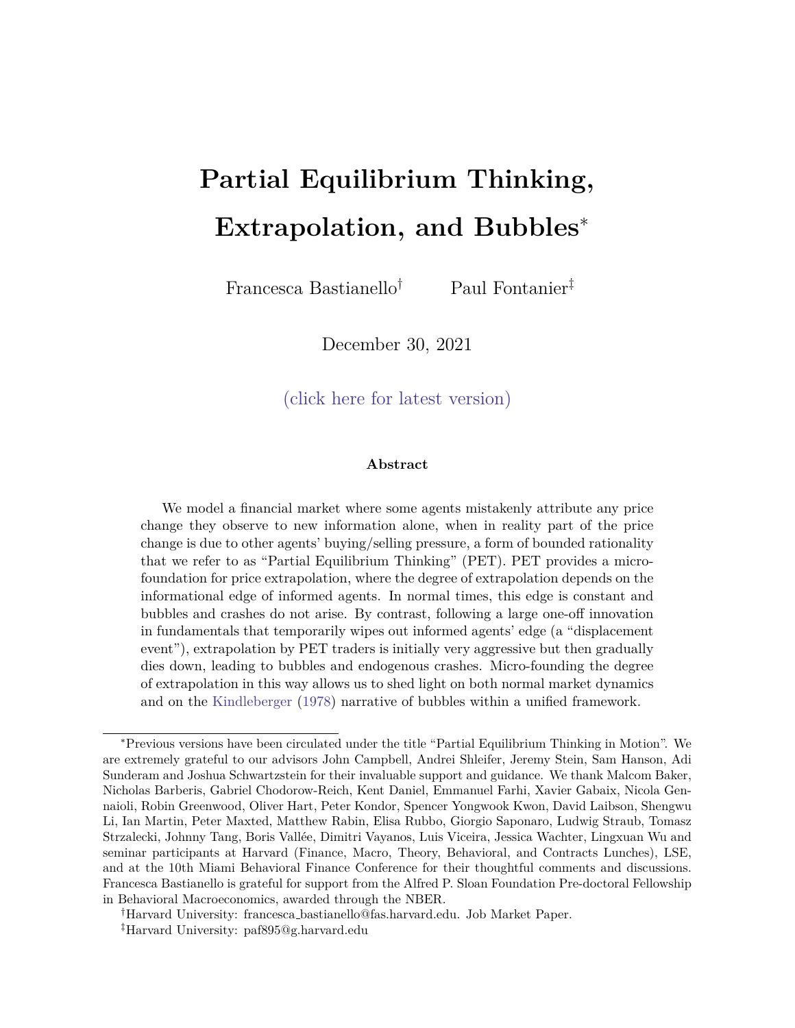# Partial Equilibrium Thinking, Extrapolation, and Bubbles*

Francesca Bastianello[†] Paul Fontanier[‡]

December 30, 2021

(click here for latest version)

### Abstract

We model a financial market where some agents mistakenly attribute any price change they observe to new information alone, when in reality part of the price change is due to other agents' buying/selling pressure, a form of bounded rationality that we refer to as "Partial Equilibrium Thinking" (PET). PET provides a micro-foundation for price extrapolation, where the degree of extrapolation depends on the informational edge of informed agents. In normal times, this edge is constant and bubbles and crashes do not arise. By contrast, following a large one-off innovation in fundamentals that temporarily wipes out informed agents' edge (a "displacement event"), extrapolation by PET traders is initially very aggressive but then gradually dies down, leading to bubbles and endogenous crashes. Micro-founding the degree of extrapolation in this way allows us to shed light on both normal market dynamics and on the Kindleberger (1978) narrative of bubbles within a unified framework.

---

*Previous versions have been circulated under the title "Partial Equilibrium Thinking in Motion". We are extremely grateful to our advisors John Campbell, Andrei Shleifer, Jeremy Stein, Sam Hanson, Adi Sunderam and Joshua Schwartzstein for their invaluable support and guidance. We thank Malcom Baker, Nicholas Barberis, Gabriel Chodorow-Reich, Kent Daniel, Emmanuel Farhi, Xavier Gabaix, Nicola Gennaioli, Robin Greenwood, Oliver Hart, Peter Kondor, Spencer Yongwook Kwon, David Laibson, Shengwu Li, Ian Martin, Peter Maxted, Matthew Rabin, Elisa Rubbo, Giorgio Saponaro, Ludwig Straub, Tomasz Strzalecki, Johnny Tang, Boris Vallée, Dimitri Vayanos, Luis Viceira, Jessica Wachter, Lingxuan Wu and seminar participants at Harvard (Finance, Macro, Theory, Behavioral, and Contracts Lunches), LSE, and at the 10th Miami Behavioral Finance Conference for their thoughtful comments and discussions. Francesca Bastianello is grateful for support from the Alfred P. Sloan Foundation Pre-doctoral Fellowship in Behavioral Macroeconomics, awarded through the NBER.

[†]Harvard University: francesca_bastianello@fas.harvard.edu. Job Market Paper.

[‡]Harvard University: paf895@g.harvard.edu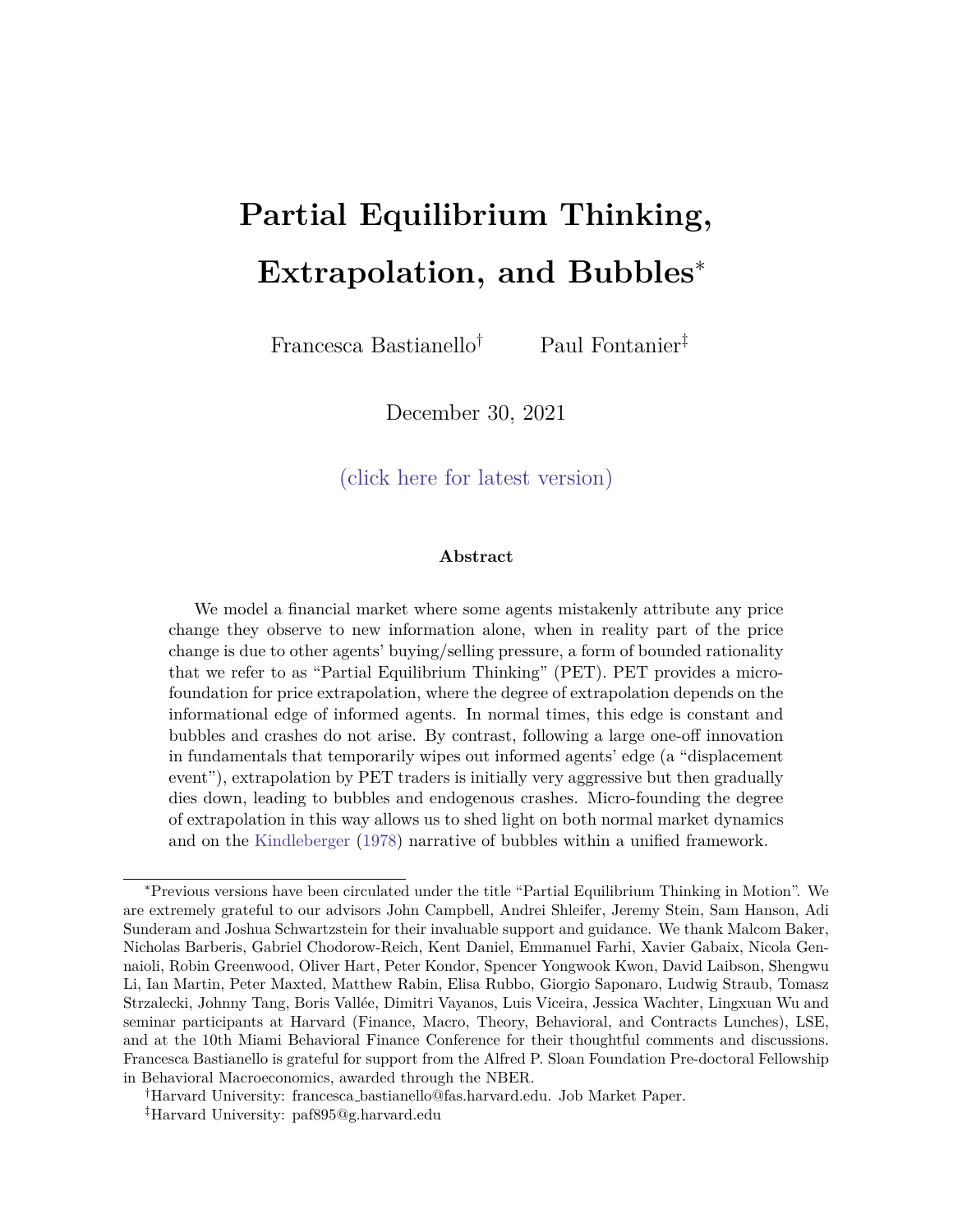# Partial Equilibrium Thinking, Extrapolation, and Bubbles*

Francesca Bastianello[†] Paul Fontanier[‡]

December 30, 2021

(click here for latest version)

### Abstract

We model a financial market where some agents mistakenly attribute any price change they observe to new information alone, when in reality part of the price change is due to other agents' buying/selling pressure, a form of bounded rationality that we refer to as "Partial Equilibrium Thinking" (PET). PET provides a micro-foundation for price extrapolation, where the degree of extrapolation depends on the informational edge of informed agents. In normal times, this edge is constant and bubbles and crashes do not arise. By contrast, following a large one-off innovation in fundamentals that temporarily wipes out informed agents' edge (a "displacement event"), extrapolation by PET traders is initially very aggressive but then gradually dies down, leading to bubbles and endogenous crashes. Micro-founding the degree of extrapolation in this way allows us to shed light on both normal market dynamics and on the Kindleberger (1978) narrative of bubbles within a unified framework.

---

*Previous versions have been circulated under the title "Partial Equilibrium Thinking in Motion". We are extremely grateful to our advisors John Campbell, Andrei Shleifer, Jeremy Stein, Sam Hanson, Adi Sunderam and Joshua Schwartzstein for their invaluable support and guidance. We thank Malcom Baker, Nicholas Barberis, Gabriel Chodorow-Reich, Kent Daniel, Emmanuel Farhi, Xavier Gabaix, Nicola Gennaioli, Robin Greenwood, Oliver Hart, Peter Kondor, Spencer Yongwook Kwon, David Laibson, Shengwu Li, Ian Martin, Peter Maxted, Matthew Rabin, Elisa Rubbo, Giorgio Saponaro, Ludwig Straub, Tomasz Strzalecki, Johnny Tang, Boris Vallée, Dimitri Vayanos, Luis Viceira, Jessica Wachter, Lingxuan Wu and seminar participants at Harvard (Finance, Macro, Theory, Behavioral, and Contracts Lunches), LSE, and at the 10th Miami Behavioral Finance Conference for their thoughtful comments and discussions. Francesca Bastianello is grateful for support from the Alfred P. Sloan Foundation Pre-doctoral Fellowship in Behavioral Macroeconomics, awarded through the NBER.

[†]Harvard University: francesca_bastianello@fas.harvard.edu. Job Market Paper.

[‡]Harvard University: paf895@g.harvard.edu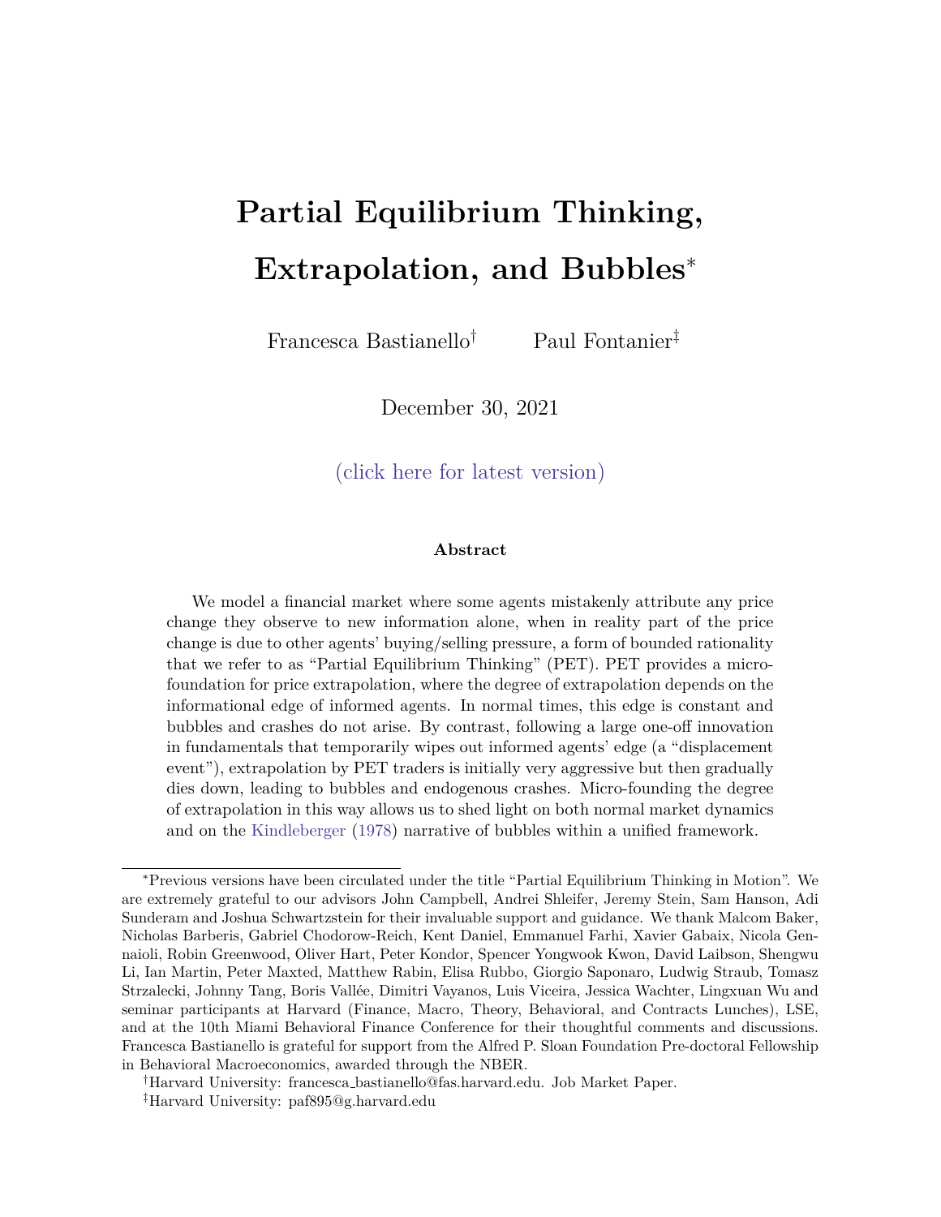# Partial Equilibrium Thinking, Extrapolation, and Bubbles*

Francesca Bastianello[†] Paul Fontanier[‡]

December 30, 2021

(click here for latest version)

**Abstract**

We model a financial market where some agents mistakenly attribute any price change they observe to new information alone, when in reality part of the price change is due to other agents' buying/selling pressure, a form of bounded rationality that we refer to as "Partial Equilibrium Thinking" (PET). PET provides a micro-foundation for price extrapolation, where the degree of extrapolation depends on the informational edge of informed agents. In normal times, this edge is constant and bubbles and crashes do not arise. By contrast, following a large one-off innovation in fundamentals that temporarily wipes out informed agents' edge (a "displacement event"), extrapolation by PET traders is initially very aggressive but then gradually dies down, leading to bubbles and endogenous crashes. Micro-founding the degree of extrapolation in this way allows us to shed light on both normal market dynamics and on the Kindleberger (1978) narrative of bubbles within a unified framework.

---

*Previous versions have been circulated under the title "Partial Equilibrium Thinking in Motion". We are extremely grateful to our advisors John Campbell, Andrei Shleifer, Jeremy Stein, Sam Hanson, Adi Sunderam and Joshua Schwartzstein for their invaluable support and guidance. We thank Malcom Baker, Nicholas Barberis, Gabriel Chodorow-Reich, Kent Daniel, Emmanuel Farhi, Xavier Gabaix, Nicola Gennaioli, Robin Greenwood, Oliver Hart, Peter Kondor, Spencer Yongwook Kwon, David Laibson, Shengwu Li, Ian Martin, Peter Maxted, Matthew Rabin, Elisa Rubbo, Giorgio Saponaro, Ludwig Straub, Tomasz Strzalecki, Johnny Tang, Boris Vallée, Dimitri Vayanos, Luis Viceira, Jessica Wachter, Lingxuan Wu and seminar participants at Harvard (Finance, Macro, Theory, Behavioral, and Contracts Lunches), LSE, and at the 10th Miami Behavioral Finance Conference for their thoughtful comments and discussions. Francesca Bastianello is grateful for support from the Alfred P. Sloan Foundation Pre-doctoral Fellowship in Behavioral Macroeconomics, awarded through the NBER.

[†]Harvard University: francesca_bastianello@fas.harvard.edu. Job Market Paper.

[‡]Harvard University: paf895@g.harvard.edu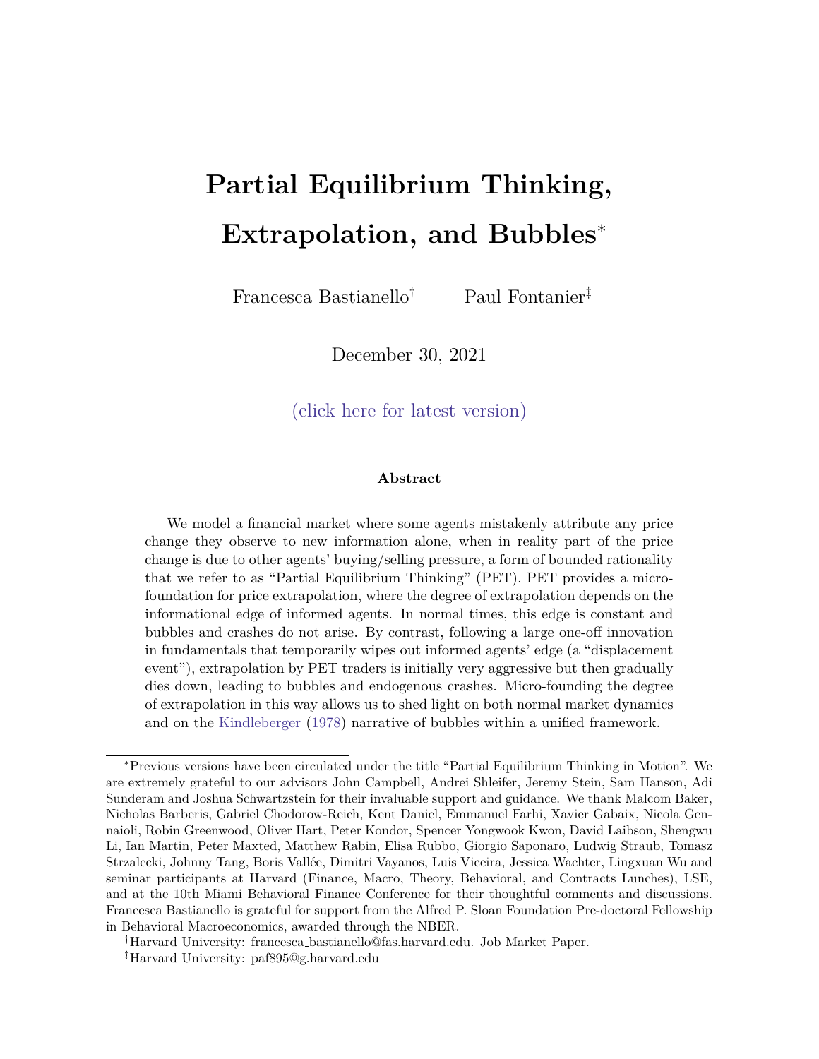# Partial Equilibrium Thinking, Extrapolation, and Bubbles*

Francesca Bastianello[†] Paul Fontanier[‡]

December 30, 2021

(click here for latest version)

**Abstract**

We model a financial market where some agents mistakenly attribute any price change they observe to new information alone, when in reality part of the price change is due to other agents' buying/selling pressure, a form of bounded rationality that we refer to as "Partial Equilibrium Thinking" (PET). PET provides a micro-foundation for price extrapolation, where the degree of extrapolation depends on the informational edge of informed agents. In normal times, this edge is constant and bubbles and crashes do not arise. By contrast, following a large one-off innovation in fundamentals that temporarily wipes out informed agents' edge (a "displacement event"), extrapolation by PET traders is initially very aggressive but then gradually dies down, leading to bubbles and endogenous crashes. Micro-founding the degree of extrapolation in this way allows us to shed light on both normal market dynamics and on the Kindleberger (1978) narrative of bubbles within a unified framework.

---

*Previous versions have been circulated under the title "Partial Equilibrium Thinking in Motion". We are extremely grateful to our advisors John Campbell, Andrei Shleifer, Jeremy Stein, Sam Hanson, Adi Sunderam and Joshua Schwartzstein for their invaluable support and guidance. We thank Malcom Baker, Nicholas Barberis, Gabriel Chodorow-Reich, Kent Daniel, Emmanuel Farhi, Xavier Gabaix, Nicola Gennaioli, Robin Greenwood, Oliver Hart, Peter Kondor, Spencer Yongwook Kwon, David Laibson, Shengwu Li, Ian Martin, Peter Maxted, Matthew Rabin, Elisa Rubbo, Giorgio Saponaro, Ludwig Straub, Tomasz Strzalecki, Johnny Tang, Boris Vallée, Dimitri Vayanos, Luis Viceira, Jessica Wachter, Lingxuan Wu and seminar participants at Harvard (Finance, Macro, Theory, Behavioral, and Contracts Lunches), LSE, and at the 10th Miami Behavioral Finance Conference for their thoughtful comments and discussions. Francesca Bastianello is grateful for support from the Alfred P. Sloan Foundation Pre-doctoral Fellowship in Behavioral Macroeconomics, awarded through the NBER.

[†]Harvard University: francesca_bastianello@fas.harvard.edu. Job Market Paper.

[‡]Harvard University: paf895@g.harvard.edu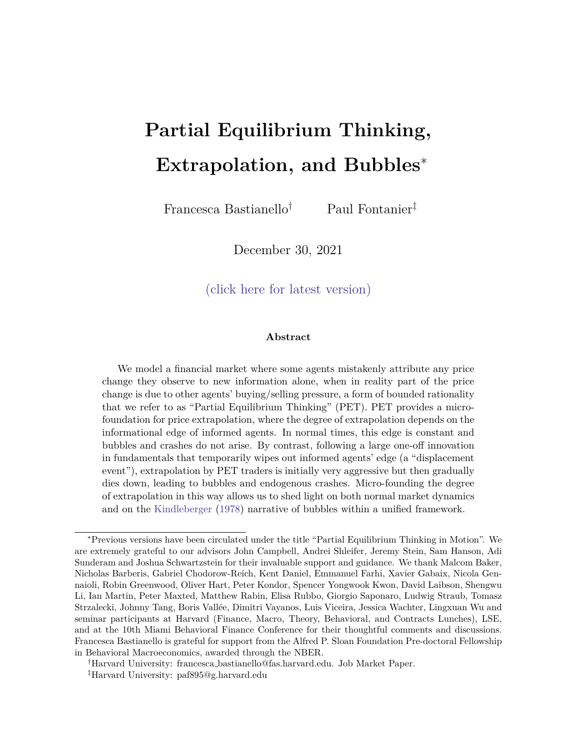# Partial Equilibrium Thinking, Extrapolation, and Bubbles*

Francesca Bastianello[†] Paul Fontanier[‡]

December 30, 2021

(click here for latest version)

### Abstract

We model a financial market where some agents mistakenly attribute any price change they observe to new information alone, when in reality part of the price change is due to other agents' buying/selling pressure, a form of bounded rationality that we refer to as "Partial Equilibrium Thinking" (PET). PET provides a micro-foundation for price extrapolation, where the degree of extrapolation depends on the informational edge of informed agents. In normal times, this edge is constant and bubbles and crashes do not arise. By contrast, following a large one-off innovation in fundamentals that temporarily wipes out informed agents' edge (a "displacement event"), extrapolation by PET traders is initially very aggressive but then gradually dies down, leading to bubbles and endogenous crashes. Micro-founding the degree of extrapolation in this way allows us to shed light on both normal market dynamics and on the Kindleberger (1978) narrative of bubbles within a unified framework.

---

*Previous versions have been circulated under the title "Partial Equilibrium Thinking in Motion". We are extremely grateful to our advisors John Campbell, Andrei Shleifer, Jeremy Stein, Sam Hanson, Adi Sunderam and Joshua Schwartzstein for their invaluable support and guidance. We thank Malcom Baker, Nicholas Barberis, Gabriel Chodorow-Reich, Kent Daniel, Emmanuel Farhi, Xavier Gabaix, Nicola Gennaioli, Robin Greenwood, Oliver Hart, Peter Kondor, Spencer Yongwook Kwon, David Laibson, Shengwu Li, Ian Martin, Peter Maxted, Matthew Rabin, Elisa Rubbo, Giorgio Saponaro, Ludwig Straub, Tomasz Strzalecki, Johnny Tang, Boris Vallée, Dimitri Vayanos, Luis Viceira, Jessica Wachter, Lingxuan Wu and seminar participants at Harvard (Finance, Macro, Theory, Behavioral, and Contracts Lunches), LSE, and at the 10th Miami Behavioral Finance Conference for their thoughtful comments and discussions. Francesca Bastianello is grateful for support from the Alfred P. Sloan Foundation Pre-doctoral Fellowship in Behavioral Macroeconomics, awarded through the NBER.

[†]Harvard University: francesca_bastianello@fas.harvard.edu. Job Market Paper.

[‡]Harvard University: paf895@g.harvard.edu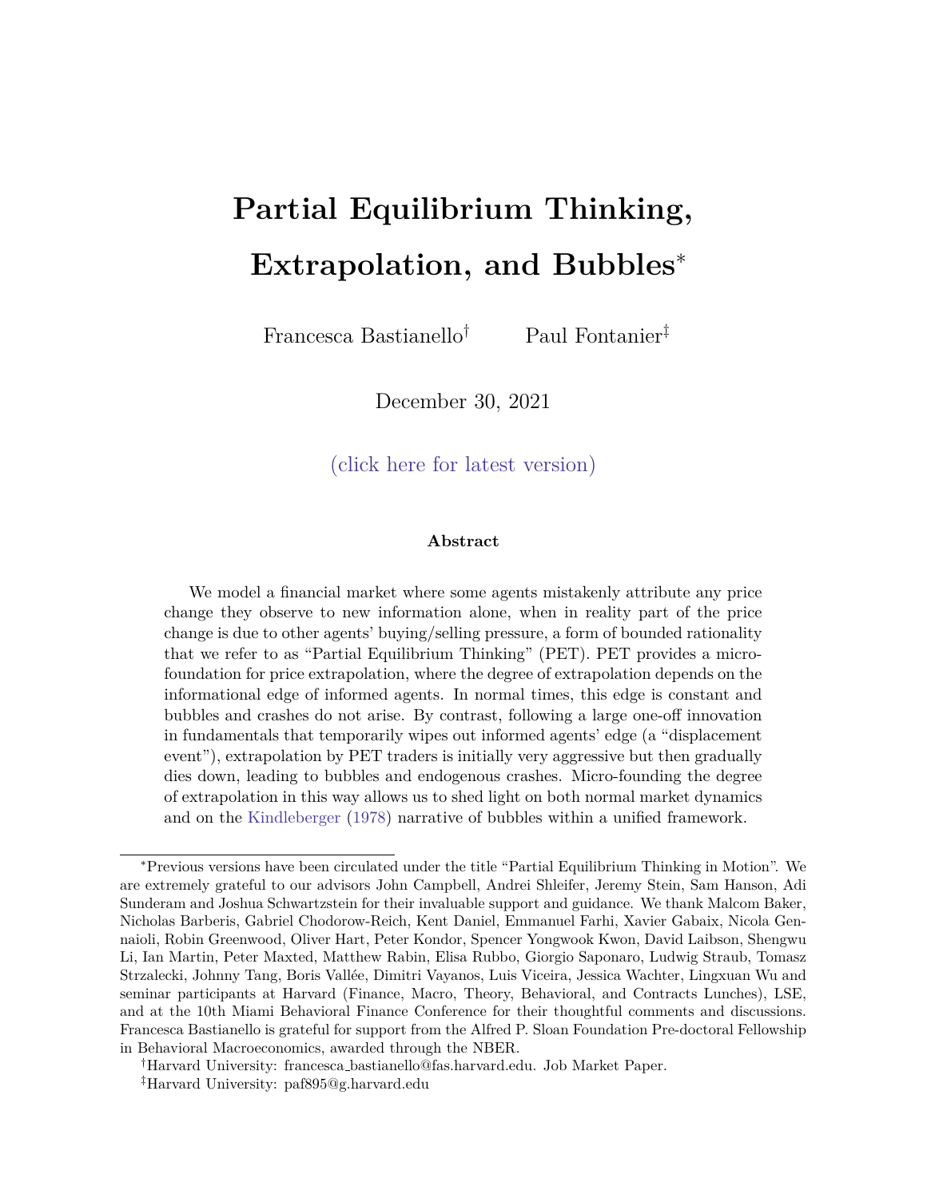# Partial Equilibrium Thinking, Extrapolation, and Bubbles*

Francesca Bastianello[†] Paul Fontanier[‡]

December 30, 2021

(click here for latest version)

### Abstract

We model a financial market where some agents mistakenly attribute any price change they observe to new information alone, when in reality part of the price change is due to other agents' buying/selling pressure, a form of bounded rationality that we refer to as "Partial Equilibrium Thinking" (PET). PET provides a micro-foundation for price extrapolation, where the degree of extrapolation depends on the informational edge of informed agents. In normal times, this edge is constant and bubbles and crashes do not arise. By contrast, following a large one-off innovation in fundamentals that temporarily wipes out informed agents' edge (a "displacement event"), extrapolation by PET traders is initially very aggressive but then gradually dies down, leading to bubbles and endogenous crashes. Micro-founding the degree of extrapolation in this way allows us to shed light on both normal market dynamics and on the Kindleberger (1978) narrative of bubbles within a unified framework.

---

*Previous versions have been circulated under the title "Partial Equilibrium Thinking in Motion". We are extremely grateful to our advisors John Campbell, Andrei Shleifer, Jeremy Stein, Sam Hanson, Adi Sunderam and Joshua Schwartzstein for their invaluable support and guidance. We thank Malcom Baker, Nicholas Barberis, Gabriel Chodorow-Reich, Kent Daniel, Emmanuel Farhi, Xavier Gabaix, Nicola Gennaioli, Robin Greenwood, Oliver Hart, Peter Kondor, Spencer Yongwook Kwon, David Laibson, Shengwu Li, Ian Martin, Peter Maxted, Matthew Rabin, Elisa Rubbo, Giorgio Saponaro, Ludwig Straub, Tomasz Strzalecki, Johnny Tang, Boris Vallée, Dimitri Vayanos, Luis Viceira, Jessica Wachter, Lingxuan Wu and seminar participants at Harvard (Finance, Macro, Theory, Behavioral, and Contracts Lunches), LSE, and at the 10th Miami Behavioral Finance Conference for their thoughtful comments and discussions. Francesca Bastianello is grateful for support from the Alfred P. Sloan Foundation Pre-doctoral Fellowship in Behavioral Macroeconomics, awarded through the NBER.

[†]Harvard University: francesca_bastianello@fas.harvard.edu. Job Market Paper.

[‡]Harvard University: paf895@g.harvard.edu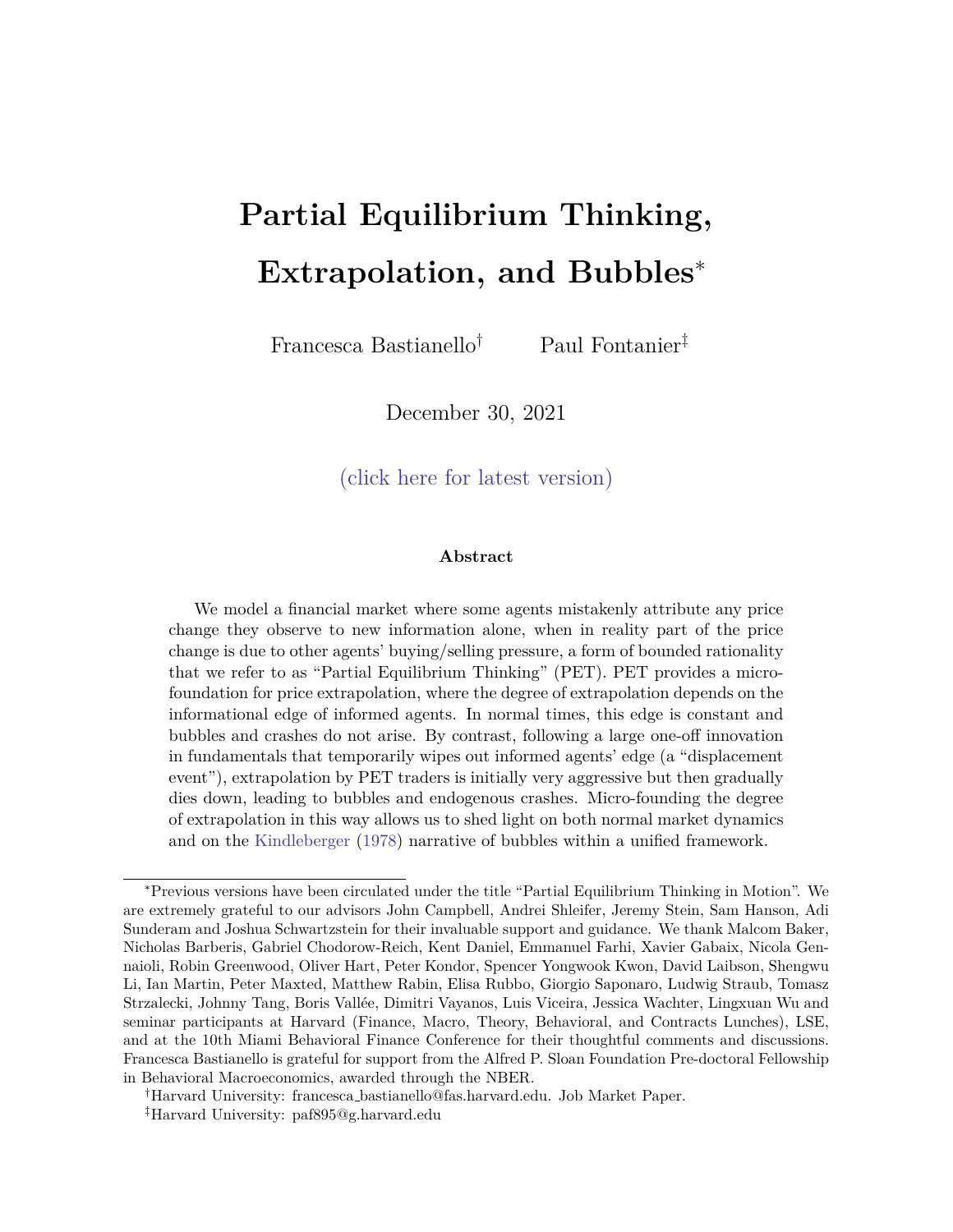# Partial Equilibrium Thinking, Extrapolation, and Bubbles*

Francesca Bastianello[†] Paul Fontanier[‡]

December 30, 2021

(click here for latest version)

### Abstract

We model a financial market where some agents mistakenly attribute any price change they observe to new information alone, when in reality part of the price change is due to other agents' buying/selling pressure, a form of bounded rationality that we refer to as "Partial Equilibrium Thinking" (PET). PET provides a micro-foundation for price extrapolation, where the degree of extrapolation depends on the informational edge of informed agents. In normal times, this edge is constant and bubbles and crashes do not arise. By contrast, following a large one-off innovation in fundamentals that temporarily wipes out informed agents' edge (a "displacement event"), extrapolation by PET traders is initially very aggressive but then gradually dies down, leading to bubbles and endogenous crashes. Micro-founding the degree of extrapolation in this way allows us to shed light on both normal market dynamics and on the Kindleberger (1978) narrative of bubbles within a unified framework.

---

*Previous versions have been circulated under the title "Partial Equilibrium Thinking in Motion". We are extremely grateful to our advisors John Campbell, Andrei Shleifer, Jeremy Stein, Sam Hanson, Adi Sunderam and Joshua Schwartzstein for their invaluable support and guidance. We thank Malcom Baker, Nicholas Barberis, Gabriel Chodorow-Reich, Kent Daniel, Emmanuel Farhi, Xavier Gabaix, Nicola Gennaioli, Robin Greenwood, Oliver Hart, Peter Kondor, Spencer Yongwook Kwon, David Laibson, Shengwu Li, Ian Martin, Peter Maxted, Matthew Rabin, Elisa Rubbo, Giorgio Saponaro, Ludwig Straub, Tomasz Strzalecki, Johnny Tang, Boris Vallée, Dimitri Vayanos, Luis Viceira, Jessica Wachter, Lingxuan Wu and seminar participants at Harvard (Finance, Macro, Theory, Behavioral, and Contracts Lunches), LSE, and at the 10th Miami Behavioral Finance Conference for their thoughtful comments and discussions. Francesca Bastianello is grateful for support from the Alfred P. Sloan Foundation Pre-doctoral Fellowship in Behavioral Macroeconomics, awarded through the NBER.

[†]Harvard University: francesca_bastianello@fas.harvard.edu. Job Market Paper.

[‡]Harvard University: paf895@g.harvard.edu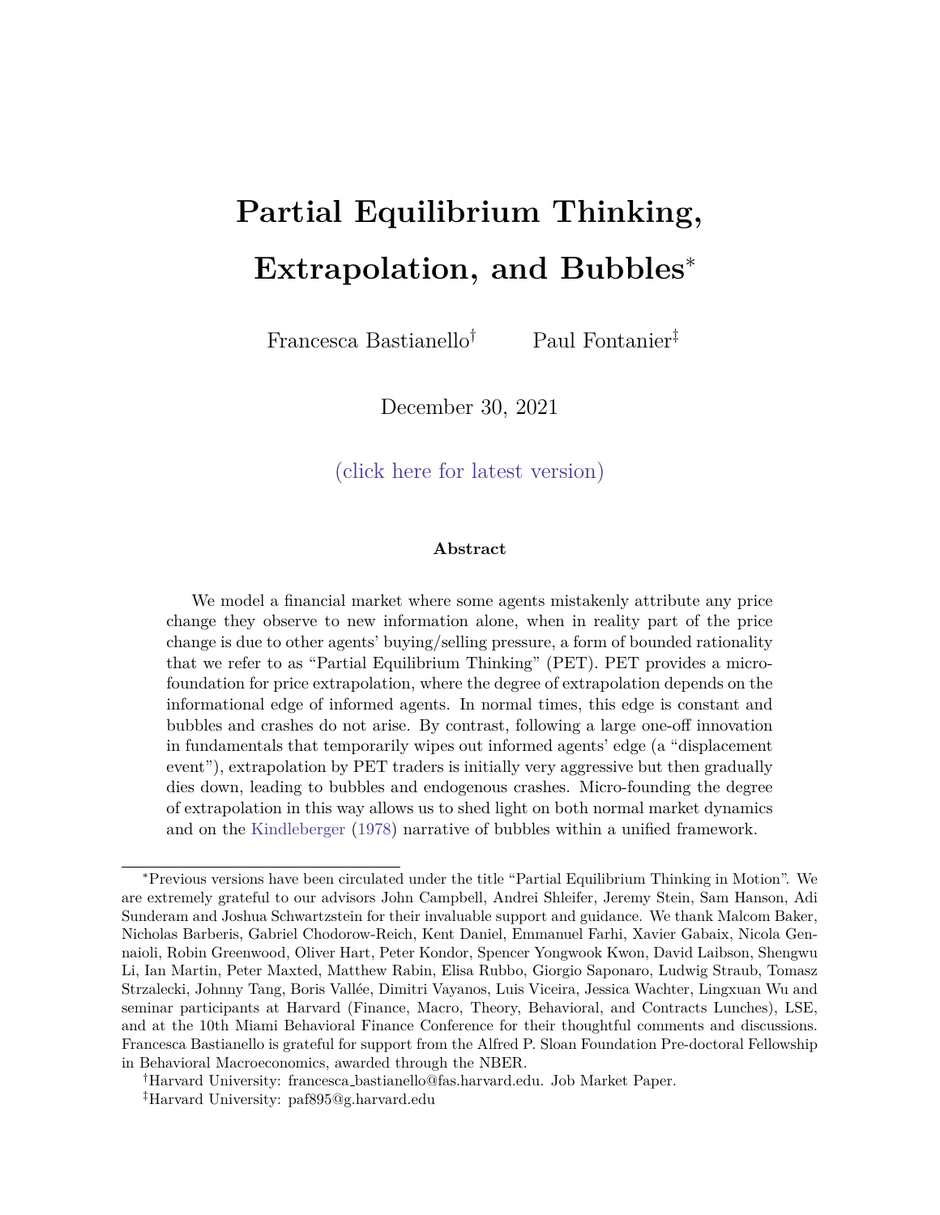# Partial Equilibrium Thinking, Extrapolation, and Bubbles*

Francesca Bastianello† Paul Fontanier‡

December 30, 2021

(click here for latest version)

### Abstract

We model a financial market where some agents mistakenly attribute any price change they observe to new information alone, when in reality part of the price change is due to other agents' buying/selling pressure, a form of bounded rationality that we refer to as "Partial Equilibrium Thinking" (PET). PET provides a micro-foundation for price extrapolation, where the degree of extrapolation depends on the informational edge of informed agents. In normal times, this edge is constant and bubbles and crashes do not arise. By contrast, following a large one-off innovation in fundamentals that temporarily wipes out informed agents' edge (a "displacement event"), extrapolation by PET traders is initially very aggressive but then gradually dies down, leading to bubbles and endogenous crashes. Micro-founding the degree of extrapolation in this way allows us to shed light on both normal market dynamics and on the Kindleberger (1978) narrative of bubbles within a unified framework.

---

*Previous versions have been circulated under the title "Partial Equilibrium Thinking in Motion". We are extremely grateful to our advisors John Campbell, Andrei Shleifer, Jeremy Stein, Sam Hanson, Adi Sunderam and Joshua Schwartzstein for their invaluable support and guidance. We thank Malcom Baker, Nicholas Barberis, Gabriel Chodorow-Reich, Kent Daniel, Emmanuel Farhi, Xavier Gabaix, Nicola Gennaioli, Robin Greenwood, Oliver Hart, Peter Kondor, Spencer Yongwook Kwon, David Laibson, Shengwu Li, Ian Martin, Peter Maxted, Matthew Rabin, Elisa Rubbo, Giorgio Saponaro, Ludwig Straub, Tomasz Strzalecki, Johnny Tang, Boris Vallée, Dimitri Vayanos, Luis Viceira, Jessica Wachter, Lingxuan Wu and seminar participants at Harvard (Finance, Macro, Theory, Behavioral, and Contracts Lunches), LSE, and at the 10th Miami Behavioral Finance Conference for their thoughtful comments and discussions. Francesca Bastianello is grateful for support from the Alfred P. Sloan Foundation Pre-doctoral Fellowship in Behavioral Macroeconomics, awarded through the NBER.

†Harvard University: francesca_bastianello@fas.harvard.edu. Job Market Paper.

‡Harvard University: paf895@g.harvard.edu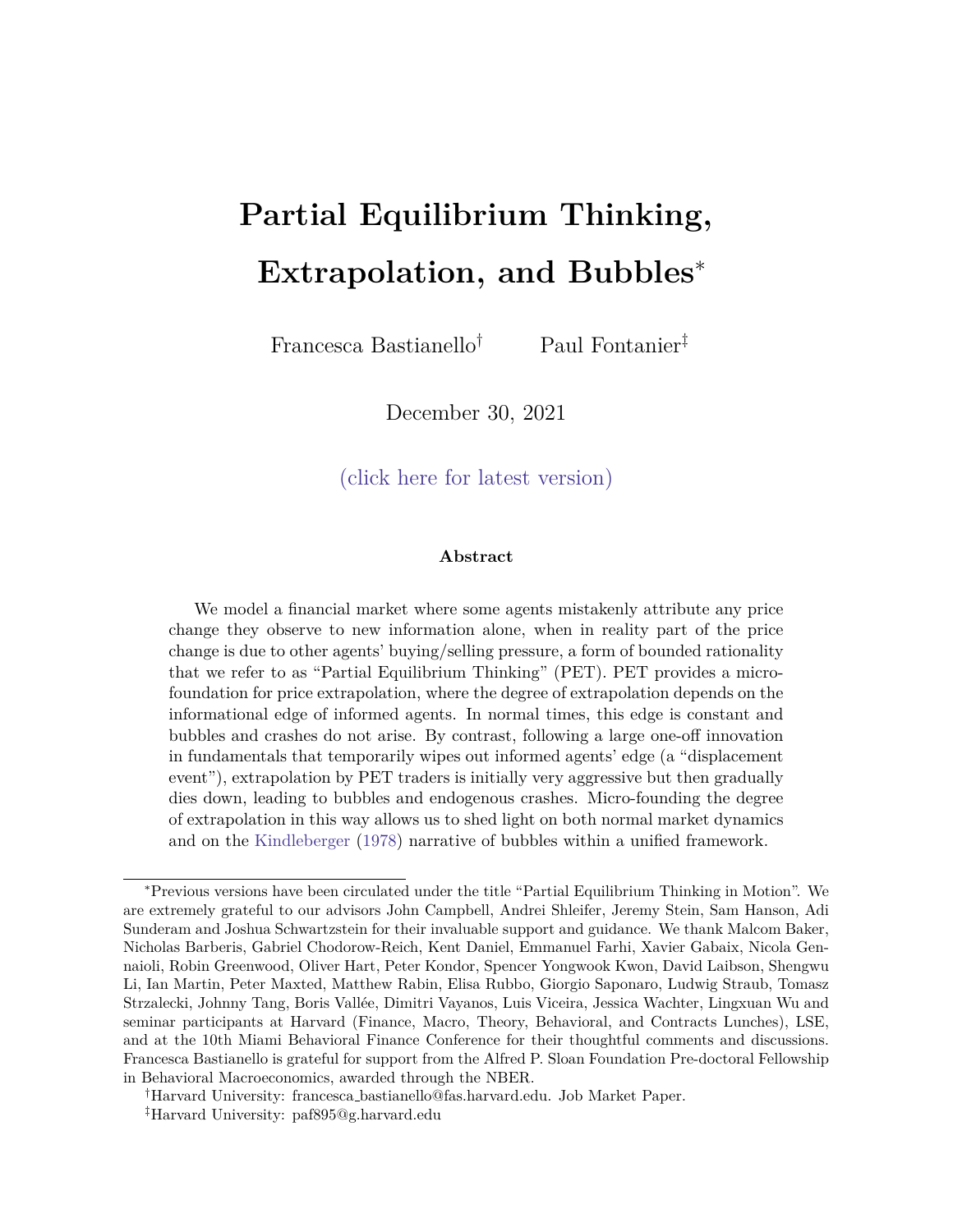# Partial Equilibrium Thinking, Extrapolation, and Bubbles*

Francesca Bastianello[†] Paul Fontanier[‡]

December 30, 2021

(click here for latest version)

**Abstract**

We model a financial market where some agents mistakenly attribute any price change they observe to new information alone, when in reality part of the price change is due to other agents' buying/selling pressure, a form of bounded rationality that we refer to as "Partial Equilibrium Thinking" (PET). PET provides a micro-foundation for price extrapolation, where the degree of extrapolation depends on the informational edge of informed agents. In normal times, this edge is constant and bubbles and crashes do not arise. By contrast, following a large one-off innovation in fundamentals that temporarily wipes out informed agents' edge (a "displacement event"), extrapolation by PET traders is initially very aggressive but then gradually dies down, leading to bubbles and endogenous crashes. Micro-founding the degree of extrapolation in this way allows us to shed light on both normal market dynamics and on the Kindleberger (1978) narrative of bubbles within a unified framework.

---

*Previous versions have been circulated under the title "Partial Equilibrium Thinking in Motion". We are extremely grateful to our advisors John Campbell, Andrei Shleifer, Jeremy Stein, Sam Hanson, Adi Sunderam and Joshua Schwartzstein for their invaluable support and guidance. We thank Malcom Baker, Nicholas Barberis, Gabriel Chodorow-Reich, Kent Daniel, Emmanuel Farhi, Xavier Gabaix, Nicola Gennaioli, Robin Greenwood, Oliver Hart, Peter Kondor, Spencer Yongwook Kwon, David Laibson, Shengwu Li, Ian Martin, Peter Maxted, Matthew Rabin, Elisa Rubbo, Giorgio Saponaro, Ludwig Straub, Tomasz Strzalecki, Johnny Tang, Boris Vallée, Dimitri Vayanos, Luis Viceira, Jessica Wachter, Lingxuan Wu and seminar participants at Harvard (Finance, Macro, Theory, Behavioral, and Contracts Lunches), LSE, and at the 10th Miami Behavioral Finance Conference for their thoughtful comments and discussions. Francesca Bastianello is grateful for support from the Alfred P. Sloan Foundation Pre-doctoral Fellowship in Behavioral Macroeconomics, awarded through the NBER.

[†]Harvard University: francesca_bastianello@fas.harvard.edu. Job Market Paper.

[‡]Harvard University: paf895@g.harvard.edu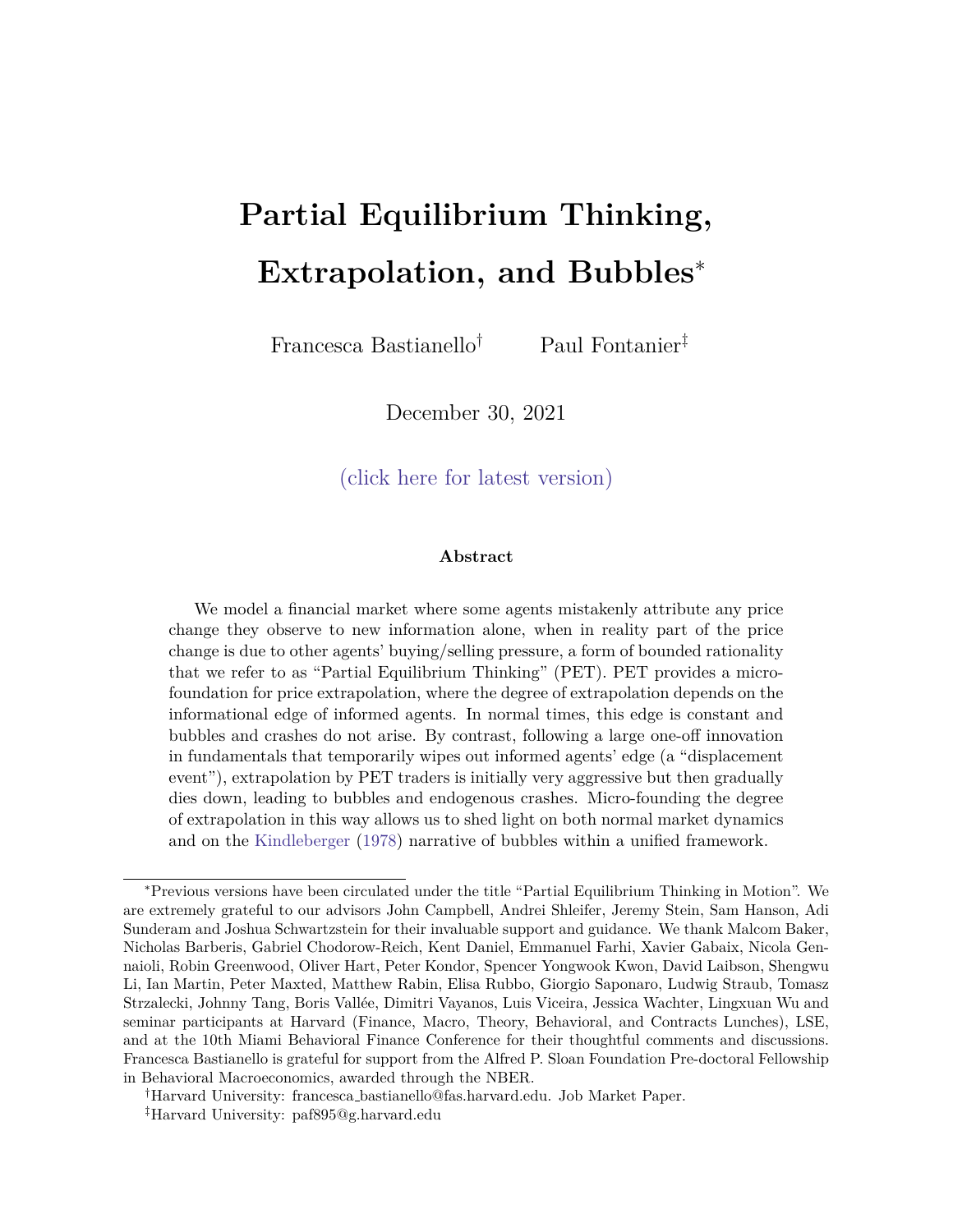# Partial Equilibrium Thinking, Extrapolation, and Bubbles*

Francesca Bastianello† Paul Fontanier‡

December 30, 2021

(click here for latest version)

### Abstract

We model a financial market where some agents mistakenly attribute any price change they observe to new information alone, when in reality part of the price change is due to other agents' buying/selling pressure, a form of bounded rationality that we refer to as "Partial Equilibrium Thinking" (PET). PET provides a micro-foundation for price extrapolation, where the degree of extrapolation depends on the informational edge of informed agents. In normal times, this edge is constant and bubbles and crashes do not arise. By contrast, following a large one-off innovation in fundamentals that temporarily wipes out informed agents' edge (a "displacement event"), extrapolation by PET traders is initially very aggressive but then gradually dies down, leading to bubbles and endogenous crashes. Micro-founding the degree of extrapolation in this way allows us to shed light on both normal market dynamics and on the Kindleberger (1978) narrative of bubbles within a unified framework.

---

*Previous versions have been circulated under the title "Partial Equilibrium Thinking in Motion". We are extremely grateful to our advisors John Campbell, Andrei Shleifer, Jeremy Stein, Sam Hanson, Adi Sunderam and Joshua Schwartzstein for their invaluable support and guidance. We thank Malcom Baker, Nicholas Barberis, Gabriel Chodorow-Reich, Kent Daniel, Emmanuel Farhi, Xavier Gabaix, Nicola Gennaioli, Robin Greenwood, Oliver Hart, Peter Kondor, Spencer Yongwook Kwon, David Laibson, Shengwu Li, Ian Martin, Peter Maxted, Matthew Rabin, Elisa Rubbo, Giorgio Saponaro, Ludwig Straub, Tomasz Strzalecki, Johnny Tang, Boris Vallée, Dimitri Vayanos, Luis Viceira, Jessica Wachter, Lingxuan Wu and seminar participants at Harvard (Finance, Macro, Theory, Behavioral, and Contracts Lunches), LSE, and at the 10th Miami Behavioral Finance Conference for their thoughtful comments and discussions. Francesca Bastianello is grateful for support from the Alfred P. Sloan Foundation Pre-doctoral Fellowship in Behavioral Macroeconomics, awarded through the NBER.

†Harvard University: francesca_bastianello@fas.harvard.edu. Job Market Paper.

‡Harvard University: paf895@g.harvard.edu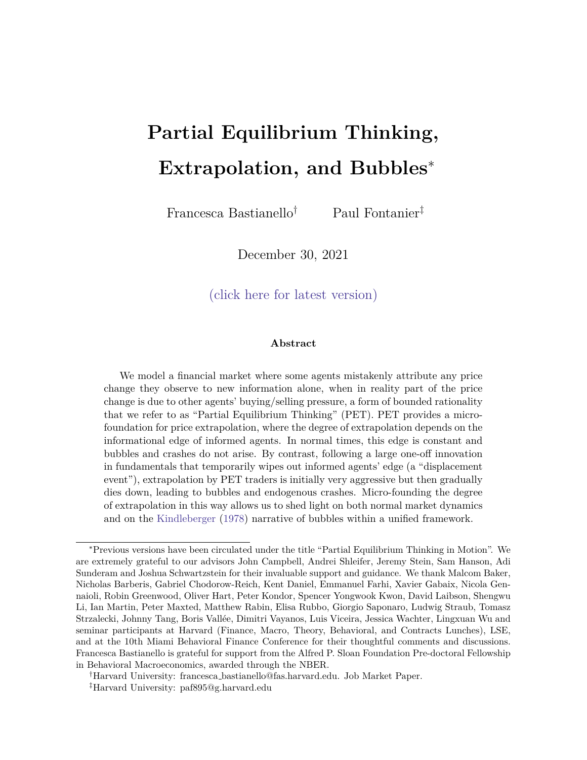# Partial Equilibrium Thinking, Extrapolation, and Bubbles*

Francesca Bastianello[†] Paul Fontanier[‡]

December 30, 2021

(click here for latest version)

### Abstract

We model a financial market where some agents mistakenly attribute any price change they observe to new information alone, when in reality part of the price change is due to other agents' buying/selling pressure, a form of bounded rationality that we refer to as "Partial Equilibrium Thinking" (PET). PET provides a micro-foundation for price extrapolation, where the degree of extrapolation depends on the informational edge of informed agents. In normal times, this edge is constant and bubbles and crashes do not arise. By contrast, following a large one-off innovation in fundamentals that temporarily wipes out informed agents' edge (a "displacement event"), extrapolation by PET traders is initially very aggressive but then gradually dies down, leading to bubbles and endogenous crashes. Micro-founding the degree of extrapolation in this way allows us to shed light on both normal market dynamics and on the Kindleberger (1978) narrative of bubbles within a unified framework.

---

*Previous versions have been circulated under the title "Partial Equilibrium Thinking in Motion". We are extremely grateful to our advisors John Campbell, Andrei Shleifer, Jeremy Stein, Sam Hanson, Adi Sunderam and Joshua Schwartzstein for their invaluable support and guidance. We thank Malcom Baker, Nicholas Barberis, Gabriel Chodorow-Reich, Kent Daniel, Emmanuel Farhi, Xavier Gabaix, Nicola Gennaioli, Robin Greenwood, Oliver Hart, Peter Kondor, Spencer Yongwook Kwon, David Laibson, Shengwu Li, Ian Martin, Peter Maxted, Matthew Rabin, Elisa Rubbo, Giorgio Saponaro, Ludwig Straub, Tomasz Strzalecki, Johnny Tang, Boris Vallée, Dimitri Vayanos, Luis Viceira, Jessica Wachter, Lingxuan Wu and seminar participants at Harvard (Finance, Macro, Theory, Behavioral, and Contracts Lunches), LSE, and at the 10th Miami Behavioral Finance Conference for their thoughtful comments and discussions. Francesca Bastianello is grateful for support from the Alfred P. Sloan Foundation Pre-doctoral Fellowship in Behavioral Macroeconomics, awarded through the NBER.

[†]Harvard University: francesca_bastianello@fas.harvard.edu. Job Market Paper.

[‡]Harvard University: paf895@g.harvard.edu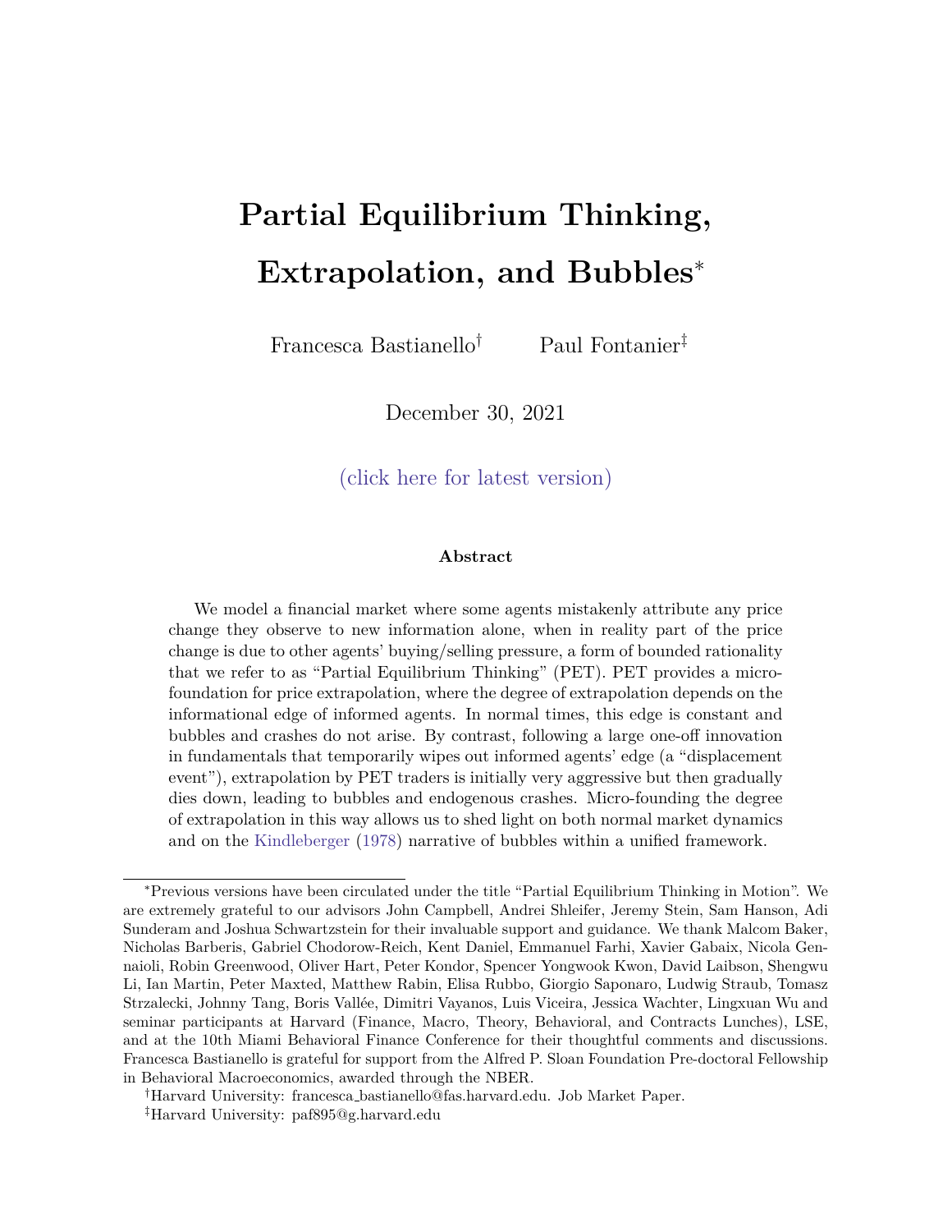# Partial Equilibrium Thinking, Extrapolation, and Bubbles*

Francesca Bastianello[†] Paul Fontanier[‡]

December 30, 2021

(click here for latest version)

### Abstract

We model a financial market where some agents mistakenly attribute any price change they observe to new information alone, when in reality part of the price change is due to other agents' buying/selling pressure, a form of bounded rationality that we refer to as "Partial Equilibrium Thinking" (PET). PET provides a micro-foundation for price extrapolation, where the degree of extrapolation depends on the informational edge of informed agents. In normal times, this edge is constant and bubbles and crashes do not arise. By contrast, following a large one-off innovation in fundamentals that temporarily wipes out informed agents' edge (a "displacement event"), extrapolation by PET traders is initially very aggressive but then gradually dies down, leading to bubbles and endogenous crashes. Micro-founding the degree of extrapolation in this way allows us to shed light on both normal market dynamics and on the Kindleberger (1978) narrative of bubbles within a unified framework.

---

*Previous versions have been circulated under the title "Partial Equilibrium Thinking in Motion". We are extremely grateful to our advisors John Campbell, Andrei Shleifer, Jeremy Stein, Sam Hanson, Adi Sunderam and Joshua Schwartzstein for their invaluable support and guidance. We thank Malcom Baker, Nicholas Barberis, Gabriel Chodorow-Reich, Kent Daniel, Emmanuel Farhi, Xavier Gabaix, Nicola Gennaioli, Robin Greenwood, Oliver Hart, Peter Kondor, Spencer Yongwook Kwon, David Laibson, Shengwu Li, Ian Martin, Peter Maxted, Matthew Rabin, Elisa Rubbo, Giorgio Saponaro, Ludwig Straub, Tomasz Strzalecki, Johnny Tang, Boris Vallée, Dimitri Vayanos, Luis Viceira, Jessica Wachter, Lingxuan Wu and seminar participants at Harvard (Finance, Macro, Theory, Behavioral, and Contracts Lunches), LSE, and at the 10th Miami Behavioral Finance Conference for their thoughtful comments and discussions. Francesca Bastianello is grateful for support from the Alfred P. Sloan Foundation Pre-doctoral Fellowship in Behavioral Macroeconomics, awarded through the NBER.

[†]Harvard University: francesca_bastianello@fas.harvard.edu. Job Market Paper.

[‡]Harvard University: paf895@g.harvard.edu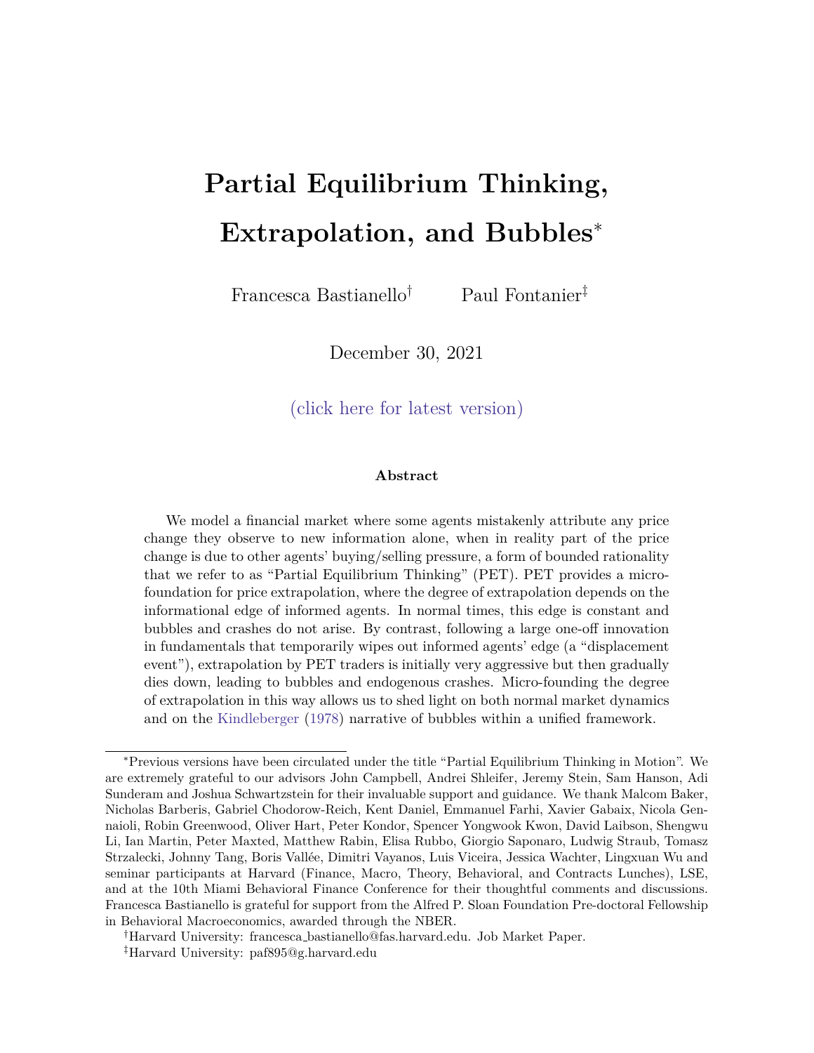# Partial Equilibrium Thinking, Extrapolation, and Bubbles*

Francesca Bastianello[†] Paul Fontanier[‡]

December 30, 2021

(click here for latest version)

### Abstract

We model a financial market where some agents mistakenly attribute any price change they observe to new information alone, when in reality part of the price change is due to other agents' buying/selling pressure, a form of bounded rationality that we refer to as "Partial Equilibrium Thinking" (PET). PET provides a micro-foundation for price extrapolation, where the degree of extrapolation depends on the informational edge of informed agents. In normal times, this edge is constant and bubbles and crashes do not arise. By contrast, following a large one-off innovation in fundamentals that temporarily wipes out informed agents' edge (a "displacement event"), extrapolation by PET traders is initially very aggressive but then gradually dies down, leading to bubbles and endogenous crashes. Micro-founding the degree of extrapolation in this way allows us to shed light on both normal market dynamics and on the Kindleberger (1978) narrative of bubbles within a unified framework.

---

*Previous versions have been circulated under the title "Partial Equilibrium Thinking in Motion". We are extremely grateful to our advisors John Campbell, Andrei Shleifer, Jeremy Stein, Sam Hanson, Adi Sunderam and Joshua Schwartzstein for their invaluable support and guidance. We thank Malcom Baker, Nicholas Barberis, Gabriel Chodorow-Reich, Kent Daniel, Emmanuel Farhi, Xavier Gabaix, Nicola Gennaioli, Robin Greenwood, Oliver Hart, Peter Kondor, Spencer Yongwook Kwon, David Laibson, Shengwu Li, Ian Martin, Peter Maxted, Matthew Rabin, Elisa Rubbo, Giorgio Saponaro, Ludwig Straub, Tomasz Strzalecki, Johnny Tang, Boris Vallée, Dimitri Vayanos, Luis Viceira, Jessica Wachter, Lingxuan Wu and seminar participants at Harvard (Finance, Macro, Theory, Behavioral, and Contracts Lunches), LSE, and at the 10th Miami Behavioral Finance Conference for their thoughtful comments and discussions. Francesca Bastianello is grateful for support from the Alfred P. Sloan Foundation Pre-doctoral Fellowship in Behavioral Macroeconomics, awarded through the NBER.

[†]Harvard University: francesca_bastianello@fas.harvard.edu. Job Market Paper.

[‡]Harvard University: paf895@g.harvard.edu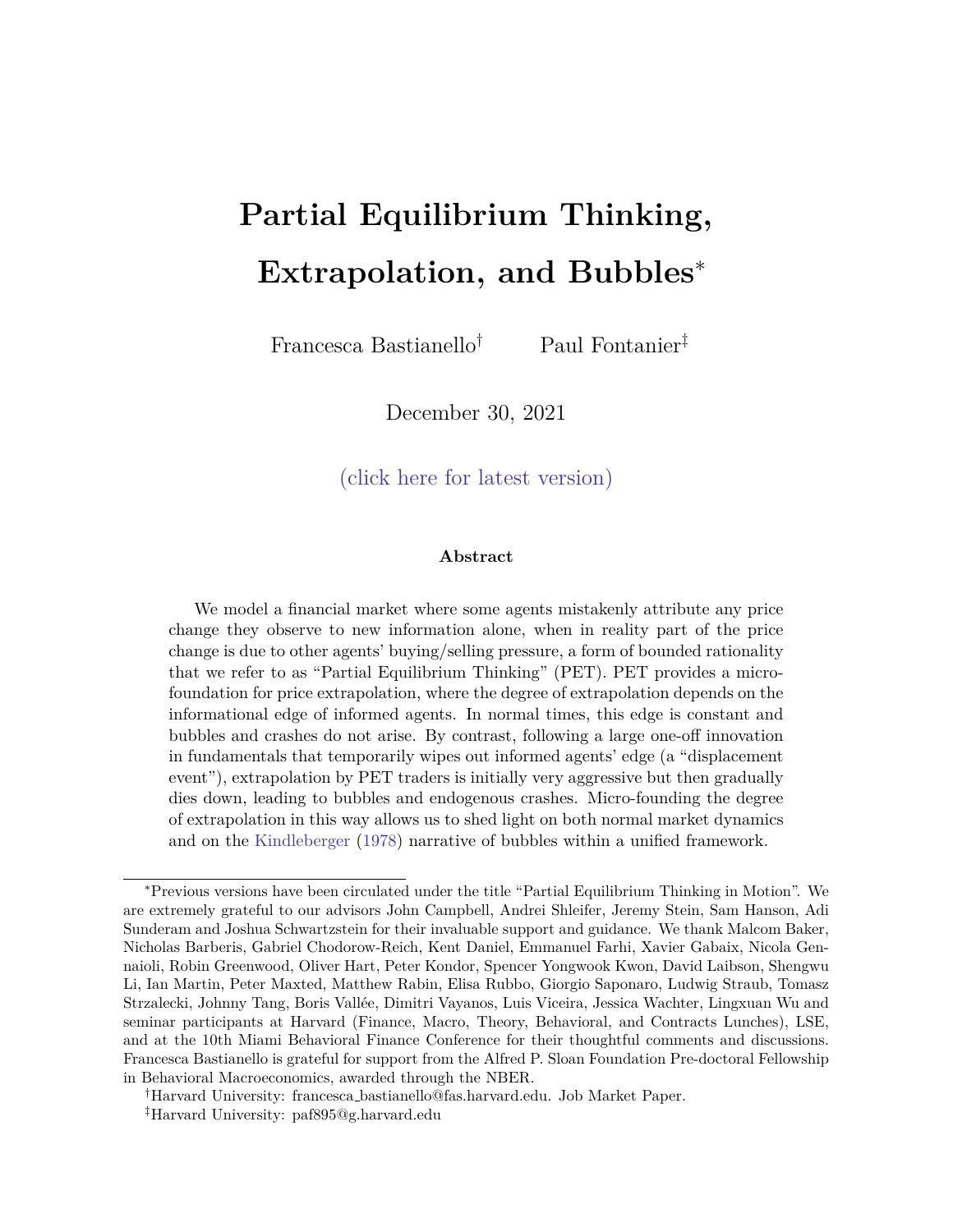# Partial Equilibrium Thinking, Extrapolation, and Bubbles*

Francesca Bastianello[†] Paul Fontanier[‡]

December 30, 2021

(click here for latest version)

### Abstract

We model a financial market where some agents mistakenly attribute any price change they observe to new information alone, when in reality part of the price change is due to other agents' buying/selling pressure, a form of bounded rationality that we refer to as "Partial Equilibrium Thinking" (PET). PET provides a micro-foundation for price extrapolation, where the degree of extrapolation depends on the informational edge of informed agents. In normal times, this edge is constant and bubbles and crashes do not arise. By contrast, following a large one-off innovation in fundamentals that temporarily wipes out informed agents' edge (a "displacement event"), extrapolation by PET traders is initially very aggressive but then gradually dies down, leading to bubbles and endogenous crashes. Micro-founding the degree of extrapolation in this way allows us to shed light on both normal market dynamics and on the Kindleberger (1978) narrative of bubbles within a unified framework.

---

*Previous versions have been circulated under the title "Partial Equilibrium Thinking in Motion". We are extremely grateful to our advisors John Campbell, Andrei Shleifer, Jeremy Stein, Sam Hanson, Adi Sunderam and Joshua Schwartzstein for their invaluable support and guidance. We thank Malcom Baker, Nicholas Barberis, Gabriel Chodorow-Reich, Kent Daniel, Emmanuel Farhi, Xavier Gabaix, Nicola Gennaioli, Robin Greenwood, Oliver Hart, Peter Kondor, Spencer Yongwook Kwon, David Laibson, Shengwu Li, Ian Martin, Peter Maxted, Matthew Rabin, Elisa Rubbo, Giorgio Saponaro, Ludwig Straub, Tomasz Strzalecki, Johnny Tang, Boris Vallée, Dimitri Vayanos, Luis Viceira, Jessica Wachter, Lingxuan Wu and seminar participants at Harvard (Finance, Macro, Theory, Behavioral, and Contracts Lunches), LSE, and at the 10th Miami Behavioral Finance Conference for their thoughtful comments and discussions. Francesca Bastianello is grateful for support from the Alfred P. Sloan Foundation Pre-doctoral Fellowship in Behavioral Macroeconomics, awarded through the NBER.

[†]Harvard University: francesca_bastianello@fas.harvard.edu. Job Market Paper.

[‡]Harvard University: paf895@g.harvard.edu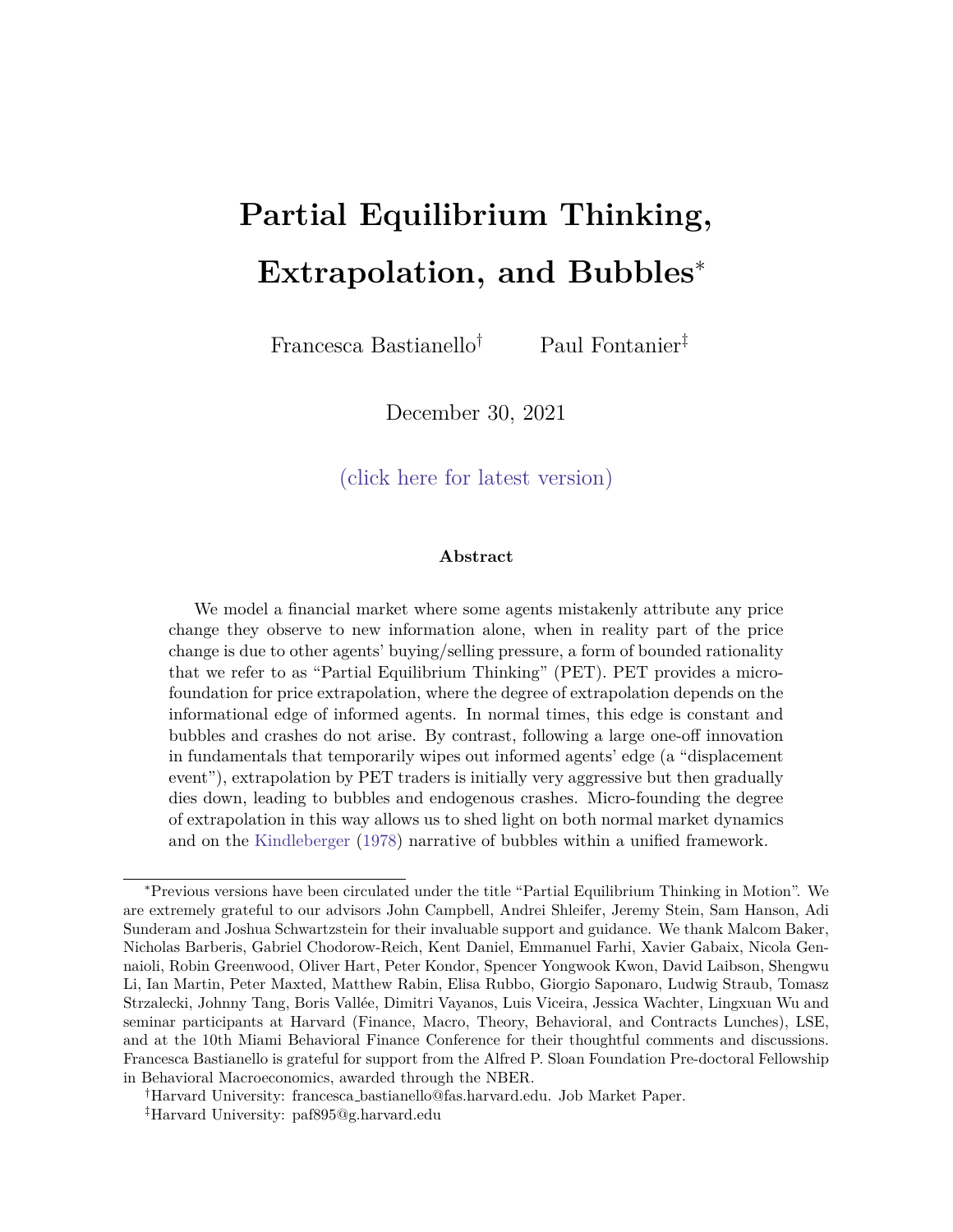# Partial Equilibrium Thinking, Extrapolation, and Bubbles*

Francesca Bastianello[†] Paul Fontanier[‡]

December 30, 2021

(click here for latest version)

**Abstract**

We model a financial market where some agents mistakenly attribute any price change they observe to new information alone, when in reality part of the price change is due to other agents' buying/selling pressure, a form of bounded rationality that we refer to as "Partial Equilibrium Thinking" (PET). PET provides a micro-foundation for price extrapolation, where the degree of extrapolation depends on the informational edge of informed agents. In normal times, this edge is constant and bubbles and crashes do not arise. By contrast, following a large one-off innovation in fundamentals that temporarily wipes out informed agents' edge (a "displacement event"), extrapolation by PET traders is initially very aggressive but then gradually dies down, leading to bubbles and endogenous crashes. Micro-founding the degree of extrapolation in this way allows us to shed light on both normal market dynamics and on the Kindleberger (1978) narrative of bubbles within a unified framework.

---

*Previous versions have been circulated under the title "Partial Equilibrium Thinking in Motion". We are extremely grateful to our advisors John Campbell, Andrei Shleifer, Jeremy Stein, Sam Hanson, Adi Sunderam and Joshua Schwartzstein for their invaluable support and guidance. We thank Malcom Baker, Nicholas Barberis, Gabriel Chodorow-Reich, Kent Daniel, Emmanuel Farhi, Xavier Gabaix, Nicola Gennaioli, Robin Greenwood, Oliver Hart, Peter Kondor, Spencer Yongwook Kwon, David Laibson, Shengwu Li, Ian Martin, Peter Maxted, Matthew Rabin, Elisa Rubbo, Giorgio Saponaro, Ludwig Straub, Tomasz Strzalecki, Johnny Tang, Boris Vallée, Dimitri Vayanos, Luis Viceira, Jessica Wachter, Lingxuan Wu and seminar participants at Harvard (Finance, Macro, Theory, Behavioral, and Contracts Lunches), LSE, and at the 10th Miami Behavioral Finance Conference for their thoughtful comments and discussions. Francesca Bastianello is grateful for support from the Alfred P. Sloan Foundation Pre-doctoral Fellowship in Behavioral Macroeconomics, awarded through the NBER.

[†]Harvard University: francesca_bastianello@fas.harvard.edu. Job Market Paper.

[‡]Harvard University: paf895@g.harvard.edu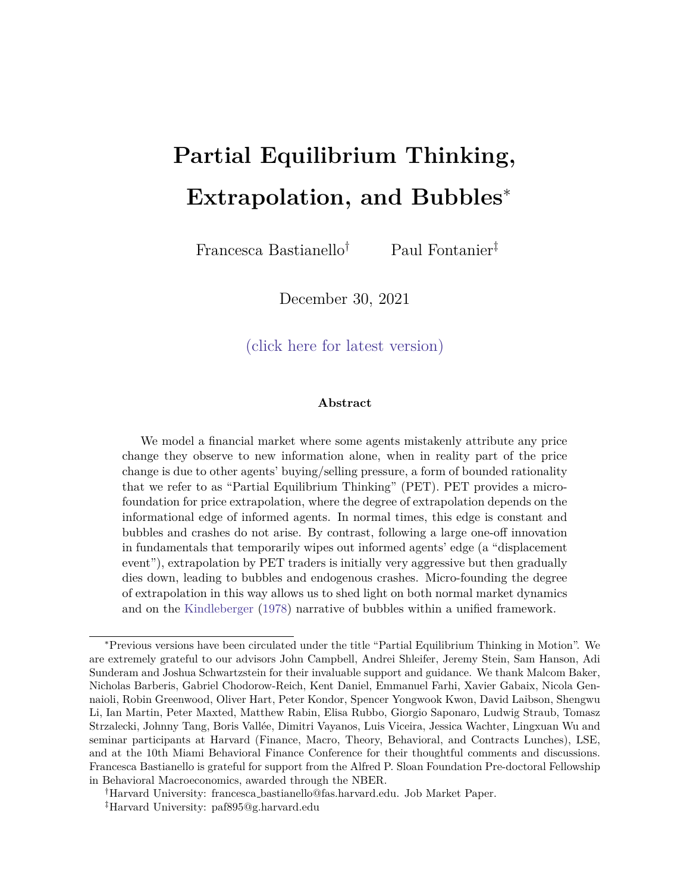# Partial Equilibrium Thinking, Extrapolation, and Bubbles*

Francesca Bastianello[†] Paul Fontanier[‡]

December 30, 2021

(click here for latest version)

### Abstract

We model a financial market where some agents mistakenly attribute any price change they observe to new information alone, when in reality part of the price change is due to other agents' buying/selling pressure, a form of bounded rationality that we refer to as "Partial Equilibrium Thinking" (PET). PET provides a micro-foundation for price extrapolation, where the degree of extrapolation depends on the informational edge of informed agents. In normal times, this edge is constant and bubbles and crashes do not arise. By contrast, following a large one-off innovation in fundamentals that temporarily wipes out informed agents' edge (a "displacement event"), extrapolation by PET traders is initially very aggressive but then gradually dies down, leading to bubbles and endogenous crashes. Micro-founding the degree of extrapolation in this way allows us to shed light on both normal market dynamics and on the Kindleberger (1978) narrative of bubbles within a unified framework.

---

*Previous versions have been circulated under the title "Partial Equilibrium Thinking in Motion". We are extremely grateful to our advisors John Campbell, Andrei Shleifer, Jeremy Stein, Sam Hanson, Adi Sunderam and Joshua Schwartzstein for their invaluable support and guidance. We thank Malcom Baker, Nicholas Barberis, Gabriel Chodorow-Reich, Kent Daniel, Emmanuel Farhi, Xavier Gabaix, Nicola Gennaioli, Robin Greenwood, Oliver Hart, Peter Kondor, Spencer Yongwook Kwon, David Laibson, Shengwu Li, Ian Martin, Peter Maxted, Matthew Rabin, Elisa Rubbo, Giorgio Saponaro, Ludwig Straub, Tomasz Strzalecki, Johnny Tang, Boris Vallée, Dimitri Vayanos, Luis Viceira, Jessica Wachter, Lingxuan Wu and seminar participants at Harvard (Finance, Macro, Theory, Behavioral, and Contracts Lunches), LSE, and at the 10th Miami Behavioral Finance Conference for their thoughtful comments and discussions. Francesca Bastianello is grateful for support from the Alfred P. Sloan Foundation Pre-doctoral Fellowship in Behavioral Macroeconomics, awarded through the NBER.

[†]Harvard University: francesca_bastianello@fas.harvard.edu. Job Market Paper.

[‡]Harvard University: paf895@g.harvard.edu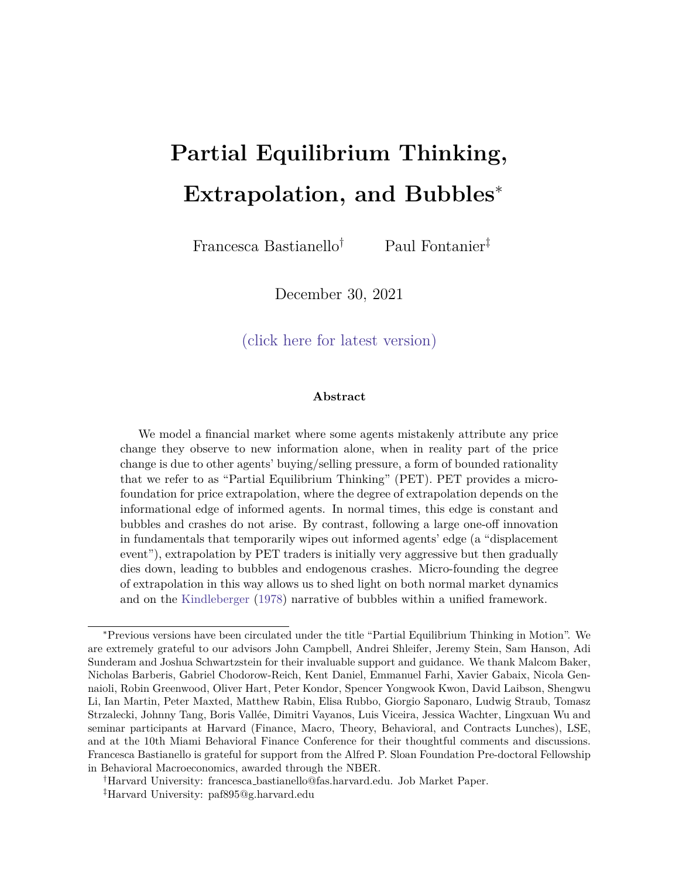# Partial Equilibrium Thinking, Extrapolation, and Bubbles*

Francesca Bastianello[†] Paul Fontanier[‡]

December 30, 2021

(click here for latest version)

### Abstract

We model a financial market where some agents mistakenly attribute any price change they observe to new information alone, when in reality part of the price change is due to other agents' buying/selling pressure, a form of bounded rationality that we refer to as "Partial Equilibrium Thinking" (PET). PET provides a micro-foundation for price extrapolation, where the degree of extrapolation depends on the informational edge of informed agents. In normal times, this edge is constant and bubbles and crashes do not arise. By contrast, following a large one-off innovation in fundamentals that temporarily wipes out informed agents' edge (a "displacement event"), extrapolation by PET traders is initially very aggressive but then gradually dies down, leading to bubbles and endogenous crashes. Micro-founding the degree of extrapolation in this way allows us to shed light on both normal market dynamics and on the Kindleberger (1978) narrative of bubbles within a unified framework.

---

*Previous versions have been circulated under the title "Partial Equilibrium Thinking in Motion". We are extremely grateful to our advisors John Campbell, Andrei Shleifer, Jeremy Stein, Sam Hanson, Adi Sunderam and Joshua Schwartzstein for their invaluable support and guidance. We thank Malcom Baker, Nicholas Barberis, Gabriel Chodorow-Reich, Kent Daniel, Emmanuel Farhi, Xavier Gabaix, Nicola Gennaioli, Robin Greenwood, Oliver Hart, Peter Kondor, Spencer Yongwook Kwon, David Laibson, Shengwu Li, Ian Martin, Peter Maxted, Matthew Rabin, Elisa Rubbo, Giorgio Saponaro, Ludwig Straub, Tomasz Strzalecki, Johnny Tang, Boris Vallée, Dimitri Vayanos, Luis Viceira, Jessica Wachter, Lingxuan Wu and seminar participants at Harvard (Finance, Macro, Theory, Behavioral, and Contracts Lunches), LSE, and at the 10th Miami Behavioral Finance Conference for their thoughtful comments and discussions. Francesca Bastianello is grateful for support from the Alfred P. Sloan Foundation Pre-doctoral Fellowship in Behavioral Macroeconomics, awarded through the NBER.

[†]Harvard University: francesca_bastianello@fas.harvard.edu. Job Market Paper.

[‡]Harvard University: paf895@g.harvard.edu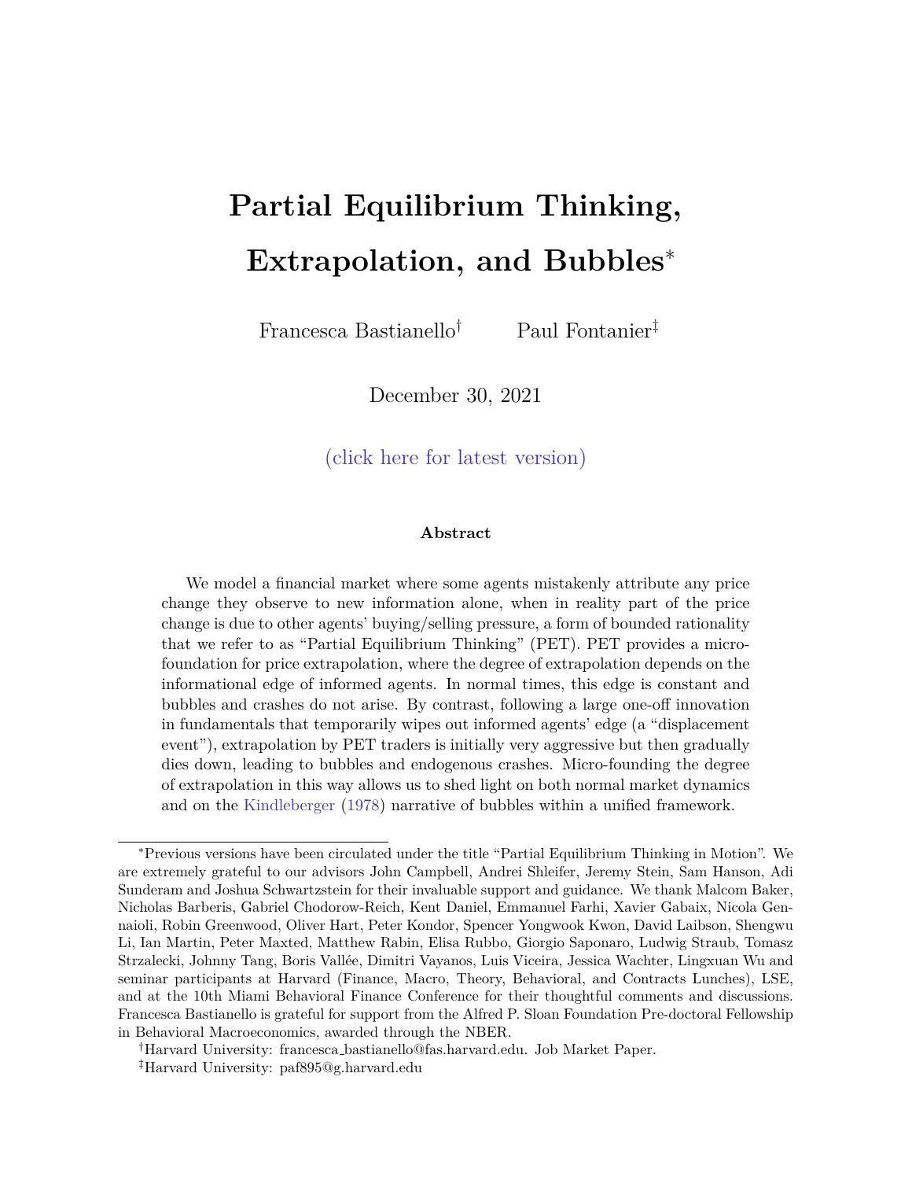# Partial Equilibrium Thinking, Extrapolation, and Bubbles*

Francesca Bastianello[†] Paul Fontanier[‡]

December 30, 2021

(click here for latest version)

#### Abstract

We model a financial market where some agents mistakenly attribute any price change they observe to new information alone, when in reality part of the price change is due to other agents' buying/selling pressure, a form of bounded rationality that we refer to as "Partial Equilibrium Thinking" (PET). PET provides a microfoundation for price extrapolation, where the degree of extrapolation depends on the informational edge of informed agents. In normal times, this edge is constant and bubbles and crashes do not arise. By contrast, following a large one-off innovation in fundamentals that temporarily wipes out informed agents' edge (a "displacement event"), extrapolation by PET traders is initially very aggressive but then gradually dies down, leading to bubbles and endogenous crashes. Micro-founding the degree of extrapolation in this way allows us to shed light on both normal market dynamics and on the Kindleberger (1978) narrative of bubbles within a unified framework.

---

*Previous versions have been circulated under the title "Partial Equilibrium Thinking in Motion". We are extremely grateful to our advisors John Campbell, Andrei Shleifer, Jeremy Stein, Sam Hanson, Adi Sunderam and Joshua Schwartzstein for their invaluable support and guidance. We thank Malcom Baker, Nicholas Barberis, Gabriel Chodorow-Reich, Kent Daniel, Emmanuel Farhi, Xavier Gabaix, Nicola Gennaioli, Robin Greenwood, Oliver Hart, Peter Kondor, Spencer Yongwook Kwon, David Laibson, Shengwu Li, Ian Martin, Peter Maxted, Matthew Rabin, Elisa Rubbo, Giorgio Saponaro, Ludwig Straub, Tomasz Strzalecki, Johnny Tang, Boris Vallée, Dimitri Vayanos, Luis Viceira, Jessica Wachter, Lingxuan Wu and seminar participants at Harvard (Finance, Macro, Theory, Behavioral, and Contracts Lunches), LSE, and at the 10th Miami Behavioral Finance Conference for their thoughtful comments and discussions. Francesca Bastianello is grateful for support from the Alfred P. Sloan Foundation Pre-doctoral Fellowship in Behavioral Macroeconomics, awarded through the NBER.

[†]Harvard University: francesca_bastianello@fas.harvard.edu. Job Market Paper.

[‡]Harvard University: paf895@g.harvard.edu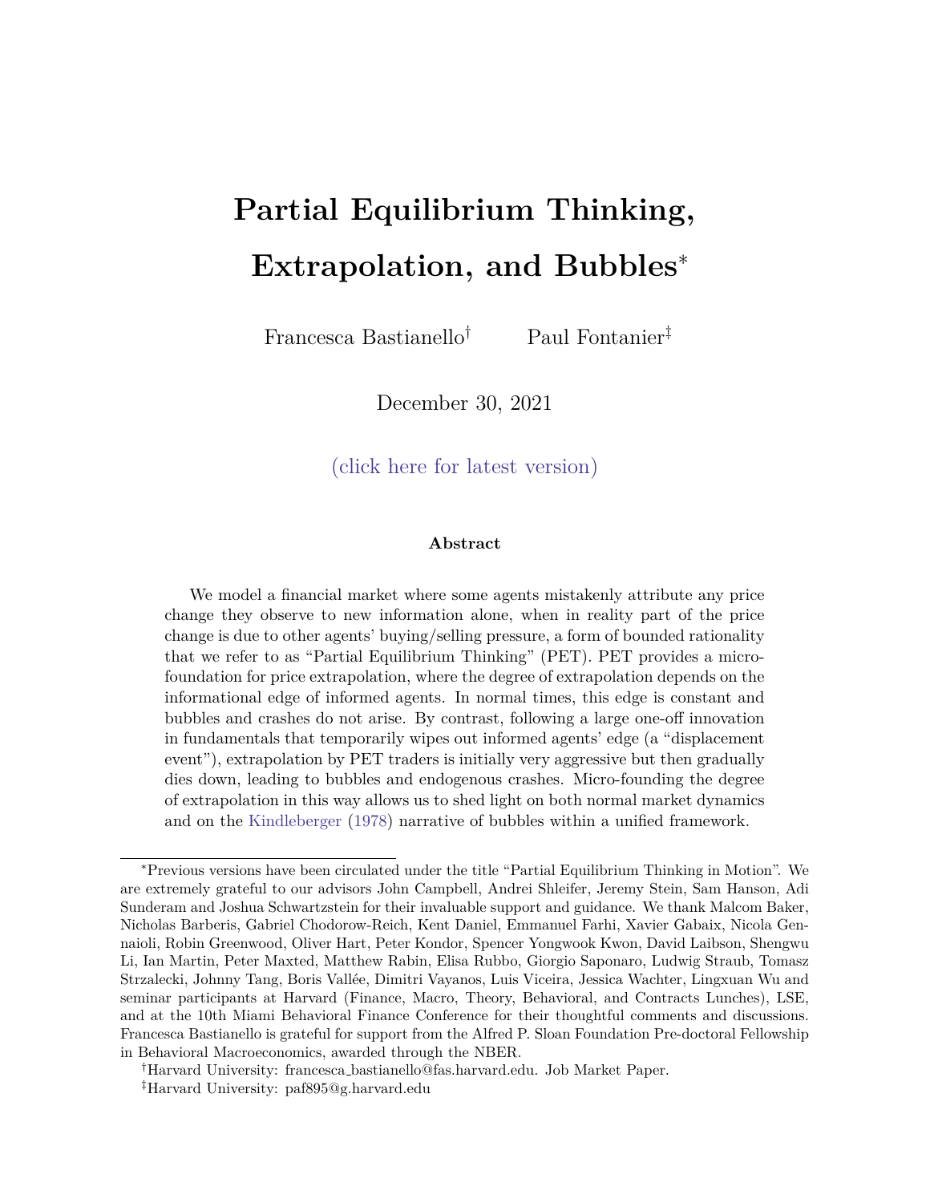# Partial Equilibrium Thinking, Extrapolation, and Bubbles*

Francesca Bastianello† Paul Fontanier‡

December 30, 2021

(click here for latest version)

### Abstract

We model a financial market where some agents mistakenly attribute any price change they observe to new information alone, when in reality part of the price change is due to other agents' buying/selling pressure, a form of bounded rationality that we refer to as "Partial Equilibrium Thinking" (PET). PET provides a microfoundation for price extrapolation, where the degree of extrapolation depends on the informational edge of informed agents. In normal times, this edge is constant and bubbles and crashes do not arise. By contrast, following a large one-off innovation in fundamentals that temporarily wipes out informed agents' edge (a "displacement event"), extrapolation by PET traders is initially very aggressive but then gradually dies down, leading to bubbles and endogenous crashes. Micro-founding the degree of extrapolation in this way allows us to shed light on both normal market dynamics and on the Kindleberger (1978) narrative of bubbles within a unified framework.

---

*Previous versions have been circulated under the title "Partial Equilibrium Thinking in Motion". We are extremely grateful to our advisors John Campbell, Andrei Shleifer, Jeremy Stein, Sam Hanson, Adi Sunderam and Joshua Schwartzstein for their invaluable support and guidance. We thank Malcom Baker, Nicholas Barberis, Gabriel Chodorow-Reich, Kent Daniel, Emmanuel Farhi, Xavier Gabaix, Nicola Gennaioli, Robin Greenwood, Oliver Hart, Peter Kondor, Spencer Yongwook Kwon, David Laibson, Shengwu Li, Ian Martin, Peter Maxted, Matthew Rabin, Elisa Rubbo, Giorgio Saponaro, Ludwig Straub, Tomasz Strzalecki, Johnny Tang, Boris Vallée, Dimitri Vayanos, Luis Viceira, Jessica Wachter, Lingxuan Wu and seminar participants at Harvard (Finance, Macro, Theory, Behavioral, and Contracts Lunches), LSE, and at the 10th Miami Behavioral Finance Conference for their thoughtful comments and discussions. Francesca Bastianello is grateful for support from the Alfred P. Sloan Foundation Pre-doctoral Fellowship in Behavioral Macroeconomics, awarded through the NBER.

†Harvard University: francesca_bastianello@fas.harvard.edu. Job Market Paper.

‡Harvard University: paf895@g.harvard.edu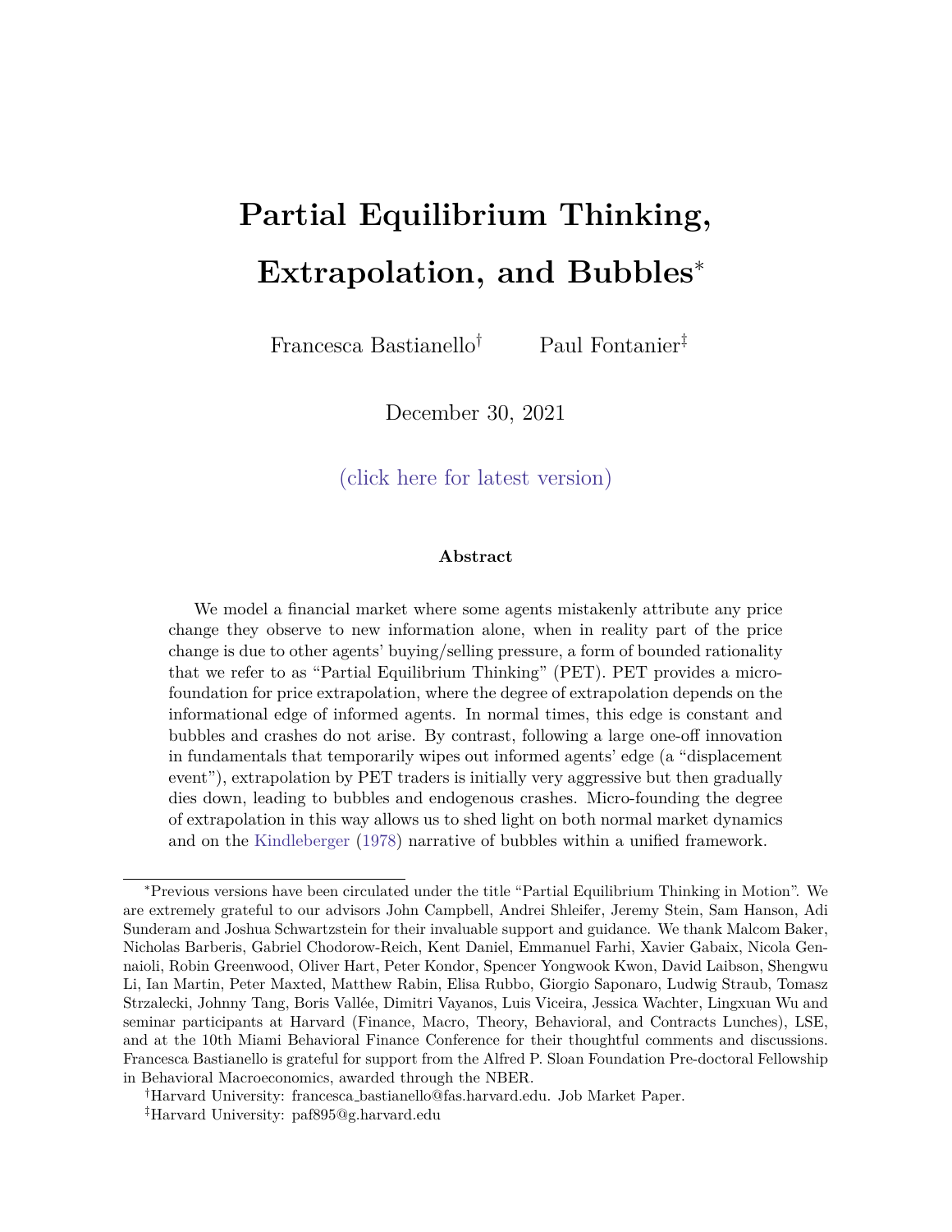# Partial Equilibrium Thinking, Extrapolation, and Bubbles*

Francesca Bastianello[†] Paul Fontanier[‡]

December 30, 2021

(click here for latest version)

### Abstract

We model a financial market where some agents mistakenly attribute any price change they observe to new information alone, when in reality part of the price change is due to other agents' buying/selling pressure, a form of bounded rationality that we refer to as "Partial Equilibrium Thinking" (PET). PET provides a micro-foundation for price extrapolation, where the degree of extrapolation depends on the informational edge of informed agents. In normal times, this edge is constant and bubbles and crashes do not arise. By contrast, following a large one-off innovation in fundamentals that temporarily wipes out informed agents' edge (a "displacement event"), extrapolation by PET traders is initially very aggressive but then gradually dies down, leading to bubbles and endogenous crashes. Micro-founding the degree of extrapolation in this way allows us to shed light on both normal market dynamics and on the Kindleberger (1978) narrative of bubbles within a unified framework.

---

*Previous versions have been circulated under the title "Partial Equilibrium Thinking in Motion". We are extremely grateful to our advisors John Campbell, Andrei Shleifer, Jeremy Stein, Sam Hanson, Adi Sunderam and Joshua Schwartzstein for their invaluable support and guidance. We thank Malcom Baker, Nicholas Barberis, Gabriel Chodorow-Reich, Kent Daniel, Emmanuel Farhi, Xavier Gabaix, Nicola Gennaioli, Robin Greenwood, Oliver Hart, Peter Kondor, Spencer Yongwook Kwon, David Laibson, Shengwu Li, Ian Martin, Peter Maxted, Matthew Rabin, Elisa Rubbo, Giorgio Saponaro, Ludwig Straub, Tomasz Strzalecki, Johnny Tang, Boris Vallée, Dimitri Vayanos, Luis Viceira, Jessica Wachter, Lingxuan Wu and seminar participants at Harvard (Finance, Macro, Theory, Behavioral, and Contracts Lunches), LSE, and at the 10th Miami Behavioral Finance Conference for their thoughtful comments and discussions. Francesca Bastianello is grateful for support from the Alfred P. Sloan Foundation Pre-doctoral Fellowship in Behavioral Macroeconomics, awarded through the NBER.

[†]Harvard University: francesca_bastianello@fas.harvard.edu. Job Market Paper.

[‡]Harvard University: paf895@g.harvard.edu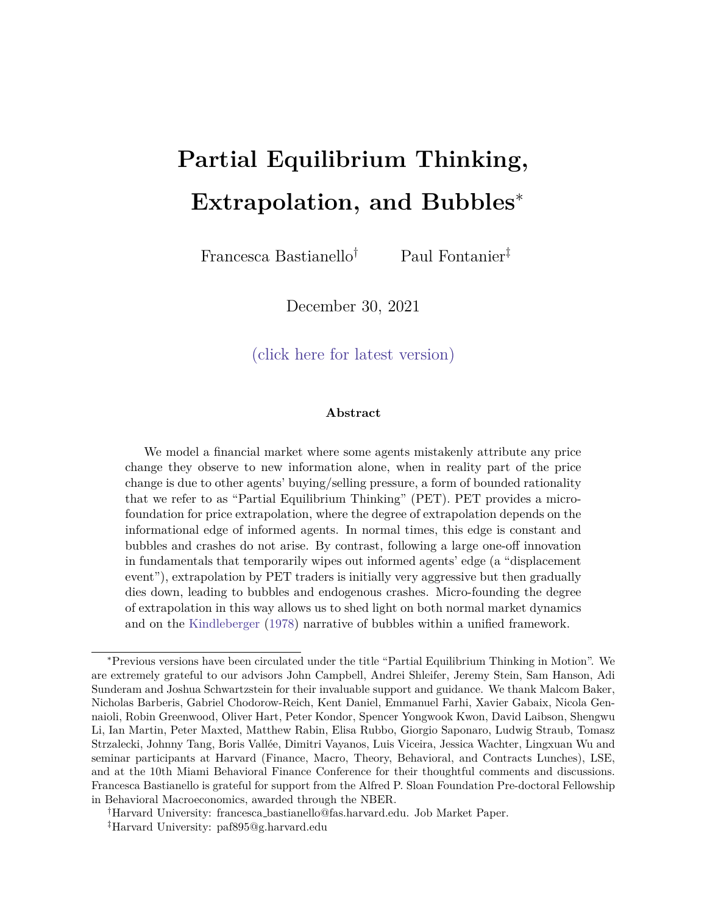# Partial Equilibrium Thinking, Extrapolation, and Bubbles*

Francesca Bastianello[†] Paul Fontanier[‡]

December 30, 2021

(click here for latest version)

### Abstract

We model a financial market where some agents mistakenly attribute any price change they observe to new information alone, when in reality part of the price change is due to other agents' buying/selling pressure, a form of bounded rationality that we refer to as "Partial Equilibrium Thinking" (PET). PET provides a micro-foundation for price extrapolation, where the degree of extrapolation depends on the informational edge of informed agents. In normal times, this edge is constant and bubbles and crashes do not arise. By contrast, following a large one-off innovation in fundamentals that temporarily wipes out informed agents' edge (a "displacement event"), extrapolation by PET traders is initially very aggressive but then gradually dies down, leading to bubbles and endogenous crashes. Micro-founding the degree of extrapolation in this way allows us to shed light on both normal market dynamics and on the Kindleberger (1978) narrative of bubbles within a unified framework.

---

*Previous versions have been circulated under the title "Partial Equilibrium Thinking in Motion". We are extremely grateful to our advisors John Campbell, Andrei Shleifer, Jeremy Stein, Sam Hanson, Adi Sunderam and Joshua Schwartzstein for their invaluable support and guidance. We thank Malcom Baker, Nicholas Barberis, Gabriel Chodorow-Reich, Kent Daniel, Emmanuel Farhi, Xavier Gabaix, Nicola Gennaioli, Robin Greenwood, Oliver Hart, Peter Kondor, Spencer Yongwook Kwon, David Laibson, Shengwu Li, Ian Martin, Peter Maxted, Matthew Rabin, Elisa Rubbo, Giorgio Saponaro, Ludwig Straub, Tomasz Strzalecki, Johnny Tang, Boris Vallée, Dimitri Vayanos, Luis Viceira, Jessica Wachter, Lingxuan Wu and seminar participants at Harvard (Finance, Macro, Theory, Behavioral, and Contracts Lunches), LSE, and at the 10th Miami Behavioral Finance Conference for their thoughtful comments and discussions. Francesca Bastianello is grateful for support from the Alfred P. Sloan Foundation Pre-doctoral Fellowship in Behavioral Macroeconomics, awarded through the NBER.

[†]Harvard University: francesca_bastianello@fas.harvard.edu. Job Market Paper.

[‡]Harvard University: paf895@g.harvard.edu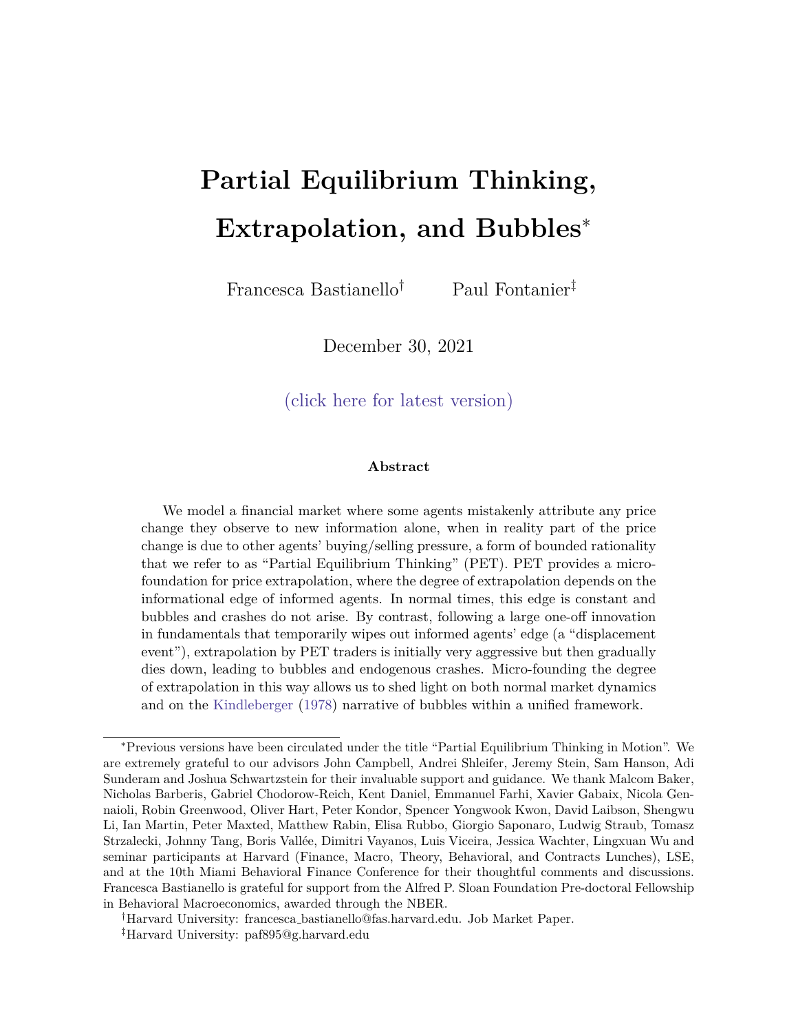# Partial Equilibrium Thinking, Extrapolation, and Bubbles*

Francesca Bastianello[†] Paul Fontanier[‡]

December 30, 2021

(click here for latest version)

### Abstract

We model a financial market where some agents mistakenly attribute any price change they observe to new information alone, when in reality part of the price change is due to other agents' buying/selling pressure, a form of bounded rationality that we refer to as "Partial Equilibrium Thinking" (PET). PET provides a micro-foundation for price extrapolation, where the degree of extrapolation depends on the informational edge of informed agents. In normal times, this edge is constant and bubbles and crashes do not arise. By contrast, following a large one-off innovation in fundamentals that temporarily wipes out informed agents' edge (a "displacement event"), extrapolation by PET traders is initially very aggressive but then gradually dies down, leading to bubbles and endogenous crashes. Micro-founding the degree of extrapolation in this way allows us to shed light on both normal market dynamics and on the Kindleberger (1978) narrative of bubbles within a unified framework.

---

*Previous versions have been circulated under the title "Partial Equilibrium Thinking in Motion". We are extremely grateful to our advisors John Campbell, Andrei Shleifer, Jeremy Stein, Sam Hanson, Adi Sunderam and Joshua Schwartzstein for their invaluable support and guidance. We thank Malcom Baker, Nicholas Barberis, Gabriel Chodorow-Reich, Kent Daniel, Emmanuel Farhi, Xavier Gabaix, Nicola Gennaioli, Robin Greenwood, Oliver Hart, Peter Kondor, Spencer Yongwook Kwon, David Laibson, Shengwu Li, Ian Martin, Peter Maxted, Matthew Rabin, Elisa Rubbo, Giorgio Saponaro, Ludwig Straub, Tomasz Strzalecki, Johnny Tang, Boris Vallée, Dimitri Vayanos, Luis Viceira, Jessica Wachter, Lingxuan Wu and seminar participants at Harvard (Finance, Macro, Theory, Behavioral, and Contracts Lunches), LSE, and at the 10th Miami Behavioral Finance Conference for their thoughtful comments and discussions. Francesca Bastianello is grateful for support from the Alfred P. Sloan Foundation Pre-doctoral Fellowship in Behavioral Macroeconomics, awarded through the NBER.

[†]Harvard University: francesca_bastianello@fas.harvard.edu. Job Market Paper.

[‡]Harvard University: paf895@g.harvard.edu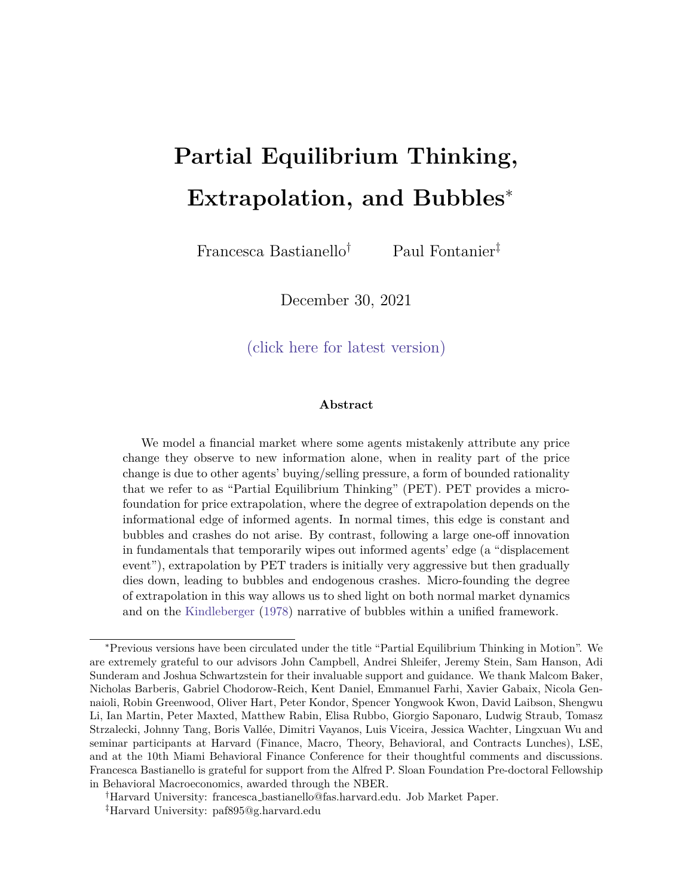# Partial Equilibrium Thinking, Extrapolation, and Bubbles*

Francesca Bastianello[†] Paul Fontanier[‡]

December 30, 2021

(click here for latest version)

**Abstract**

We model a financial market where some agents mistakenly attribute any price change they observe to new information alone, when in reality part of the price change is due to other agents' buying/selling pressure, a form of bounded rationality that we refer to as "Partial Equilibrium Thinking" (PET). PET provides a micro-foundation for price extrapolation, where the degree of extrapolation depends on the informational edge of informed agents. In normal times, this edge is constant and bubbles and crashes do not arise. By contrast, following a large one-off innovation in fundamentals that temporarily wipes out informed agents' edge (a "displacement event"), extrapolation by PET traders is initially very aggressive but then gradually dies down, leading to bubbles and endogenous crashes. Micro-founding the degree of extrapolation in this way allows us to shed light on both normal market dynamics and on the Kindleberger (1978) narrative of bubbles within a unified framework.

---

*Previous versions have been circulated under the title "Partial Equilibrium Thinking in Motion". We are extremely grateful to our advisors John Campbell, Andrei Shleifer, Jeremy Stein, Sam Hanson, Adi Sunderam and Joshua Schwartzstein for their invaluable support and guidance. We thank Malcom Baker, Nicholas Barberis, Gabriel Chodorow-Reich, Kent Daniel, Emmanuel Farhi, Xavier Gabaix, Nicola Gennaioli, Robin Greenwood, Oliver Hart, Peter Kondor, Spencer Yongwook Kwon, David Laibson, Shengwu Li, Ian Martin, Peter Maxted, Matthew Rabin, Elisa Rubbo, Giorgio Saponaro, Ludwig Straub, Tomasz Strzalecki, Johnny Tang, Boris Vallée, Dimitri Vayanos, Luis Viceira, Jessica Wachter, Lingxuan Wu and seminar participants at Harvard (Finance, Macro, Theory, Behavioral, and Contracts Lunches), LSE, and at the 10th Miami Behavioral Finance Conference for their thoughtful comments and discussions. Francesca Bastianello is grateful for support from the Alfred P. Sloan Foundation Pre-doctoral Fellowship in Behavioral Macroeconomics, awarded through the NBER.

[†]Harvard University: francesca_bastianello@fas.harvard.edu. Job Market Paper.

[‡]Harvard University: paf895@g.harvard.edu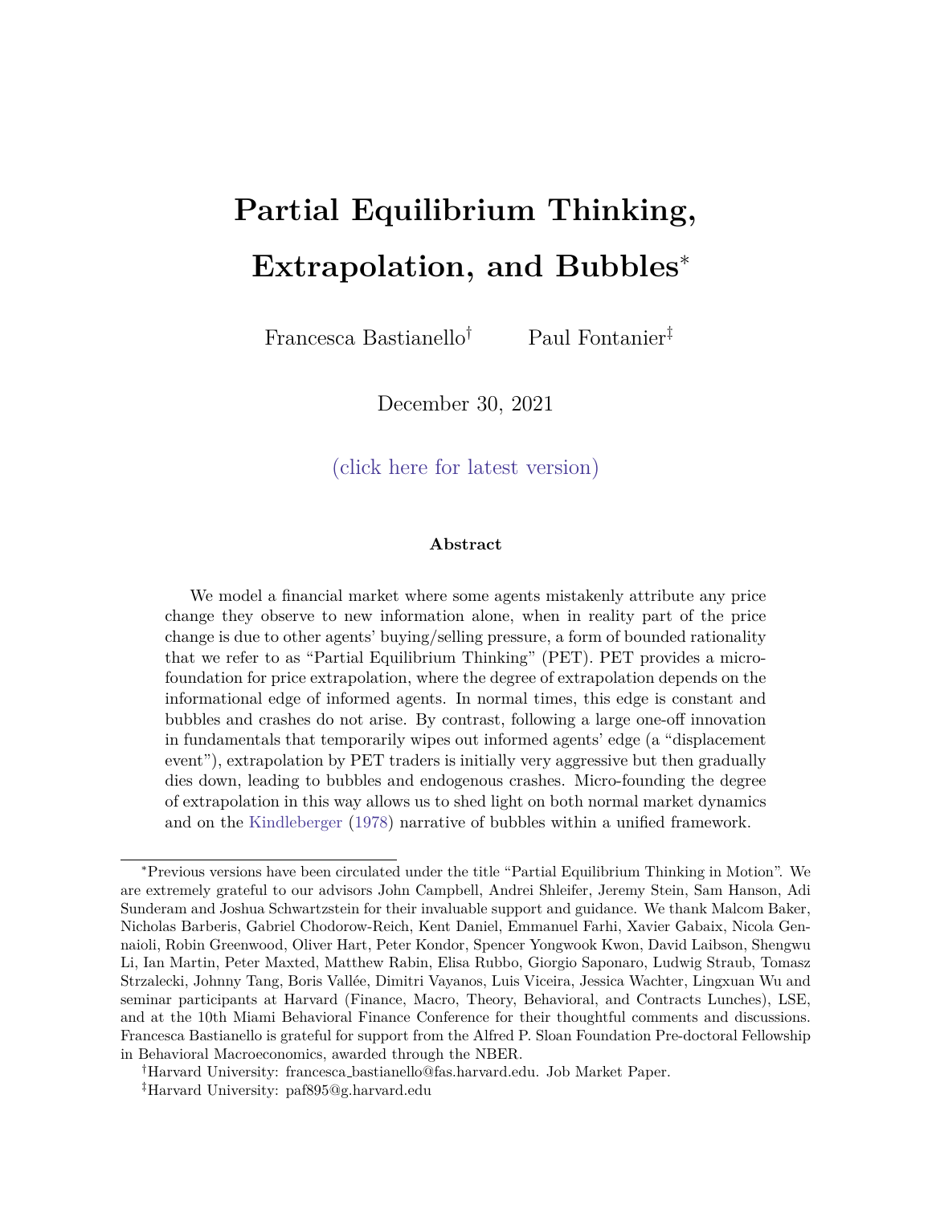# Partial Equilibrium Thinking, Extrapolation, and Bubbles*

Francesca Bastianello[†] Paul Fontanier[‡]

December 30, 2021

(click here for latest version)

### Abstract

We model a financial market where some agents mistakenly attribute any price change they observe to new information alone, when in reality part of the price change is due to other agents' buying/selling pressure, a form of bounded rationality that we refer to as "Partial Equilibrium Thinking" (PET). PET provides a micro-foundation for price extrapolation, where the degree of extrapolation depends on the informational edge of informed agents. In normal times, this edge is constant and bubbles and crashes do not arise. By contrast, following a large one-off innovation in fundamentals that temporarily wipes out informed agents' edge (a "displacement event"), extrapolation by PET traders is initially very aggressive but then gradually dies down, leading to bubbles and endogenous crashes. Micro-founding the degree of extrapolation in this way allows us to shed light on both normal market dynamics and on the Kindleberger (1978) narrative of bubbles within a unified framework.

---

*Previous versions have been circulated under the title "Partial Equilibrium Thinking in Motion". We are extremely grateful to our advisors John Campbell, Andrei Shleifer, Jeremy Stein, Sam Hanson, Adi Sunderam and Joshua Schwartzstein for their invaluable support and guidance. We thank Malcom Baker, Nicholas Barberis, Gabriel Chodorow-Reich, Kent Daniel, Emmanuel Farhi, Xavier Gabaix, Nicola Gennaioli, Robin Greenwood, Oliver Hart, Peter Kondor, Spencer Yongwook Kwon, David Laibson, Shengwu Li, Ian Martin, Peter Maxted, Matthew Rabin, Elisa Rubbo, Giorgio Saponaro, Ludwig Straub, Tomasz Strzalecki, Johnny Tang, Boris Vallée, Dimitri Vayanos, Luis Viceira, Jessica Wachter, Lingxuan Wu and seminar participants at Harvard (Finance, Macro, Theory, Behavioral, and Contracts Lunches), LSE, and at the 10th Miami Behavioral Finance Conference for their thoughtful comments and discussions. Francesca Bastianello is grateful for support from the Alfred P. Sloan Foundation Pre-doctoral Fellowship in Behavioral Macroeconomics, awarded through the NBER.

[†]Harvard University: francesca_bastianello@fas.harvard.edu. Job Market Paper.

[‡]Harvard University: paf895@g.harvard.edu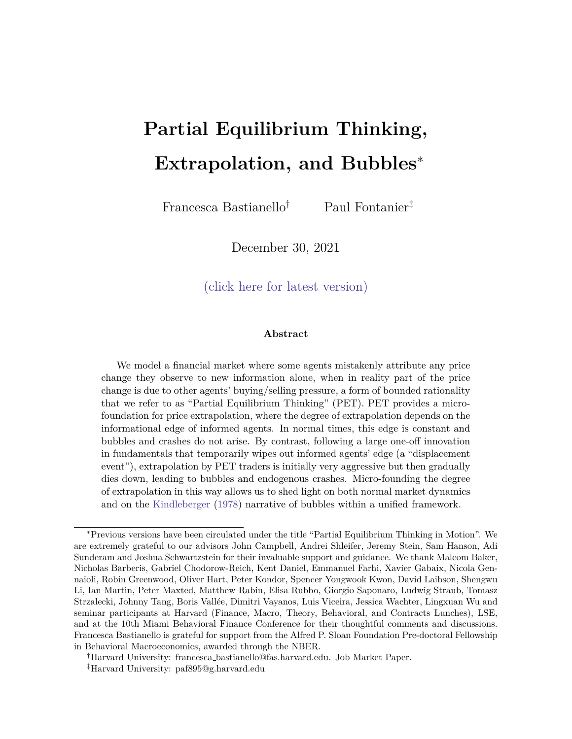# Partial Equilibrium Thinking, Extrapolation, and Bubbles*

Francesca Bastianello[†] Paul Fontanier[‡]

December 30, 2021

(click here for latest version)

### Abstract

We model a financial market where some agents mistakenly attribute any price change they observe to new information alone, when in reality part of the price change is due to other agents' buying/selling pressure, a form of bounded rationality that we refer to as "Partial Equilibrium Thinking" (PET). PET provides a microfoundation for price extrapolation, where the degree of extrapolation depends on the informational edge of informed agents. In normal times, this edge is constant and bubbles and crashes do not arise. By contrast, following a large one-off innovation in fundamentals that temporarily wipes out informed agents' edge (a "displacement event"), extrapolation by PET traders is initially very aggressive but then gradually dies down, leading to bubbles and endogenous crashes. Micro-founding the degree of extrapolation in this way allows us to shed light on both normal market dynamics and on the Kindleberger (1978) narrative of bubbles within a unified framework.

---

*Previous versions have been circulated under the title "Partial Equilibrium Thinking in Motion". We are extremely grateful to our advisors John Campbell, Andrei Shleifer, Jeremy Stein, Sam Hanson, Adi Sunderam and Joshua Schwartzstein for their invaluable support and guidance. We thank Malcom Baker, Nicholas Barberis, Gabriel Chodorow-Reich, Kent Daniel, Emmanuel Farhi, Xavier Gabaix, Nicola Gennaioli, Robin Greenwood, Oliver Hart, Peter Kondor, Spencer Yongwook Kwon, David Laibson, Shengwu Li, Ian Martin, Peter Maxted, Matthew Rabin, Elisa Rubbo, Giorgio Saponaro, Ludwig Straub, Tomasz Strzalecki, Johnny Tang, Boris Vallée, Dimitri Vayanos, Luis Viceira, Jessica Wachter, Lingxuan Wu and seminar participants at Harvard (Finance, Macro, Theory, Behavioral, and Contracts Lunches), LSE, and at the 10th Miami Behavioral Finance Conference for their thoughtful comments and discussions. Francesca Bastianello is grateful for support from the Alfred P. Sloan Foundation Pre-doctoral Fellowship in Behavioral Macroeconomics, awarded through the NBER.

†Harvard University: francesca_bastianello@fas.harvard.edu. Job Market Paper.

‡Harvard University: paf895@g.harvard.edu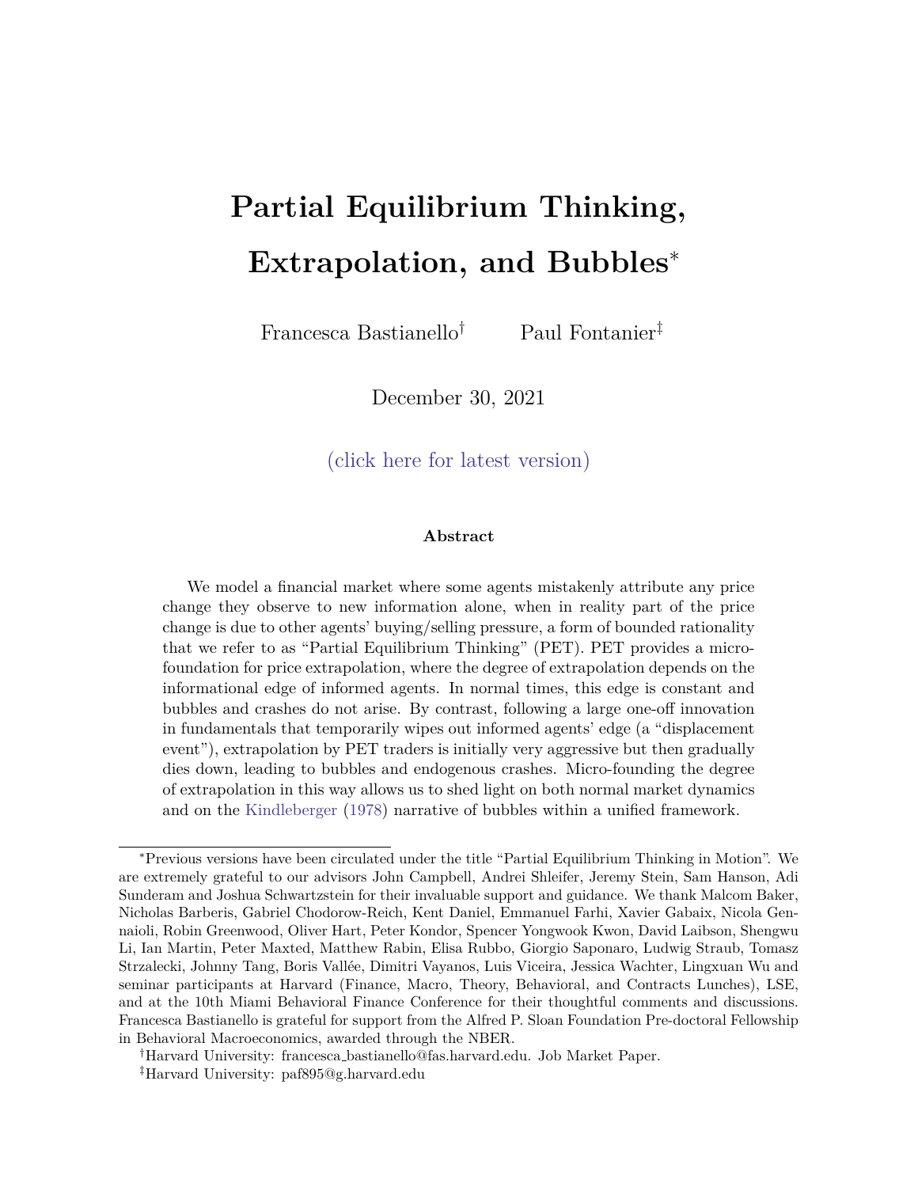# Partial Equilibrium Thinking, Extrapolation, and Bubbles*

Francesca Bastianello[†] Paul Fontanier[‡]

December 30, 2021

(click here for latest version)

### Abstract

We model a financial market where some agents mistakenly attribute any price change they observe to new information alone, when in reality part of the price change is due to other agents' buying/selling pressure, a form of bounded rationality that we refer to as "Partial Equilibrium Thinking" (PET). PET provides a micro-foundation for price extrapolation, where the degree of extrapolation depends on the informational edge of informed agents. In normal times, this edge is constant and bubbles and crashes do not arise. By contrast, following a large one-off innovation in fundamentals that temporarily wipes out informed agents' edge (a "displacement event"), extrapolation by PET traders is initially very aggressive but then gradually dies down, leading to bubbles and endogenous crashes. Micro-founding the degree of extrapolation in this way allows us to shed light on both normal market dynamics and on the Kindleberger (1978) narrative of bubbles within a unified framework.

---

*Previous versions have been circulated under the title "Partial Equilibrium Thinking in Motion". We are extremely grateful to our advisors John Campbell, Andrei Shleifer, Jeremy Stein, Sam Hanson, Adi Sunderam and Joshua Schwartzstein for their invaluable support and guidance. We thank Malcom Baker, Nicholas Barberis, Gabriel Chodorow-Reich, Kent Daniel, Emmanuel Farhi, Xavier Gabaix, Nicola Gennaioli, Robin Greenwood, Oliver Hart, Peter Kondor, Spencer Yongwook Kwon, David Laibson, Shengwu Li, Ian Martin, Peter Maxted, Matthew Rabin, Elisa Rubbo, Giorgio Saponaro, Ludwig Straub, Tomasz Strzalecki, Johnny Tang, Boris Vallée, Dimitri Vayanos, Luis Viceira, Jessica Wachter, Lingxuan Wu and seminar participants at Harvard (Finance, Macro, Theory, Behavioral, and Contracts Lunches), LSE, and at the 10th Miami Behavioral Finance Conference for their thoughtful comments and discussions. Francesca Bastianello is grateful for support from the Alfred P. Sloan Foundation Pre-doctoral Fellowship in Behavioral Macroeconomics, awarded through the NBER.

[†]Harvard University: francesca_bastianello@fas.harvard.edu. Job Market Paper.

[‡]Harvard University: paf895@g.harvard.edu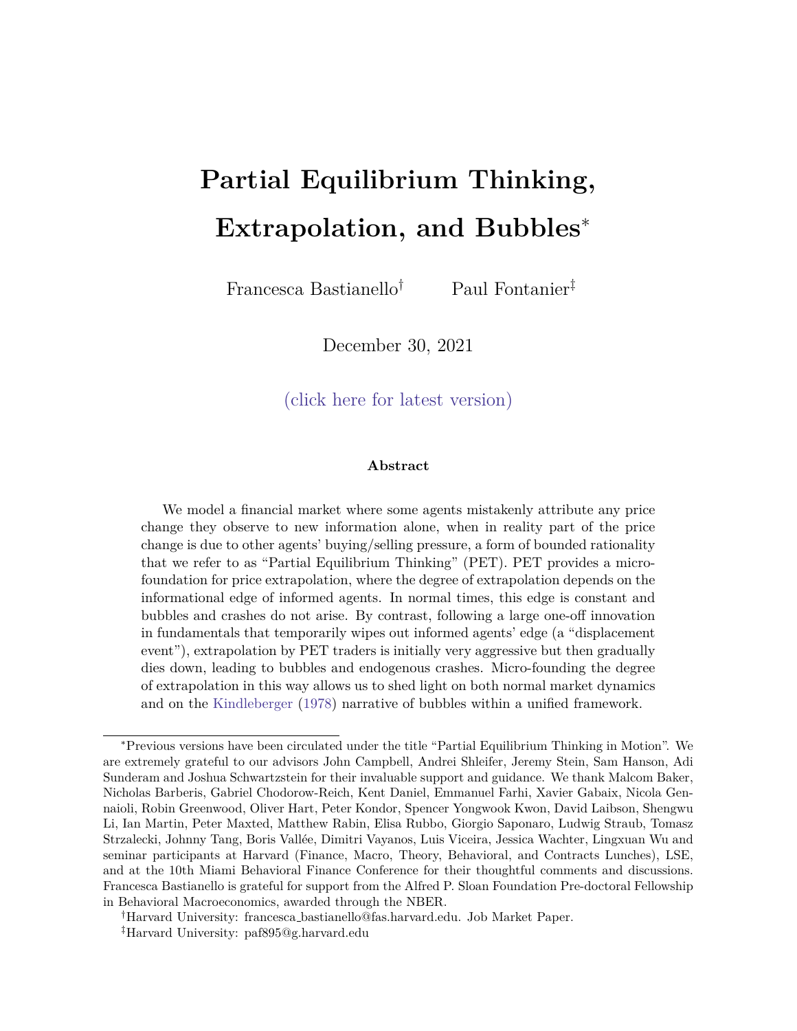# Partial Equilibrium Thinking, Extrapolation, and Bubbles*

Francesca Bastianello† Paul Fontanier‡

December 30, 2021

(click here for latest version)

#### Abstract

We model a financial market where some agents mistakenly attribute any price change they observe to new information alone, when in reality part of the price change is due to other agents' buying/selling pressure, a form of bounded rationality that we refer to as "Partial Equilibrium Thinking" (PET). PET provides a micro-foundation for price extrapolation, where the degree of extrapolation depends on the informational edge of informed agents. In normal times, this edge is constant and bubbles and crashes do not arise. By contrast, following a large one-off innovation in fundamentals that temporarily wipes out informed agents' edge (a "displacement event"), extrapolation by PET traders is initially very aggressive but then gradually dies down, leading to bubbles and endogenous crashes. Micro-founding the degree of extrapolation in this way allows us to shed light on both normal market dynamics and on the Kindleberger (1978) narrative of bubbles within a unified framework.

---

*Previous versions have been circulated under the title "Partial Equilibrium Thinking in Motion". We are extremely grateful to our advisors John Campbell, Andrei Shleifer, Jeremy Stein, Sam Hanson, Adi Sunderam and Joshua Schwartzstein for their invaluable support and guidance. We thank Malcom Baker, Nicholas Barberis, Gabriel Chodorow-Reich, Kent Daniel, Emmanuel Farhi, Xavier Gabaix, Nicola Gennaioli, Robin Greenwood, Oliver Hart, Peter Kondor, Spencer Yongwook Kwon, David Laibson, Shengwu Li, Ian Martin, Peter Maxted, Matthew Rabin, Elisa Rubbo, Giorgio Saponaro, Ludwig Straub, Tomasz Strzalecki, Johnny Tang, Boris Vallée, Dimitri Vayanos, Luis Viceira, Jessica Wachter, Lingxuan Wu and seminar participants at Harvard (Finance, Macro, Theory, Behavioral, and Contracts Lunches), LSE, and at the 10th Miami Behavioral Finance Conference for their thoughtful comments and discussions. Francesca Bastianello is grateful for support from the Alfred P. Sloan Foundation Pre-doctoral Fellowship in Behavioral Macroeconomics, awarded through the NBER.

†Harvard University: francesca_bastianello@fas.harvard.edu. Job Market Paper.

‡Harvard University: paf895@g.harvard.edu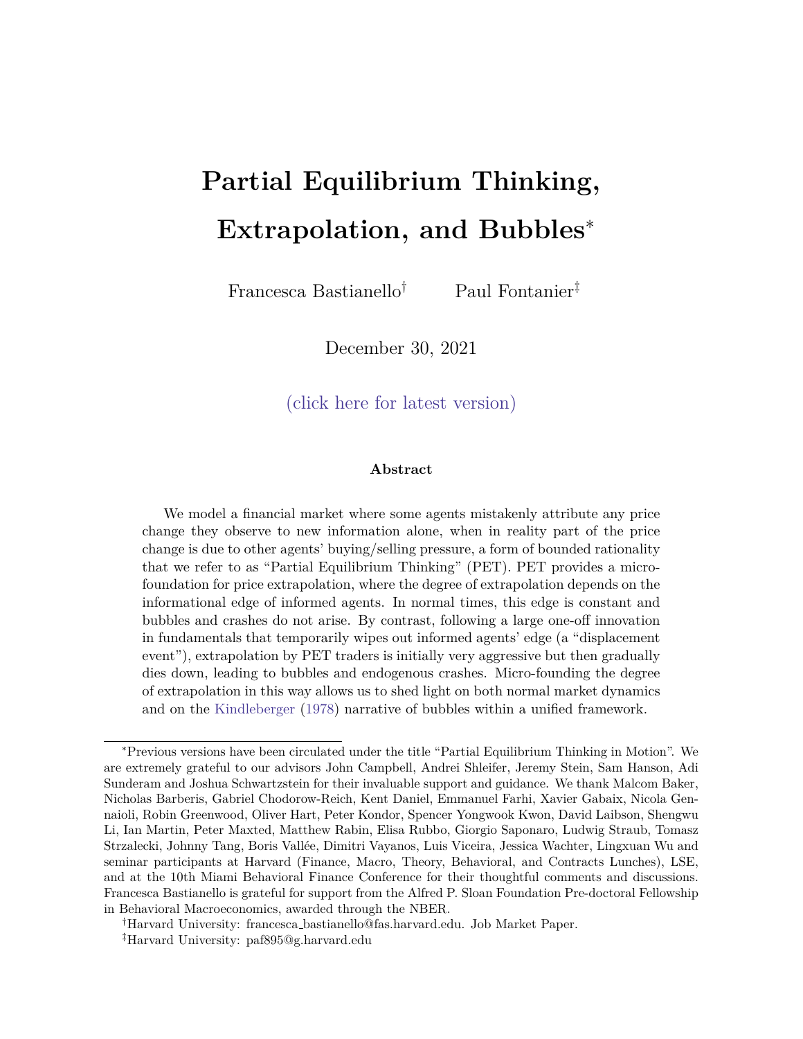# Partial Equilibrium Thinking, Extrapolation, and Bubbles*

Francesca Bastianello[†] Paul Fontanier[‡]

December 30, 2021

(click here for latest version)

### Abstract

We model a financial market where some agents mistakenly attribute any price change they observe to new information alone, when in reality part of the price change is due to other agents' buying/selling pressure, a form of bounded rationality that we refer to as "Partial Equilibrium Thinking" (PET). PET provides a microfoundation for price extrapolation, where the degree of extrapolation depends on the informational edge of informed agents. In normal times, this edge is constant and bubbles and crashes do not arise. By contrast, following a large one-off innovation in fundamentals that temporarily wipes out informed agents' edge (a "displacement event"), extrapolation by PET traders is initially very aggressive but then gradually dies down, leading to bubbles and endogenous crashes. Micro-founding the degree of extrapolation in this way allows us to shed light on both normal market dynamics and on the Kindleberger (1978) narrative of bubbles within a unified framework.

---

[*] Previous versions have been circulated under the title "Partial Equilibrium Thinking in Motion". We are extremely grateful to our advisors John Campbell, Andrei Shleifer, Jeremy Stein, Sam Hanson, Adi Sunderam and Joshua Schwartzstein for their invaluable support and guidance. We thank Malcom Baker, Nicholas Barberis, Gabriel Chodorow-Reich, Kent Daniel, Emmanuel Farhi, Xavier Gabaix, Nicola Gennaioli, Robin Greenwood, Oliver Hart, Peter Kondor, Spencer Yongwook Kwon, David Laibson, Shengwu Li, Ian Martin, Peter Maxted, Matthew Rabin, Elisa Rubbo, Giorgio Saponaro, Ludwig Straub, Tomasz Strzalecki, Johnny Tang, Boris Vallée, Dimitri Vayanos, Luis Viceira, Jessica Wachter, Lingxuan Wu and seminar participants at Harvard (Finance, Macro, Theory, Behavioral, and Contracts Lunches), LSE, and at the 10th Miami Behavioral Finance Conference for their thoughtful comments and discussions. Francesca Bastianello is grateful for support from the Alfred P. Sloan Foundation Pre-doctoral Fellowship in Behavioral Macroeconomics, awarded through the NBER.

[†] Harvard University: francesca_bastianello@fas.harvard.edu. Job Market Paper.

[‡] Harvard University: paf895@g.harvard.edu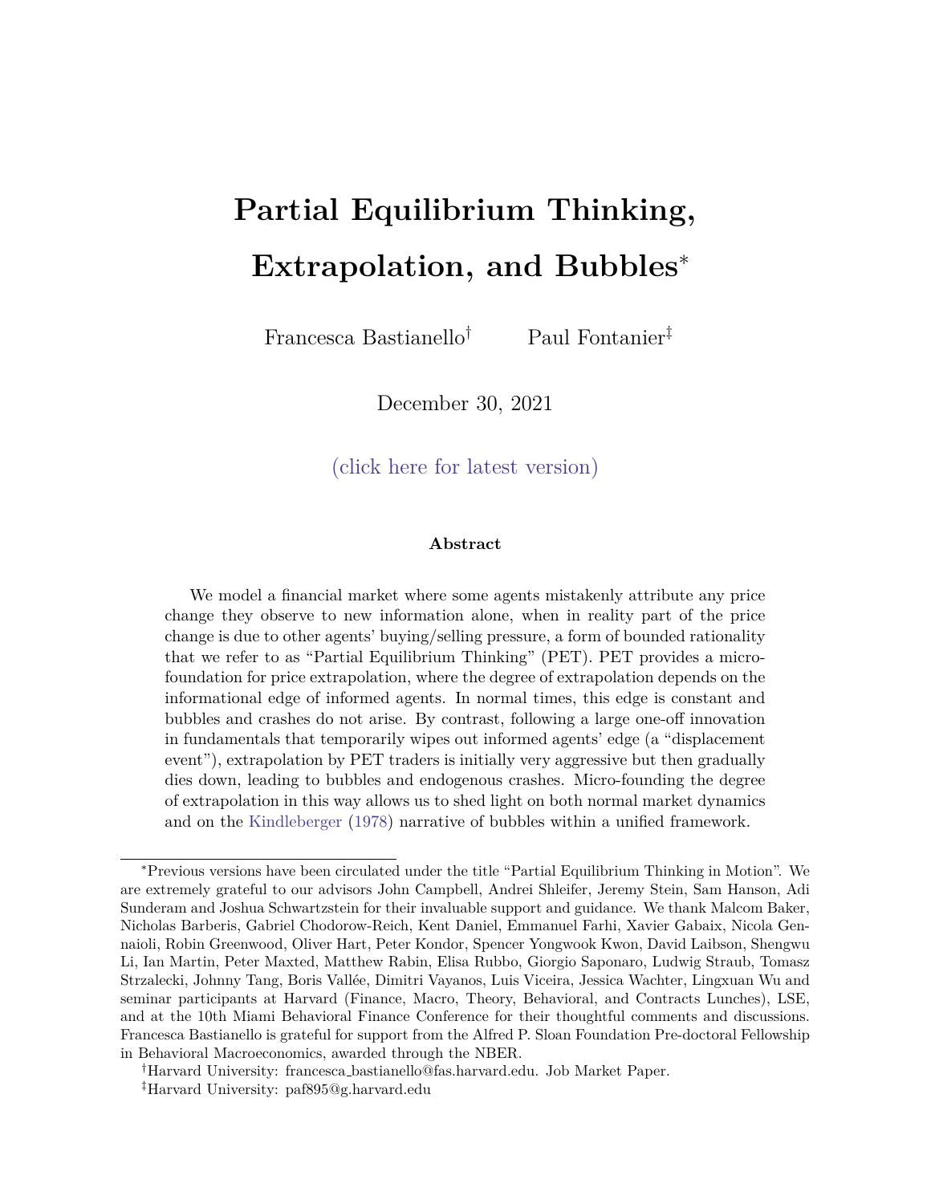# Partial Equilibrium Thinking, Extrapolation, and Bubbles*

Francesca Bastianello[†] Paul Fontanier[‡]

December 30, 2021

(click here for latest version)

### Abstract

We model a financial market where some agents mistakenly attribute any price change they observe to new information alone, when in reality part of the price change is due to other agents' buying/selling pressure, a form of bounded rationality that we refer to as "Partial Equilibrium Thinking" (PET). PET provides a micro-foundation for price extrapolation, where the degree of extrapolation depends on the informational edge of informed agents. In normal times, this edge is constant and bubbles and crashes do not arise. By contrast, following a large one-off innovation in fundamentals that temporarily wipes out informed agents' edge (a "displacement event"), extrapolation by PET traders is initially very aggressive but then gradually dies down, leading to bubbles and endogenous crashes. Micro-founding the degree of extrapolation in this way allows us to shed light on both normal market dynamics and on the Kindleberger (1978) narrative of bubbles within a unified framework.

---

*Previous versions have been circulated under the title "Partial Equilibrium Thinking in Motion". We are extremely grateful to our advisors John Campbell, Andrei Shleifer, Jeremy Stein, Sam Hanson, Adi Sunderam and Joshua Schwartzstein for their invaluable support and guidance. We thank Malcom Baker, Nicholas Barberis, Gabriel Chodorow-Reich, Kent Daniel, Emmanuel Farhi, Xavier Gabaix, Nicola Gennaioli, Robin Greenwood, Oliver Hart, Peter Kondor, Spencer Yongwook Kwon, David Laibson, Shengwu Li, Ian Martin, Peter Maxted, Matthew Rabin, Elisa Rubbo, Giorgio Saponaro, Ludwig Straub, Tomasz Strzalecki, Johnny Tang, Boris Vallée, Dimitri Vayanos, Luis Viceira, Jessica Wachter, Lingxuan Wu and seminar participants at Harvard (Finance, Macro, Theory, Behavioral, and Contracts Lunches), LSE, and at the 10th Miami Behavioral Finance Conference for their thoughtful comments and discussions. Francesca Bastianello is grateful for support from the Alfred P. Sloan Foundation Pre-doctoral Fellowship in Behavioral Macroeconomics, awarded through the NBER.

[†]Harvard University: francesca_bastianello@fas.harvard.edu. Job Market Paper.

[‡]Harvard University: paf895@g.harvard.edu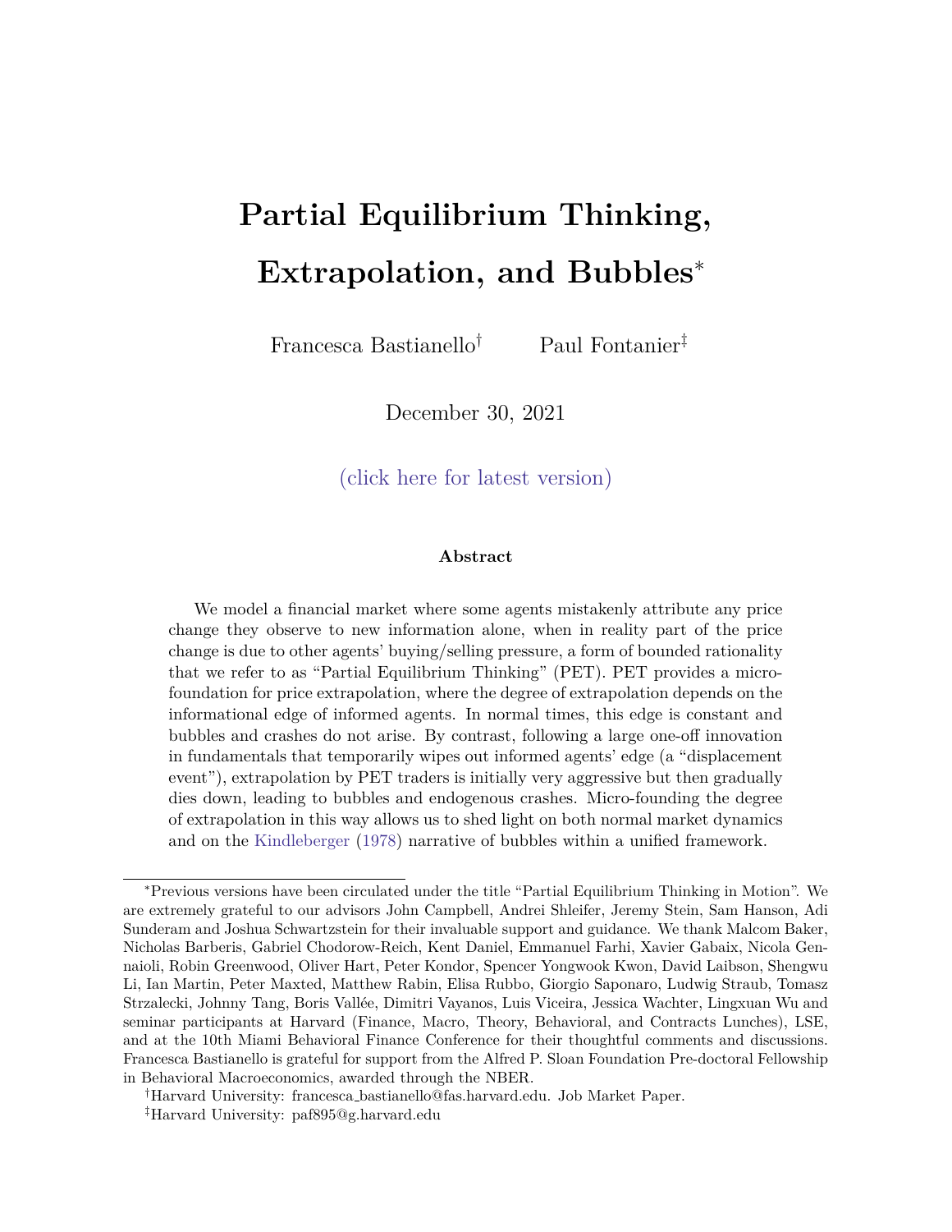# Partial Equilibrium Thinking, Extrapolation, and Bubbles*

Francesca Bastianello[†] Paul Fontanier[‡]

December 30, 2021

(click here for latest version)

### Abstract

We model a financial market where some agents mistakenly attribute any price change they observe to new information alone, when in reality part of the price change is due to other agents' buying/selling pressure, a form of bounded rationality that we refer to as "Partial Equilibrium Thinking" (PET). PET provides a micro-foundation for price extrapolation, where the degree of extrapolation depends on the informational edge of informed agents. In normal times, this edge is constant and bubbles and crashes do not arise. By contrast, following a large one-off innovation in fundamentals that temporarily wipes out informed agents' edge (a "displacement event"), extrapolation by PET traders is initially very aggressive but then gradually dies down, leading to bubbles and endogenous crashes. Micro-founding the degree of extrapolation in this way allows us to shed light on both normal market dynamics and on the Kindleberger (1978) narrative of bubbles within a unified framework.

---

*Previous versions have been circulated under the title "Partial Equilibrium Thinking in Motion". We are extremely grateful to our advisors John Campbell, Andrei Shleifer, Jeremy Stein, Sam Hanson, Adi Sunderam and Joshua Schwartzstein for their invaluable support and guidance. We thank Malcom Baker, Nicholas Barberis, Gabriel Chodorow-Reich, Kent Daniel, Emmanuel Farhi, Xavier Gabaix, Nicola Gennaioli, Robin Greenwood, Oliver Hart, Peter Kondor, Spencer Yongwook Kwon, David Laibson, Shengwu Li, Ian Martin, Peter Maxted, Matthew Rabin, Elisa Rubbo, Giorgio Saponaro, Ludwig Straub, Tomasz Strzalecki, Johnny Tang, Boris Vallée, Dimitri Vayanos, Luis Viceira, Jessica Wachter, Lingxuan Wu and seminar participants at Harvard (Finance, Macro, Theory, Behavioral, and Contracts Lunches), LSE, and at the 10th Miami Behavioral Finance Conference for their thoughtful comments and discussions. Francesca Bastianello is grateful for support from the Alfred P. Sloan Foundation Pre-doctoral Fellowship in Behavioral Macroeconomics, awarded through the NBER.

[†]Harvard University: francesca_bastianello@fas.harvard.edu. Job Market Paper.

[‡]Harvard University: paf895@g.harvard.edu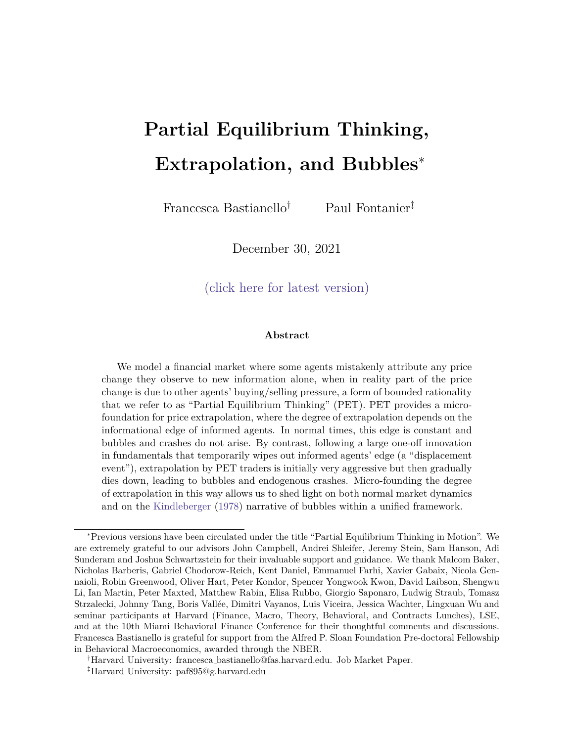# Partial Equilibrium Thinking, Extrapolation, and Bubbles*

Francesca Bastianello[†] Paul Fontanier[‡]

December 30, 2021

(click here for latest version)

**Abstract**

We model a financial market where some agents mistakenly attribute any price change they observe to new information alone, when in reality part of the price change is due to other agents' buying/selling pressure, a form of bounded rationality that we refer to as "Partial Equilibrium Thinking" (PET). PET provides a micro-foundation for price extrapolation, where the degree of extrapolation depends on the informational edge of informed agents. In normal times, this edge is constant and bubbles and crashes do not arise. By contrast, following a large one-off innovation in fundamentals that temporarily wipes out informed agents' edge (a "displacement event"), extrapolation by PET traders is initially very aggressive but then gradually dies down, leading to bubbles and endogenous crashes. Micro-founding the degree of extrapolation in this way allows us to shed light on both normal market dynamics and on the Kindleberger (1978) narrative of bubbles within a unified framework.

---

*Previous versions have been circulated under the title "Partial Equilibrium Thinking in Motion". We are extremely grateful to our advisors John Campbell, Andrei Shleifer, Jeremy Stein, Sam Hanson, Adi Sunderam and Joshua Schwartzstein for their invaluable support and guidance. We thank Malcom Baker, Nicholas Barberis, Gabriel Chodorow-Reich, Kent Daniel, Emmanuel Farhi, Xavier Gabaix, Nicola Gennaioli, Robin Greenwood, Oliver Hart, Peter Kondor, Spencer Yongwook Kwon, David Laibson, Shengwu Li, Ian Martin, Peter Maxted, Matthew Rabin, Elisa Rubbo, Giorgio Saponaro, Ludwig Straub, Tomasz Strzalecki, Johnny Tang, Boris Vallée, Dimitri Vayanos, Luis Viceira, Jessica Wachter, Lingxuan Wu and seminar participants at Harvard (Finance, Macro, Theory, Behavioral, and Contracts Lunches), LSE, and at the 10th Miami Behavioral Finance Conference for their thoughtful comments and discussions. Francesca Bastianello is grateful for support from the Alfred P. Sloan Foundation Pre-doctoral Fellowship in Behavioral Macroeconomics, awarded through the NBER.

[†]Harvard University: francesca_bastianello@fas.harvard.edu. Job Market Paper.

[‡]Harvard University: paf895@g.harvard.edu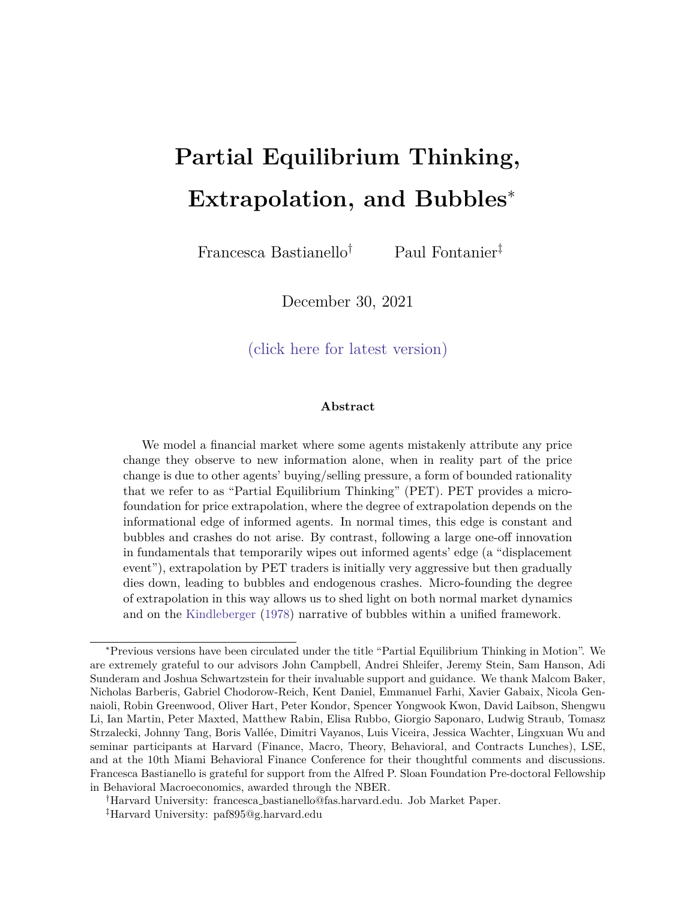# Partial Equilibrium Thinking, Extrapolation, and Bubbles*

Francesca Bastianello† Paul Fontanier‡

December 30, 2021

(click here for latest version)

### Abstract

We model a financial market where some agents mistakenly attribute any price change they observe to new information alone, when in reality part of the price change is due to other agents' buying/selling pressure, a form of bounded rationality that we refer to as "Partial Equilibrium Thinking" (PET). PET provides a microfoundation for price extrapolation, where the degree of extrapolation depends on the informational edge of informed agents. In normal times, this edge is constant and bubbles and crashes do not arise. By contrast, following a large one-off innovation in fundamentals that temporarily wipes out informed agents' edge (a "displacement event"), extrapolation by PET traders is initially very aggressive but then gradually dies down, leading to bubbles and endogenous crashes. Micro-founding the degree of extrapolation in this way allows us to shed light on both normal market dynamics and on the Kindleberger (1978) narrative of bubbles within a unified framework.

---

*Previous versions have been circulated under the title "Partial Equilibrium Thinking in Motion". We are extremely grateful to our advisors John Campbell, Andrei Shleifer, Jeremy Stein, Sam Hanson, Adi Sunderam and Joshua Schwartzstein for their invaluable support and guidance. We thank Malcom Baker, Nicholas Barberis, Gabriel Chodorow-Reich, Kent Daniel, Emmanuel Farhi, Xavier Gabaix, Nicola Gennaioli, Robin Greenwood, Oliver Hart, Peter Kondor, Spencer Yongwook Kwon, David Laibson, Shengwu Li, Ian Martin, Peter Maxted, Matthew Rabin, Elisa Rubbo, Giorgio Saponaro, Ludwig Straub, Tomasz Strzalecki, Johnny Tang, Boris Vallée, Dimitri Vayanos, Luis Viceira, Jessica Wachter, Lingxuan Wu and seminar participants at Harvard (Finance, Macro, Theory, Behavioral, and Contracts Lunches), LSE, and at the 10th Miami Behavioral Finance Conference for their thoughtful comments and discussions. Francesca Bastianello is grateful for support from the Alfred P. Sloan Foundation Pre-doctoral Fellowship in Behavioral Macroeconomics, awarded through the NBER.

†Harvard University: francesca_bastianello@fas.harvard.edu. Job Market Paper.

‡Harvard University: paf895@g.harvard.edu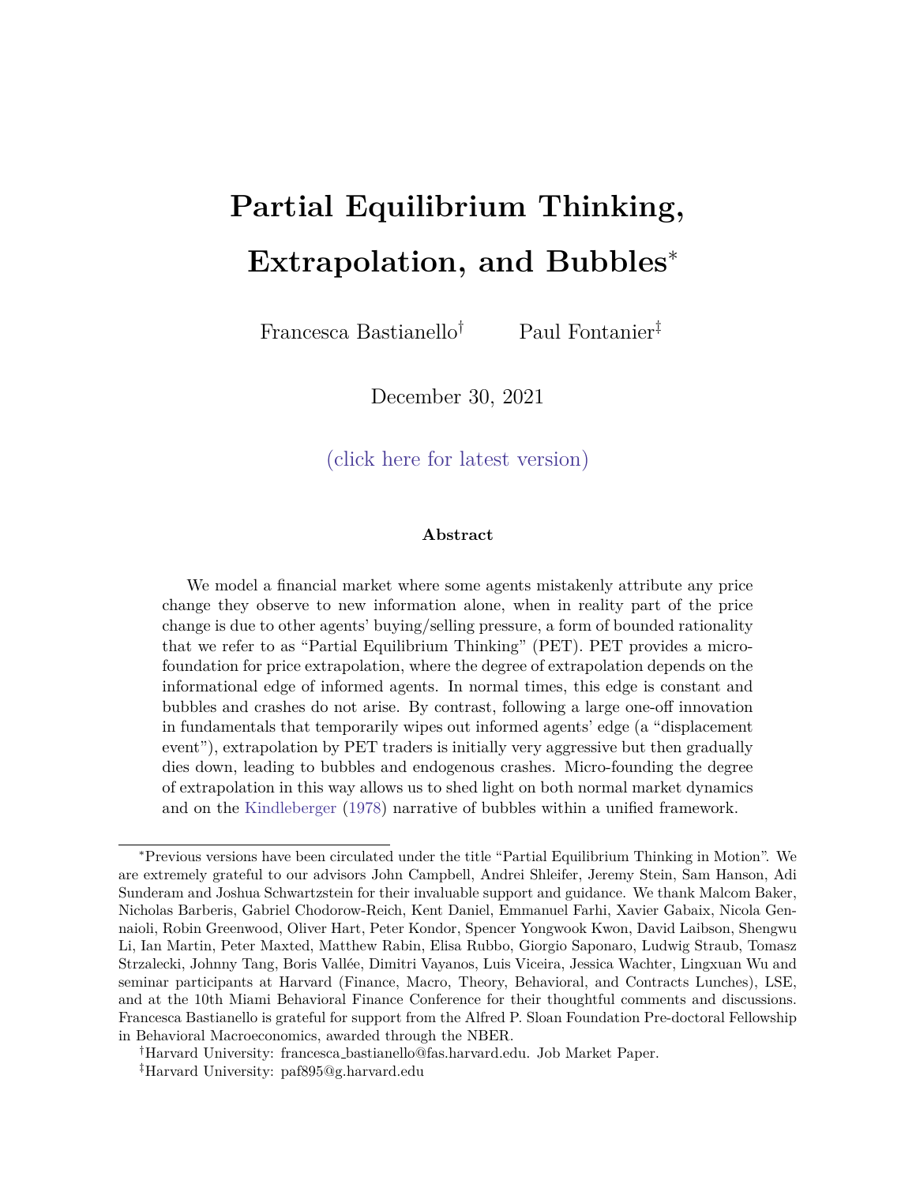# Partial Equilibrium Thinking, Extrapolation, and Bubbles*

Francesca Bastianello[†] Paul Fontanier[‡]

December 30, 2021

(click here for latest version)

### Abstract

We model a financial market where some agents mistakenly attribute any price change they observe to new information alone, when in reality part of the price change is due to other agents' buying/selling pressure, a form of bounded rationality that we refer to as "Partial Equilibrium Thinking" (PET). PET provides a micro-foundation for price extrapolation, where the degree of extrapolation depends on the informational edge of informed agents. In normal times, this edge is constant and bubbles and crashes do not arise. By contrast, following a large one-off innovation in fundamentals that temporarily wipes out informed agents' edge (a "displacement event"), extrapolation by PET traders is initially very aggressive but then gradually dies down, leading to bubbles and endogenous crashes. Micro-founding the degree of extrapolation in this way allows us to shed light on both normal market dynamics and on the Kindleberger (1978) narrative of bubbles within a unified framework.

---

*Previous versions have been circulated under the title "Partial Equilibrium Thinking in Motion". We are extremely grateful to our advisors John Campbell, Andrei Shleifer, Jeremy Stein, Sam Hanson, Adi Sunderam and Joshua Schwartzstein for their invaluable support and guidance. We thank Malcom Baker, Nicholas Barberis, Gabriel Chodorow-Reich, Kent Daniel, Emmanuel Farhi, Xavier Gabaix, Nicola Gennaioli, Robin Greenwood, Oliver Hart, Peter Kondor, Spencer Yongwook Kwon, David Laibson, Shengwu Li, Ian Martin, Peter Maxted, Matthew Rabin, Elisa Rubbo, Giorgio Saponaro, Ludwig Straub, Tomasz Strzalecki, Johnny Tang, Boris Vallée, Dimitri Vayanos, Luis Viceira, Jessica Wachter, Lingxuan Wu and seminar participants at Harvard (Finance, Macro, Theory, Behavioral, and Contracts Lunches), LSE, and at the 10th Miami Behavioral Finance Conference for their thoughtful comments and discussions. Francesca Bastianello is grateful for support from the Alfred P. Sloan Foundation Pre-doctoral Fellowship in Behavioral Macroeconomics, awarded through the NBER.

[†]Harvard University: francesca_bastianello@fas.harvard.edu. Job Market Paper.

[‡]Harvard University: paf895@g.harvard.edu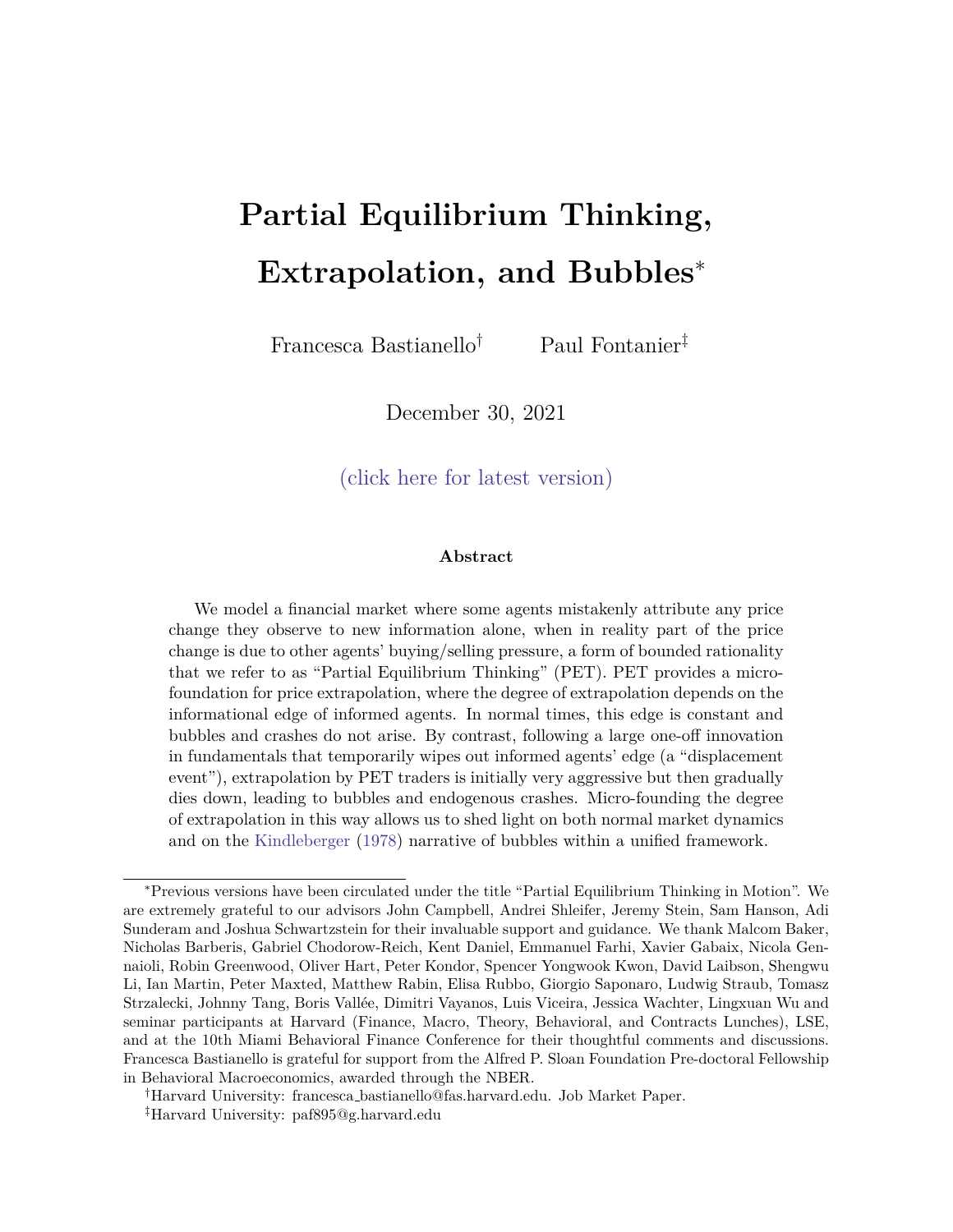# Partial Equilibrium Thinking, Extrapolation, and Bubbles*

Francesca Bastianello† Paul Fontanier‡

December 30, 2021

(click here for latest version)

### Abstract

We model a financial market where some agents mistakenly attribute any price change they observe to new information alone, when in reality part of the price change is due to other agents' buying/selling pressure, a form of bounded rationality that we refer to as "Partial Equilibrium Thinking" (PET). PET provides a micro-foundation for price extrapolation, where the degree of extrapolation depends on the informational edge of informed agents. In normal times, this edge is constant and bubbles and crashes do not arise. By contrast, following a large one-off innovation in fundamentals that temporarily wipes out informed agents' edge (a "displacement event"), extrapolation by PET traders is initially very aggressive but then gradually dies down, leading to bubbles and endogenous crashes. Micro-founding the degree of extrapolation in this way allows us to shed light on both normal market dynamics and on the Kindleberger (1978) narrative of bubbles within a unified framework.

---

*Previous versions have been circulated under the title "Partial Equilibrium Thinking in Motion". We are extremely grateful to our advisors John Campbell, Andrei Shleifer, Jeremy Stein, Sam Hanson, Adi Sunderam and Joshua Schwartzstein for their invaluable support and guidance. We thank Malcom Baker, Nicholas Barberis, Gabriel Chodorow-Reich, Kent Daniel, Emmanuel Farhi, Xavier Gabaix, Nicola Gennaioli, Robin Greenwood, Oliver Hart, Peter Kondor, Spencer Yongwook Kwon, David Laibson, Shengwu Li, Ian Martin, Peter Maxted, Matthew Rabin, Elisa Rubbo, Giorgio Saponaro, Ludwig Straub, Tomasz Strzalecki, Johnny Tang, Boris Vallée, Dimitri Vayanos, Luis Viceira, Jessica Wachter, Lingxuan Wu and seminar participants at Harvard (Finance, Macro, Theory, Behavioral, and Contracts Lunches), LSE, and at the 10th Miami Behavioral Finance Conference for their thoughtful comments and discussions. Francesca Bastianello is grateful for support from the Alfred P. Sloan Foundation Pre-doctoral Fellowship in Behavioral Macroeconomics, awarded through the NBER.

†Harvard University: francesca_bastianello@fas.harvard.edu. Job Market Paper.

‡Harvard University: paf895@g.harvard.edu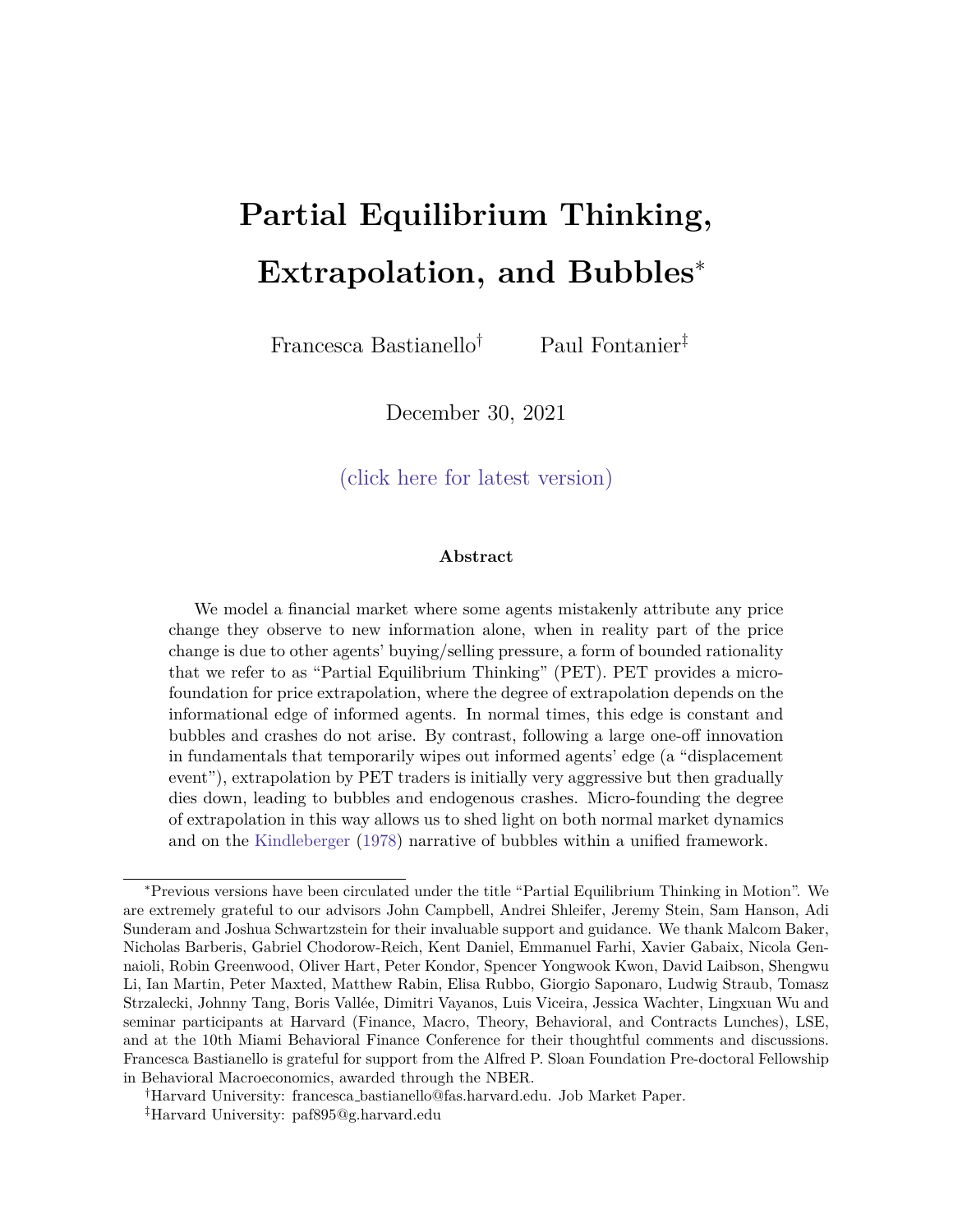# Partial Equilibrium Thinking, Extrapolation, and Bubbles*

Francesca Bastianello[†] Paul Fontanier[‡]

December 30, 2021

(click here for latest version)

### Abstract

We model a financial market where some agents mistakenly attribute any price change they observe to new information alone, when in reality part of the price change is due to other agents' buying/selling pressure, a form of bounded rationality that we refer to as "Partial Equilibrium Thinking" (PET). PET provides a micro-foundation for price extrapolation, where the degree of extrapolation depends on the informational edge of informed agents. In normal times, this edge is constant and bubbles and crashes do not arise. By contrast, following a large one-off innovation in fundamentals that temporarily wipes out informed agents' edge (a "displacement event"), extrapolation by PET traders is initially very aggressive but then gradually dies down, leading to bubbles and endogenous crashes. Micro-founding the degree of extrapolation in this way allows us to shed light on both normal market dynamics and on the Kindleberger (1978) narrative of bubbles within a unified framework.

---

*Previous versions have been circulated under the title "Partial Equilibrium Thinking in Motion". We are extremely grateful to our advisors John Campbell, Andrei Shleifer, Jeremy Stein, Sam Hanson, Adi Sunderam and Joshua Schwartzstein for their invaluable support and guidance. We thank Malcom Baker, Nicholas Barberis, Gabriel Chodorow-Reich, Kent Daniel, Emmanuel Farhi, Xavier Gabaix, Nicola Gennaioli, Robin Greenwood, Oliver Hart, Peter Kondor, Spencer Yongwook Kwon, David Laibson, Shengwu Li, Ian Martin, Peter Maxted, Matthew Rabin, Elisa Rubbo, Giorgio Saponaro, Ludwig Straub, Tomasz Strzalecki, Johnny Tang, Boris Vallée, Dimitri Vayanos, Luis Viceira, Jessica Wachter, Lingxuan Wu and seminar participants at Harvard (Finance, Macro, Theory, Behavioral, and Contracts Lunches), LSE, and at the 10th Miami Behavioral Finance Conference for their thoughtful comments and discussions. Francesca Bastianello is grateful for support from the Alfred P. Sloan Foundation Pre-doctoral Fellowship in Behavioral Macroeconomics, awarded through the NBER.

[†]Harvard University: francesca_bastianello@fas.harvard.edu. Job Market Paper.

[‡]Harvard University: paf895@g.harvard.edu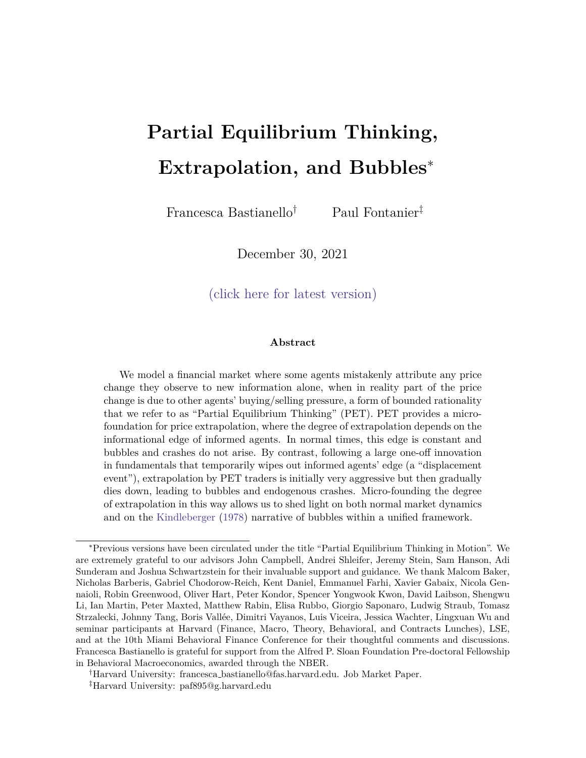# Partial Equilibrium Thinking, Extrapolation, and Bubbles*

Francesca Bastianello† Paul Fontanier‡

December 30, 2021

(click here for latest version)

### Abstract

We model a financial market where some agents mistakenly attribute any price change they observe to new information alone, when in reality part of the price change is due to other agents' buying/selling pressure, a form of bounded rationality that we refer to as "Partial Equilibrium Thinking" (PET). PET provides a micro-foundation for price extrapolation, where the degree of extrapolation depends on the informational edge of informed agents. In normal times, this edge is constant and bubbles and crashes do not arise. By contrast, following a large one-off innovation in fundamentals that temporarily wipes out informed agents' edge (a "displacement event"), extrapolation by PET traders is initially very aggressive but then gradually dies down, leading to bubbles and endogenous crashes. Micro-founding the degree of extrapolation in this way allows us to shed light on both normal market dynamics and on the Kindleberger (1978) narrative of bubbles within a unified framework.

---

*Previous versions have been circulated under the title "Partial Equilibrium Thinking in Motion". We are extremely grateful to our advisors John Campbell, Andrei Shleifer, Jeremy Stein, Sam Hanson, Adi Sunderam and Joshua Schwartzstein for their invaluable support and guidance. We thank Malcom Baker, Nicholas Barberis, Gabriel Chodorow-Reich, Kent Daniel, Emmanuel Farhi, Xavier Gabaix, Nicola Gennaioli, Robin Greenwood, Oliver Hart, Peter Kondor, Spencer Yongwook Kwon, David Laibson, Shengwu Li, Ian Martin, Peter Maxted, Matthew Rabin, Elisa Rubbo, Giorgio Saponaro, Ludwig Straub, Tomasz Strzalecki, Johnny Tang, Boris Vallée, Dimitri Vayanos, Luis Viceira, Jessica Wachter, Lingxuan Wu and seminar participants at Harvard (Finance, Macro, Theory, Behavioral, and Contracts Lunches), LSE, and at the 10th Miami Behavioral Finance Conference for their thoughtful comments and discussions. Francesca Bastianello is grateful for support from the Alfred P. Sloan Foundation Pre-doctoral Fellowship in Behavioral Macroeconomics, awarded through the NBER.

†Harvard University: francesca_bastianello@fas.harvard.edu. Job Market Paper.

‡Harvard University: paf895@g.harvard.edu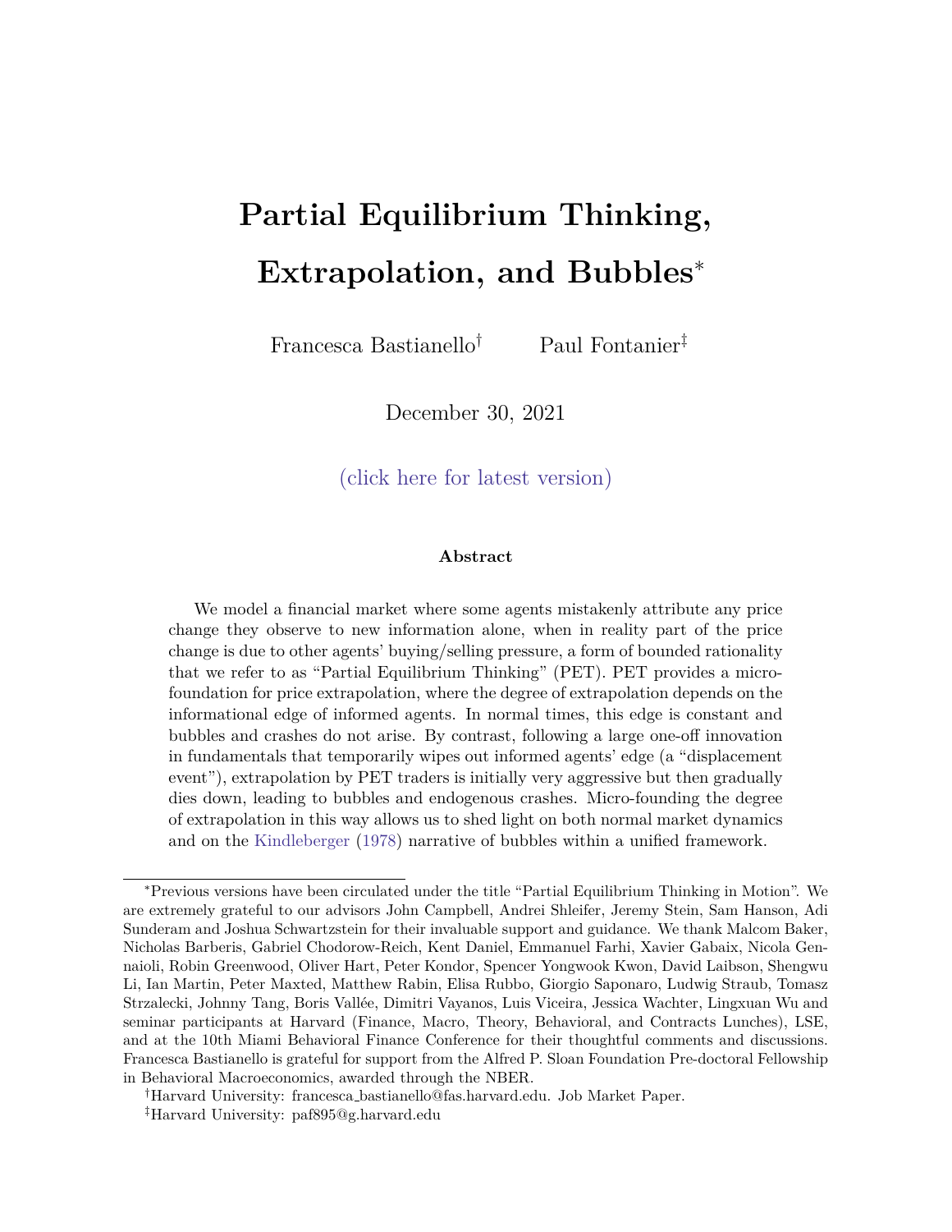# Partial Equilibrium Thinking, Extrapolation, and Bubbles*

Francesca Bastianello[†] Paul Fontanier[‡]

December 30, 2021

(click here for latest version)

### Abstract

We model a financial market where some agents mistakenly attribute any price change they observe to new information alone, when in reality part of the price change is due to other agents' buying/selling pressure, a form of bounded rationality that we refer to as "Partial Equilibrium Thinking" (PET). PET provides a micro-foundation for price extrapolation, where the degree of extrapolation depends on the informational edge of informed agents. In normal times, this edge is constant and bubbles and crashes do not arise. By contrast, following a large one-off innovation in fundamentals that temporarily wipes out informed agents' edge (a "displacement event"), extrapolation by PET traders is initially very aggressive but then gradually dies down, leading to bubbles and endogenous crashes. Micro-founding the degree of extrapolation in this way allows us to shed light on both normal market dynamics and on the Kindleberger (1978) narrative of bubbles within a unified framework.

---

*Previous versions have been circulated under the title "Partial Equilibrium Thinking in Motion". We are extremely grateful to our advisors John Campbell, Andrei Shleifer, Jeremy Stein, Sam Hanson, Adi Sunderam and Joshua Schwartzstein for their invaluable support and guidance. We thank Malcom Baker, Nicholas Barberis, Gabriel Chodorow-Reich, Kent Daniel, Emmanuel Farhi, Xavier Gabaix, Nicola Gennaioli, Robin Greenwood, Oliver Hart, Peter Kondor, Spencer Yongwook Kwon, David Laibson, Shengwu Li, Ian Martin, Peter Maxted, Matthew Rabin, Elisa Rubbo, Giorgio Saponaro, Ludwig Straub, Tomasz Strzalecki, Johnny Tang, Boris Vallée, Dimitri Vayanos, Luis Viceira, Jessica Wachter, Lingxuan Wu and seminar participants at Harvard (Finance, Macro, Theory, Behavioral, and Contracts Lunches), LSE, and at the 10th Miami Behavioral Finance Conference for their thoughtful comments and discussions. Francesca Bastianello is grateful for support from the Alfred P. Sloan Foundation Pre-doctoral Fellowship in Behavioral Macroeconomics, awarded through the NBER.

[†]Harvard University: francesca_bastianello@fas.harvard.edu. Job Market Paper.

[‡]Harvard University: paf895@g.harvard.edu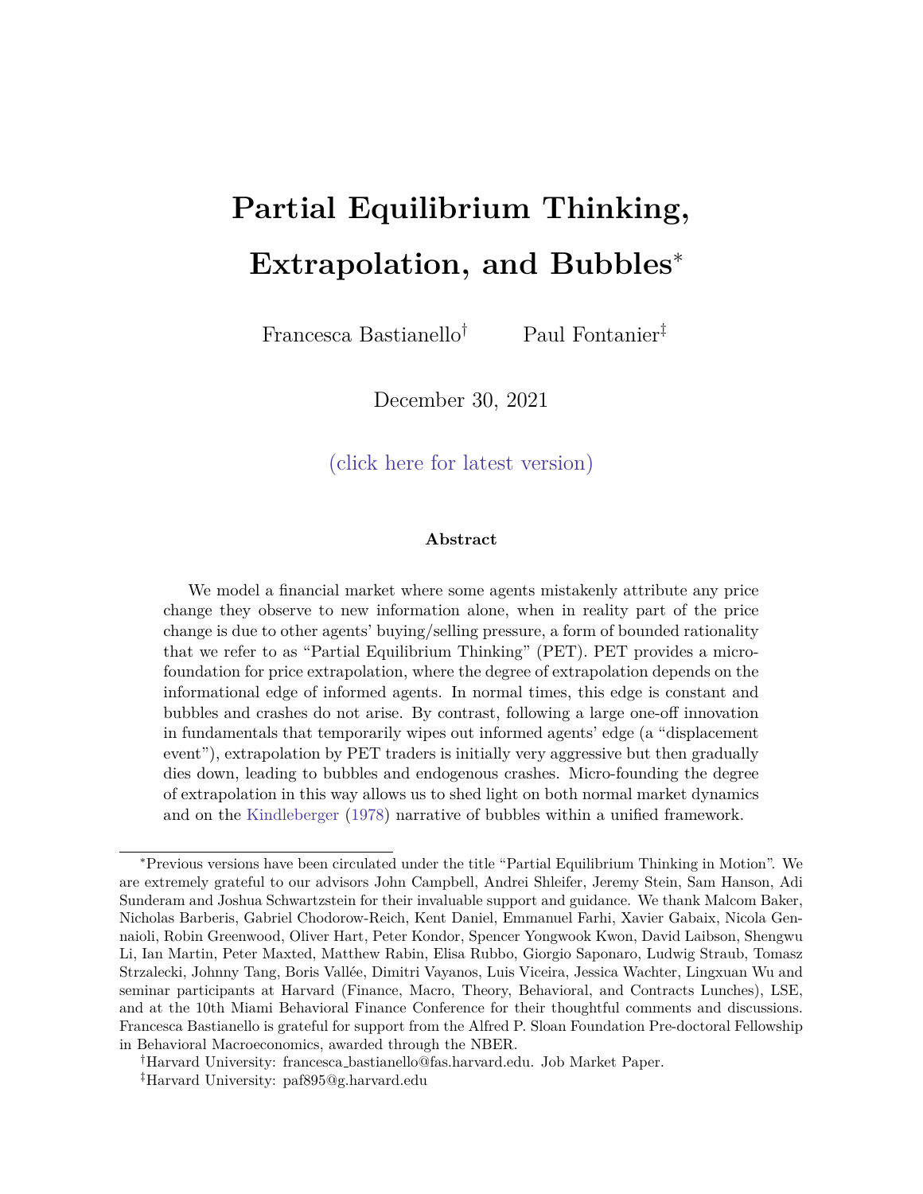# Partial Equilibrium Thinking, Extrapolation, and Bubbles*

Francesca Bastianello[†] Paul Fontanier[‡]

December 30, 2021

(click here for latest version)

### Abstract

We model a financial market where some agents mistakenly attribute any price change they observe to new information alone, when in reality part of the price change is due to other agents' buying/selling pressure, a form of bounded rationality that we refer to as "Partial Equilibrium Thinking" (PET). PET provides a micro-foundation for price extrapolation, where the degree of extrapolation depends on the informational edge of informed agents. In normal times, this edge is constant and bubbles and crashes do not arise. By contrast, following a large one-off innovation in fundamentals that temporarily wipes out informed agents' edge (a "displacement event"), extrapolation by PET traders is initially very aggressive but then gradually dies down, leading to bubbles and endogenous crashes. Micro-founding the degree of extrapolation in this way allows us to shed light on both normal market dynamics and on the Kindleberger (1978) narrative of bubbles within a unified framework.

---

*Previous versions have been circulated under the title "Partial Equilibrium Thinking in Motion". We are extremely grateful to our advisors John Campbell, Andrei Shleifer, Jeremy Stein, Sam Hanson, Adi Sunderam and Joshua Schwartzstein for their invaluable support and guidance. We thank Malcom Baker, Nicholas Barberis, Gabriel Chodorow-Reich, Kent Daniel, Emmanuel Farhi, Xavier Gabaix, Nicola Gennaioli, Robin Greenwood, Oliver Hart, Peter Kondor, Spencer Yongwook Kwon, David Laibson, Shengwu Li, Ian Martin, Peter Maxted, Matthew Rabin, Elisa Rubbo, Giorgio Saponaro, Ludwig Straub, Tomasz Strzalecki, Johnny Tang, Boris Vallée, Dimitri Vayanos, Luis Viceira, Jessica Wachter, Lingxuan Wu and seminar participants at Harvard (Finance, Macro, Theory, Behavioral, and Contracts Lunches), LSE, and at the 10th Miami Behavioral Finance Conference for their thoughtful comments and discussions. Francesca Bastianello is grateful for support from the Alfred P. Sloan Foundation Pre-doctoral Fellowship in Behavioral Macroeconomics, awarded through the NBER.

[†]Harvard University: francesca_bastianello@fas.harvard.edu. Job Market Paper.

[‡]Harvard University: paf895@g.harvard.edu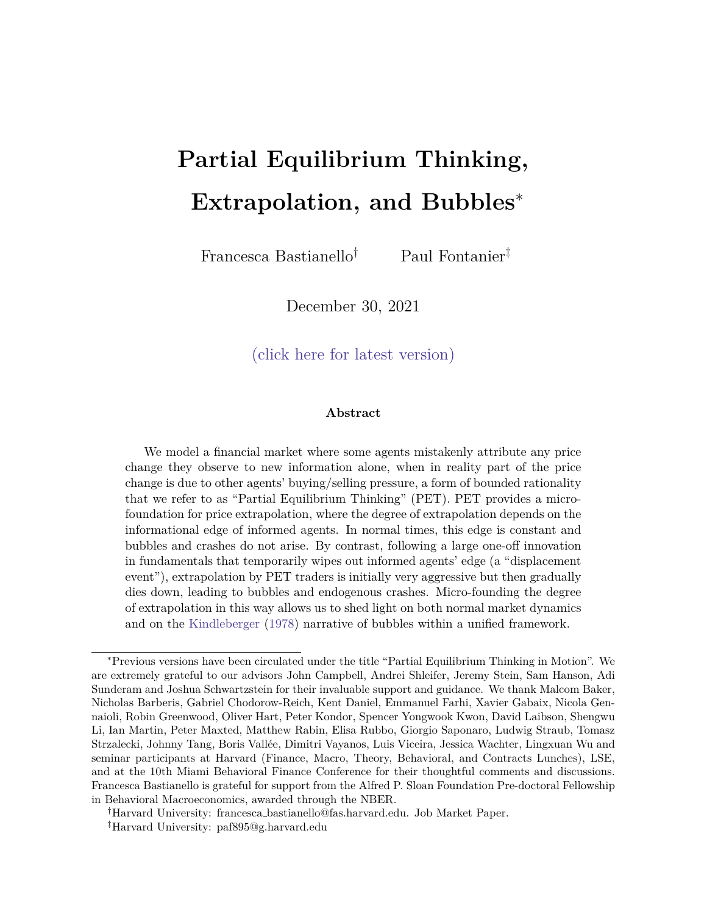# Partial Equilibrium Thinking, Extrapolation, and Bubbles*

Francesca Bastianello[†] Paul Fontanier[‡]

December 30, 2021

(click here for latest version)

### Abstract

We model a financial market where some agents mistakenly attribute any price change they observe to new information alone, when in reality part of the price change is due to other agents' buying/selling pressure, a form of bounded rationality that we refer to as "Partial Equilibrium Thinking" (PET). PET provides a micro-foundation for price extrapolation, where the degree of extrapolation depends on the informational edge of informed agents. In normal times, this edge is constant and bubbles and crashes do not arise. By contrast, following a large one-off innovation in fundamentals that temporarily wipes out informed agents' edge (a "displacement event"), extrapolation by PET traders is initially very aggressive but then gradually dies down, leading to bubbles and endogenous crashes. Micro-founding the degree of extrapolation in this way allows us to shed light on both normal market dynamics and on the Kindleberger (1978) narrative of bubbles within a unified framework.

---

*Previous versions have been circulated under the title "Partial Equilibrium Thinking in Motion". We are extremely grateful to our advisors John Campbell, Andrei Shleifer, Jeremy Stein, Sam Hanson, Adi Sunderam and Joshua Schwartzstein for their invaluable support and guidance. We thank Malcom Baker, Nicholas Barberis, Gabriel Chodorow-Reich, Kent Daniel, Emmanuel Farhi, Xavier Gabaix, Nicola Gennaioli, Robin Greenwood, Oliver Hart, Peter Kondor, Spencer Yongwook Kwon, David Laibson, Shengwu Li, Ian Martin, Peter Maxted, Matthew Rabin, Elisa Rubbo, Giorgio Saponaro, Ludwig Straub, Tomasz Strzalecki, Johnny Tang, Boris Vallée, Dimitri Vayanos, Luis Viceira, Jessica Wachter, Lingxuan Wu and seminar participants at Harvard (Finance, Macro, Theory, Behavioral, and Contracts Lunches), LSE, and at the 10th Miami Behavioral Finance Conference for their thoughtful comments and discussions. Francesca Bastianello is grateful for support from the Alfred P. Sloan Foundation Pre-doctoral Fellowship in Behavioral Macroeconomics, awarded through the NBER.

[†]Harvard University: francesca_bastianello@fas.harvard.edu. Job Market Paper.

[‡]Harvard University: paf895@g.harvard.edu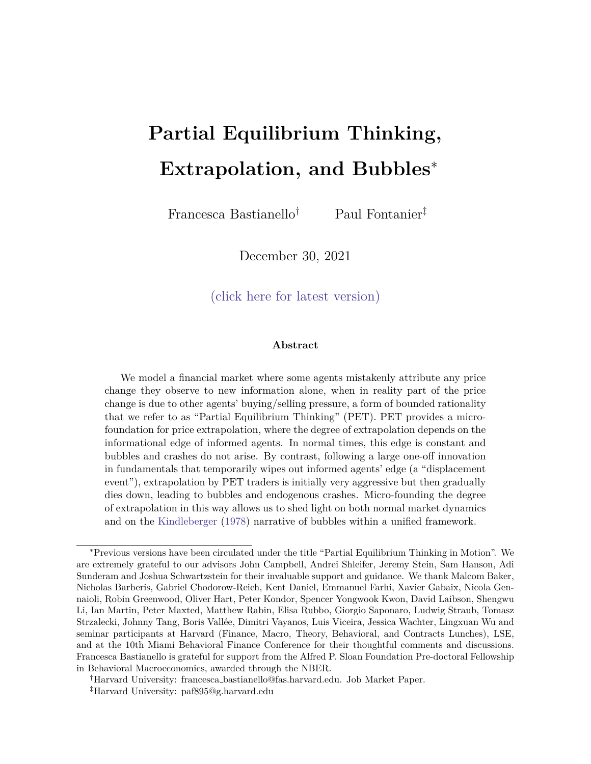# Partial Equilibrium Thinking, Extrapolation, and Bubbles*

Francesca Bastianello† Paul Fontanier‡

December 30, 2021

(click here for latest version)

### Abstract

We model a financial market where some agents mistakenly attribute any price change they observe to new information alone, when in reality part of the price change is due to other agents' buying/selling pressure, a form of bounded rationality that we refer to as "Partial Equilibrium Thinking" (PET). PET provides a microfoundation for price extrapolation, where the degree of extrapolation depends on the informational edge of informed agents. In normal times, this edge is constant and bubbles and crashes do not arise. By contrast, following a large one-off innovation in fundamentals that temporarily wipes out informed agents' edge (a "displacement event"), extrapolation by PET traders is initially very aggressive but then gradually dies down, leading to bubbles and endogenous crashes. Micro-founding the degree of extrapolation in this way allows us to shed light on both normal market dynamics and on the Kindleberger (1978) narrative of bubbles within a unified framework.

---

*Previous versions have been circulated under the title "Partial Equilibrium Thinking in Motion". We are extremely grateful to our advisors John Campbell, Andrei Shleifer, Jeremy Stein, Sam Hanson, Adi Sunderam and Joshua Schwartzstein for their invaluable support and guidance. We thank Malcom Baker, Nicholas Barberis, Gabriel Chodorow-Reich, Kent Daniel, Emmanuel Farhi, Xavier Gabaix, Nicola Gennaioli, Robin Greenwood, Oliver Hart, Peter Kondor, Spencer Yongwook Kwon, David Laibson, Shengwu Li, Ian Martin, Peter Maxted, Matthew Rabin, Elisa Rubbo, Giorgio Saponaro, Ludwig Straub, Tomasz Strzalecki, Johnny Tang, Boris Vallée, Dimitri Vayanos, Luis Viceira, Jessica Wachter, Lingxuan Wu and seminar participants at Harvard (Finance, Macro, Theory, Behavioral, and Contracts Lunches), LSE, and at the 10th Miami Behavioral Finance Conference for their thoughtful comments and discussions. Francesca Bastianello is grateful for support from the Alfred P. Sloan Foundation Pre-doctoral Fellowship in Behavioral Macroeconomics, awarded through the NBER.

†Harvard University: francesca_bastianello@fas.harvard.edu. Job Market Paper.

‡Harvard University: paf895@g.harvard.edu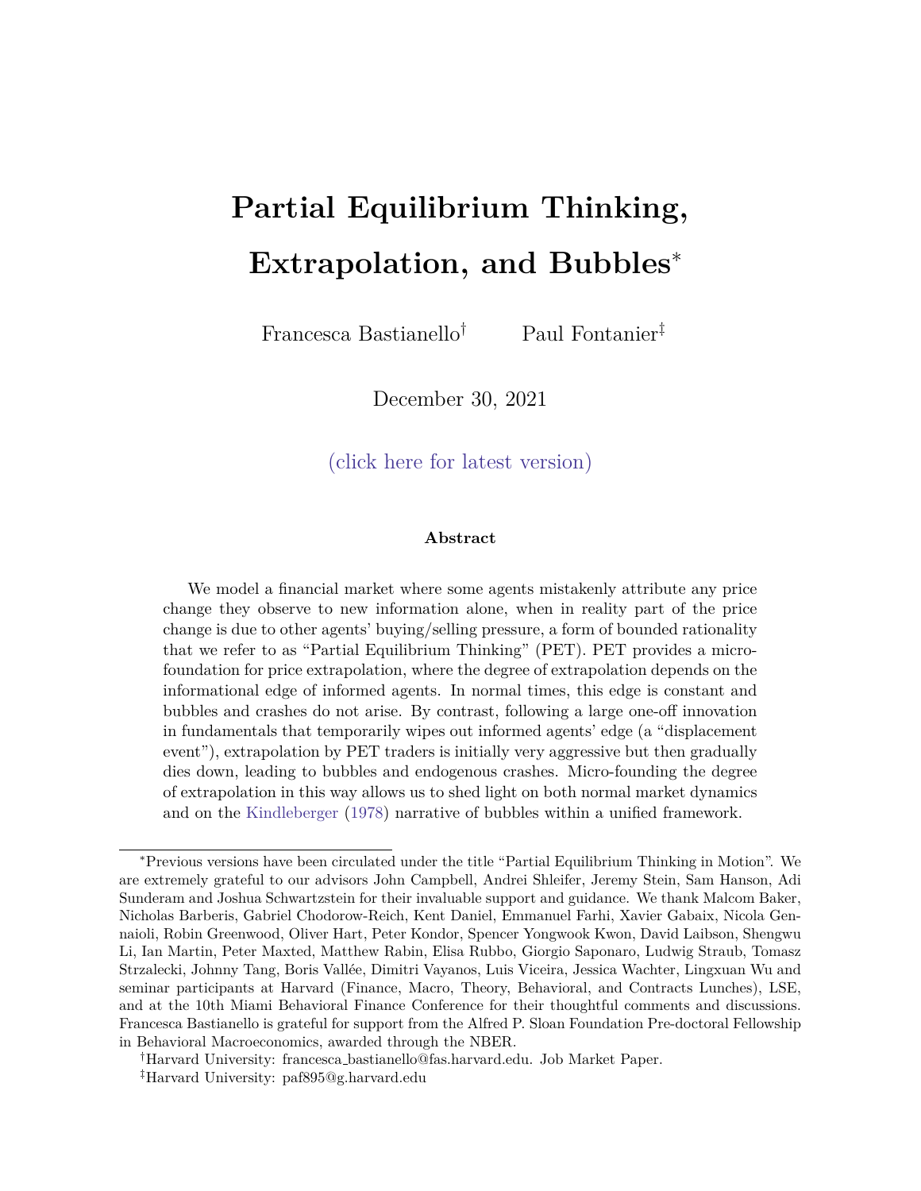# Partial Equilibrium Thinking, Extrapolation, and Bubbles*

Francesca Bastianello[†] Paul Fontanier[‡]

December 30, 2021

(click here for latest version)

### Abstract

We model a financial market where some agents mistakenly attribute any price change they observe to new information alone, when in reality part of the price change is due to other agents' buying/selling pressure, a form of bounded rationality that we refer to as "Partial Equilibrium Thinking" (PET). PET provides a micro-foundation for price extrapolation, where the degree of extrapolation depends on the informational edge of informed agents. In normal times, this edge is constant and bubbles and crashes do not arise. By contrast, following a large one-off innovation in fundamentals that temporarily wipes out informed agents' edge (a "displacement event"), extrapolation by PET traders is initially very aggressive but then gradually dies down, leading to bubbles and endogenous crashes. Micro-founding the degree of extrapolation in this way allows us to shed light on both normal market dynamics and on the Kindleberger (1978) narrative of bubbles within a unified framework.

---

*Previous versions have been circulated under the title "Partial Equilibrium Thinking in Motion". We are extremely grateful to our advisors John Campbell, Andrei Shleifer, Jeremy Stein, Sam Hanson, Adi Sunderam and Joshua Schwartzstein for their invaluable support and guidance. We thank Malcom Baker, Nicholas Barberis, Gabriel Chodorow-Reich, Kent Daniel, Emmanuel Farhi, Xavier Gabaix, Nicola Gennaioli, Robin Greenwood, Oliver Hart, Peter Kondor, Spencer Yongwook Kwon, David Laibson, Shengwu Li, Ian Martin, Peter Maxted, Matthew Rabin, Elisa Rubbo, Giorgio Saponaro, Ludwig Straub, Tomasz Strzalecki, Johnny Tang, Boris Vallée, Dimitri Vayanos, Luis Viceira, Jessica Wachter, Lingxuan Wu and seminar participants at Harvard (Finance, Macro, Theory, Behavioral, and Contracts Lunches), LSE, and at the 10th Miami Behavioral Finance Conference for their thoughtful comments and discussions. Francesca Bastianello is grateful for support from the Alfred P. Sloan Foundation Pre-doctoral Fellowship in Behavioral Macroeconomics, awarded through the NBER.

[†]Harvard University: francesca_bastianello@fas.harvard.edu. Job Market Paper.

[‡]Harvard University: paf895@g.harvard.edu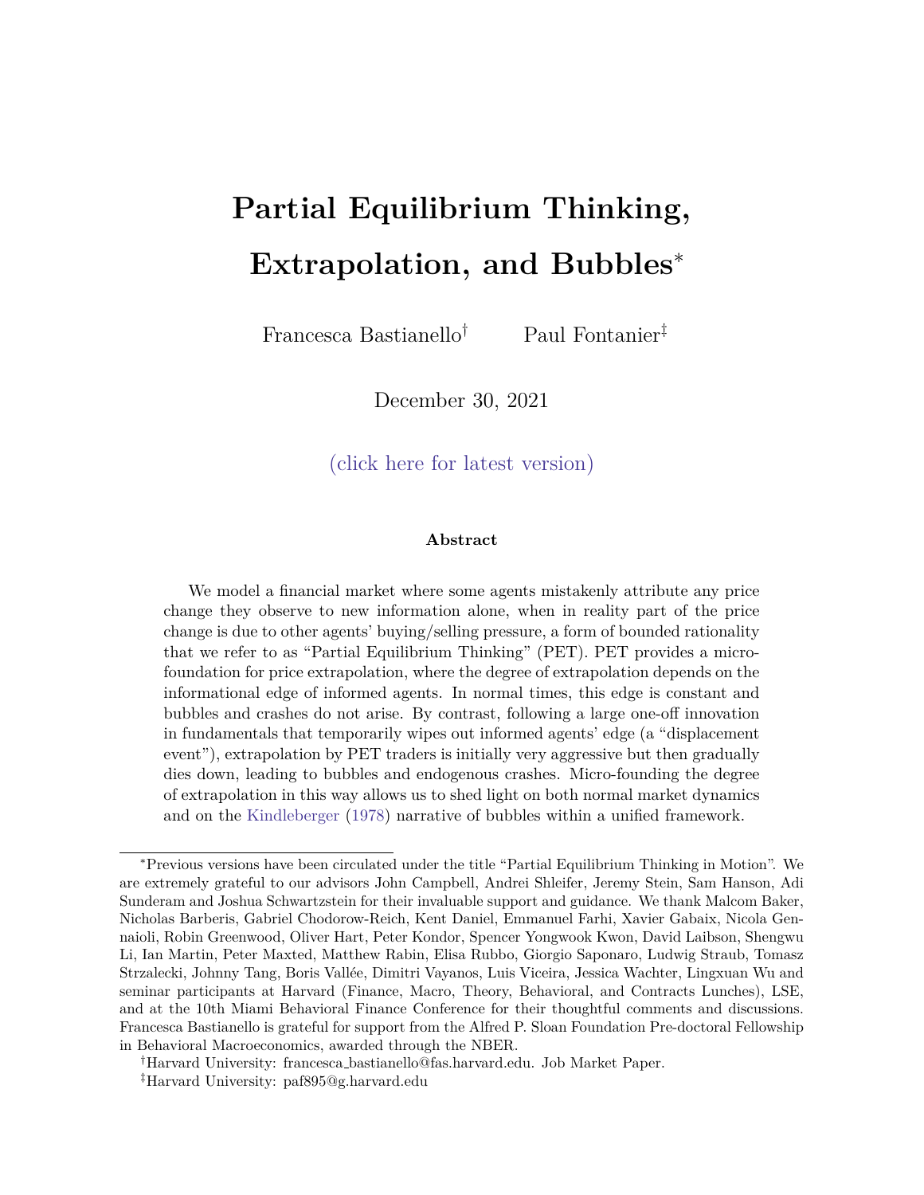# Partial Equilibrium Thinking, Extrapolation, and Bubbles*

Francesca Bastianello† Paul Fontanier‡

December 30, 2021

(click here for latest version)

### Abstract

We model a financial market where some agents mistakenly attribute any price change they observe to new information alone, when in reality part of the price change is due to other agents' buying/selling pressure, a form of bounded rationality that we refer to as "Partial Equilibrium Thinking" (PET). PET provides a micro-foundation for price extrapolation, where the degree of extrapolation depends on the informational edge of informed agents. In normal times, this edge is constant and bubbles and crashes do not arise. By contrast, following a large one-off innovation in fundamentals that temporarily wipes out informed agents' edge (a "displacement event"), extrapolation by PET traders is initially very aggressive but then gradually dies down, leading to bubbles and endogenous crashes. Micro-founding the degree of extrapolation in this way allows us to shed light on both normal market dynamics and on the Kindleberger (1978) narrative of bubbles within a unified framework.

---

*Previous versions have been circulated under the title "Partial Equilibrium Thinking in Motion". We are extremely grateful to our advisors John Campbell, Andrei Shleifer, Jeremy Stein, Sam Hanson, Adi Sunderam and Joshua Schwartzstein for their invaluable support and guidance. We thank Malcom Baker, Nicholas Barberis, Gabriel Chodorow-Reich, Kent Daniel, Emmanuel Farhi, Xavier Gabaix, Nicola Gennaioli, Robin Greenwood, Oliver Hart, Peter Kondor, Spencer Yongwook Kwon, David Laibson, Shengwu Li, Ian Martin, Peter Maxted, Matthew Rabin, Elisa Rubbo, Giorgio Saponaro, Ludwig Straub, Tomasz Strzalecki, Johnny Tang, Boris Vallée, Dimitri Vayanos, Luis Viceira, Jessica Wachter, Lingxuan Wu and seminar participants at Harvard (Finance, Macro, Theory, Behavioral, and Contracts Lunches), LSE, and at the 10th Miami Behavioral Finance Conference for their thoughtful comments and discussions. Francesca Bastianello is grateful for support from the Alfred P. Sloan Foundation Pre-doctoral Fellowship in Behavioral Macroeconomics, awarded through the NBER.

†Harvard University: francesca_bastianello@fas.harvard.edu. Job Market Paper.

‡Harvard University: paf895@g.harvard.edu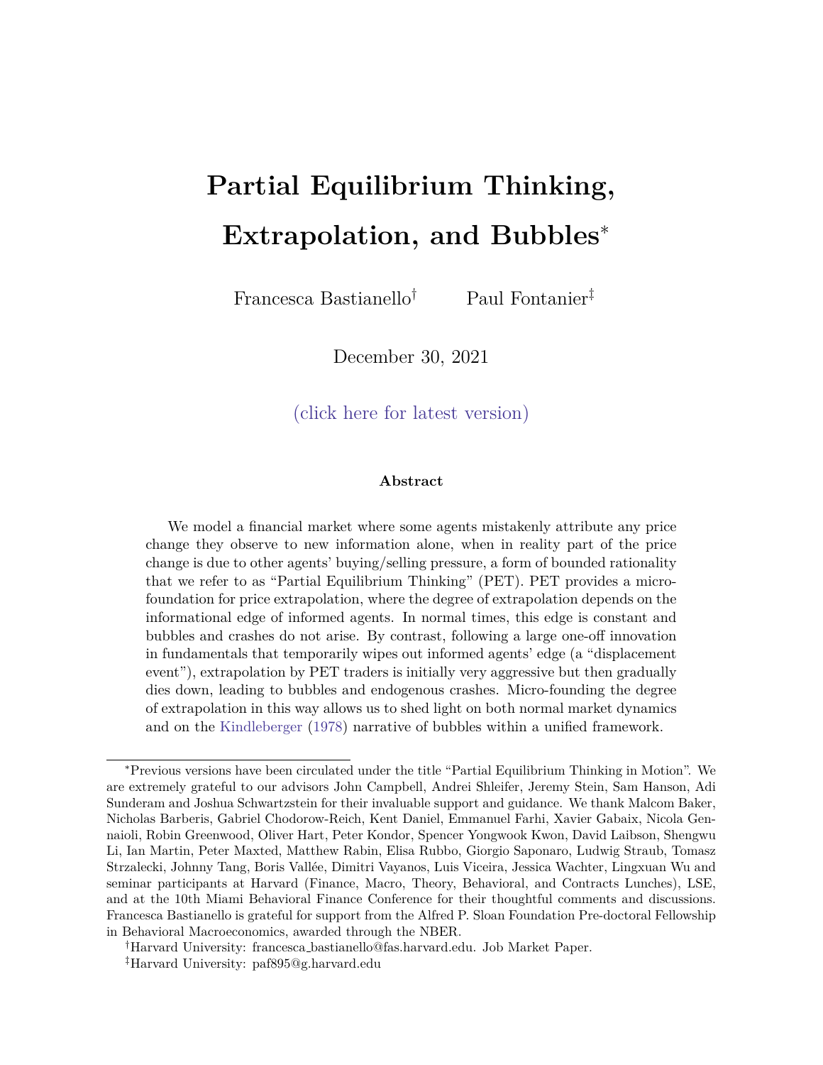# Partial Equilibrium Thinking, Extrapolation, and Bubbles*

Francesca Bastianello[†] Paul Fontanier[‡]

December 30, 2021

(click here for latest version)

### Abstract

We model a financial market where some agents mistakenly attribute any price change they observe to new information alone, when in reality part of the price change is due to other agents' buying/selling pressure, a form of bounded rationality that we refer to as "Partial Equilibrium Thinking" (PET). PET provides a microfoundation for price extrapolation, where the degree of extrapolation depends on the informational edge of informed agents. In normal times, this edge is constant and bubbles and crashes do not arise. By contrast, following a large one-off innovation in fundamentals that temporarily wipes out informed agents' edge (a "displacement event"), extrapolation by PET traders is initially very aggressive but then gradually dies down, leading to bubbles and endogenous crashes. Micro-founding the degree of extrapolation in this way allows us to shed light on both normal market dynamics and on the Kindleberger (1978) narrative of bubbles within a unified framework.

---

[*] Previous versions have been circulated under the title "Partial Equilibrium Thinking in Motion". We are extremely grateful to our advisors John Campbell, Andrei Shleifer, Jeremy Stein, Sam Hanson, Adi Sunderam and Joshua Schwartzstein for their invaluable support and guidance. We thank Malcom Baker, Nicholas Barberis, Gabriel Chodorow-Reich, Kent Daniel, Emmanuel Farhi, Xavier Gabaix, Nicola Gennaioli, Robin Greenwood, Oliver Hart, Peter Kondor, Spencer Yongwook Kwon, David Laibson, Shengwu Li, Ian Martin, Peter Maxted, Matthew Rabin, Elisa Rubbo, Giorgio Saponaro, Ludwig Straub, Tomasz Strzalecki, Johnny Tang, Boris Vallée, Dimitri Vayanos, Luis Viceira, Jessica Wachter, Lingxuan Wu and seminar participants at Harvard (Finance, Macro, Theory, Behavioral, and Contracts Lunches), LSE, and at the 10th Miami Behavioral Finance Conference for their thoughtful comments and discussions. Francesca Bastianello is grateful for support from the Alfred P. Sloan Foundation Pre-doctoral Fellowship in Behavioral Macroeconomics, awarded through the NBER.

[†] Harvard University: francesca_bastianello@fas.harvard.edu. Job Market Paper.

[‡] Harvard University: paf895@g.harvard.edu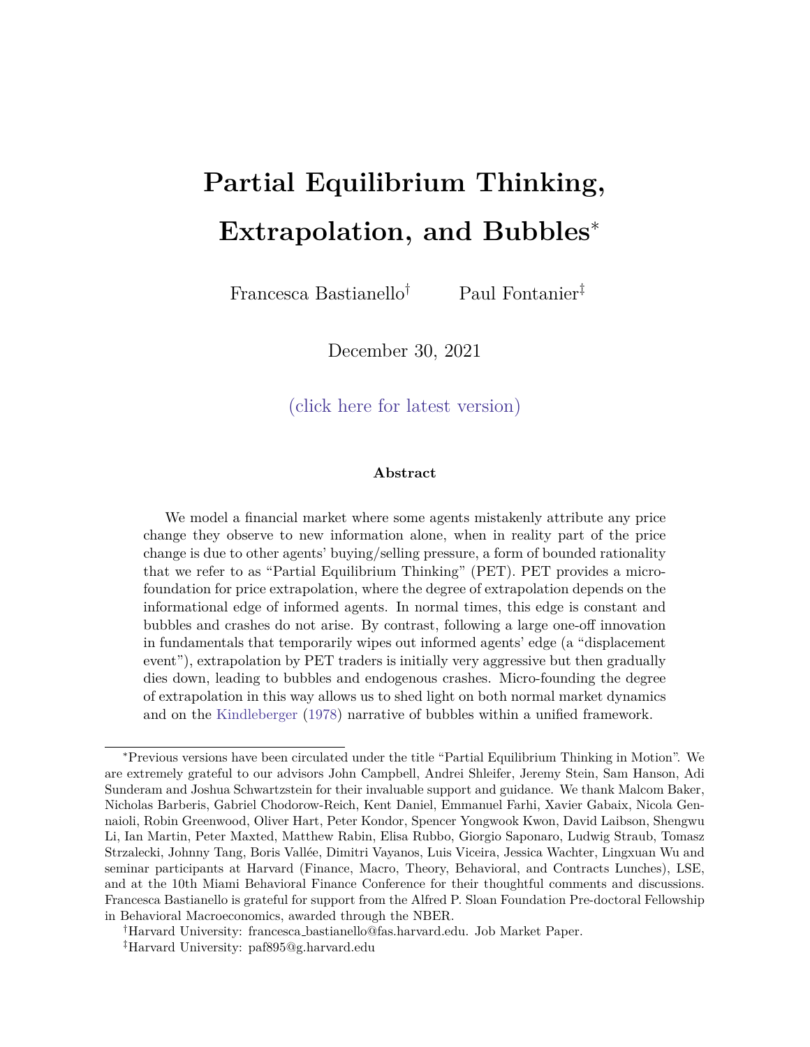# Partial Equilibrium Thinking, Extrapolation, and Bubbles*

Francesca Bastianello[†] Paul Fontanier[‡]

December 30, 2021

(click here for latest version)

### Abstract

We model a financial market where some agents mistakenly attribute any price change they observe to new information alone, when in reality part of the price change is due to other agents' buying/selling pressure, a form of bounded rationality that we refer to as "Partial Equilibrium Thinking" (PET). PET provides a microfoundation for price extrapolation, where the degree of extrapolation depends on the informational edge of informed agents. In normal times, this edge is constant and bubbles and crashes do not arise. By contrast, following a large one-off innovation in fundamentals that temporarily wipes out informed agents' edge (a "displacement event"), extrapolation by PET traders is initially very aggressive but then gradually dies down, leading to bubbles and endogenous crashes. Micro-founding the degree of extrapolation in this way allows us to shed light on both normal market dynamics and on the Kindleberger (1978) narrative of bubbles within a unified framework.

---

*Previous versions have been circulated under the title "Partial Equilibrium Thinking in Motion". We are extremely grateful to our advisors John Campbell, Andrei Shleifer, Jeremy Stein, Sam Hanson, Adi Sunderam and Joshua Schwartzstein for their invaluable support and guidance. We thank Malcom Baker, Nicholas Barberis, Gabriel Chodorow-Reich, Kent Daniel, Emmanuel Farhi, Xavier Gabaix, Nicola Gennaioli, Robin Greenwood, Oliver Hart, Peter Kondor, Spencer Yongwook Kwon, David Laibson, Shengwu Li, Ian Martin, Peter Maxted, Matthew Rabin, Elisa Rubbo, Giorgio Saponaro, Ludwig Straub, Tomasz Strzalecki, Johnny Tang, Boris Vallée, Dimitri Vayanos, Luis Viceira, Jessica Wachter, Lingxuan Wu and seminar participants at Harvard (Finance, Macro, Theory, Behavioral, and Contracts Lunches), LSE, and at the 10th Miami Behavioral Finance Conference for their thoughtful comments and discussions. Francesca Bastianello is grateful for support from the Alfred P. Sloan Foundation Pre-doctoral Fellowship in Behavioral Macroeconomics, awarded through the NBER.

[†]Harvard University: francesca_bastianello@fas.harvard.edu. Job Market Paper.

[‡]Harvard University: paf895@g.harvard.edu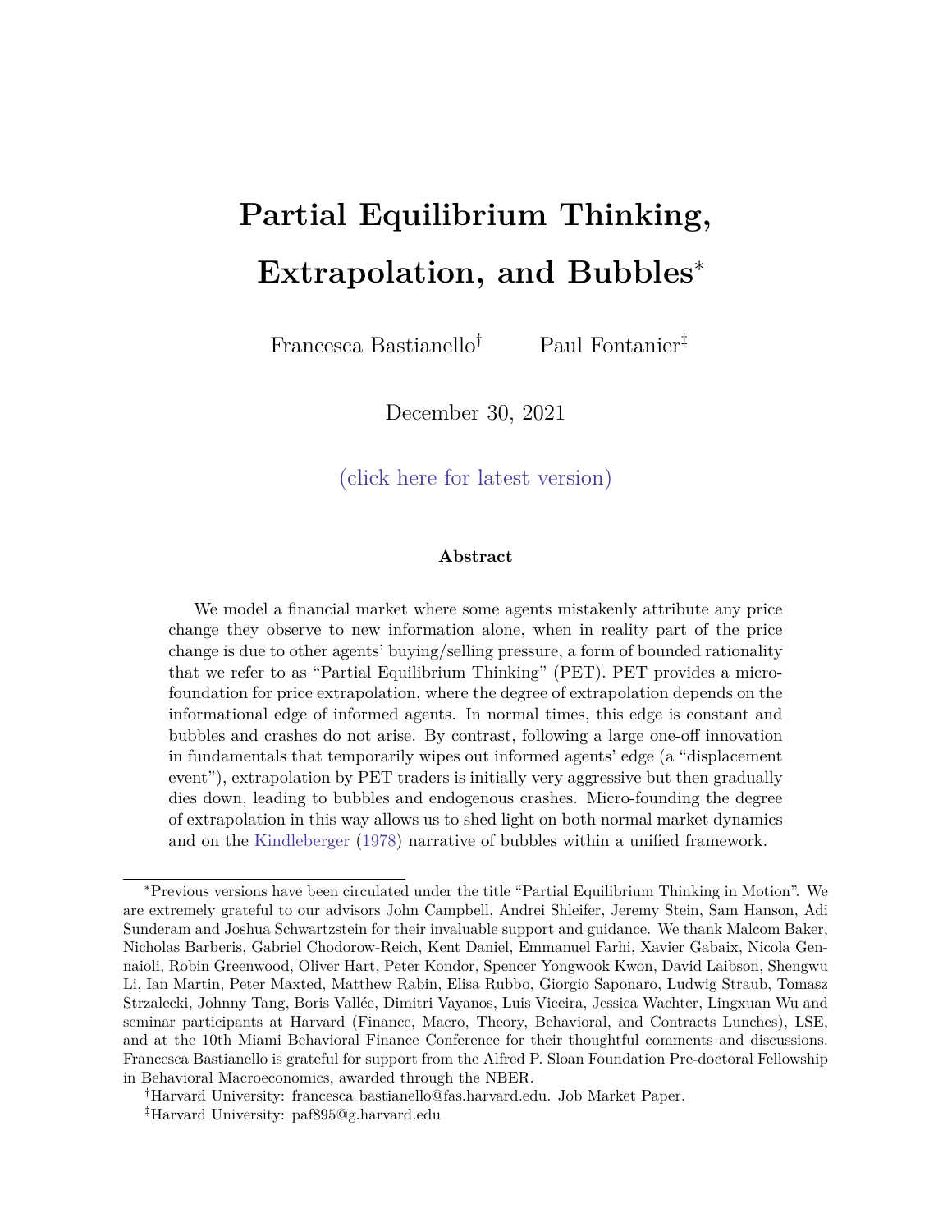# Partial Equilibrium Thinking, Extrapolation, and Bubbles*

Francesca Bastianello[†] Paul Fontanier[‡]

December 30, 2021

(click here for latest version)

### Abstract

We model a financial market where some agents mistakenly attribute any price change they observe to new information alone, when in reality part of the price change is due to other agents' buying/selling pressure, a form of bounded rationality that we refer to as "Partial Equilibrium Thinking" (PET). PET provides a micro-foundation for price extrapolation, where the degree of extrapolation depends on the informational edge of informed agents. In normal times, this edge is constant and bubbles and crashes do not arise. By contrast, following a large one-off innovation in fundamentals that temporarily wipes out informed agents' edge (a "displacement event"), extrapolation by PET traders is initially very aggressive but then gradually dies down, leading to bubbles and endogenous crashes. Micro-founding the degree of extrapolation in this way allows us to shed light on both normal market dynamics and on the Kindleberger (1978) narrative of bubbles within a unified framework.

---

*Previous versions have been circulated under the title "Partial Equilibrium Thinking in Motion". We are extremely grateful to our advisors John Campbell, Andrei Shleifer, Jeremy Stein, Sam Hanson, Adi Sunderam and Joshua Schwartzstein for their invaluable support and guidance. We thank Malcom Baker, Nicholas Barberis, Gabriel Chodorow-Reich, Kent Daniel, Emmanuel Farhi, Xavier Gabaix, Nicola Gennaioli, Robin Greenwood, Oliver Hart, Peter Kondor, Spencer Yongwook Kwon, David Laibson, Shengwu Li, Ian Martin, Peter Maxted, Matthew Rabin, Elisa Rubbo, Giorgio Saponaro, Ludwig Straub, Tomasz Strzalecki, Johnny Tang, Boris Vallée, Dimitri Vayanos, Luis Viceira, Jessica Wachter, Lingxuan Wu and seminar participants at Harvard (Finance, Macro, Theory, Behavioral, and Contracts Lunches), LSE, and at the 10th Miami Behavioral Finance Conference for their thoughtful comments and discussions. Francesca Bastianello is grateful for support from the Alfred P. Sloan Foundation Pre-doctoral Fellowship in Behavioral Macroeconomics, awarded through the NBER.

†Harvard University: francesca_bastianello@fas.harvard.edu. Job Market Paper.

‡Harvard University: paf895@g.harvard.edu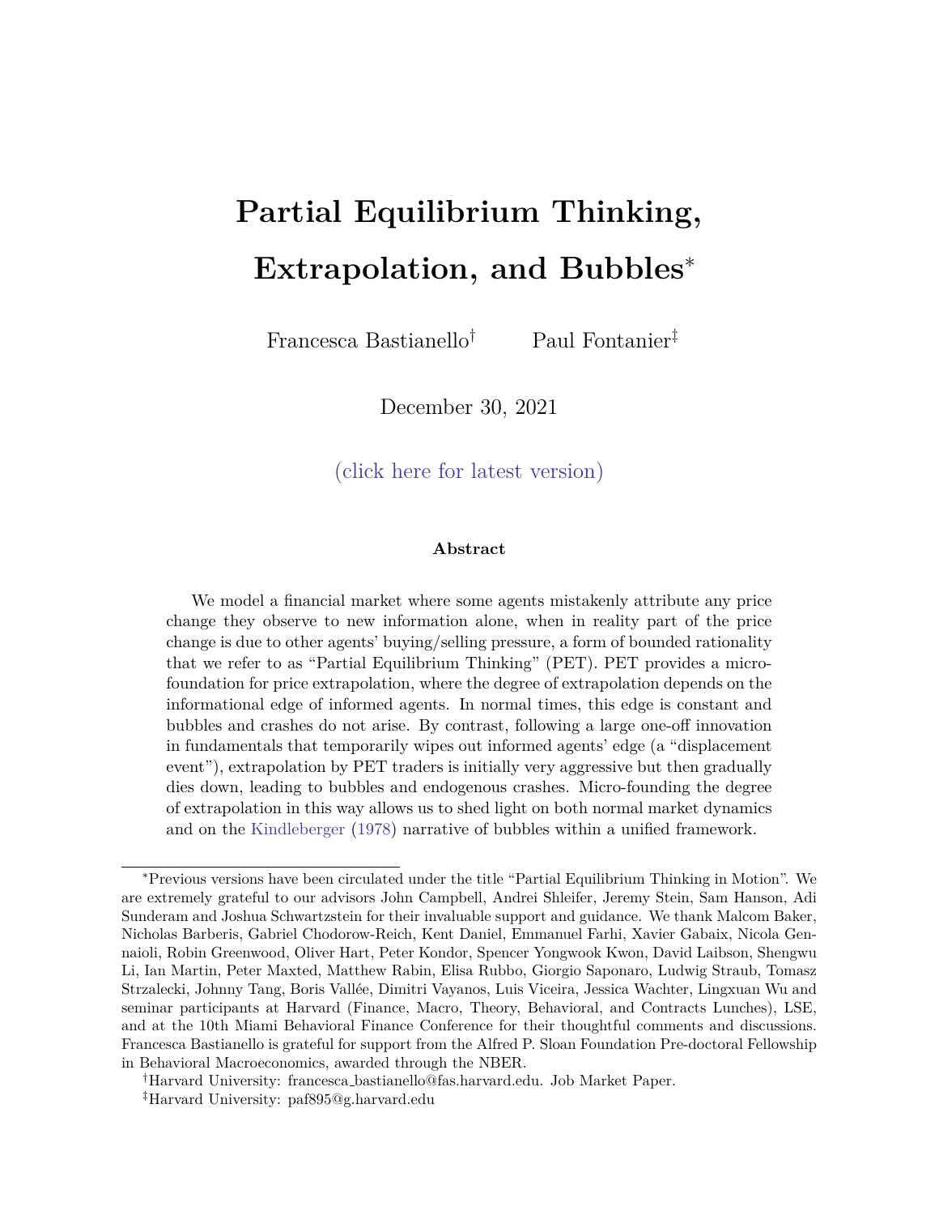# Partial Equilibrium Thinking, Extrapolation, and Bubbles*

Francesca Bastianello[†] Paul Fontanier[‡]

December 30, 2021

(click here for latest version)

### Abstract

We model a financial market where some agents mistakenly attribute any price change they observe to new information alone, when in reality part of the price change is due to other agents' buying/selling pressure, a form of bounded rationality that we refer to as "Partial Equilibrium Thinking" (PET). PET provides a micro-foundation for price extrapolation, where the degree of extrapolation depends on the informational edge of informed agents. In normal times, this edge is constant and bubbles and crashes do not arise. By contrast, following a large one-off innovation in fundamentals that temporarily wipes out informed agents' edge (a "displacement event"), extrapolation by PET traders is initially very aggressive but then gradually dies down, leading to bubbles and endogenous crashes. Micro-founding the degree of extrapolation in this way allows us to shed light on both normal market dynamics and on the Kindleberger (1978) narrative of bubbles within a unified framework.

---

*Previous versions have been circulated under the title "Partial Equilibrium Thinking in Motion". We are extremely grateful to our advisors John Campbell, Andrei Shleifer, Jeremy Stein, Sam Hanson, Adi Sunderam and Joshua Schwartzstein for their invaluable support and guidance. We thank Malcom Baker, Nicholas Barberis, Gabriel Chodorow-Reich, Kent Daniel, Emmanuel Farhi, Xavier Gabaix, Nicola Gennaioli, Robin Greenwood, Oliver Hart, Peter Kondor, Spencer Yongwook Kwon, David Laibson, Shengwu Li, Ian Martin, Peter Maxted, Matthew Rabin, Elisa Rubbo, Giorgio Saponaro, Ludwig Straub, Tomasz Strzalecki, Johnny Tang, Boris Vallée, Dimitri Vayanos, Luis Viceira, Jessica Wachter, Lingxuan Wu and seminar participants at Harvard (Finance, Macro, Theory, Behavioral, and Contracts Lunches), LSE, and at the 10th Miami Behavioral Finance Conference for their thoughtful comments and discussions. Francesca Bastianello is grateful for support from the Alfred P. Sloan Foundation Pre-doctoral Fellowship in Behavioral Macroeconomics, awarded through the NBER.

[†]Harvard University: francesca_bastianello@fas.harvard.edu. Job Market Paper.

[‡]Harvard University: paf895@g.harvard.edu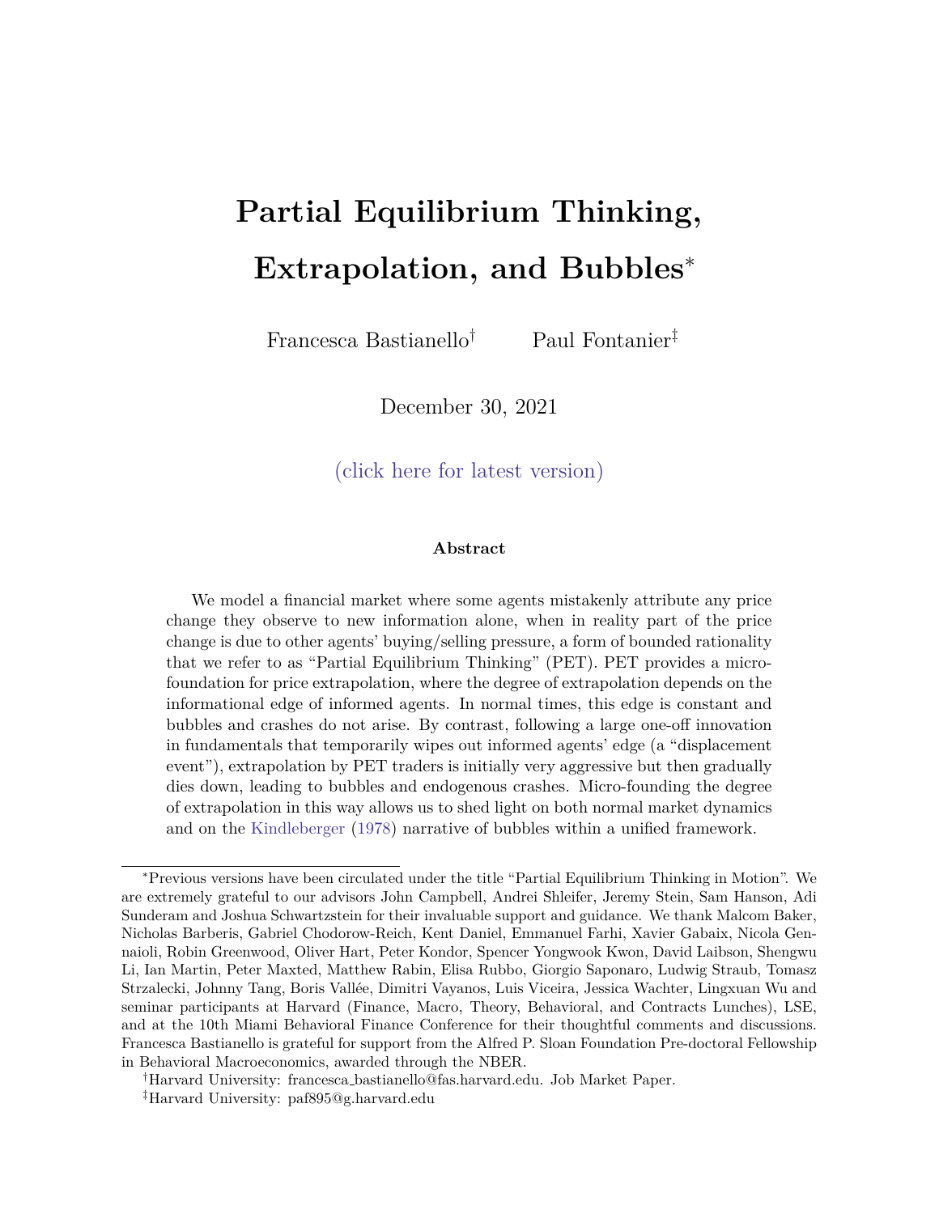# Partial Equilibrium Thinking, Extrapolation, and Bubbles*

Francesca Bastianello[†] Paul Fontanier[‡]

December 30, 2021

(click here for latest version)

### Abstract

We model a financial market where some agents mistakenly attribute any price change they observe to new information alone, when in reality part of the price change is due to other agents' buying/selling pressure, a form of bounded rationality that we refer to as "Partial Equilibrium Thinking" (PET). PET provides a micro-foundation for price extrapolation, where the degree of extrapolation depends on the informational edge of informed agents. In normal times, this edge is constant and bubbles and crashes do not arise. By contrast, following a large one-off innovation in fundamentals that temporarily wipes out informed agents' edge (a "displacement event"), extrapolation by PET traders is initially very aggressive but then gradually dies down, leading to bubbles and endogenous crashes. Micro-founding the degree of extrapolation in this way allows us to shed light on both normal market dynamics and on the Kindleberger (1978) narrative of bubbles within a unified framework.

---

*Previous versions have been circulated under the title "Partial Equilibrium Thinking in Motion". We are extremely grateful to our advisors John Campbell, Andrei Shleifer, Jeremy Stein, Sam Hanson, Adi Sunderam and Joshua Schwartzstein for their invaluable support and guidance. We thank Malcom Baker, Nicholas Barberis, Gabriel Chodorow-Reich, Kent Daniel, Emmanuel Farhi, Xavier Gabaix, Nicola Gennaioli, Robin Greenwood, Oliver Hart, Peter Kondor, Spencer Yongwook Kwon, David Laibson, Shengwu Li, Ian Martin, Peter Maxted, Matthew Rabin, Elisa Rubbo, Giorgio Saponaro, Ludwig Straub, Tomasz Strzalecki, Johnny Tang, Boris Vallée, Dimitri Vayanos, Luis Viceira, Jessica Wachter, Lingxuan Wu and seminar participants at Harvard (Finance, Macro, Theory, Behavioral, and Contracts Lunches), LSE, and at the 10th Miami Behavioral Finance Conference for their thoughtful comments and discussions. Francesca Bastianello is grateful for support from the Alfred P. Sloan Foundation Pre-doctoral Fellowship in Behavioral Macroeconomics, awarded through the NBER.

[†]Harvard University: francesca_bastianello@fas.harvard.edu. Job Market Paper.

[‡]Harvard University: paf895@g.harvard.edu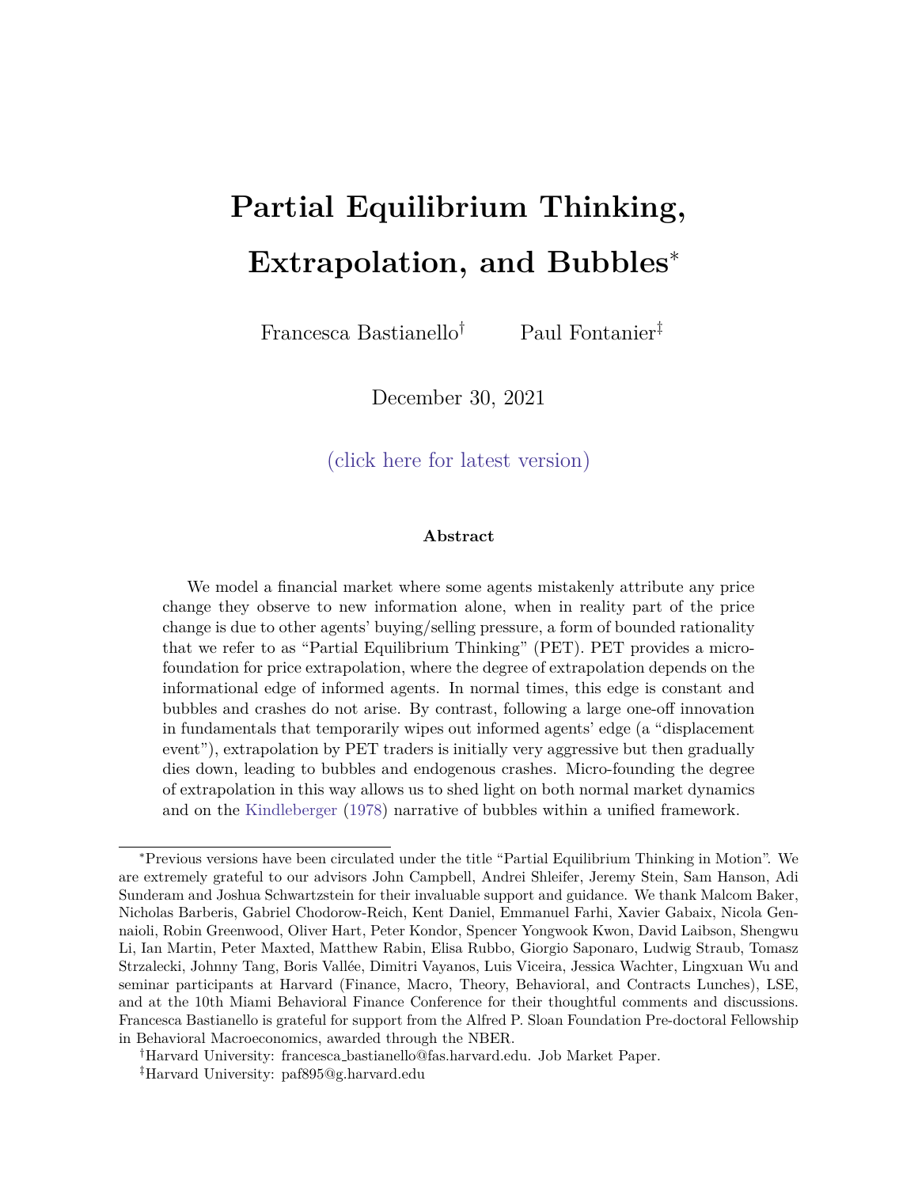# Partial Equilibrium Thinking, Extrapolation, and Bubbles*

Francesca Bastianello[†] Paul Fontanier[‡]

December 30, 2021

(click here for latest version)

### Abstract

We model a financial market where some agents mistakenly attribute any price change they observe to new information alone, when in reality part of the price change is due to other agents' buying/selling pressure, a form of bounded rationality that we refer to as "Partial Equilibrium Thinking" (PET). PET provides a micro-foundation for price extrapolation, where the degree of extrapolation depends on the informational edge of informed agents. In normal times, this edge is constant and bubbles and crashes do not arise. By contrast, following a large one-off innovation in fundamentals that temporarily wipes out informed agents' edge (a "displacement event"), extrapolation by PET traders is initially very aggressive but then gradually dies down, leading to bubbles and endogenous crashes. Micro-founding the degree of extrapolation in this way allows us to shed light on both normal market dynamics and on the Kindleberger (1978) narrative of bubbles within a unified framework.

---

*Previous versions have been circulated under the title "Partial Equilibrium Thinking in Motion". We are extremely grateful to our advisors John Campbell, Andrei Shleifer, Jeremy Stein, Sam Hanson, Adi Sunderam and Joshua Schwartzstein for their invaluable support and guidance. We thank Malcom Baker, Nicholas Barberis, Gabriel Chodorow-Reich, Kent Daniel, Emmanuel Farhi, Xavier Gabaix, Nicola Gennaioli, Robin Greenwood, Oliver Hart, Peter Kondor, Spencer Yongwook Kwon, David Laibson, Shengwu Li, Ian Martin, Peter Maxted, Matthew Rabin, Elisa Rubbo, Giorgio Saponaro, Ludwig Straub, Tomasz Strzalecki, Johnny Tang, Boris Vallée, Dimitri Vayanos, Luis Viceira, Jessica Wachter, Lingxuan Wu and seminar participants at Harvard (Finance, Macro, Theory, Behavioral, and Contracts Lunches), LSE, and at the 10th Miami Behavioral Finance Conference for their thoughtful comments and discussions. Francesca Bastianello is grateful for support from the Alfred P. Sloan Foundation Pre-doctoral Fellowship in Behavioral Macroeconomics, awarded through the NBER.

[†]Harvard University: francesca_bastianello@fas.harvard.edu. Job Market Paper.

[‡]Harvard University: paf895@g.harvard.edu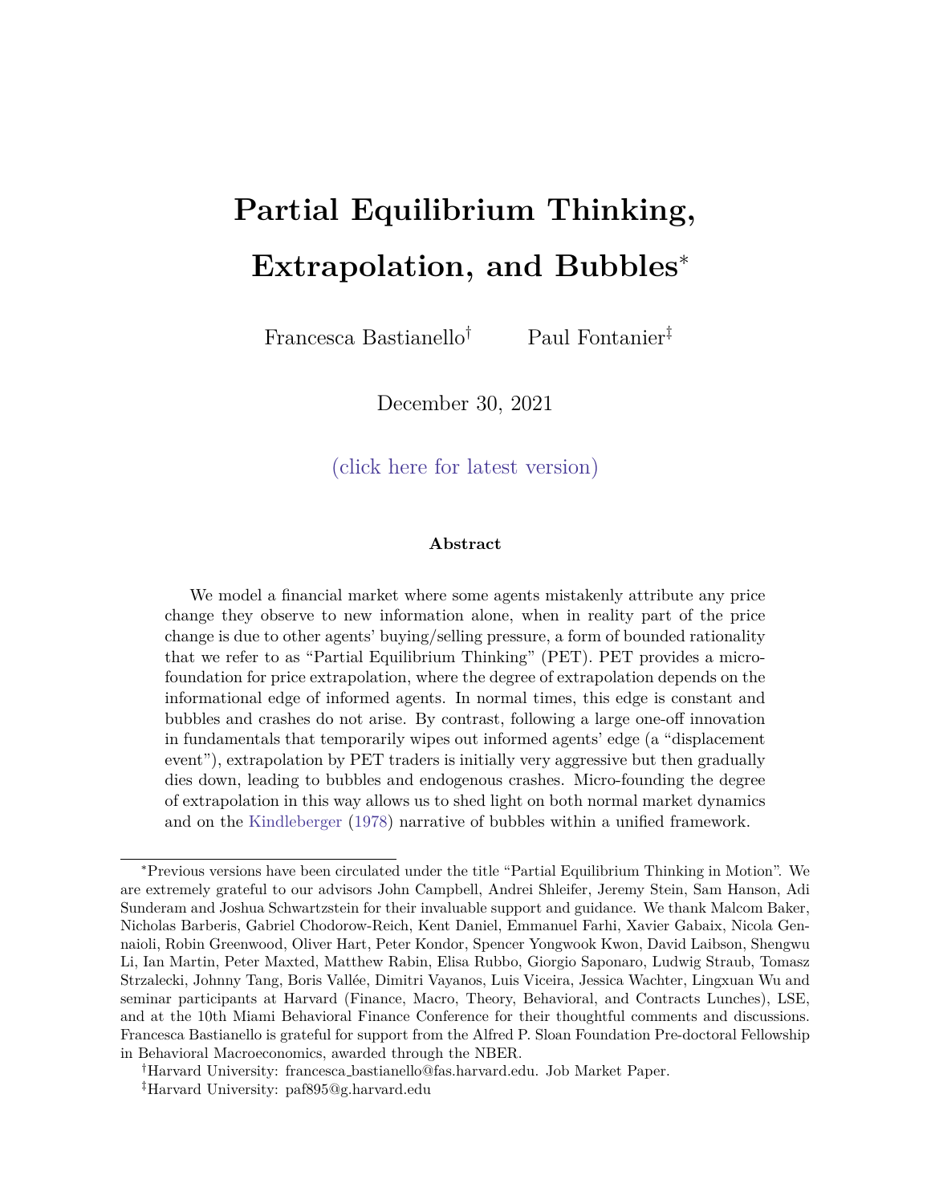# Partial Equilibrium Thinking, Extrapolation, and Bubbles*

Francesca Bastianello† Paul Fontanier‡

December 30, 2021

(click here for latest version)

### Abstract

We model a financial market where some agents mistakenly attribute any price change they observe to new information alone, when in reality part of the price change is due to other agents' buying/selling pressure, a form of bounded rationality that we refer to as "Partial Equilibrium Thinking" (PET). PET provides a micro-foundation for price extrapolation, where the degree of extrapolation depends on the informational edge of informed agents. In normal times, this edge is constant and bubbles and crashes do not arise. By contrast, following a large one-off innovation in fundamentals that temporarily wipes out informed agents' edge (a "displacement event"), extrapolation by PET traders is initially very aggressive but then gradually dies down, leading to bubbles and endogenous crashes. Micro-founding the degree of extrapolation in this way allows us to shed light on both normal market dynamics and on the Kindleberger (1978) narrative of bubbles within a unified framework.

---

*Previous versions have been circulated under the title "Partial Equilibrium Thinking in Motion". We are extremely grateful to our advisors John Campbell, Andrei Shleifer, Jeremy Stein, Sam Hanson, Adi Sunderam and Joshua Schwartzstein for their invaluable support and guidance. We thank Malcom Baker, Nicholas Barberis, Gabriel Chodorow-Reich, Kent Daniel, Emmanuel Farhi, Xavier Gabaix, Nicola Gennaioli, Robin Greenwood, Oliver Hart, Peter Kondor, Spencer Yongwook Kwon, David Laibson, Shengwu Li, Ian Martin, Peter Maxted, Matthew Rabin, Elisa Rubbo, Giorgio Saponaro, Ludwig Straub, Tomasz Strzalecki, Johnny Tang, Boris Vallée, Dimitri Vayanos, Luis Viceira, Jessica Wachter, Lingxuan Wu and seminar participants at Harvard (Finance, Macro, Theory, Behavioral, and Contracts Lunches), LSE, and at the 10th Miami Behavioral Finance Conference for their thoughtful comments and discussions. Francesca Bastianello is grateful for support from the Alfred P. Sloan Foundation Pre-doctoral Fellowship in Behavioral Macroeconomics, awarded through the NBER.

†Harvard University: francesca_bastianello@fas.harvard.edu. Job Market Paper.

‡Harvard University: paf895@g.harvard.edu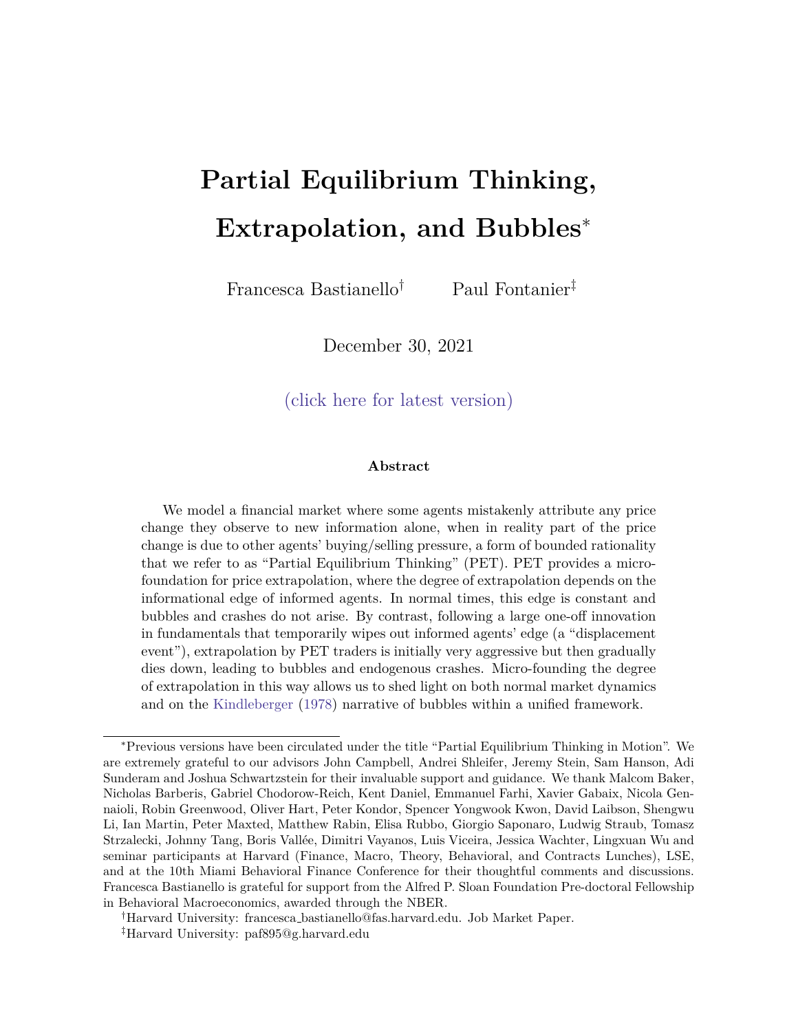# Partial Equilibrium Thinking, Extrapolation, and Bubbles*

Francesca Bastianello[†] Paul Fontanier[‡]

December 30, 2021

(click here for latest version)

### Abstract

We model a financial market where some agents mistakenly attribute any price change they observe to new information alone, when in reality part of the price change is due to other agents' buying/selling pressure, a form of bounded rationality that we refer to as "Partial Equilibrium Thinking" (PET). PET provides a micro-foundation for price extrapolation, where the degree of extrapolation depends on the informational edge of informed agents. In normal times, this edge is constant and bubbles and crashes do not arise. By contrast, following a large one-off innovation in fundamentals that temporarily wipes out informed agents' edge (a "displacement event"), extrapolation by PET traders is initially very aggressive but then gradually dies down, leading to bubbles and endogenous crashes. Micro-founding the degree of extrapolation in this way allows us to shed light on both normal market dynamics and on the Kindleberger (1978) narrative of bubbles within a unified framework.

---

*Previous versions have been circulated under the title "Partial Equilibrium Thinking in Motion". We are extremely grateful to our advisors John Campbell, Andrei Shleifer, Jeremy Stein, Sam Hanson, Adi Sunderam and Joshua Schwartzstein for their invaluable support and guidance. We thank Malcom Baker, Nicholas Barberis, Gabriel Chodorow-Reich, Kent Daniel, Emmanuel Farhi, Xavier Gabaix, Nicola Gennaioli, Robin Greenwood, Oliver Hart, Peter Kondor, Spencer Yongwook Kwon, David Laibson, Shengwu Li, Ian Martin, Peter Maxted, Matthew Rabin, Elisa Rubbo, Giorgio Saponaro, Ludwig Straub, Tomasz Strzalecki, Johnny Tang, Boris Vallée, Dimitri Vayanos, Luis Viceira, Jessica Wachter, Lingxuan Wu and seminar participants at Harvard (Finance, Macro, Theory, Behavioral, and Contracts Lunches), LSE, and at the 10th Miami Behavioral Finance Conference for their thoughtful comments and discussions. Francesca Bastianello is grateful for support from the Alfred P. Sloan Foundation Pre-doctoral Fellowship in Behavioral Macroeconomics, awarded through the NBER.

[†]Harvard University: francesca_bastianello@fas.harvard.edu. Job Market Paper.

[‡]Harvard University: paf895@g.harvard.edu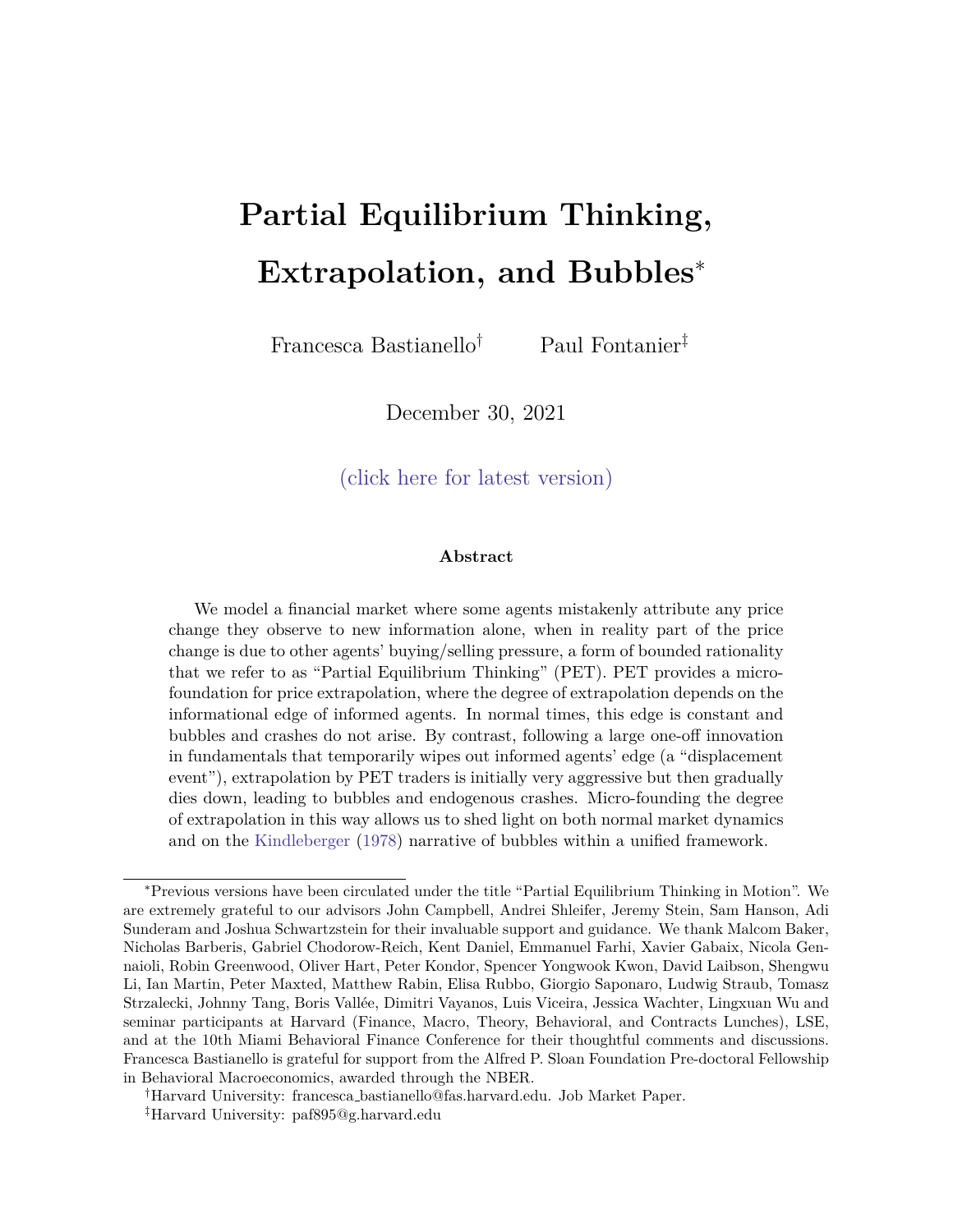# Partial Equilibrium Thinking, Extrapolation, and Bubbles[*]

Francesca Bastianello[†] Paul Fontanier[‡]

December 30, 2021

(click here for latest version)

### Abstract

We model a financial market where some agents mistakenly attribute any price change they observe to new information alone, when in reality part of the price change is due to other agents' buying/selling pressure, a form of bounded rationality that we refer to as "Partial Equilibrium Thinking" (PET). PET provides a microfoundation for price extrapolation, where the degree of extrapolation depends on the informational edge of informed agents. In normal times, this edge is constant and bubbles and crashes do not arise. By contrast, following a large one-off innovation in fundamentals that temporarily wipes out informed agents' edge (a "displacement event"), extrapolation by PET traders is initially very aggressive but then gradually dies down, leading to bubbles and endogenous crashes. Micro-founding the degree of extrapolation in this way allows us to shed light on both normal market dynamics and on the Kindleberger (1978) narrative of bubbles within a unified framework.

---

[*]Previous versions have been circulated under the title "Partial Equilibrium Thinking in Motion". We are extremely grateful to our advisors John Campbell, Andrei Shleifer, Jeremy Stein, Sam Hanson, Adi Sunderam and Joshua Schwartzstein for their invaluable support and guidance. We thank Malcom Baker, Nicholas Barberis, Gabriel Chodorow-Reich, Kent Daniel, Emmanuel Farhi, Xavier Gabaix, Nicola Gennaioli, Robin Greenwood, Oliver Hart, Peter Kondor, Spencer Yongwook Kwon, David Laibson, Shengwu Li, Ian Martin, Peter Maxted, Matthew Rabin, Elisa Rubbo, Giorgio Saponaro, Ludwig Straub, Tomasz Strzalecki, Johnny Tang, Boris Vallée, Dimitri Vayanos, Luis Viceira, Jessica Wachter, Lingxuan Wu and seminar participants at Harvard (Finance, Macro, Theory, Behavioral, and Contracts Lunches), LSE, and at the 10th Miami Behavioral Finance Conference for their thoughtful comments and discussions. Francesca Bastianello is grateful for support from the Alfred P. Sloan Foundation Pre-doctoral Fellowship in Behavioral Macroeconomics, awarded through the NBER.

[†]Harvard University: francesca_bastianello@fas.harvard.edu. Job Market Paper.

[‡]Harvard University: paf895@g.harvard.edu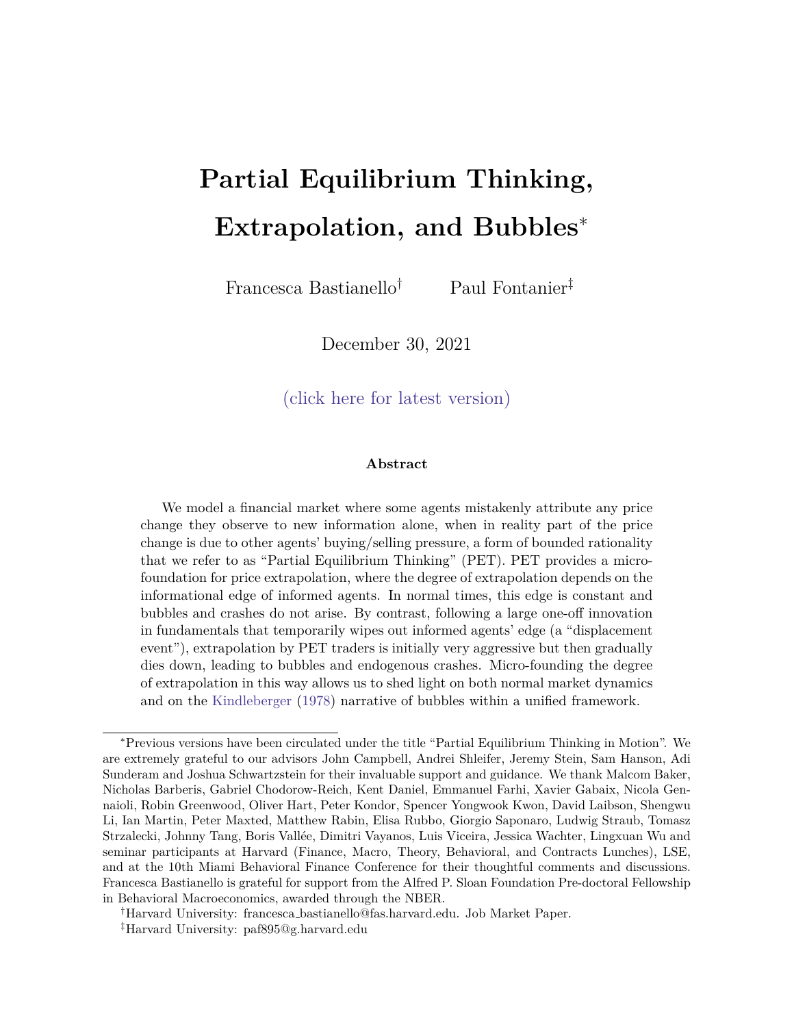# Partial Equilibrium Thinking, Extrapolation, and Bubbles*

Francesca Bastianello[†] Paul Fontanier[‡]

December 30, 2021

(click here for latest version)

### Abstract

We model a financial market where some agents mistakenly attribute any price change they observe to new information alone, when in reality part of the price change is due to other agents' buying/selling pressure, a form of bounded rationality that we refer to as "Partial Equilibrium Thinking" (PET). PET provides a micro-foundation for price extrapolation, where the degree of extrapolation depends on the informational edge of informed agents. In normal times, this edge is constant and bubbles and crashes do not arise. By contrast, following a large one-off innovation in fundamentals that temporarily wipes out informed agents' edge (a "displacement event"), extrapolation by PET traders is initially very aggressive but then gradually dies down, leading to bubbles and endogenous crashes. Micro-founding the degree of extrapolation in this way allows us to shed light on both normal market dynamics and on the Kindleberger (1978) narrative of bubbles within a unified framework.

---

*Previous versions have been circulated under the title "Partial Equilibrium Thinking in Motion". We are extremely grateful to our advisors John Campbell, Andrei Shleifer, Jeremy Stein, Sam Hanson, Adi Sunderam and Joshua Schwartzstein for their invaluable support and guidance. We thank Malcom Baker, Nicholas Barberis, Gabriel Chodorow-Reich, Kent Daniel, Emmanuel Farhi, Xavier Gabaix, Nicola Gennaioli, Robin Greenwood, Oliver Hart, Peter Kondor, Spencer Yongwook Kwon, David Laibson, Shengwu Li, Ian Martin, Peter Maxted, Matthew Rabin, Elisa Rubbo, Giorgio Saponaro, Ludwig Straub, Tomasz Strzalecki, Johnny Tang, Boris Vallée, Dimitri Vayanos, Luis Viceira, Jessica Wachter, Lingxuan Wu and seminar participants at Harvard (Finance, Macro, Theory, Behavioral, and Contracts Lunches), LSE, and at the 10th Miami Behavioral Finance Conference for their thoughtful comments and discussions. Francesca Bastianello is grateful for support from the Alfred P. Sloan Foundation Pre-doctoral Fellowship in Behavioral Macroeconomics, awarded through the NBER.

[†]Harvard University: francesca_bastianello@fas.harvard.edu. Job Market Paper.

[‡]Harvard University: paf895@g.harvard.edu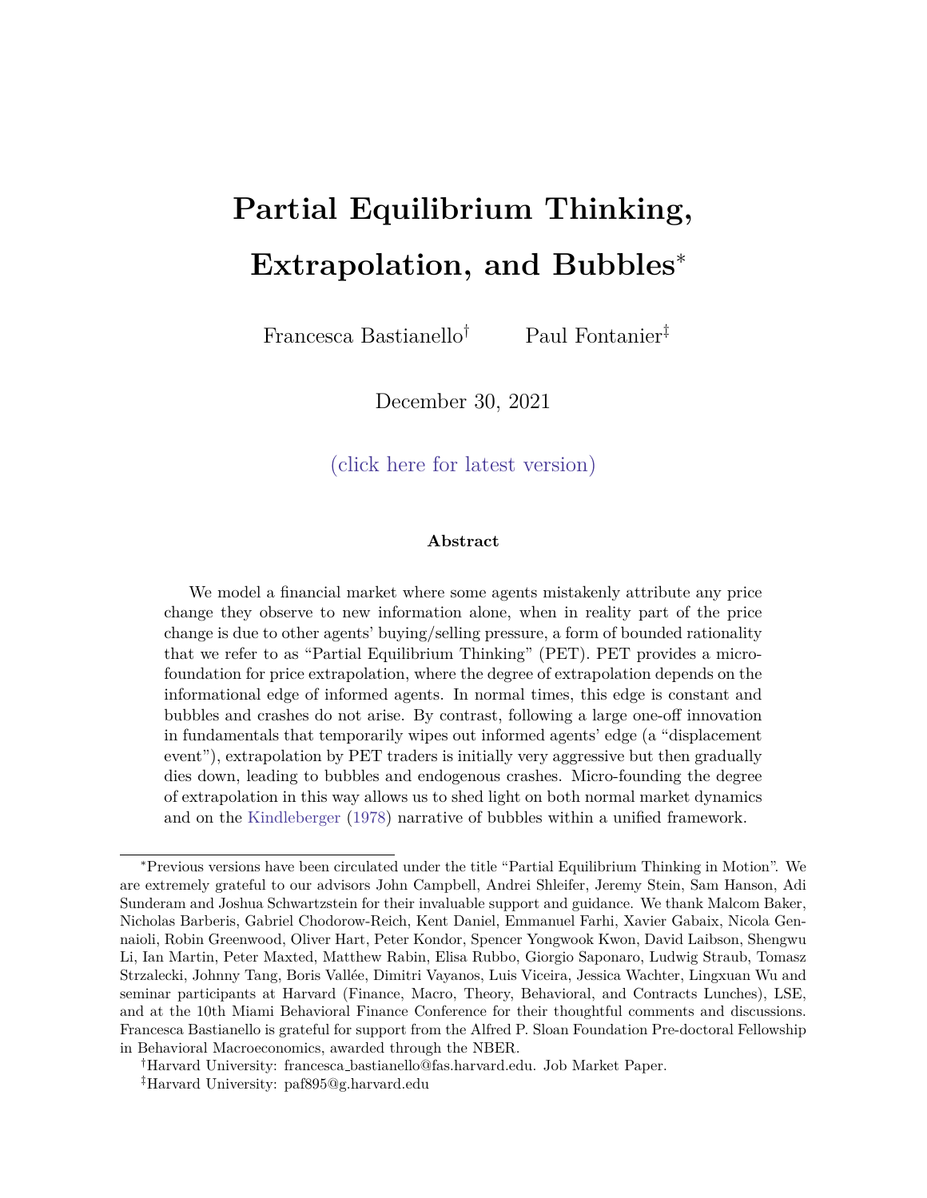# Partial Equilibrium Thinking, Extrapolation, and Bubbles*

Francesca Bastianello[†] Paul Fontanier[‡]

December 30, 2021

(click here for latest version)

### Abstract

We model a financial market where some agents mistakenly attribute any price change they observe to new information alone, when in reality part of the price change is due to other agents' buying/selling pressure, a form of bounded rationality that we refer to as "Partial Equilibrium Thinking" (PET). PET provides a micro-foundation for price extrapolation, where the degree of extrapolation depends on the informational edge of informed agents. In normal times, this edge is constant and bubbles and crashes do not arise. By contrast, following a large one-off innovation in fundamentals that temporarily wipes out informed agents' edge (a "displacement event"), extrapolation by PET traders is initially very aggressive but then gradually dies down, leading to bubbles and endogenous crashes. Micro-founding the degree of extrapolation in this way allows us to shed light on both normal market dynamics and on the Kindleberger (1978) narrative of bubbles within a unified framework.

---

*Previous versions have been circulated under the title "Partial Equilibrium Thinking in Motion". We are extremely grateful to our advisors John Campbell, Andrei Shleifer, Jeremy Stein, Sam Hanson, Adi Sunderam and Joshua Schwartzstein for their invaluable support and guidance. We thank Malcom Baker, Nicholas Barberis, Gabriel Chodorow-Reich, Kent Daniel, Emmanuel Farhi, Xavier Gabaix, Nicola Gennaioli, Robin Greenwood, Oliver Hart, Peter Kondor, Spencer Yongwook Kwon, David Laibson, Shengwu Li, Ian Martin, Peter Maxted, Matthew Rabin, Elisa Rubbo, Giorgio Saponaro, Ludwig Straub, Tomasz Strzalecki, Johnny Tang, Boris Vallée, Dimitri Vayanos, Luis Viceira, Jessica Wachter, Lingxuan Wu and seminar participants at Harvard (Finance, Macro, Theory, Behavioral, and Contracts Lunches), LSE, and at the 10th Miami Behavioral Finance Conference for their thoughtful comments and discussions. Francesca Bastianello is grateful for support from the Alfred P. Sloan Foundation Pre-doctoral Fellowship in Behavioral Macroeconomics, awarded through the NBER.

[†]Harvard University: francesca_bastianello@fas.harvard.edu. Job Market Paper.

[‡]Harvard University: paf895@g.harvard.edu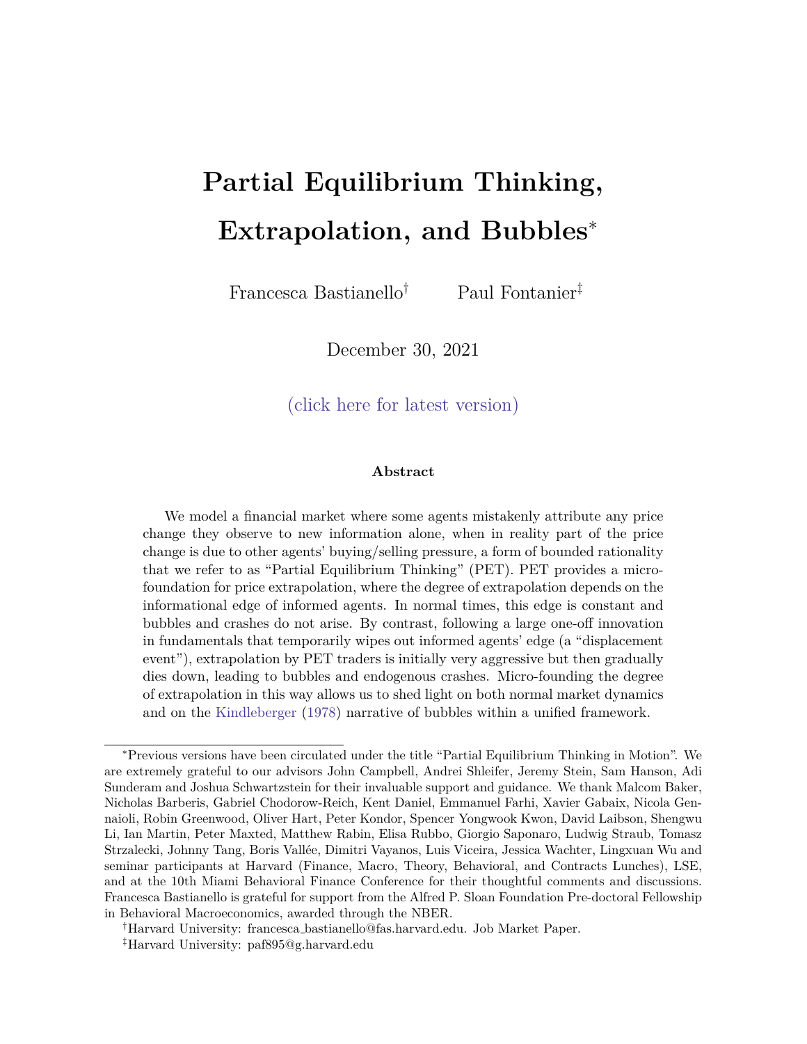# Partial Equilibrium Thinking, Extrapolation, and Bubbles*

Francesca Bastianello[†] Paul Fontanier[‡]

December 30, 2021

(click here for latest version)

### Abstract

We model a financial market where some agents mistakenly attribute any price change they observe to new information alone, when in reality part of the price change is due to other agents' buying/selling pressure, a form of bounded rationality that we refer to as "Partial Equilibrium Thinking" (PET). PET provides a micro-foundation for price extrapolation, where the degree of extrapolation depends on the informational edge of informed agents. In normal times, this edge is constant and bubbles and crashes do not arise. By contrast, following a large one-off innovation in fundamentals that temporarily wipes out informed agents' edge (a "displacement event"), extrapolation by PET traders is initially very aggressive but then gradually dies down, leading to bubbles and endogenous crashes. Micro-founding the degree of extrapolation in this way allows us to shed light on both normal market dynamics and on the Kindleberger (1978) narrative of bubbles within a unified framework.

---

*Previous versions have been circulated under the title "Partial Equilibrium Thinking in Motion". We are extremely grateful to our advisors John Campbell, Andrei Shleifer, Jeremy Stein, Sam Hanson, Adi Sunderam and Joshua Schwartzstein for their invaluable support and guidance. We thank Malcom Baker, Nicholas Barberis, Gabriel Chodorow-Reich, Kent Daniel, Emmanuel Farhi, Xavier Gabaix, Nicola Gennaioli, Robin Greenwood, Oliver Hart, Peter Kondor, Spencer Yongwook Kwon, David Laibson, Shengwu Li, Ian Martin, Peter Maxted, Matthew Rabin, Elisa Rubbo, Giorgio Saponaro, Ludwig Straub, Tomasz Strzalecki, Johnny Tang, Boris Vallée, Dimitri Vayanos, Luis Viceira, Jessica Wachter, Lingxuan Wu and seminar participants at Harvard (Finance, Macro, Theory, Behavioral, and Contracts Lunches), LSE, and at the 10th Miami Behavioral Finance Conference for their thoughtful comments and discussions. Francesca Bastianello is grateful for support from the Alfred P. Sloan Foundation Pre-doctoral Fellowship in Behavioral Macroeconomics, awarded through the NBER.

[†]Harvard University: francesca_bastianello@fas.harvard.edu. Job Market Paper.

[‡]Harvard University: paf895@g.harvard.edu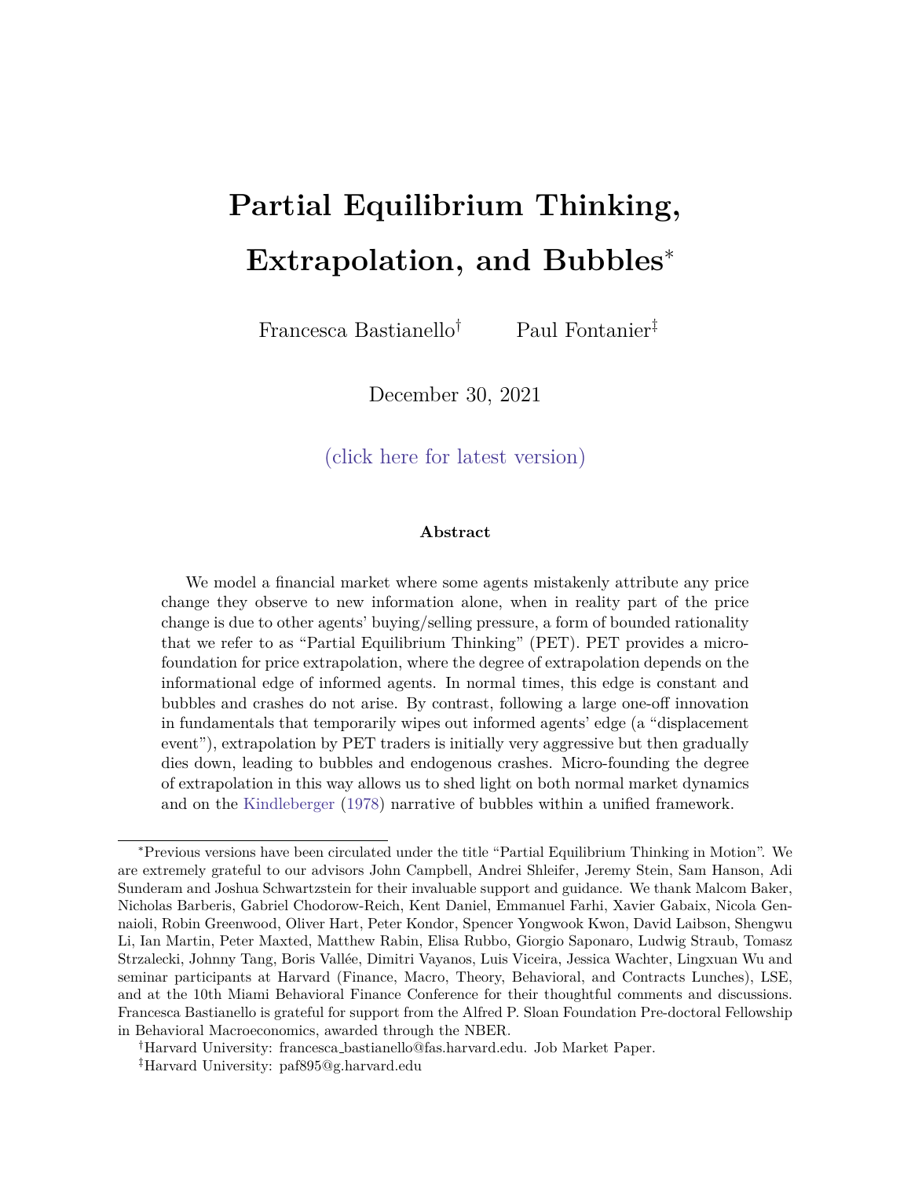# Partial Equilibrium Thinking, Extrapolation, and Bubbles*

Francesca Bastianello[†] Paul Fontanier[‡]

December 30, 2021

(click here for latest version)

### Abstract

We model a financial market where some agents mistakenly attribute any price change they observe to new information alone, when in reality part of the price change is due to other agents' buying/selling pressure, a form of bounded rationality that we refer to as "Partial Equilibrium Thinking" (PET). PET provides a micro-foundation for price extrapolation, where the degree of extrapolation depends on the informational edge of informed agents. In normal times, this edge is constant and bubbles and crashes do not arise. By contrast, following a large one-off innovation in fundamentals that temporarily wipes out informed agents' edge (a "displacement event"), extrapolation by PET traders is initially very aggressive but then gradually dies down, leading to bubbles and endogenous crashes. Micro-founding the degree of extrapolation in this way allows us to shed light on both normal market dynamics and on the Kindleberger (1978) narrative of bubbles within a unified framework.

---

*Previous versions have been circulated under the title "Partial Equilibrium Thinking in Motion". We are extremely grateful to our advisors John Campbell, Andrei Shleifer, Jeremy Stein, Sam Hanson, Adi Sunderam and Joshua Schwartzstein for their invaluable support and guidance. We thank Malcom Baker, Nicholas Barberis, Gabriel Chodorow-Reich, Kent Daniel, Emmanuel Farhi, Xavier Gabaix, Nicola Gennaioli, Robin Greenwood, Oliver Hart, Peter Kondor, Spencer Yongwook Kwon, David Laibson, Shengwu Li, Ian Martin, Peter Maxted, Matthew Rabin, Elisa Rubbo, Giorgio Saponaro, Ludwig Straub, Tomasz Strzalecki, Johnny Tang, Boris Vallée, Dimitri Vayanos, Luis Viceira, Jessica Wachter, Lingxuan Wu and seminar participants at Harvard (Finance, Macro, Theory, Behavioral, and Contracts Lunches), LSE, and at the 10th Miami Behavioral Finance Conference for their thoughtful comments and discussions. Francesca Bastianello is grateful for support from the Alfred P. Sloan Foundation Pre-doctoral Fellowship in Behavioral Macroeconomics, awarded through the NBER.

[†]Harvard University: francesca_bastianello@fas.harvard.edu. Job Market Paper.

[‡]Harvard University: paf895@g.harvard.edu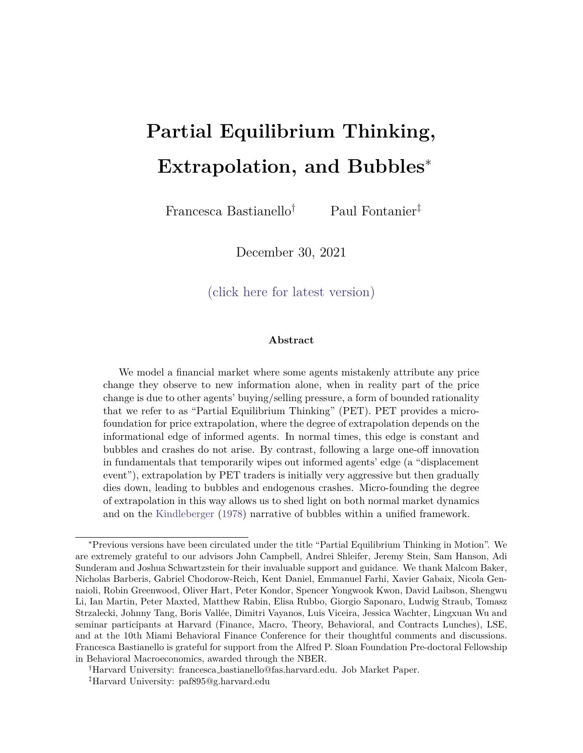# Partial Equilibrium Thinking, Extrapolation, and Bubbles*

Francesca Bastianello[†] Paul Fontanier[‡]

December 30, 2021

(click here for latest version)

**Abstract**

We model a financial market where some agents mistakenly attribute any price change they observe to new information alone, when in reality part of the price change is due to other agents' buying/selling pressure, a form of bounded rationality that we refer to as "Partial Equilibrium Thinking" (PET). PET provides a micro-foundation for price extrapolation, where the degree of extrapolation depends on the informational edge of informed agents. In normal times, this edge is constant and bubbles and crashes do not arise. By contrast, following a large one-off innovation in fundamentals that temporarily wipes out informed agents' edge (a "displacement event"), extrapolation by PET traders is initially very aggressive but then gradually dies down, leading to bubbles and endogenous crashes. Micro-founding the degree of extrapolation in this way allows us to shed light on both normal market dynamics and on the Kindleberger (1978) narrative of bubbles within a unified framework.

---

*Previous versions have been circulated under the title "Partial Equilibrium Thinking in Motion". We are extremely grateful to our advisors John Campbell, Andrei Shleifer, Jeremy Stein, Sam Hanson, Adi Sunderam and Joshua Schwartzstein for their invaluable support and guidance. We thank Malcom Baker, Nicholas Barberis, Gabriel Chodorow-Reich, Kent Daniel, Emmanuel Farhi, Xavier Gabaix, Nicola Gennaioli, Robin Greenwood, Oliver Hart, Peter Kondor, Spencer Yongwook Kwon, David Laibson, Shengwu Li, Ian Martin, Peter Maxted, Matthew Rabin, Elisa Rubbo, Giorgio Saponaro, Ludwig Straub, Tomasz Strzalecki, Johnny Tang, Boris Vallée, Dimitri Vayanos, Luis Viceira, Jessica Wachter, Lingxuan Wu and seminar participants at Harvard (Finance, Macro, Theory, Behavioral, and Contracts Lunches), LSE, and at the 10th Miami Behavioral Finance Conference for their thoughtful comments and discussions. Francesca Bastianello is grateful for support from the Alfred P. Sloan Foundation Pre-doctoral Fellowship in Behavioral Macroeconomics, awarded through the NBER.

[†]Harvard University: francesca_bastianello@fas.harvard.edu. Job Market Paper.

[‡]Harvard University: paf895@g.harvard.edu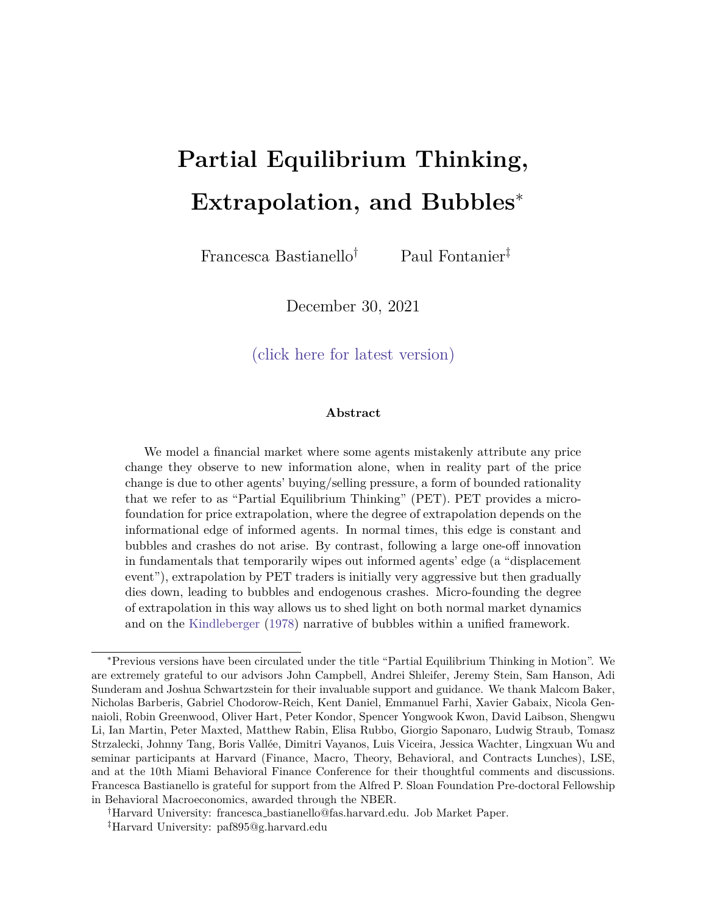# Partial Equilibrium Thinking, Extrapolation, and Bubbles*

Francesca Bastianello[†] Paul Fontanier[‡]

December 30, 2021

(click here for latest version)

### Abstract

We model a financial market where some agents mistakenly attribute any price change they observe to new information alone, when in reality part of the price change is due to other agents' buying/selling pressure, a form of bounded rationality that we refer to as "Partial Equilibrium Thinking" (PET). PET provides a micro-foundation for price extrapolation, where the degree of extrapolation depends on the informational edge of informed agents. In normal times, this edge is constant and bubbles and crashes do not arise. By contrast, following a large one-off innovation in fundamentals that temporarily wipes out informed agents' edge (a "displacement event"), extrapolation by PET traders is initially very aggressive but then gradually dies down, leading to bubbles and endogenous crashes. Micro-founding the degree of extrapolation in this way allows us to shed light on both normal market dynamics and on the Kindleberger (1978) narrative of bubbles within a unified framework.

---

*Previous versions have been circulated under the title "Partial Equilibrium Thinking in Motion". We are extremely grateful to our advisors John Campbell, Andrei Shleifer, Jeremy Stein, Sam Hanson, Adi Sunderam and Joshua Schwartzstein for their invaluable support and guidance. We thank Malcom Baker, Nicholas Barberis, Gabriel Chodorow-Reich, Kent Daniel, Emmanuel Farhi, Xavier Gabaix, Nicola Gennaioli, Robin Greenwood, Oliver Hart, Peter Kondor, Spencer Yongwook Kwon, David Laibson, Shengwu Li, Ian Martin, Peter Maxted, Matthew Rabin, Elisa Rubbo, Giorgio Saponaro, Ludwig Straub, Tomasz Strzalecki, Johnny Tang, Boris Vallée, Dimitri Vayanos, Luis Viceira, Jessica Wachter, Lingxuan Wu and seminar participants at Harvard (Finance, Macro, Theory, Behavioral, and Contracts Lunches), LSE, and at the 10th Miami Behavioral Finance Conference for their thoughtful comments and discussions. Francesca Bastianello is grateful for support from the Alfred P. Sloan Foundation Pre-doctoral Fellowship in Behavioral Macroeconomics, awarded through the NBER.

[†]Harvard University: francesca_bastianello@fas.harvard.edu. Job Market Paper.

[‡]Harvard University: paf895@g.harvard.edu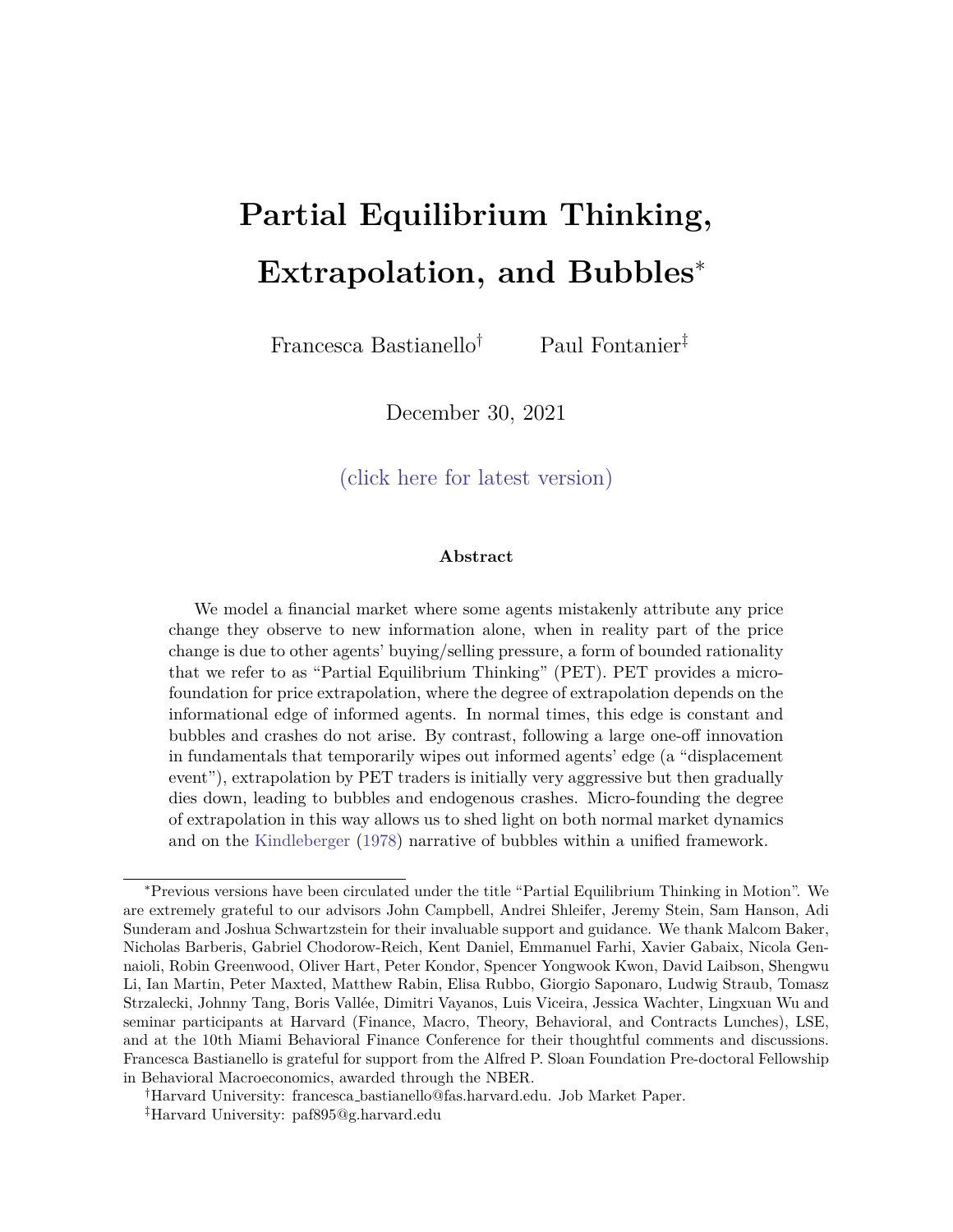# Partial Equilibrium Thinking, Extrapolation, and Bubbles*

Francesca Bastianello[†] Paul Fontanier[‡]

December 30, 2021

(click here for latest version)

### Abstract

We model a financial market where some agents mistakenly attribute any price change they observe to new information alone, when in reality part of the price change is due to other agents' buying/selling pressure, a form of bounded rationality that we refer to as "Partial Equilibrium Thinking" (PET). PET provides a micro-foundation for price extrapolation, where the degree of extrapolation depends on the informational edge of informed agents. In normal times, this edge is constant and bubbles and crashes do not arise. By contrast, following a large one-off innovation in fundamentals that temporarily wipes out informed agents' edge (a "displacement event"), extrapolation by PET traders is initially very aggressive but then gradually dies down, leading to bubbles and endogenous crashes. Micro-founding the degree of extrapolation in this way allows us to shed light on both normal market dynamics and on the Kindleberger (1978) narrative of bubbles within a unified framework.

---

*Previous versions have been circulated under the title "Partial Equilibrium Thinking in Motion". We are extremely grateful to our advisors John Campbell, Andrei Shleifer, Jeremy Stein, Sam Hanson, Adi Sunderam and Joshua Schwartzstein for their invaluable support and guidance. We thank Malcom Baker, Nicholas Barberis, Gabriel Chodorow-Reich, Kent Daniel, Emmanuel Farhi, Xavier Gabaix, Nicola Gennaioli, Robin Greenwood, Oliver Hart, Peter Kondor, Spencer Yongwook Kwon, David Laibson, Shengwu Li, Ian Martin, Peter Maxted, Matthew Rabin, Elisa Rubbo, Giorgio Saponaro, Ludwig Straub, Tomasz Strzalecki, Johnny Tang, Boris Vallée, Dimitri Vayanos, Luis Viceira, Jessica Wachter, Lingxuan Wu and seminar participants at Harvard (Finance, Macro, Theory, Behavioral, and Contracts Lunches), LSE, and at the 10th Miami Behavioral Finance Conference for their thoughtful comments and discussions. Francesca Bastianello is grateful for support from the Alfred P. Sloan Foundation Pre-doctoral Fellowship in Behavioral Macroeconomics, awarded through the NBER.

[†]Harvard University: francesca_bastianello@fas.harvard.edu. Job Market Paper.

[‡]Harvard University: paf895@g.harvard.edu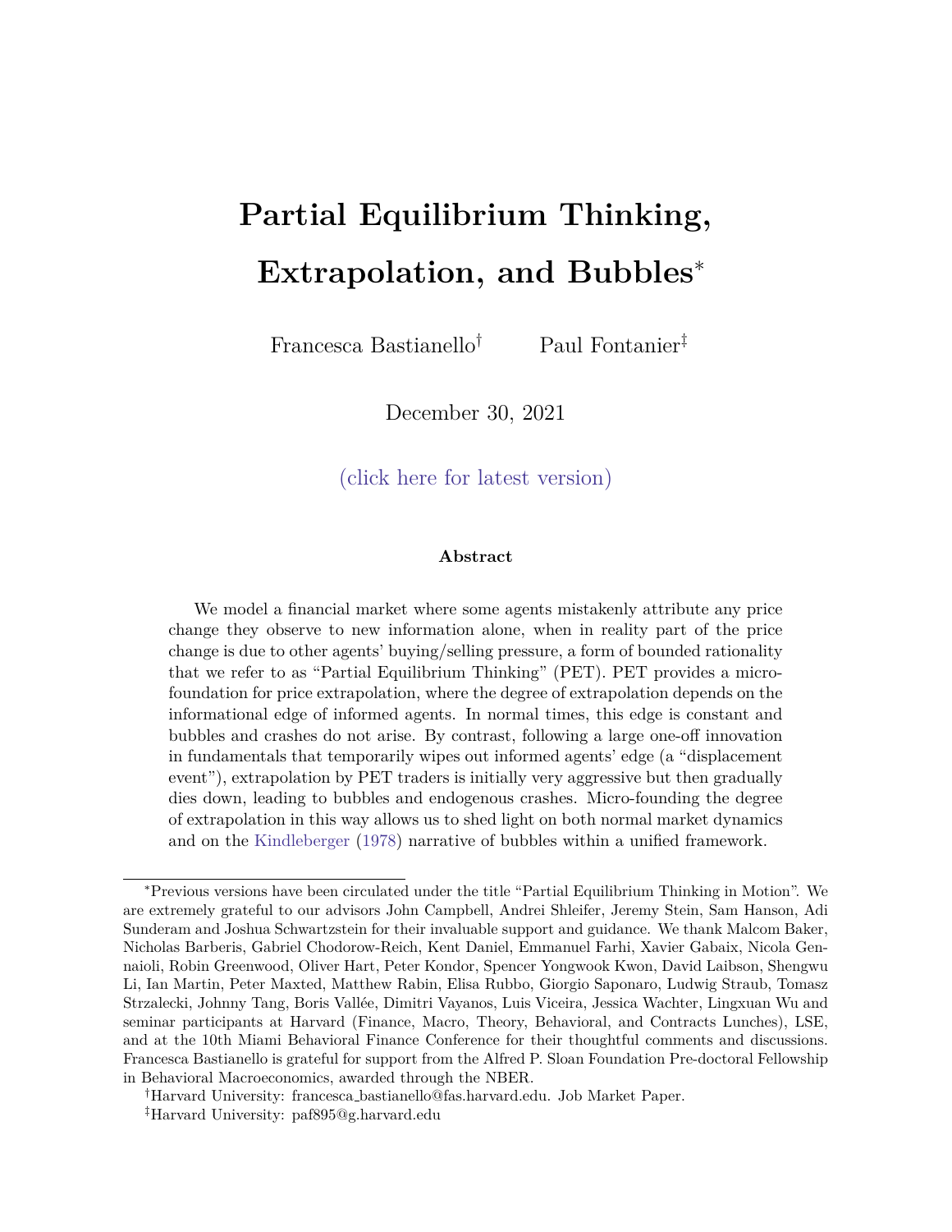# Partial Equilibrium Thinking, Extrapolation, and Bubbles*

Francesca Bastianello[†] Paul Fontanier[‡]

December 30, 2021

(click here for latest version)

### Abstract

We model a financial market where some agents mistakenly attribute any price change they observe to new information alone, when in reality part of the price change is due to other agents' buying/selling pressure, a form of bounded rationality that we refer to as "Partial Equilibrium Thinking" (PET). PET provides a micro-foundation for price extrapolation, where the degree of extrapolation depends on the informational edge of informed agents. In normal times, this edge is constant and bubbles and crashes do not arise. By contrast, following a large one-off innovation in fundamentals that temporarily wipes out informed agents' edge (a "displacement event"), extrapolation by PET traders is initially very aggressive but then gradually dies down, leading to bubbles and endogenous crashes. Micro-founding the degree of extrapolation in this way allows us to shed light on both normal market dynamics and on the Kindleberger (1978) narrative of bubbles within a unified framework.

---

*Previous versions have been circulated under the title "Partial Equilibrium Thinking in Motion". We are extremely grateful to our advisors John Campbell, Andrei Shleifer, Jeremy Stein, Sam Hanson, Adi Sunderam and Joshua Schwartzstein for their invaluable support and guidance. We thank Malcom Baker, Nicholas Barberis, Gabriel Chodorow-Reich, Kent Daniel, Emmanuel Farhi, Xavier Gabaix, Nicola Gennaioli, Robin Greenwood, Oliver Hart, Peter Kondor, Spencer Yongwook Kwon, David Laibson, Shengwu Li, Ian Martin, Peter Maxted, Matthew Rabin, Elisa Rubbo, Giorgio Saponaro, Ludwig Straub, Tomasz Strzalecki, Johnny Tang, Boris Vallée, Dimitri Vayanos, Luis Viceira, Jessica Wachter, Lingxuan Wu and seminar participants at Harvard (Finance, Macro, Theory, Behavioral, and Contracts Lunches), LSE, and at the 10th Miami Behavioral Finance Conference for their thoughtful comments and discussions. Francesca Bastianello is grateful for support from the Alfred P. Sloan Foundation Pre-doctoral Fellowship in Behavioral Macroeconomics, awarded through the NBER.

[†]Harvard University: francesca_bastianello@fas.harvard.edu. Job Market Paper.

[‡]Harvard University: paf895@g.harvard.edu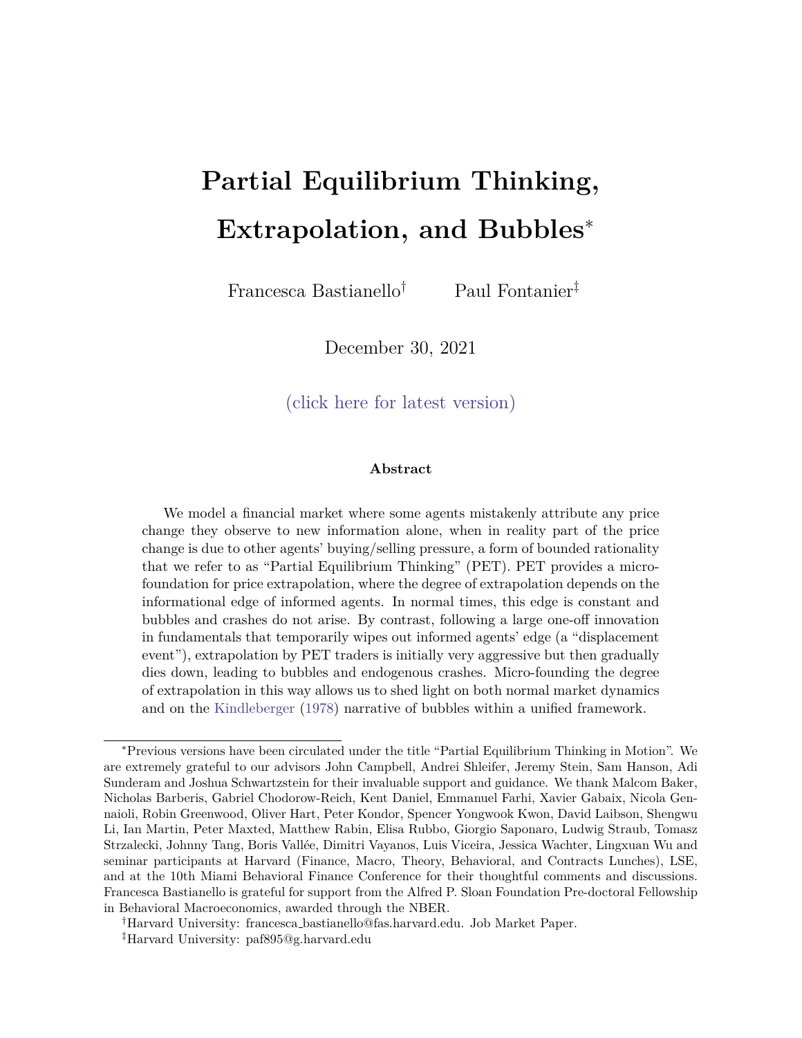# Partial Equilibrium Thinking, Extrapolation, and Bubbles*

Francesca Bastianello† Paul Fontanier‡

December 30, 2021

(click here for latest version)

### Abstract

We model a financial market where some agents mistakenly attribute any price change they observe to new information alone, when in reality part of the price change is due to other agents' buying/selling pressure, a form of bounded rationality that we refer to as "Partial Equilibrium Thinking" (PET). PET provides a micro-foundation for price extrapolation, where the degree of extrapolation depends on the informational edge of informed agents. In normal times, this edge is constant and bubbles and crashes do not arise. By contrast, following a large one-off innovation in fundamentals that temporarily wipes out informed agents' edge (a "displacement event"), extrapolation by PET traders is initially very aggressive but then gradually dies down, leading to bubbles and endogenous crashes. Micro-founding the degree of extrapolation in this way allows us to shed light on both normal market dynamics and on the Kindleberger (1978) narrative of bubbles within a unified framework.

---

*Previous versions have been circulated under the title "Partial Equilibrium Thinking in Motion". We are extremely grateful to our advisors John Campbell, Andrei Shleifer, Jeremy Stein, Sam Hanson, Adi Sunderam and Joshua Schwartzstein for their invaluable support and guidance. We thank Malcom Baker, Nicholas Barberis, Gabriel Chodorow-Reich, Kent Daniel, Emmanuel Farhi, Xavier Gabaix, Nicola Gennaioli, Robin Greenwood, Oliver Hart, Peter Kondor, Spencer Yongwook Kwon, David Laibson, Shengwu Li, Ian Martin, Peter Maxted, Matthew Rabin, Elisa Rubbo, Giorgio Saponaro, Ludwig Straub, Tomasz Strzalecki, Johnny Tang, Boris Vallée, Dimitri Vayanos, Luis Viceira, Jessica Wachter, Lingxuan Wu and seminar participants at Harvard (Finance, Macro, Theory, Behavioral, and Contracts Lunches), LSE, and at the 10th Miami Behavioral Finance Conference for their thoughtful comments and discussions. Francesca Bastianello is grateful for support from the Alfred P. Sloan Foundation Pre-doctoral Fellowship in Behavioral Macroeconomics, awarded through the NBER.

†Harvard University: francesca_bastianello@fas.harvard.edu. Job Market Paper.

‡Harvard University: paf895@g.harvard.edu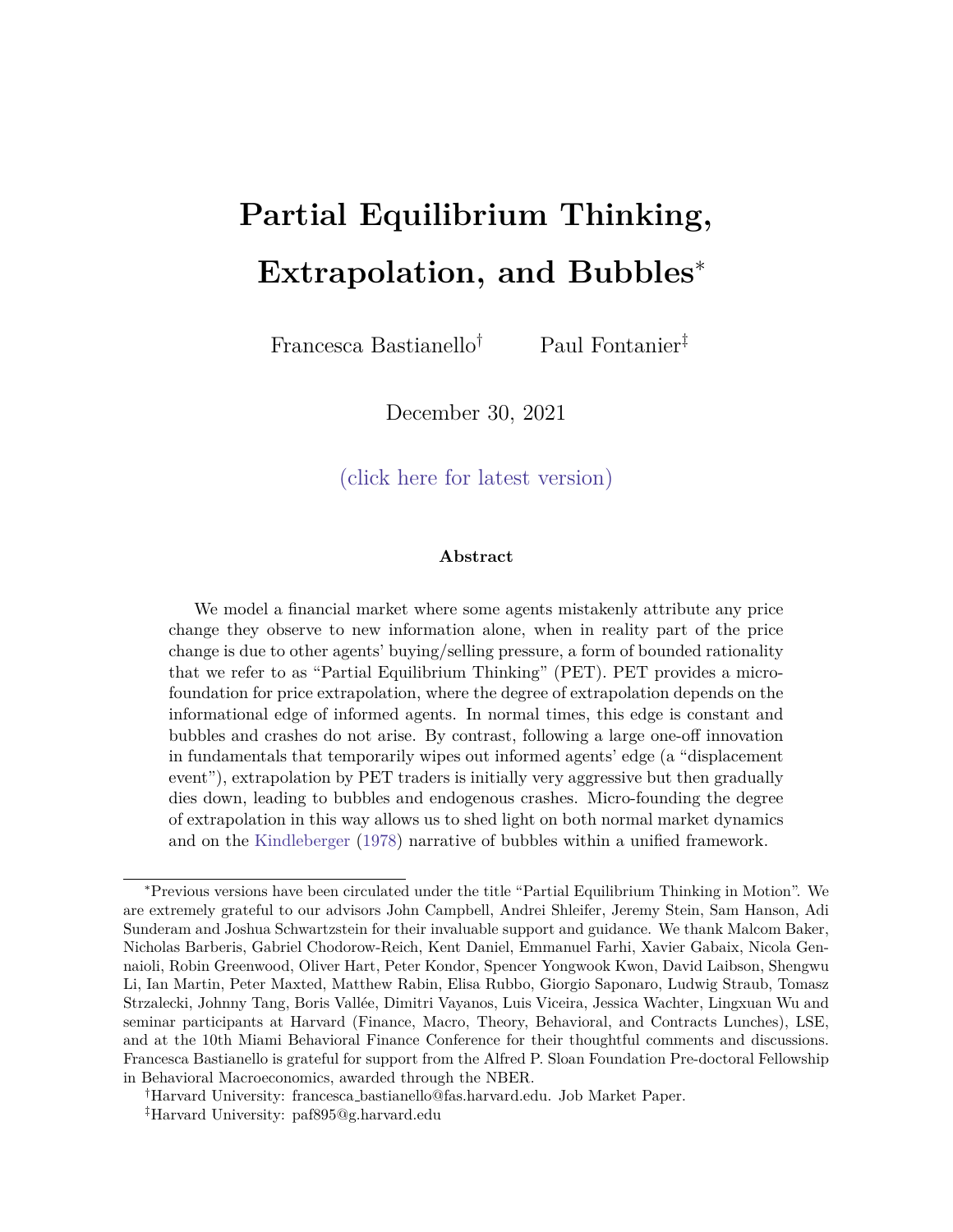# Partial Equilibrium Thinking, Extrapolation, and Bubbles*

Francesca Bastianello[†] Paul Fontanier[‡]

December 30, 2021

(click here for latest version)

### Abstract

We model a financial market where some agents mistakenly attribute any price change they observe to new information alone, when in reality part of the price change is due to other agents' buying/selling pressure, a form of bounded rationality that we refer to as "Partial Equilibrium Thinking" (PET). PET provides a microfoundation for price extrapolation, where the degree of extrapolation depends on the informational edge of informed agents. In normal times, this edge is constant and bubbles and crashes do not arise. By contrast, following a large one-off innovation in fundamentals that temporarily wipes out informed agents' edge (a "displacement event"), extrapolation by PET traders is initially very aggressive but then gradually dies down, leading to bubbles and endogenous crashes. Micro-founding the degree of extrapolation in this way allows us to shed light on both normal market dynamics and on the Kindleberger (1978) narrative of bubbles within a unified framework.

---

*Previous versions have been circulated under the title "Partial Equilibrium Thinking in Motion". We are extremely grateful to our advisors John Campbell, Andrei Shleifer, Jeremy Stein, Sam Hanson, Adi Sunderam and Joshua Schwartzstein for their invaluable support and guidance. We thank Malcom Baker, Nicholas Barberis, Gabriel Chodorow-Reich, Kent Daniel, Emmanuel Farhi, Xavier Gabaix, Nicola Gennaioli, Robin Greenwood, Oliver Hart, Peter Kondor, Spencer Yongwook Kwon, David Laibson, Shengwu Li, Ian Martin, Peter Maxted, Matthew Rabin, Elisa Rubbo, Giorgio Saponaro, Ludwig Straub, Tomasz Strzalecki, Johnny Tang, Boris Vallée, Dimitri Vayanos, Luis Viceira, Jessica Wachter, Lingxuan Wu and seminar participants at Harvard (Finance, Macro, Theory, Behavioral, and Contracts Lunches), LSE, and at the 10th Miami Behavioral Finance Conference for their thoughtful comments and discussions. Francesca Bastianello is grateful for support from the Alfred P. Sloan Foundation Pre-doctoral Fellowship in Behavioral Macroeconomics, awarded through the NBER.

[†]Harvard University: francesca_bastianello@fas.harvard.edu. Job Market Paper.

[‡]Harvard University: paf895@g.harvard.edu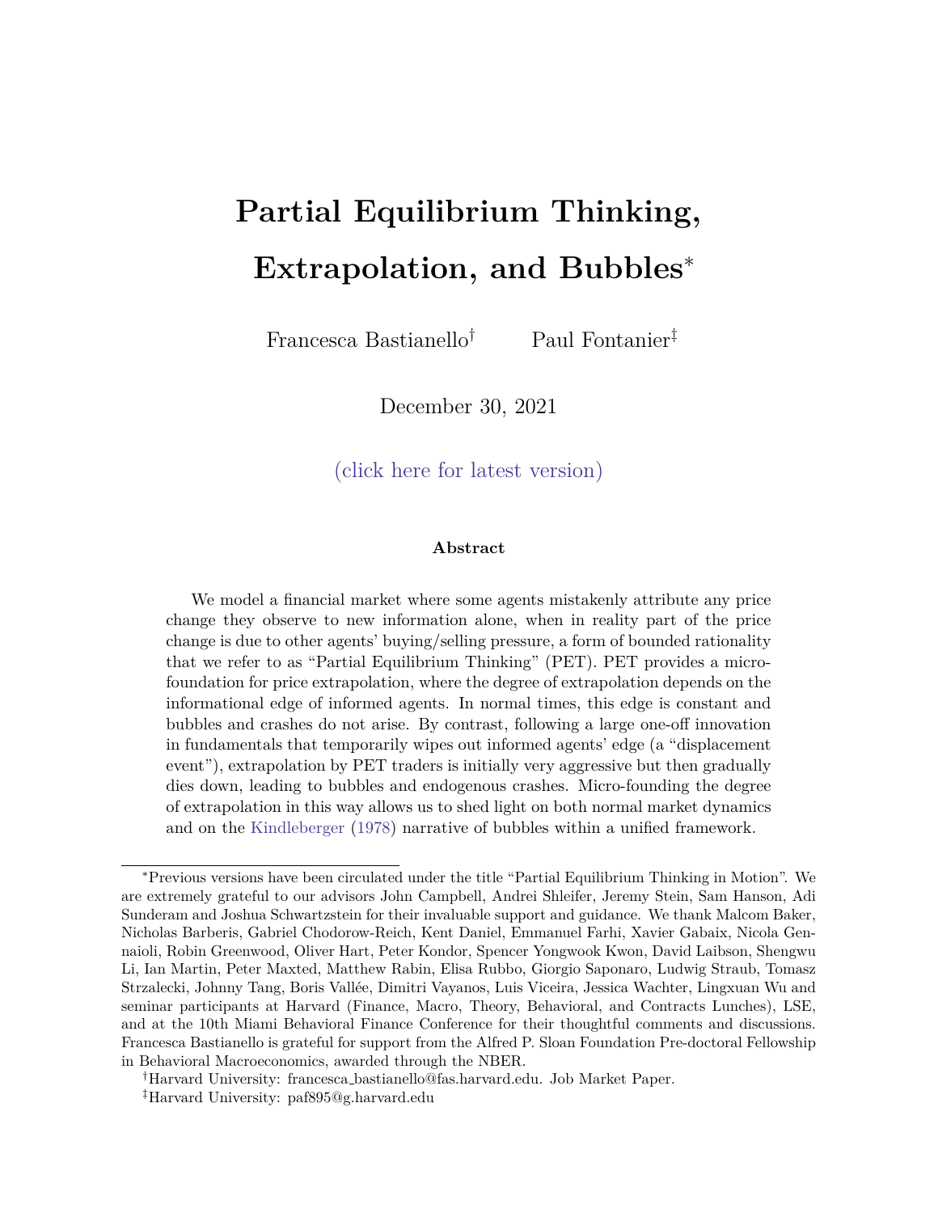# Partial Equilibrium Thinking, Extrapolation, and Bubbles*

Francesca Bastianello† Paul Fontanier‡

December 30, 2021

(click here for latest version)

### Abstract

We model a financial market where some agents mistakenly attribute any price change they observe to new information alone, when in reality part of the price change is due to other agents' buying/selling pressure, a form of bounded rationality that we refer to as "Partial Equilibrium Thinking" (PET). PET provides a microfoundation for price extrapolation, where the degree of extrapolation depends on the informational edge of informed agents. In normal times, this edge is constant and bubbles and crashes do not arise. By contrast, following a large one-off innovation in fundamentals that temporarily wipes out informed agents' edge (a "displacement event"), extrapolation by PET traders is initially very aggressive but then gradually dies down, leading to bubbles and endogenous crashes. Micro-founding the degree of extrapolation in this way allows us to shed light on both normal market dynamics and on the Kindleberger (1978) narrative of bubbles within a unified framework.

---

*Previous versions have been circulated under the title "Partial Equilibrium Thinking in Motion". We are extremely grateful to our advisors John Campbell, Andrei Shleifer, Jeremy Stein, Sam Hanson, Adi Sunderam and Joshua Schwartzstein for their invaluable support and guidance. We thank Malcom Baker, Nicholas Barberis, Gabriel Chodorow-Reich, Kent Daniel, Emmanuel Farhi, Xavier Gabaix, Nicola Gennaioli, Robin Greenwood, Oliver Hart, Peter Kondor, Spencer Yongwook Kwon, David Laibson, Shengwu Li, Ian Martin, Peter Maxted, Matthew Rabin, Elisa Rubbo, Giorgio Saponaro, Ludwig Straub, Tomasz Strzalecki, Johnny Tang, Boris Vallée, Dimitri Vayanos, Luis Viceira, Jessica Wachter, Lingxuan Wu and seminar participants at Harvard (Finance, Macro, Theory, Behavioral, and Contracts Lunches), LSE, and at the 10th Miami Behavioral Finance Conference for their thoughtful comments and discussions. Francesca Bastianello is grateful for support from the Alfred P. Sloan Foundation Pre-doctoral Fellowship in Behavioral Macroeconomics, awarded through the NBER.

†Harvard University: francesca_bastianello@fas.harvard.edu. Job Market Paper.

‡Harvard University: paf895@g.harvard.edu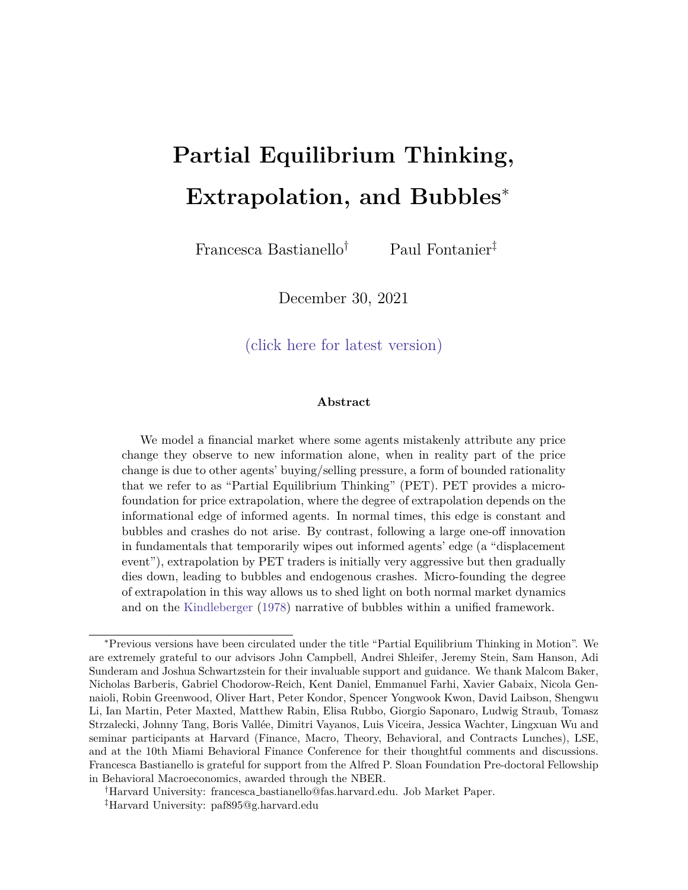# Partial Equilibrium Thinking, Extrapolation, and Bubbles*

Francesca Bastianello[†] Paul Fontanier[‡]

December 30, 2021

(click here for latest version)

### Abstract

We model a financial market where some agents mistakenly attribute any price change they observe to new information alone, when in reality part of the price change is due to other agents' buying/selling pressure, a form of bounded rationality that we refer to as "Partial Equilibrium Thinking" (PET). PET provides a micro-foundation for price extrapolation, where the degree of extrapolation depends on the informational edge of informed agents. In normal times, this edge is constant and bubbles and crashes do not arise. By contrast, following a large one-off innovation in fundamentals that temporarily wipes out informed agents' edge (a "displacement event"), extrapolation by PET traders is initially very aggressive but then gradually dies down, leading to bubbles and endogenous crashes. Micro-founding the degree of extrapolation in this way allows us to shed light on both normal market dynamics and on the Kindleberger (1978) narrative of bubbles within a unified framework.

---

*Previous versions have been circulated under the title "Partial Equilibrium Thinking in Motion". We are extremely grateful to our advisors John Campbell, Andrei Shleifer, Jeremy Stein, Sam Hanson, Adi Sunderam and Joshua Schwartzstein for their invaluable support and guidance. We thank Malcom Baker, Nicholas Barberis, Gabriel Chodorow-Reich, Kent Daniel, Emmanuel Farhi, Xavier Gabaix, Nicola Gennaioli, Robin Greenwood, Oliver Hart, Peter Kondor, Spencer Yongwook Kwon, David Laibson, Shengwu Li, Ian Martin, Peter Maxted, Matthew Rabin, Elisa Rubbo, Giorgio Saponaro, Ludwig Straub, Tomasz Strzalecki, Johnny Tang, Boris Vallée, Dimitri Vayanos, Luis Viceira, Jessica Wachter, Lingxuan Wu and seminar participants at Harvard (Finance, Macro, Theory, Behavioral, and Contracts Lunches), LSE, and at the 10th Miami Behavioral Finance Conference for their thoughtful comments and discussions. Francesca Bastianello is grateful for support from the Alfred P. Sloan Foundation Pre-doctoral Fellowship in Behavioral Macroeconomics, awarded through the NBER.

[†]Harvard University: francesca_bastianello@fas.harvard.edu. Job Market Paper.

[‡]Harvard University: paf895@g.harvard.edu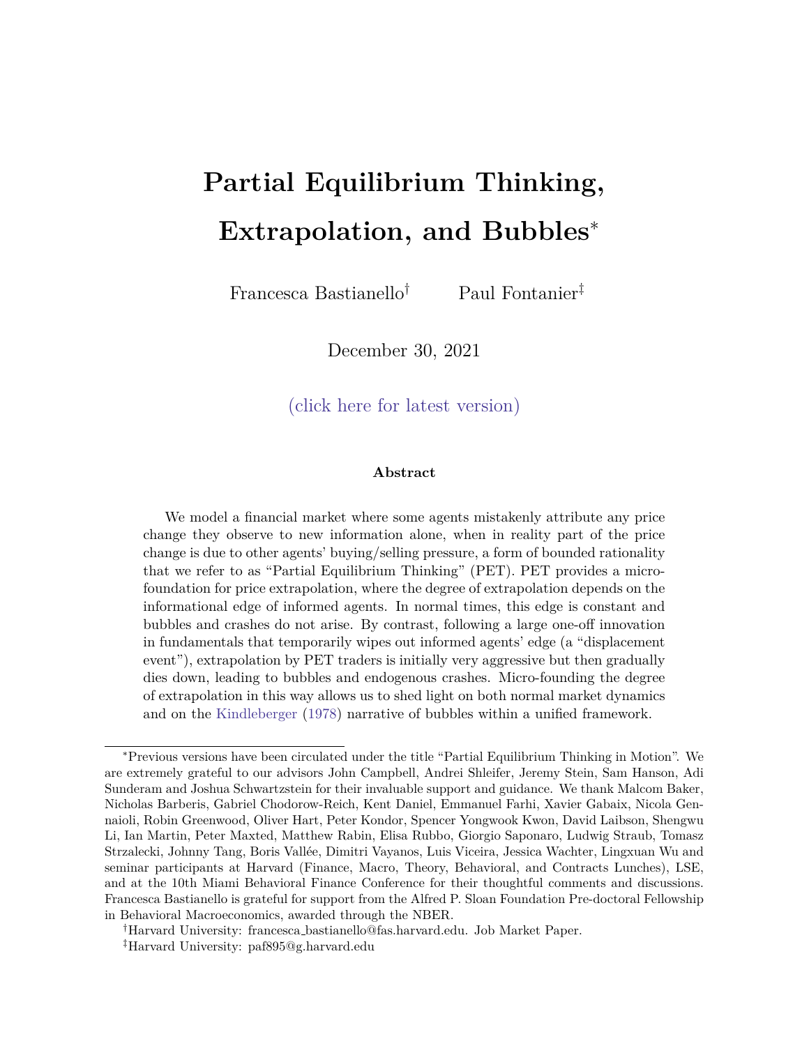# Partial Equilibrium Thinking, Extrapolation, and Bubbles*

Francesca Bastianello[†] Paul Fontanier[‡]

December 30, 2021

(click here for latest version)

### Abstract

We model a financial market where some agents mistakenly attribute any price change they observe to new information alone, when in reality part of the price change is due to other agents' buying/selling pressure, a form of bounded rationality that we refer to as "Partial Equilibrium Thinking" (PET). PET provides a micro-foundation for price extrapolation, where the degree of extrapolation depends on the informational edge of informed agents. In normal times, this edge is constant and bubbles and crashes do not arise. By contrast, following a large one-off innovation in fundamentals that temporarily wipes out informed agents' edge (a "displacement event"), extrapolation by PET traders is initially very aggressive but then gradually dies down, leading to bubbles and endogenous crashes. Micro-founding the degree of extrapolation in this way allows us to shed light on both normal market dynamics and on the Kindleberger (1978) narrative of bubbles within a unified framework.

---

*Previous versions have been circulated under the title "Partial Equilibrium Thinking in Motion". We are extremely grateful to our advisors John Campbell, Andrei Shleifer, Jeremy Stein, Sam Hanson, Adi Sunderam and Joshua Schwartzstein for their invaluable support and guidance. We thank Malcom Baker, Nicholas Barberis, Gabriel Chodorow-Reich, Kent Daniel, Emmanuel Farhi, Xavier Gabaix, Nicola Gennaioli, Robin Greenwood, Oliver Hart, Peter Kondor, Spencer Yongwook Kwon, David Laibson, Shengwu Li, Ian Martin, Peter Maxted, Matthew Rabin, Elisa Rubbo, Giorgio Saponaro, Ludwig Straub, Tomasz Strzalecki, Johnny Tang, Boris Vallée, Dimitri Vayanos, Luis Viceira, Jessica Wachter, Lingxuan Wu and seminar participants at Harvard (Finance, Macro, Theory, Behavioral, and Contracts Lunches), LSE, and at the 10th Miami Behavioral Finance Conference for their thoughtful comments and discussions. Francesca Bastianello is grateful for support from the Alfred P. Sloan Foundation Pre-doctoral Fellowship in Behavioral Macroeconomics, awarded through the NBER.

[†]Harvard University: francesca_bastianello@fas.harvard.edu. Job Market Paper.

[‡]Harvard University: paf895@g.harvard.edu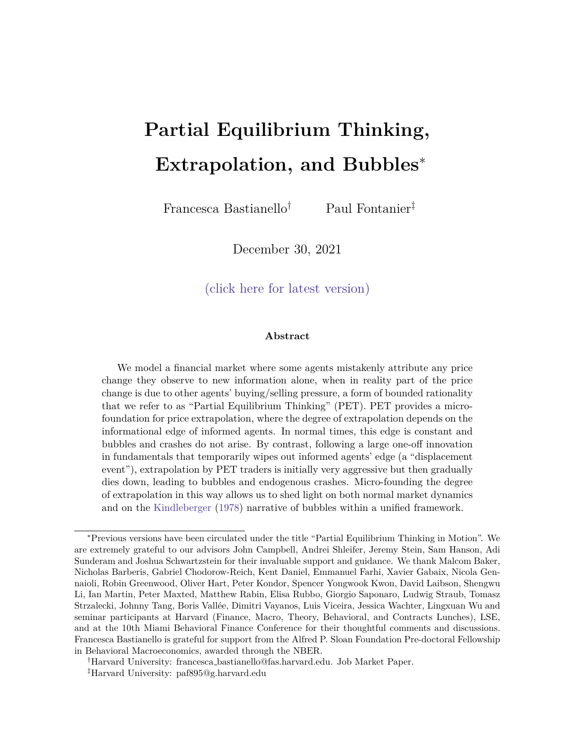# Partial Equilibrium Thinking, Extrapolation, and Bubbles*

Francesca Bastianello† Paul Fontanier‡

December 30, 2021

(click here for latest version)

### Abstract

We model a financial market where some agents mistakenly attribute any price change they observe to new information alone, when in reality part of the price change is due to other agents' buying/selling pressure, a form of bounded rationality that we refer to as "Partial Equilibrium Thinking" (PET). PET provides a micro-foundation for price extrapolation, where the degree of extrapolation depends on the informational edge of informed agents. In normal times, this edge is constant and bubbles and crashes do not arise. By contrast, following a large one-off innovation in fundamentals that temporarily wipes out informed agents' edge (a "displacement event"), extrapolation by PET traders is initially very aggressive but then gradually dies down, leading to bubbles and endogenous crashes. Micro-founding the degree of extrapolation in this way allows us to shed light on both normal market dynamics and on the Kindleberger (1978) narrative of bubbles within a unified framework.

---

*Previous versions have been circulated under the title "Partial Equilibrium Thinking in Motion". We are extremely grateful to our advisors John Campbell, Andrei Shleifer, Jeremy Stein, Sam Hanson, Adi Sunderam and Joshua Schwartzstein for their invaluable support and guidance. We thank Malcom Baker, Nicholas Barberis, Gabriel Chodorow-Reich, Kent Daniel, Emmanuel Farhi, Xavier Gabaix, Nicola Gennaioli, Robin Greenwood, Oliver Hart, Peter Kondor, Spencer Yongwook Kwon, David Laibson, Shengwu Li, Ian Martin, Peter Maxted, Matthew Rabin, Elisa Rubbo, Giorgio Saponaro, Ludwig Straub, Tomasz Strzalecki, Johnny Tang, Boris Vallée, Dimitri Vayanos, Luis Viceira, Jessica Wachter, Lingxuan Wu and seminar participants at Harvard (Finance, Macro, Theory, Behavioral, and Contracts Lunches), LSE, and at the 10th Miami Behavioral Finance Conference for their thoughtful comments and discussions. Francesca Bastianello is grateful for support from the Alfred P. Sloan Foundation Pre-doctoral Fellowship in Behavioral Macroeconomics, awarded through the NBER.

†Harvard University: francesca_bastianello@fas.harvard.edu. Job Market Paper.

‡Harvard University: paf895@g.harvard.edu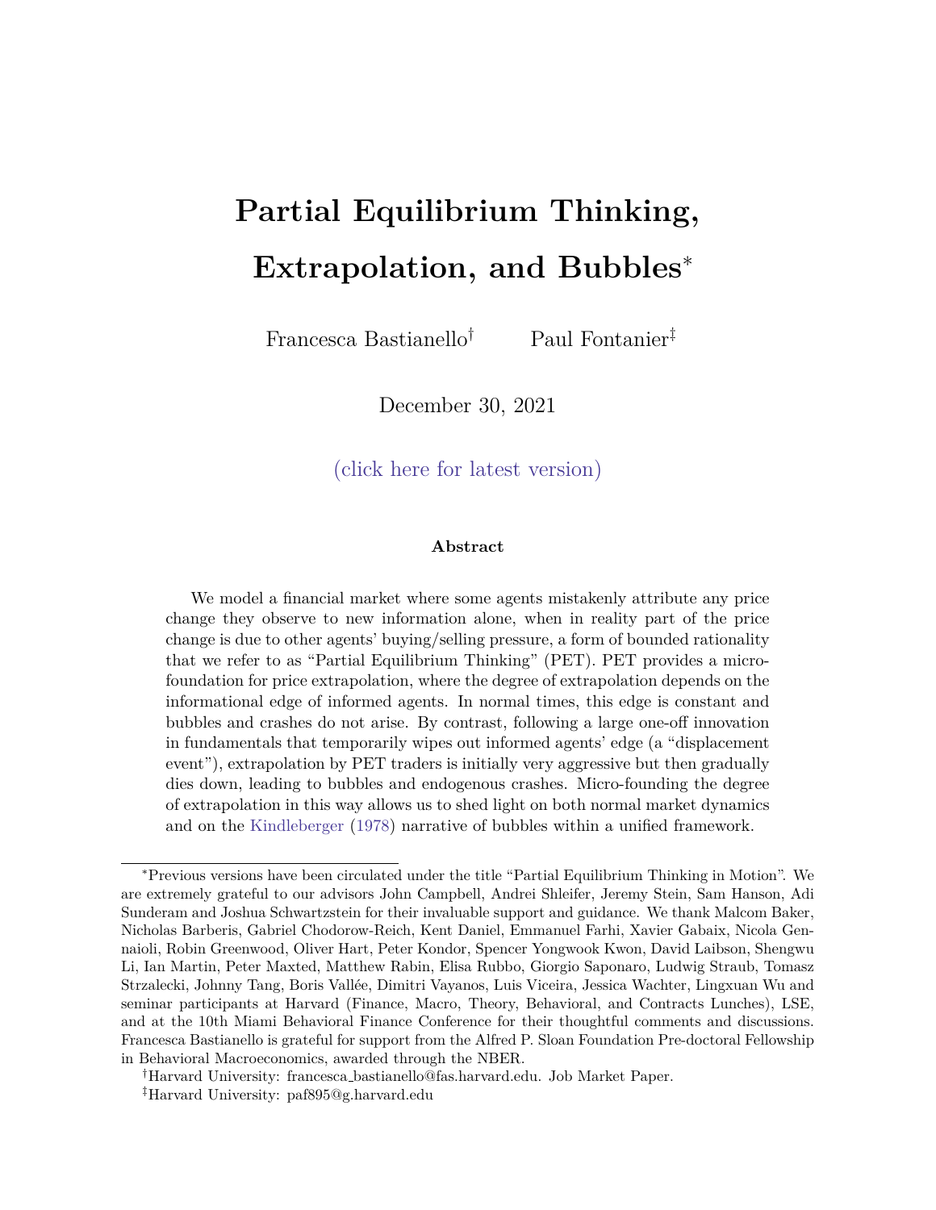# Partial Equilibrium Thinking, Extrapolation, and Bubbles*

Francesca Bastianello† Paul Fontanier‡

December 30, 2021

(click here for latest version)

### Abstract

We model a financial market where some agents mistakenly attribute any price change they observe to new information alone, when in reality part of the price change is due to other agents' buying/selling pressure, a form of bounded rationality that we refer to as "Partial Equilibrium Thinking" (PET). PET provides a micro-foundation for price extrapolation, where the degree of extrapolation depends on the informational edge of informed agents. In normal times, this edge is constant and bubbles and crashes do not arise. By contrast, following a large one-off innovation in fundamentals that temporarily wipes out informed agents' edge (a "displacement event"), extrapolation by PET traders is initially very aggressive but then gradually dies down, leading to bubbles and endogenous crashes. Micro-founding the degree of extrapolation in this way allows us to shed light on both normal market dynamics and on the Kindleberger (1978) narrative of bubbles within a unified framework.

---

*Previous versions have been circulated under the title "Partial Equilibrium Thinking in Motion". We are extremely grateful to our advisors John Campbell, Andrei Shleifer, Jeremy Stein, Sam Hanson, Adi Sunderam and Joshua Schwartzstein for their invaluable support and guidance. We thank Malcom Baker, Nicholas Barberis, Gabriel Chodorow-Reich, Kent Daniel, Emmanuel Farhi, Xavier Gabaix, Nicola Gennaioli, Robin Greenwood, Oliver Hart, Peter Kondor, Spencer Yongwook Kwon, David Laibson, Shengwu Li, Ian Martin, Peter Maxted, Matthew Rabin, Elisa Rubbo, Giorgio Saponaro, Ludwig Straub, Tomasz Strzalecki, Johnny Tang, Boris Vallée, Dimitri Vayanos, Luis Viceira, Jessica Wachter, Lingxuan Wu and seminar participants at Harvard (Finance, Macro, Theory, Behavioral, and Contracts Lunches), LSE, and at the 10th Miami Behavioral Finance Conference for their thoughtful comments and discussions. Francesca Bastianello is grateful for support from the Alfred P. Sloan Foundation Pre-doctoral Fellowship in Behavioral Macroeconomics, awarded through the NBER.

†Harvard University: francesca_bastianello@fas.harvard.edu. Job Market Paper.

‡Harvard University: paf895@g.harvard.edu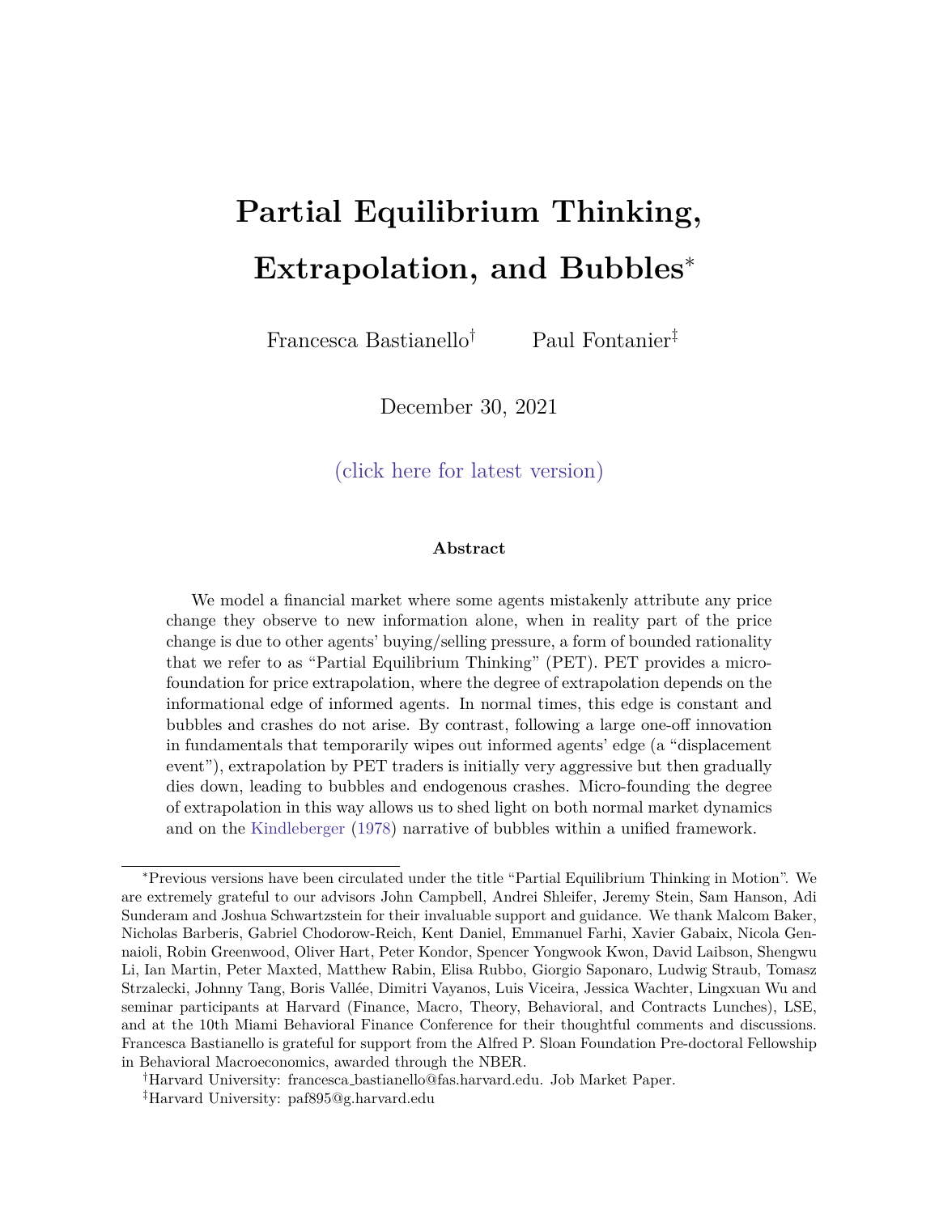# Partial Equilibrium Thinking, Extrapolation, and Bubbles*

Francesca Bastianello[†] Paul Fontanier[‡]

December 30, 2021

(click here for latest version)

#### Abstract

We model a financial market where some agents mistakenly attribute any price change they observe to new information alone, when in reality part of the price change is due to other agents' buying/selling pressure, a form of bounded rationality that we refer to as "Partial Equilibrium Thinking" (PET). PET provides a micro-foundation for price extrapolation, where the degree of extrapolation depends on the informational edge of informed agents. In normal times, this edge is constant and bubbles and crashes do not arise. By contrast, following a large one-off innovation in fundamentals that temporarily wipes out informed agents' edge (a "displacement event"), extrapolation by PET traders is initially very aggressive but then gradually dies down, leading to bubbles and endogenous crashes. Micro-founding the degree of extrapolation in this way allows us to shed light on both normal market dynamics and on the Kindleberger (1978) narrative of bubbles within a unified framework.

---

*Previous versions have been circulated under the title "Partial Equilibrium Thinking in Motion". We are extremely grateful to our advisors John Campbell, Andrei Shleifer, Jeremy Stein, Sam Hanson, Adi Sunderam and Joshua Schwartzstein for their invaluable support and guidance. We thank Malcom Baker, Nicholas Barberis, Gabriel Chodorow-Reich, Kent Daniel, Emmanuel Farhi, Xavier Gabaix, Nicola Gennaioli, Robin Greenwood, Oliver Hart, Peter Kondor, Spencer Yongwook Kwon, David Laibson, Shengwu Li, Ian Martin, Peter Maxted, Matthew Rabin, Elisa Rubbo, Giorgio Saponaro, Ludwig Straub, Tomasz Strzalecki, Johnny Tang, Boris Vallée, Dimitri Vayanos, Luis Viceira, Jessica Wachter, Lingxuan Wu and seminar participants at Harvard (Finance, Macro, Theory, Behavioral, and Contracts Lunches), LSE, and at the 10th Miami Behavioral Finance Conference for their thoughtful comments and discussions. Francesca Bastianello is grateful for support from the Alfred P. Sloan Foundation Pre-doctoral Fellowship in Behavioral Macroeconomics, awarded through the NBER.

[†]Harvard University: francesca_bastianello@fas.harvard.edu. Job Market Paper.

[‡]Harvard University: paf895@g.harvard.edu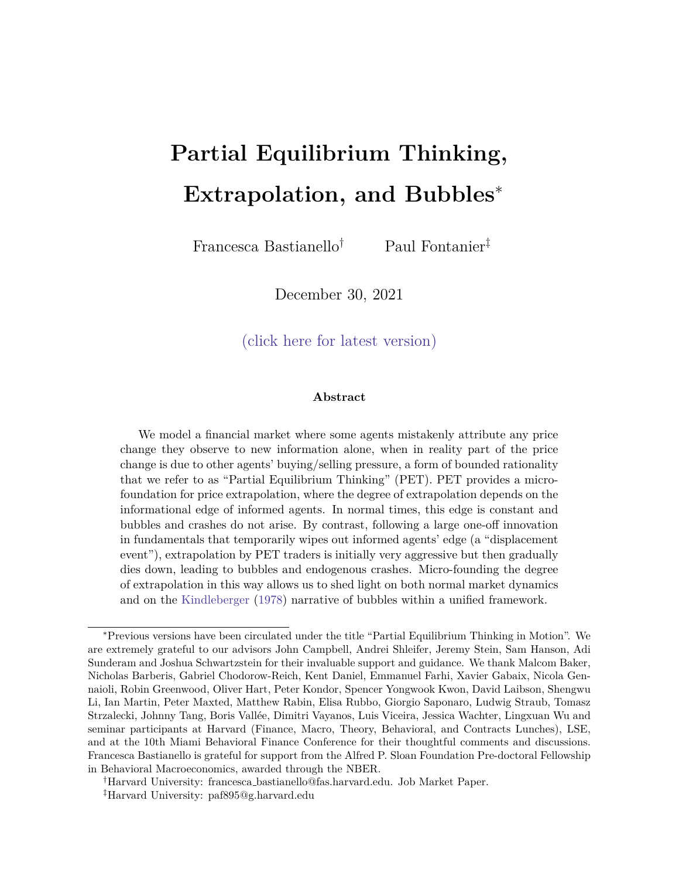# Partial Equilibrium Thinking, Extrapolation, and Bubbles*

Francesca Bastianello[†] Paul Fontanier[‡]

December 30, 2021

(click here for latest version)

#### Abstract

We model a financial market where some agents mistakenly attribute any price change they observe to new information alone, when in reality part of the price change is due to other agents' buying/selling pressure, a form of bounded rationality that we refer to as "Partial Equilibrium Thinking" (PET). PET provides a microfoundation for price extrapolation, where the degree of extrapolation depends on the informational edge of informed agents. In normal times, this edge is constant and bubbles and crashes do not arise. By contrast, following a large one-off innovation in fundamentals that temporarily wipes out informed agents' edge (a "displacement event"), extrapolation by PET traders is initially very aggressive but then gradually dies down, leading to bubbles and endogenous crashes. Micro-founding the degree of extrapolation in this way allows us to shed light on both normal market dynamics and on the Kindleberger (1978) narrative of bubbles within a unified framework.

---

*Previous versions have been circulated under the title "Partial Equilibrium Thinking in Motion". We are extremely grateful to our advisors John Campbell, Andrei Shleifer, Jeremy Stein, Sam Hanson, Adi Sunderam and Joshua Schwartzstein for their invaluable support and guidance. We thank Malcom Baker, Nicholas Barberis, Gabriel Chodorow-Reich, Kent Daniel, Emmanuel Farhi, Xavier Gabaix, Nicola Gennaioli, Robin Greenwood, Oliver Hart, Peter Kondor, Spencer Yongwook Kwon, David Laibson, Shengwu Li, Ian Martin, Peter Maxted, Matthew Rabin, Elisa Rubbo, Giorgio Saponaro, Ludwig Straub, Tomasz Strzalecki, Johnny Tang, Boris Vallée, Dimitri Vayanos, Luis Viceira, Jessica Wachter, Lingxuan Wu and seminar participants at Harvard (Finance, Macro, Theory, Behavioral, and Contracts Lunches), LSE, and at the 10th Miami Behavioral Finance Conference for their thoughtful comments and discussions. Francesca Bastianello is grateful for support from the Alfred P. Sloan Foundation Pre-doctoral Fellowship in Behavioral Macroeconomics, awarded through the NBER.

[†]Harvard University: francesca_bastianello@fas.harvard.edu. Job Market Paper.

[‡]Harvard University: paf895@g.harvard.edu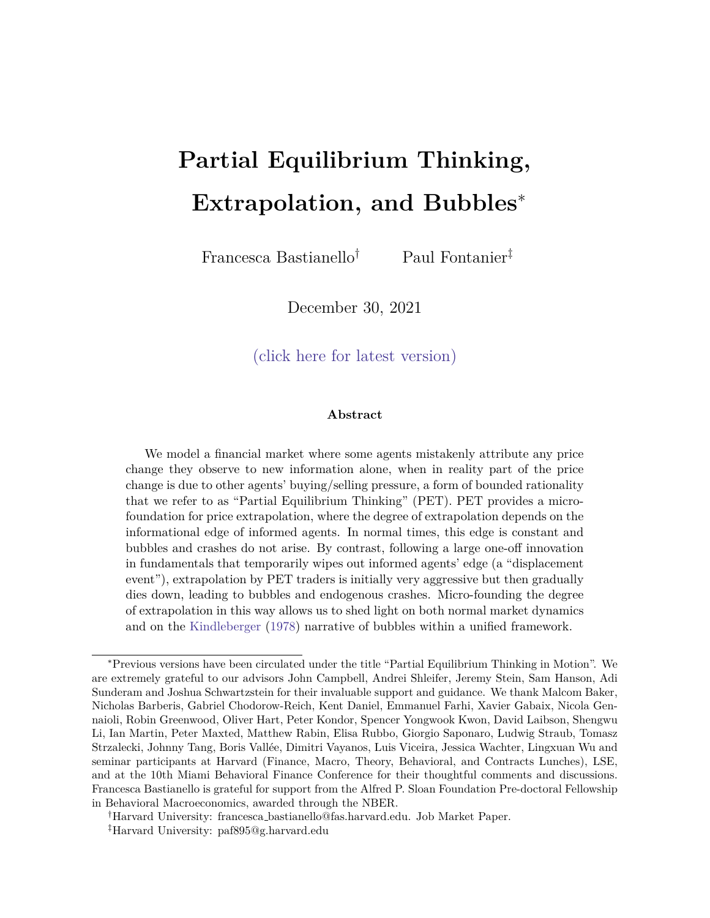# Partial Equilibrium Thinking, Extrapolation, and Bubbles*

Francesca Bastianello[†] Paul Fontanier[‡]

December 30, 2021

(click here for latest version)

### Abstract

We model a financial market where some agents mistakenly attribute any price change they observe to new information alone, when in reality part of the price change is due to other agents' buying/selling pressure, a form of bounded rationality that we refer to as "Partial Equilibrium Thinking" (PET). PET provides a micro-foundation for price extrapolation, where the degree of extrapolation depends on the informational edge of informed agents. In normal times, this edge is constant and bubbles and crashes do not arise. By contrast, following a large one-off innovation in fundamentals that temporarily wipes out informed agents' edge (a "displacement event"), extrapolation by PET traders is initially very aggressive but then gradually dies down, leading to bubbles and endogenous crashes. Micro-founding the degree of extrapolation in this way allows us to shed light on both normal market dynamics and on the Kindleberger (1978) narrative of bubbles within a unified framework.

---

*Previous versions have been circulated under the title "Partial Equilibrium Thinking in Motion". We are extremely grateful to our advisors John Campbell, Andrei Shleifer, Jeremy Stein, Sam Hanson, Adi Sunderam and Joshua Schwartzstein for their invaluable support and guidance. We thank Malcom Baker, Nicholas Barberis, Gabriel Chodorow-Reich, Kent Daniel, Emmanuel Farhi, Xavier Gabaix, Nicola Gennaioli, Robin Greenwood, Oliver Hart, Peter Kondor, Spencer Yongwook Kwon, David Laibson, Shengwu Li, Ian Martin, Peter Maxted, Matthew Rabin, Elisa Rubbo, Giorgio Saponaro, Ludwig Straub, Tomasz Strzalecki, Johnny Tang, Boris Vallée, Dimitri Vayanos, Luis Viceira, Jessica Wachter, Lingxuan Wu and seminar participants at Harvard (Finance, Macro, Theory, Behavioral, and Contracts Lunches), LSE, and at the 10th Miami Behavioral Finance Conference for their thoughtful comments and discussions. Francesca Bastianello is grateful for support from the Alfred P. Sloan Foundation Pre-doctoral Fellowship in Behavioral Macroeconomics, awarded through the NBER.

[†]Harvard University: francesca_bastianello@fas.harvard.edu. Job Market Paper.

[‡]Harvard University: paf895@g.harvard.edu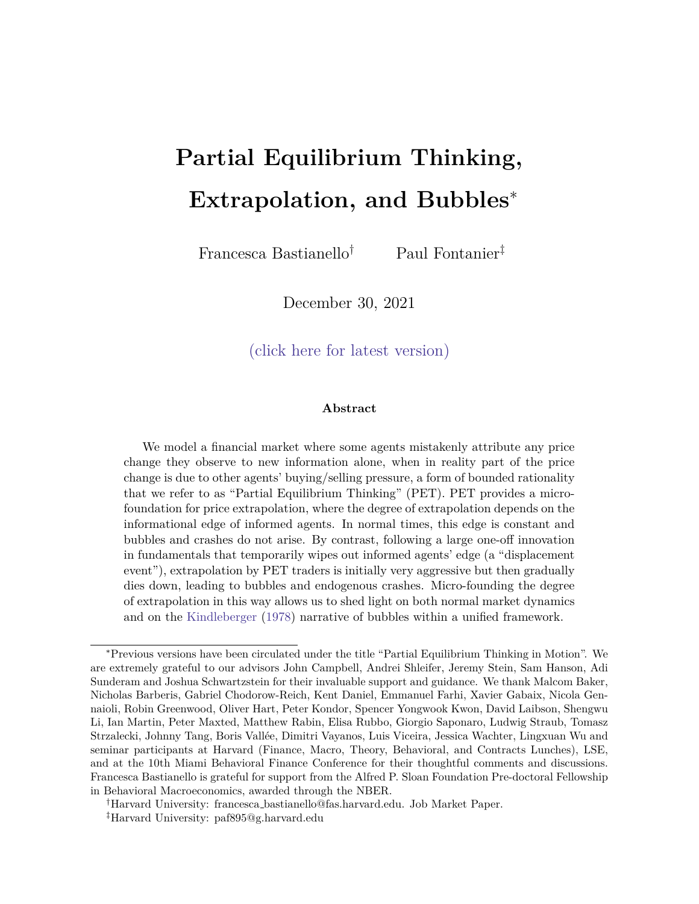# Partial Equilibrium Thinking, Extrapolation, and Bubbles*

Francesca Bastianello[†] Paul Fontanier[‡]

December 30, 2021

(click here for latest version)

### Abstract

We model a financial market where some agents mistakenly attribute any price change they observe to new information alone, when in reality part of the price change is due to other agents' buying/selling pressure, a form of bounded rationality that we refer to as "Partial Equilibrium Thinking" (PET). PET provides a microfoundation for price extrapolation, where the degree of extrapolation depends on the informational edge of informed agents. In normal times, this edge is constant and bubbles and crashes do not arise. By contrast, following a large one-off innovation in fundamentals that temporarily wipes out informed agents' edge (a "displacement event"), extrapolation by PET traders is initially very aggressive but then gradually dies down, leading to bubbles and endogenous crashes. Micro-founding the degree of extrapolation in this way allows us to shed light on both normal market dynamics and on the Kindleberger (1978) narrative of bubbles within a unified framework.

---

*Previous versions have been circulated under the title "Partial Equilibrium Thinking in Motion". We are extremely grateful to our advisors John Campbell, Andrei Shleifer, Jeremy Stein, Sam Hanson, Adi Sunderam and Joshua Schwartzstein for their invaluable support and guidance. We thank Malcom Baker, Nicholas Barberis, Gabriel Chodorow-Reich, Kent Daniel, Emmanuel Farhi, Xavier Gabaix, Nicola Gennaioli, Robin Greenwood, Oliver Hart, Peter Kondor, Spencer Yongwook Kwon, David Laibson, Shengwu Li, Ian Martin, Peter Maxted, Matthew Rabin, Elisa Rubbo, Giorgio Saponaro, Ludwig Straub, Tomasz Strzalecki, Johnny Tang, Boris Vallée, Dimitri Vayanos, Luis Viceira, Jessica Wachter, Lingxuan Wu and seminar participants at Harvard (Finance, Macro, Theory, Behavioral, and Contracts Lunches), LSE, and at the 10th Miami Behavioral Finance Conference for their thoughtful comments and discussions. Francesca Bastianello is grateful for support from the Alfred P. Sloan Foundation Pre-doctoral Fellowship in Behavioral Macroeconomics, awarded through the NBER.

[†]Harvard University: francesca_bastianello@fas.harvard.edu. Job Market Paper.

[‡]Harvard University: paf895@g.harvard.edu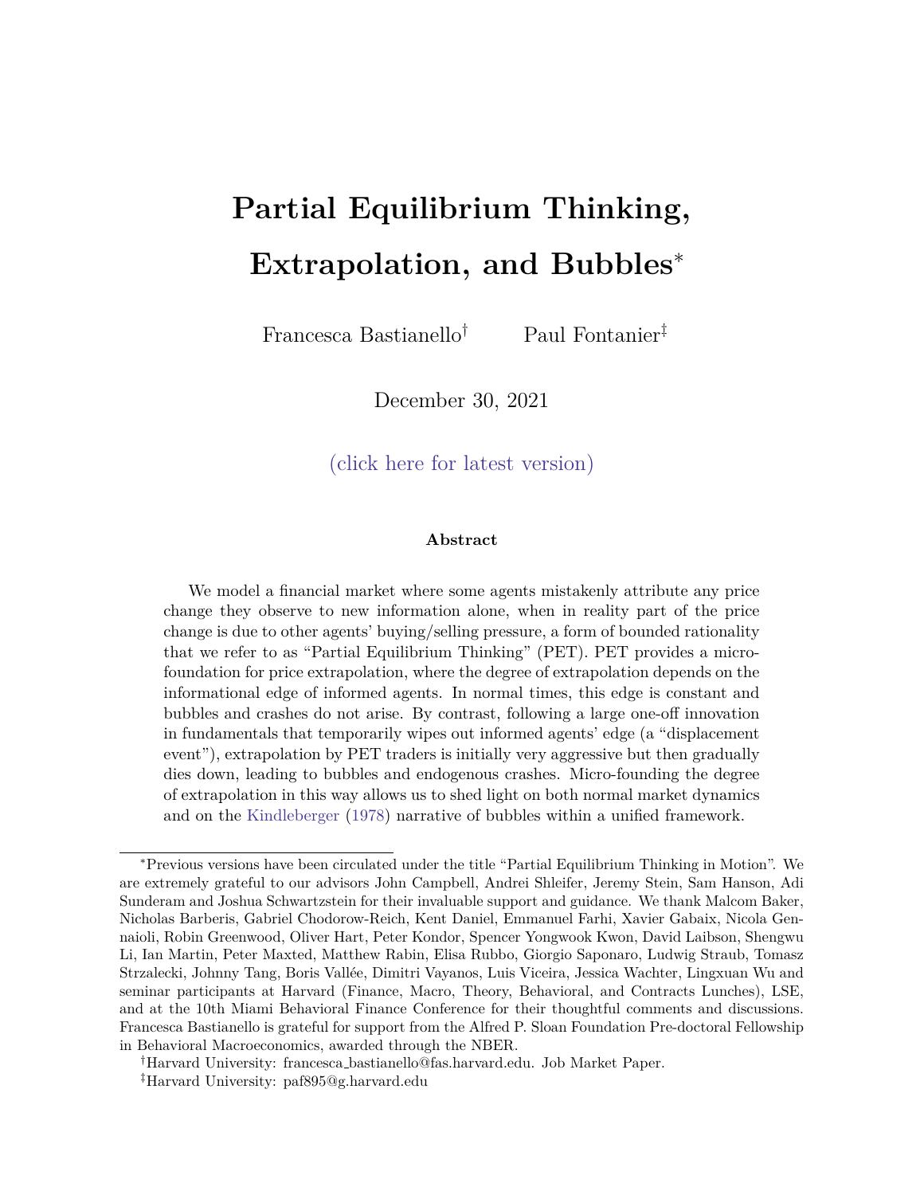# Partial Equilibrium Thinking, Extrapolation, and Bubbles*

Francesca Bastianello[†] Paul Fontanier[‡]

December 30, 2021

(click here for latest version)

### Abstract

We model a financial market where some agents mistakenly attribute any price change they observe to new information alone, when in reality part of the price change is due to other agents' buying/selling pressure, a form of bounded rationality that we refer to as "Partial Equilibrium Thinking" (PET). PET provides a micro-foundation for price extrapolation, where the degree of extrapolation depends on the informational edge of informed agents. In normal times, this edge is constant and bubbles and crashes do not arise. By contrast, following a large one-off innovation in fundamentals that temporarily wipes out informed agents' edge (a "displacement event"), extrapolation by PET traders is initially very aggressive but then gradually dies down, leading to bubbles and endogenous crashes. Micro-founding the degree of extrapolation in this way allows us to shed light on both normal market dynamics and on the Kindleberger (1978) narrative of bubbles within a unified framework.

---

*Previous versions have been circulated under the title "Partial Equilibrium Thinking in Motion". We are extremely grateful to our advisors John Campbell, Andrei Shleifer, Jeremy Stein, Sam Hanson, Adi Sunderam and Joshua Schwartzstein for their invaluable support and guidance. We thank Malcom Baker, Nicholas Barberis, Gabriel Chodorow-Reich, Kent Daniel, Emmanuel Farhi, Xavier Gabaix, Nicola Gennaioli, Robin Greenwood, Oliver Hart, Peter Kondor, Spencer Yongwook Kwon, David Laibson, Shengwu Li, Ian Martin, Peter Maxted, Matthew Rabin, Elisa Rubbo, Giorgio Saponaro, Ludwig Straub, Tomasz Strzalecki, Johnny Tang, Boris Vallée, Dimitri Vayanos, Luis Viceira, Jessica Wachter, Lingxuan Wu and seminar participants at Harvard (Finance, Macro, Theory, Behavioral, and Contracts Lunches), LSE, and at the 10th Miami Behavioral Finance Conference for their thoughtful comments and discussions. Francesca Bastianello is grateful for support from the Alfred P. Sloan Foundation Pre-doctoral Fellowship in Behavioral Macroeconomics, awarded through the NBER.

[†]Harvard University: francesca_bastianello@fas.harvard.edu. Job Market Paper.

[‡]Harvard University: paf895@g.harvard.edu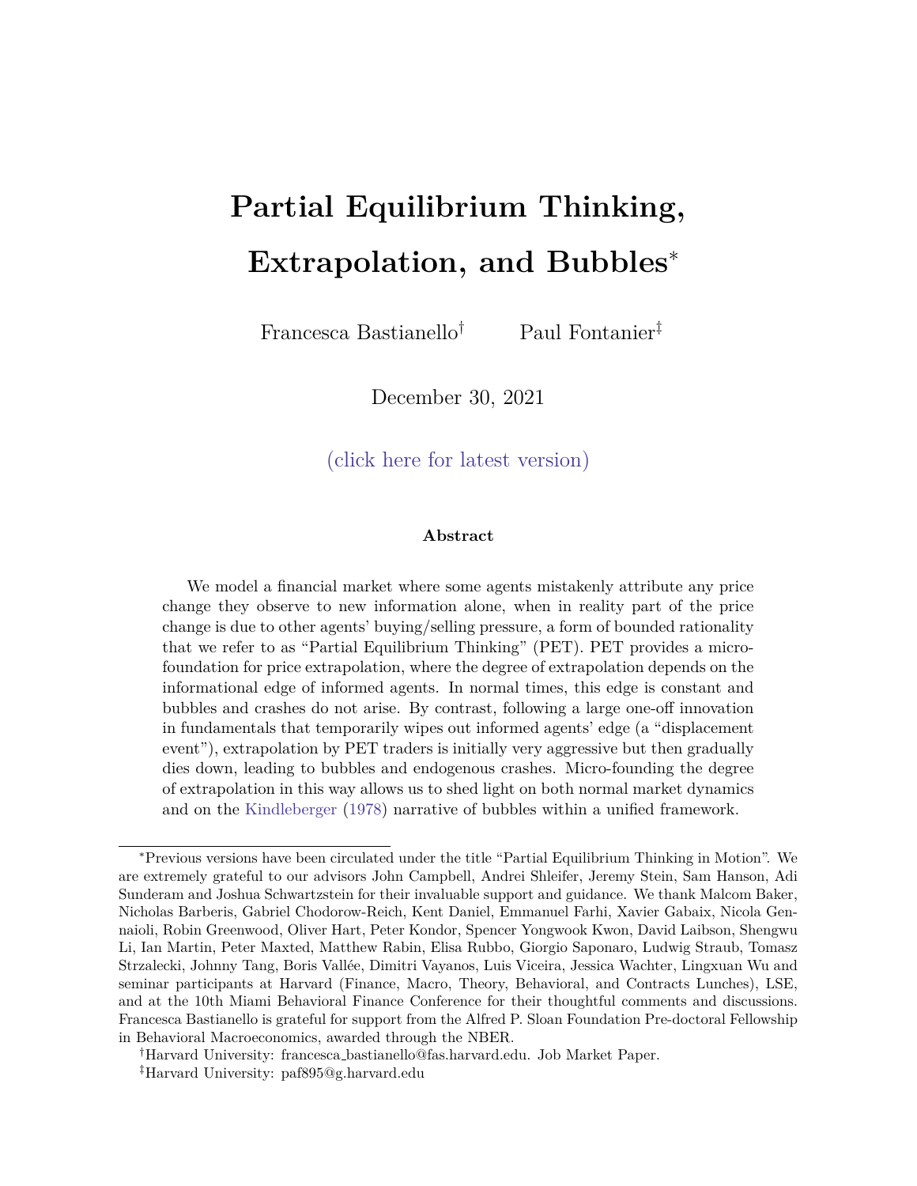# Partial Equilibrium Thinking, Extrapolation, and Bubbles*

Francesca Bastianello[†] Paul Fontanier[‡]

December 30, 2021

(click here for latest version)

### Abstract

We model a financial market where some agents mistakenly attribute any price change they observe to new information alone, when in reality part of the price change is due to other agents' buying/selling pressure, a form of bounded rationality that we refer to as "Partial Equilibrium Thinking" (PET). PET provides a micro-foundation for price extrapolation, where the degree of extrapolation depends on the informational edge of informed agents. In normal times, this edge is constant and bubbles and crashes do not arise. By contrast, following a large one-off innovation in fundamentals that temporarily wipes out informed agents' edge (a "displacement event"), extrapolation by PET traders is initially very aggressive but then gradually dies down, leading to bubbles and endogenous crashes. Micro-founding the degree of extrapolation in this way allows us to shed light on both normal market dynamics and on the Kindleberger (1978) narrative of bubbles within a unified framework.

---

*Previous versions have been circulated under the title "Partial Equilibrium Thinking in Motion". We are extremely grateful to our advisors John Campbell, Andrei Shleifer, Jeremy Stein, Sam Hanson, Adi Sunderam and Joshua Schwartzstein for their invaluable support and guidance. We thank Malcom Baker, Nicholas Barberis, Gabriel Chodorow-Reich, Kent Daniel, Emmanuel Farhi, Xavier Gabaix, Nicola Gennaioli, Robin Greenwood, Oliver Hart, Peter Kondor, Spencer Yongwook Kwon, David Laibson, Shengwu Li, Ian Martin, Peter Maxted, Matthew Rabin, Elisa Rubbo, Giorgio Saponaro, Ludwig Straub, Tomasz Strzalecki, Johnny Tang, Boris Vallée, Dimitri Vayanos, Luis Viceira, Jessica Wachter, Lingxuan Wu and seminar participants at Harvard (Finance, Macro, Theory, Behavioral, and Contracts Lunches), LSE, and at the 10th Miami Behavioral Finance Conference for their thoughtful comments and discussions. Francesca Bastianello is grateful for support from the Alfred P. Sloan Foundation Pre-doctoral Fellowship in Behavioral Macroeconomics, awarded through the NBER.

[†]Harvard University: francesca_bastianello@fas.harvard.edu. Job Market Paper.

[‡]Harvard University: paf895@g.harvard.edu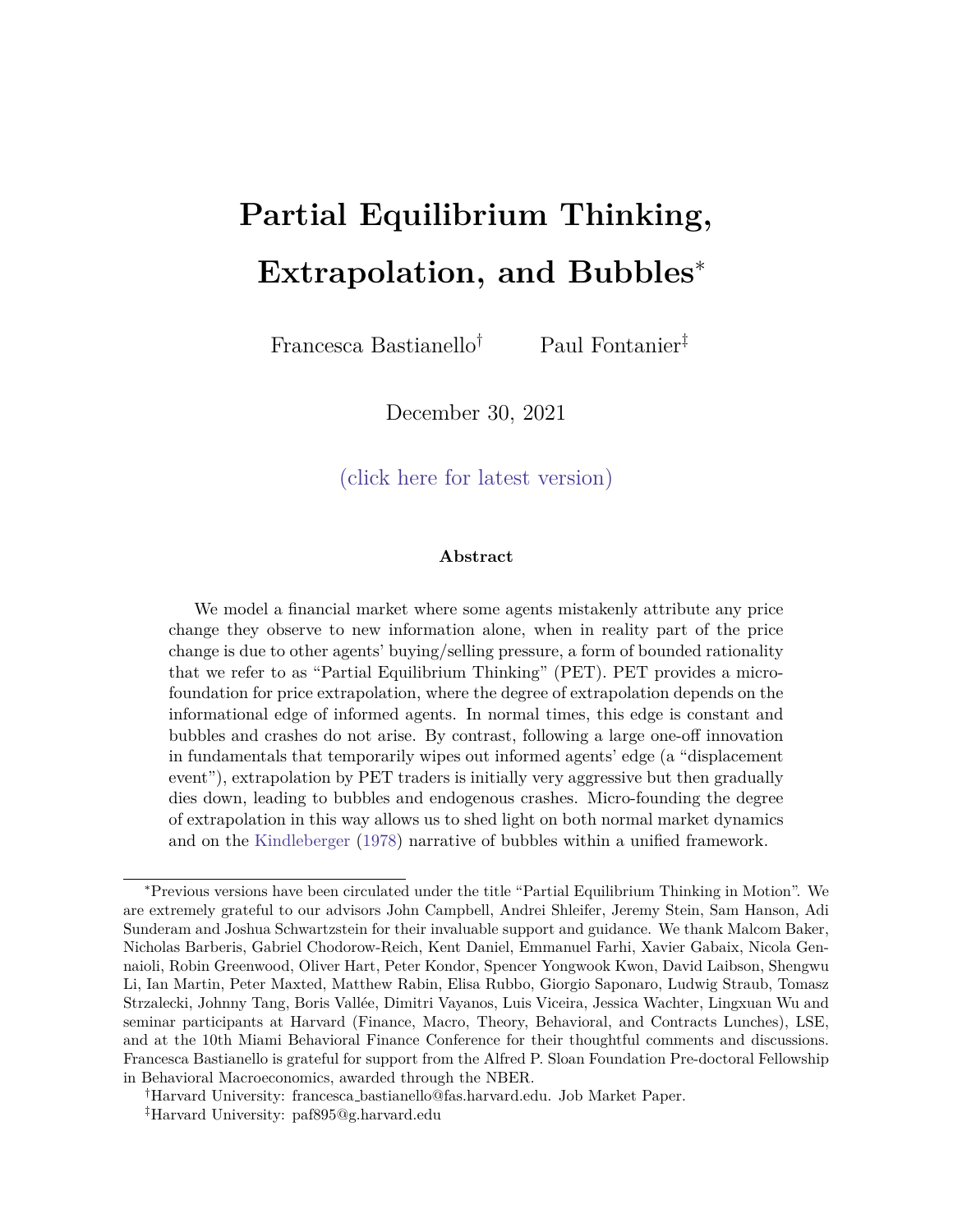# Partial Equilibrium Thinking, Extrapolation, and Bubbles*

Francesca Bastianello[†] Paul Fontanier[‡]

December 30, 2021

(click here for latest version)

### Abstract

We model a financial market where some agents mistakenly attribute any price change they observe to new information alone, when in reality part of the price change is due to other agents' buying/selling pressure, a form of bounded rationality that we refer to as "Partial Equilibrium Thinking" (PET). PET provides a micro-foundation for price extrapolation, where the degree of extrapolation depends on the informational edge of informed agents. In normal times, this edge is constant and bubbles and crashes do not arise. By contrast, following a large one-off innovation in fundamentals that temporarily wipes out informed agents' edge (a "displacement event"), extrapolation by PET traders is initially very aggressive but then gradually dies down, leading to bubbles and endogenous crashes. Micro-founding the degree of extrapolation in this way allows us to shed light on both normal market dynamics and on the Kindleberger (1978) narrative of bubbles within a unified framework.

---

*Previous versions have been circulated under the title "Partial Equilibrium Thinking in Motion". We are extremely grateful to our advisors John Campbell, Andrei Shleifer, Jeremy Stein, Sam Hanson, Adi Sunderam and Joshua Schwartzstein for their invaluable support and guidance. We thank Malcom Baker, Nicholas Barberis, Gabriel Chodorow-Reich, Kent Daniel, Emmanuel Farhi, Xavier Gabaix, Nicola Gennaioli, Robin Greenwood, Oliver Hart, Peter Kondor, Spencer Yongwook Kwon, David Laibson, Shengwu Li, Ian Martin, Peter Maxted, Matthew Rabin, Elisa Rubbo, Giorgio Saponaro, Ludwig Straub, Tomasz Strzalecki, Johnny Tang, Boris Vallée, Dimitri Vayanos, Luis Viceira, Jessica Wachter, Lingxuan Wu and seminar participants at Harvard (Finance, Macro, Theory, Behavioral, and Contracts Lunches), LSE, and at the 10th Miami Behavioral Finance Conference for their thoughtful comments and discussions. Francesca Bastianello is grateful for support from the Alfred P. Sloan Foundation Pre-doctoral Fellowship in Behavioral Macroeconomics, awarded through the NBER.

[†]Harvard University: francesca_bastianello@fas.harvard.edu. Job Market Paper.

[‡]Harvard University: paf895@g.harvard.edu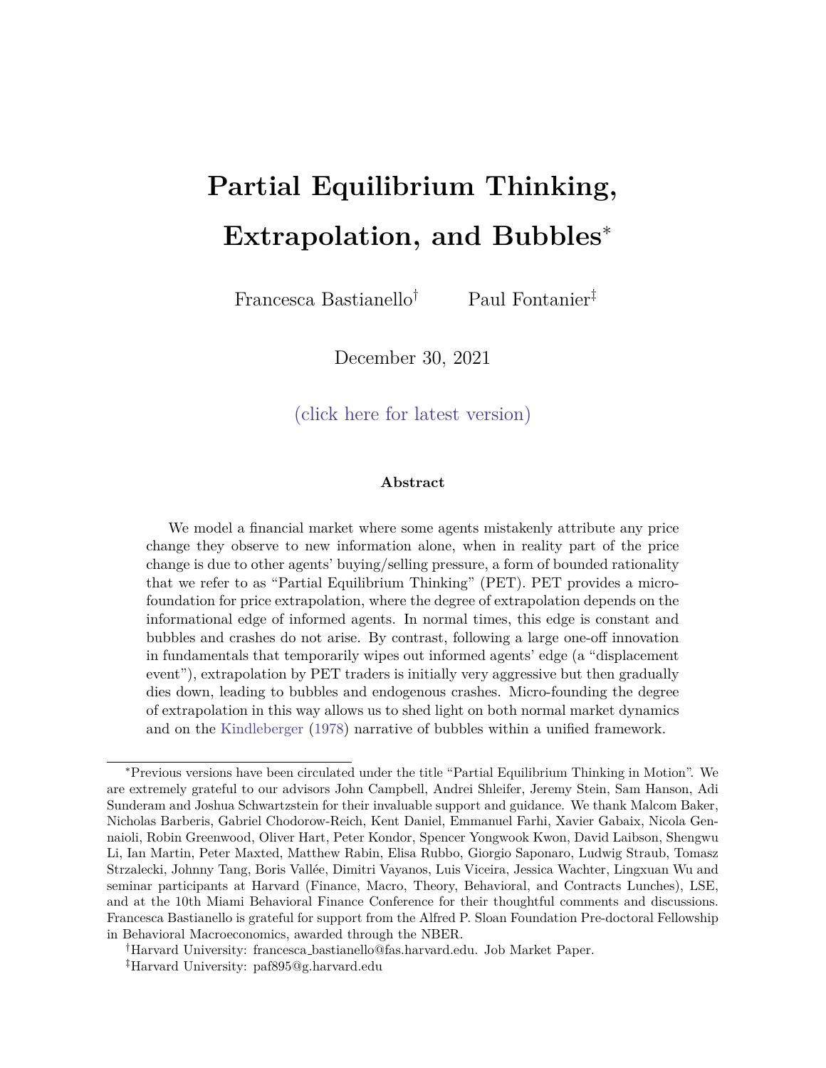# Partial Equilibrium Thinking, Extrapolation, and Bubbles*

Francesca Bastianello[†] Paul Fontanier[‡]

December 30, 2021

(click here for latest version)

### Abstract

We model a financial market where some agents mistakenly attribute any price change they observe to new information alone, when in reality part of the price change is due to other agents' buying/selling pressure, a form of bounded rationality that we refer to as "Partial Equilibrium Thinking" (PET). PET provides a microfoundation for price extrapolation, where the degree of extrapolation depends on the informational edge of informed agents. In normal times, this edge is constant and bubbles and crashes do not arise. By contrast, following a large one-off innovation in fundamentals that temporarily wipes out informed agents' edge (a "displacement event"), extrapolation by PET traders is initially very aggressive but then gradually dies down, leading to bubbles and endogenous crashes. Micro-founding the degree of extrapolation in this way allows us to shed light on both normal market dynamics and on the Kindleberger (1978) narrative of bubbles within a unified framework.

---

*Previous versions have been circulated under the title "Partial Equilibrium Thinking in Motion". We are extremely grateful to our advisors John Campbell, Andrei Shleifer, Jeremy Stein, Sam Hanson, Adi Sunderam and Joshua Schwartzstein for their invaluable support and guidance. We thank Malcom Baker, Nicholas Barberis, Gabriel Chodorow-Reich, Kent Daniel, Emmanuel Farhi, Xavier Gabaix, Nicola Gennaioli, Robin Greenwood, Oliver Hart, Peter Kondor, Spencer Yongwook Kwon, David Laibson, Shengwu Li, Ian Martin, Peter Maxted, Matthew Rabin, Elisa Rubbo, Giorgio Saponaro, Ludwig Straub, Tomasz Strzalecki, Johnny Tang, Boris Vallée, Dimitri Vayanos, Luis Viceira, Jessica Wachter, Lingxuan Wu and seminar participants at Harvard (Finance, Macro, Theory, Behavioral, and Contracts Lunches), LSE, and at the 10th Miami Behavioral Finance Conference for their thoughtful comments and discussions. Francesca Bastianello is grateful for support from the Alfred P. Sloan Foundation Pre-doctoral Fellowship in Behavioral Macroeconomics, awarded through the NBER.

[†]Harvard University: francesca_bastianello@fas.harvard.edu. Job Market Paper.

[‡]Harvard University: paf895@g.harvard.edu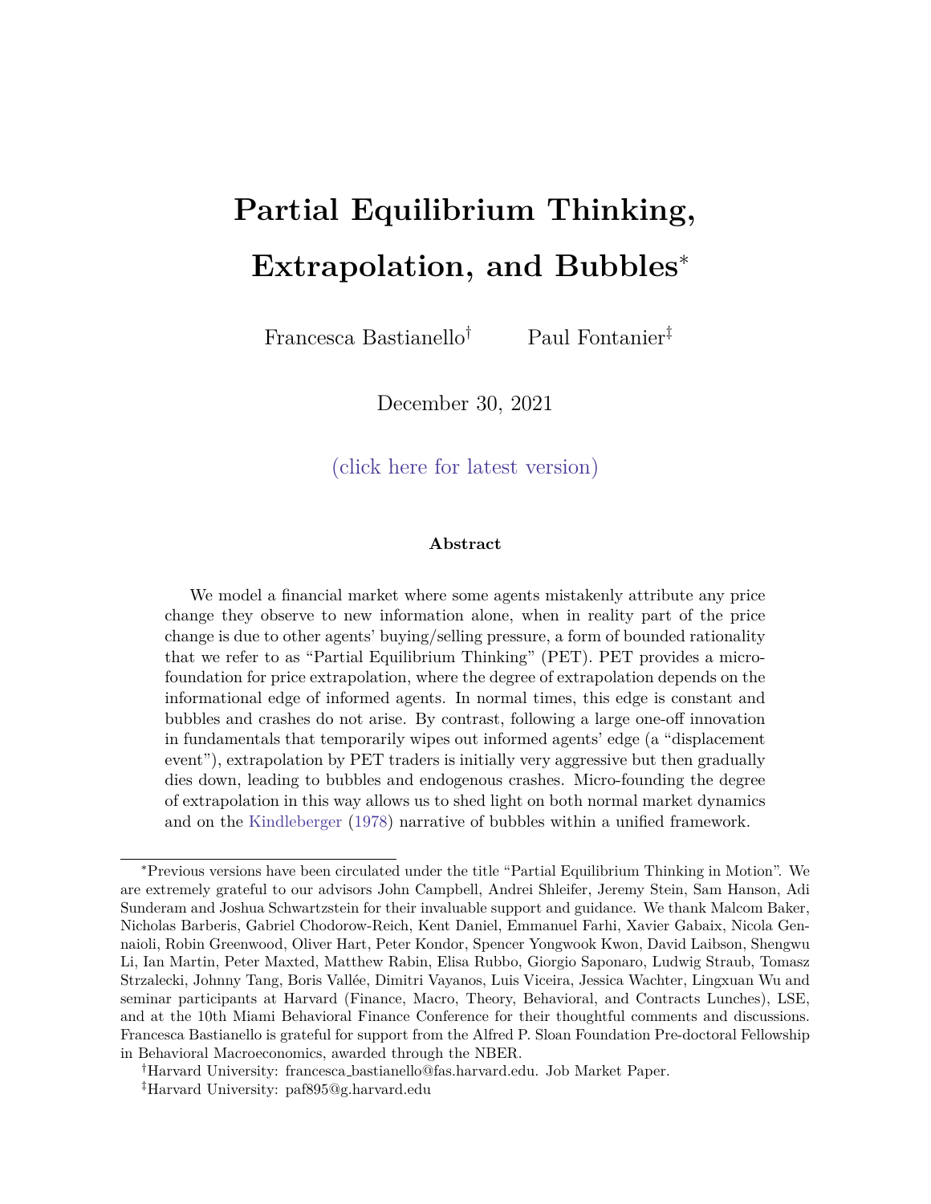# Partial Equilibrium Thinking, Extrapolation, and Bubbles*

Francesca Bastianello[†] Paul Fontanier[‡]

December 30, 2021

(click here for latest version)

### Abstract

We model a financial market where some agents mistakenly attribute any price change they observe to new information alone, when in reality part of the price change is due to other agents' buying/selling pressure, a form of bounded rationality that we refer to as "Partial Equilibrium Thinking" (PET). PET provides a microfoundation for price extrapolation, where the degree of extrapolation depends on the informational edge of informed agents. In normal times, this edge is constant and bubbles and crashes do not arise. By contrast, following a large one-off innovation in fundamentals that temporarily wipes out informed agents' edge (a "displacement event"), extrapolation by PET traders is initially very aggressive but then gradually dies down, leading to bubbles and endogenous crashes. Micro-founding the degree of extrapolation in this way allows us to shed light on both normal market dynamics and on the Kindleberger (1978) narrative of bubbles within a unified framework.

---

*Previous versions have been circulated under the title "Partial Equilibrium Thinking in Motion". We are extremely grateful to our advisors John Campbell, Andrei Shleifer, Jeremy Stein, Sam Hanson, Adi Sunderam and Joshua Schwartzstein for their invaluable support and guidance. We thank Malcom Baker, Nicholas Barberis, Gabriel Chodorow-Reich, Kent Daniel, Emmanuel Farhi, Xavier Gabaix, Nicola Gennaioli, Robin Greenwood, Oliver Hart, Peter Kondor, Spencer Yongwook Kwon, David Laibson, Shengwu Li, Ian Martin, Peter Maxted, Matthew Rabin, Elisa Rubbo, Giorgio Saponaro, Ludwig Straub, Tomasz Strzalecki, Johnny Tang, Boris Vallée, Dimitri Vayanos, Luis Viceira, Jessica Wachter, Lingxuan Wu and seminar participants at Harvard (Finance, Macro, Theory, Behavioral, and Contracts Lunches), LSE, and at the 10th Miami Behavioral Finance Conference for their thoughtful comments and discussions. Francesca Bastianello is grateful for support from the Alfred P. Sloan Foundation Pre-doctoral Fellowship in Behavioral Macroeconomics, awarded through the NBER.

[†]Harvard University: francesca_bastianello@fas.harvard.edu. Job Market Paper.

[‡]Harvard University: paf895@g.harvard.edu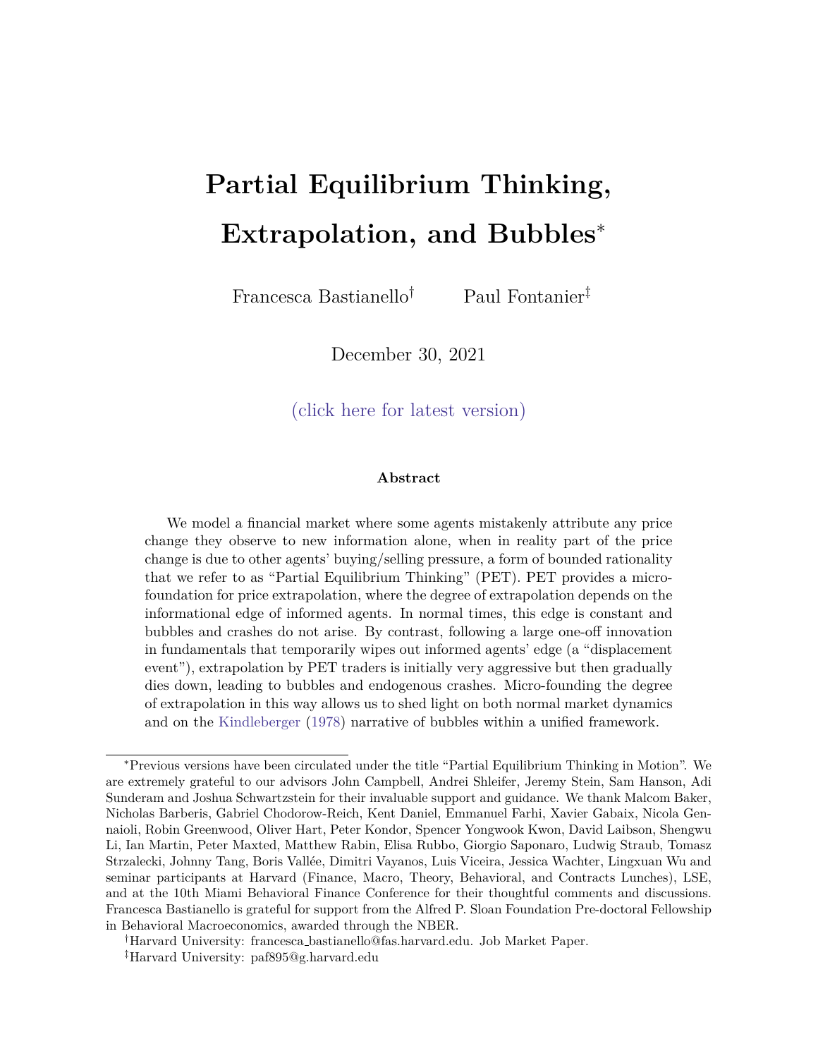# Partial Equilibrium Thinking, Extrapolation, and Bubbles*

Francesca Bastianello[†] Paul Fontanier[‡]

December 30, 2021

(click here for latest version)

### Abstract

We model a financial market where some agents mistakenly attribute any price change they observe to new information alone, when in reality part of the price change is due to other agents' buying/selling pressure, a form of bounded rationality that we refer to as "Partial Equilibrium Thinking" (PET). PET provides a micro-foundation for price extrapolation, where the degree of extrapolation depends on the informational edge of informed agents. In normal times, this edge is constant and bubbles and crashes do not arise. By contrast, following a large one-off innovation in fundamentals that temporarily wipes out informed agents' edge (a "displacement event"), extrapolation by PET traders is initially very aggressive but then gradually dies down, leading to bubbles and endogenous crashes. Micro-founding the degree of extrapolation in this way allows us to shed light on both normal market dynamics and on the Kindleberger (1978) narrative of bubbles within a unified framework.

---

*Previous versions have been circulated under the title "Partial Equilibrium Thinking in Motion". We are extremely grateful to our advisors John Campbell, Andrei Shleifer, Jeremy Stein, Sam Hanson, Adi Sunderam and Joshua Schwartzstein for their invaluable support and guidance. We thank Malcom Baker, Nicholas Barberis, Gabriel Chodorow-Reich, Kent Daniel, Emmanuel Farhi, Xavier Gabaix, Nicola Gennaioli, Robin Greenwood, Oliver Hart, Peter Kondor, Spencer Yongwook Kwon, David Laibson, Shengwu Li, Ian Martin, Peter Maxted, Matthew Rabin, Elisa Rubbo, Giorgio Saponaro, Ludwig Straub, Tomasz Strzalecki, Johnny Tang, Boris Vallée, Dimitri Vayanos, Luis Viceira, Jessica Wachter, Lingxuan Wu and seminar participants at Harvard (Finance, Macro, Theory, Behavioral, and Contracts Lunches), LSE, and at the 10th Miami Behavioral Finance Conference for their thoughtful comments and discussions. Francesca Bastianello is grateful for support from the Alfred P. Sloan Foundation Pre-doctoral Fellowship in Behavioral Macroeconomics, awarded through the NBER.

[†]Harvard University: francesca_bastianello@fas.harvard.edu. Job Market Paper.

[‡]Harvard University: paf895@g.harvard.edu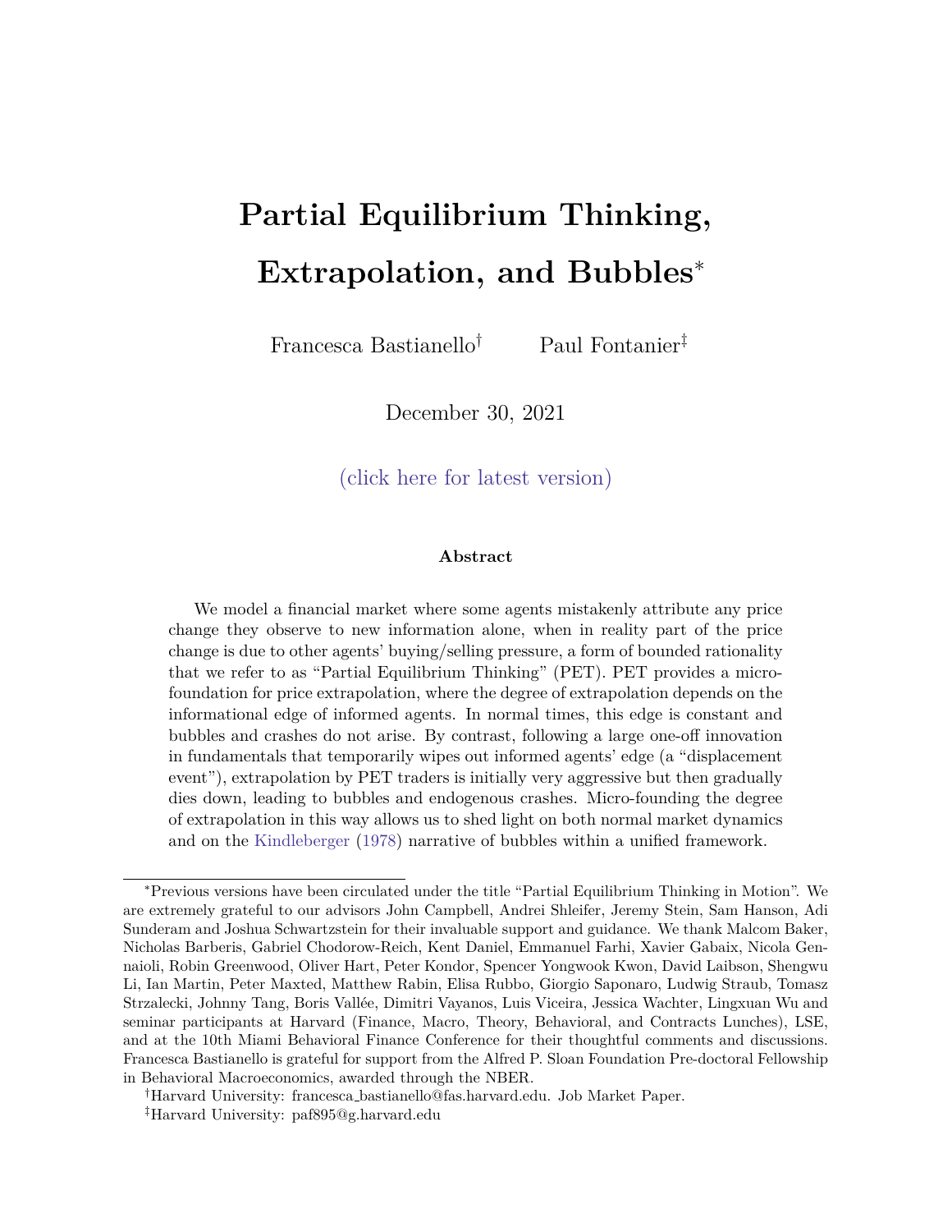# Partial Equilibrium Thinking, Extrapolation, and Bubbles*

Francesca Bastianello[†] Paul Fontanier[‡]

December 30, 2021

(click here for latest version)

### Abstract

We model a financial market where some agents mistakenly attribute any price change they observe to new information alone, when in reality part of the price change is due to other agents' buying/selling pressure, a form of bounded rationality that we refer to as "Partial Equilibrium Thinking" (PET). PET provides a micro-foundation for price extrapolation, where the degree of extrapolation depends on the informational edge of informed agents. In normal times, this edge is constant and bubbles and crashes do not arise. By contrast, following a large one-off innovation in fundamentals that temporarily wipes out informed agents' edge (a "displacement event"), extrapolation by PET traders is initially very aggressive but then gradually dies down, leading to bubbles and endogenous crashes. Micro-founding the degree of extrapolation in this way allows us to shed light on both normal market dynamics and on the Kindleberger (1978) narrative of bubbles within a unified framework.

---

[*] Previous versions have been circulated under the title "Partial Equilibrium Thinking in Motion". We are extremely grateful to our advisors John Campbell, Andrei Shleifer, Jeremy Stein, Sam Hanson, Adi Sunderam and Joshua Schwartzstein for their invaluable support and guidance. We thank Malcom Baker, Nicholas Barberis, Gabriel Chodorow-Reich, Kent Daniel, Emmanuel Farhi, Xavier Gabaix, Nicola Gennaioli, Robin Greenwood, Oliver Hart, Peter Kondor, Spencer Yongwook Kwon, David Laibson, Shengwu Li, Ian Martin, Peter Maxted, Matthew Rabin, Elisa Rubbo, Giorgio Saponaro, Ludwig Straub, Tomasz Strzalecki, Johnny Tang, Boris Vallée, Dimitri Vayanos, Luis Viceira, Jessica Wachter, Lingxuan Wu and seminar participants at Harvard (Finance, Macro, Theory, Behavioral, and Contracts Lunches), LSE, and at the 10th Miami Behavioral Finance Conference for their thoughtful comments and discussions. Francesca Bastianello is grateful for support from the Alfred P. Sloan Foundation Pre-doctoral Fellowship in Behavioral Macroeconomics, awarded through the NBER.

[†] Harvard University: francesca_bastianello@fas.harvard.edu. Job Market Paper.

[‡] Harvard University: paf895@g.harvard.edu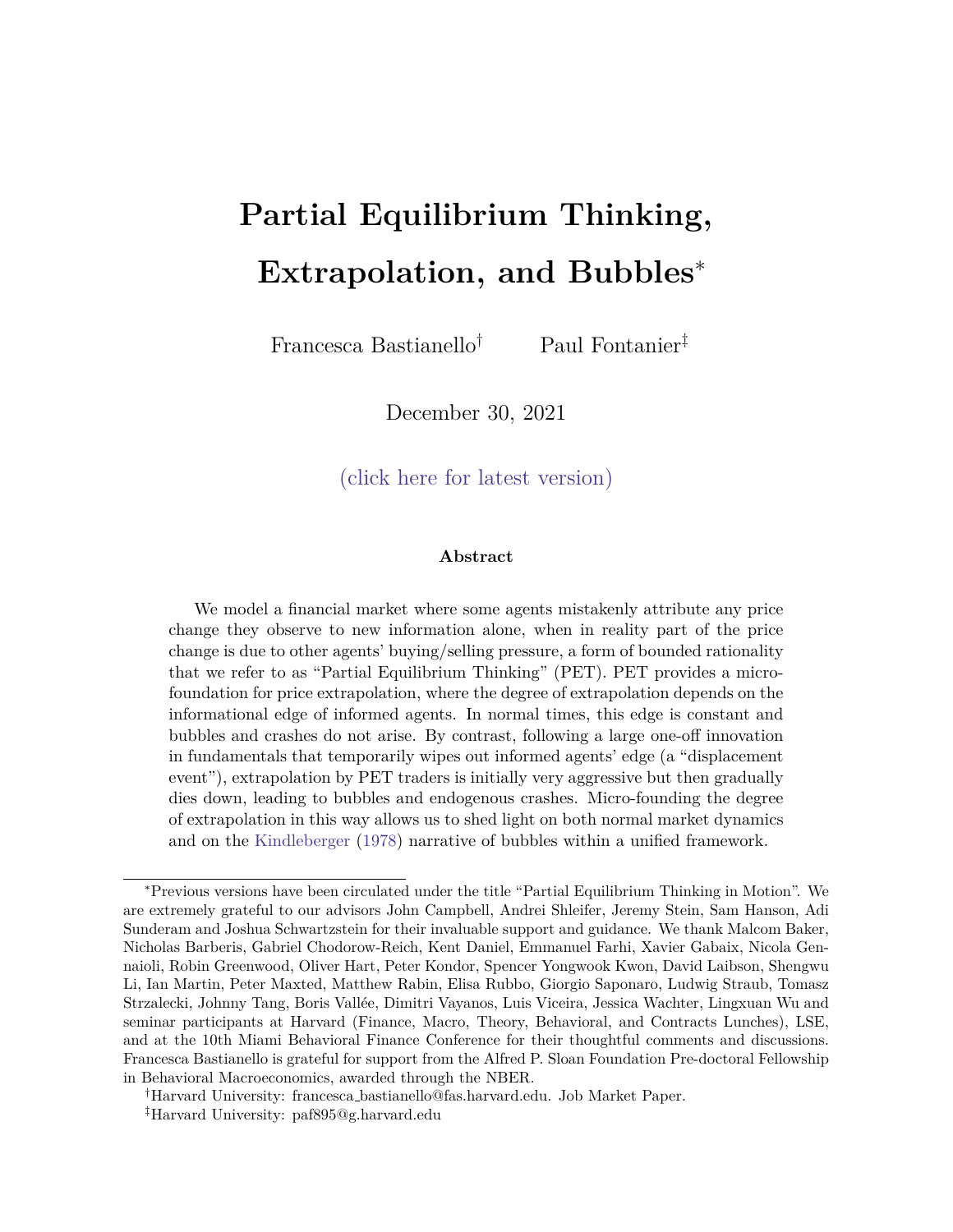# Partial Equilibrium Thinking, Extrapolation, and Bubbles*

Francesca Bastianello[†] Paul Fontanier[‡]

December 30, 2021

(click here for latest version)

### Abstract

We model a financial market where some agents mistakenly attribute any price change they observe to new information alone, when in reality part of the price change is due to other agents' buying/selling pressure, a form of bounded rationality that we refer to as "Partial Equilibrium Thinking" (PET). PET provides a micro-foundation for price extrapolation, where the degree of extrapolation depends on the informational edge of informed agents. In normal times, this edge is constant and bubbles and crashes do not arise. By contrast, following a large one-off innovation in fundamentals that temporarily wipes out informed agents' edge (a "displacement event"), extrapolation by PET traders is initially very aggressive but then gradually dies down, leading to bubbles and endogenous crashes. Micro-founding the degree of extrapolation in this way allows us to shed light on both normal market dynamics and on the Kindleberger (1978) narrative of bubbles within a unified framework.

---

*Previous versions have been circulated under the title "Partial Equilibrium Thinking in Motion". We are extremely grateful to our advisors John Campbell, Andrei Shleifer, Jeremy Stein, Sam Hanson, Adi Sunderam and Joshua Schwartzstein for their invaluable support and guidance. We thank Malcom Baker, Nicholas Barberis, Gabriel Chodorow-Reich, Kent Daniel, Emmanuel Farhi, Xavier Gabaix, Nicola Gennaioli, Robin Greenwood, Oliver Hart, Peter Kondor, Spencer Yongwook Kwon, David Laibson, Shengwu Li, Ian Martin, Peter Maxted, Matthew Rabin, Elisa Rubbo, Giorgio Saponaro, Ludwig Straub, Tomasz Strzalecki, Johnny Tang, Boris Vallée, Dimitri Vayanos, Luis Viceira, Jessica Wachter, Lingxuan Wu and seminar participants at Harvard (Finance, Macro, Theory, Behavioral, and Contracts Lunches), LSE, and at the 10th Miami Behavioral Finance Conference for their thoughtful comments and discussions. Francesca Bastianello is grateful for support from the Alfred P. Sloan Foundation Pre-doctoral Fellowship in Behavioral Macroeconomics, awarded through the NBER.

[†]Harvard University: francesca_bastianello@fas.harvard.edu. Job Market Paper.

[‡]Harvard University: paf895@g.harvard.edu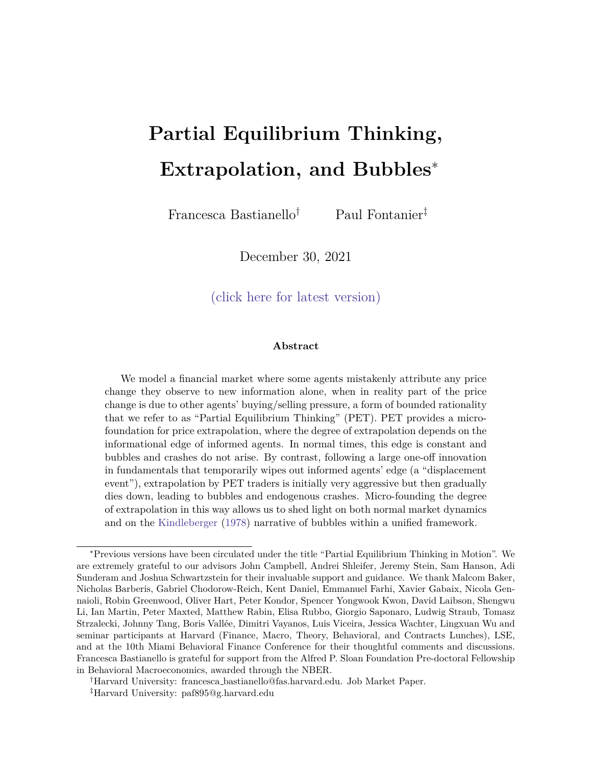# Partial Equilibrium Thinking, Extrapolation, and Bubbles*

Francesca Bastianello[†] Paul Fontanier[‡]

December 30, 2021

(click here for latest version)

### Abstract

We model a financial market where some agents mistakenly attribute any price change they observe to new information alone, when in reality part of the price change is due to other agents' buying/selling pressure, a form of bounded rationality that we refer to as "Partial Equilibrium Thinking" (PET). PET provides a micro-foundation for price extrapolation, where the degree of extrapolation depends on the informational edge of informed agents. In normal times, this edge is constant and bubbles and crashes do not arise. By contrast, following a large one-off innovation in fundamentals that temporarily wipes out informed agents' edge (a "displacement event"), extrapolation by PET traders is initially very aggressive but then gradually dies down, leading to bubbles and endogenous crashes. Micro-founding the degree of extrapolation in this way allows us to shed light on both normal market dynamics and on the Kindleberger (1978) narrative of bubbles within a unified framework.

---

*Previous versions have been circulated under the title "Partial Equilibrium Thinking in Motion". We are extremely grateful to our advisors John Campbell, Andrei Shleifer, Jeremy Stein, Sam Hanson, Adi Sunderam and Joshua Schwartzstein for their invaluable support and guidance. We thank Malcom Baker, Nicholas Barberis, Gabriel Chodorow-Reich, Kent Daniel, Emmanuel Farhi, Xavier Gabaix, Nicola Gennaioli, Robin Greenwood, Oliver Hart, Peter Kondor, Spencer Yongwook Kwon, David Laibson, Shengwu Li, Ian Martin, Peter Maxted, Matthew Rabin, Elisa Rubbo, Giorgio Saponaro, Ludwig Straub, Tomasz Strzalecki, Johnny Tang, Boris Vallée, Dimitri Vayanos, Luis Viceira, Jessica Wachter, Lingxuan Wu and seminar participants at Harvard (Finance, Macro, Theory, Behavioral, and Contracts Lunches), LSE, and at the 10th Miami Behavioral Finance Conference for their thoughtful comments and discussions. Francesca Bastianello is grateful for support from the Alfred P. Sloan Foundation Pre-doctoral Fellowship in Behavioral Macroeconomics, awarded through the NBER.

[†]Harvard University: francesca_bastianello@fas.harvard.edu. Job Market Paper.

[‡]Harvard University: paf895@g.harvard.edu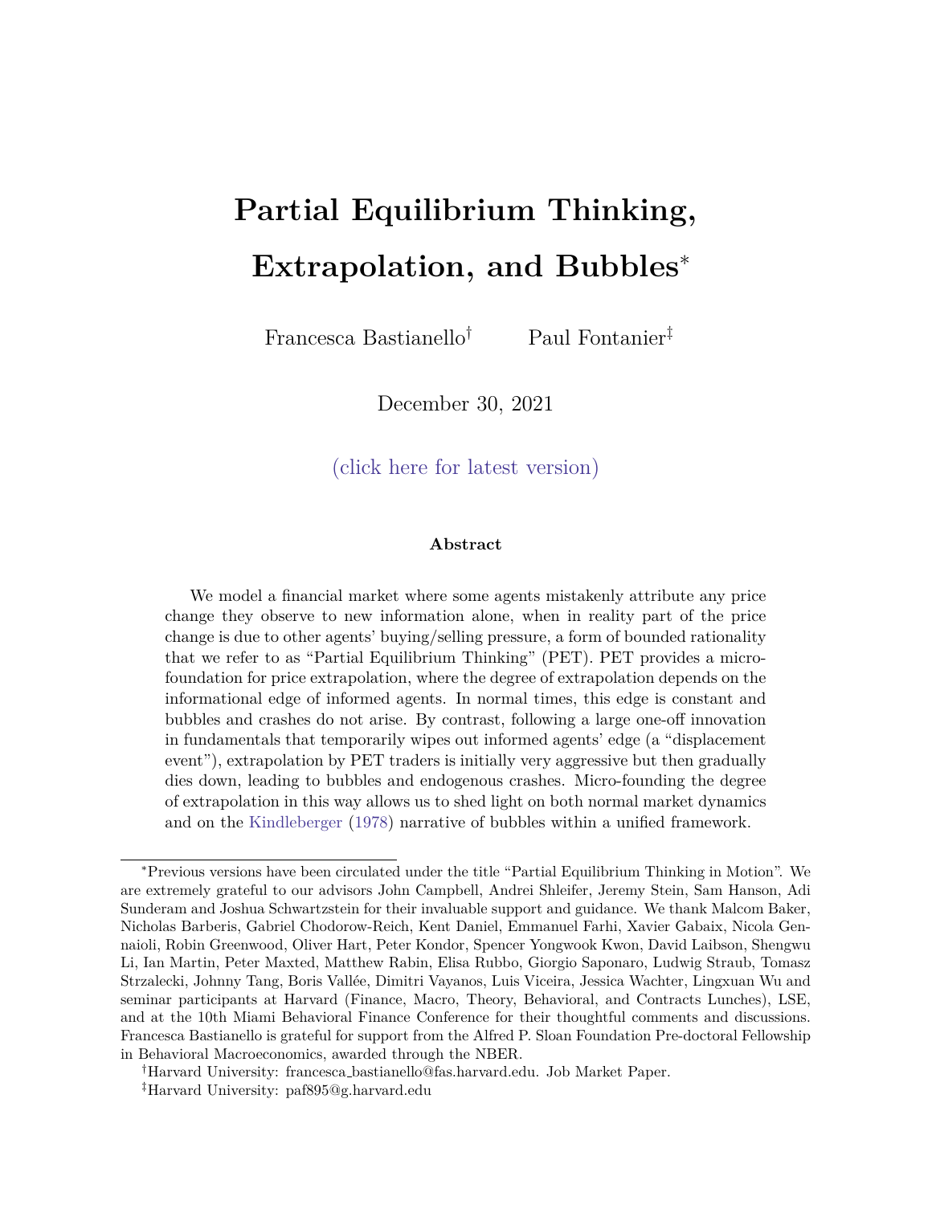# Partial Equilibrium Thinking, Extrapolation, and Bubbles*

Francesca Bastianello[†] Paul Fontanier[‡]

December 30, 2021

(click here for latest version)

### Abstract

We model a financial market where some agents mistakenly attribute any price change they observe to new information alone, when in reality part of the price change is due to other agents' buying/selling pressure, a form of bounded rationality that we refer to as "Partial Equilibrium Thinking" (PET). PET provides a micro-foundation for price extrapolation, where the degree of extrapolation depends on the informational edge of informed agents. In normal times, this edge is constant and bubbles and crashes do not arise. By contrast, following a large one-off innovation in fundamentals that temporarily wipes out informed agents' edge (a "displacement event"), extrapolation by PET traders is initially very aggressive but then gradually dies down, leading to bubbles and endogenous crashes. Micro-founding the degree of extrapolation in this way allows us to shed light on both normal market dynamics and on the Kindleberger (1978) narrative of bubbles within a unified framework.

---

*Previous versions have been circulated under the title "Partial Equilibrium Thinking in Motion". We are extremely grateful to our advisors John Campbell, Andrei Shleifer, Jeremy Stein, Sam Hanson, Adi Sunderam and Joshua Schwartzstein for their invaluable support and guidance. We thank Malcom Baker, Nicholas Barberis, Gabriel Chodorow-Reich, Kent Daniel, Emmanuel Farhi, Xavier Gabaix, Nicola Gennaioli, Robin Greenwood, Oliver Hart, Peter Kondor, Spencer Yongwook Kwon, David Laibson, Shengwu Li, Ian Martin, Peter Maxted, Matthew Rabin, Elisa Rubbo, Giorgio Saponaro, Ludwig Straub, Tomasz Strzalecki, Johnny Tang, Boris Vallée, Dimitri Vayanos, Luis Viceira, Jessica Wachter, Lingxuan Wu and seminar participants at Harvard (Finance, Macro, Theory, Behavioral, and Contracts Lunches), LSE, and at the 10th Miami Behavioral Finance Conference for their thoughtful comments and discussions. Francesca Bastianello is grateful for support from the Alfred P. Sloan Foundation Pre-doctoral Fellowship in Behavioral Macroeconomics, awarded through the NBER.

[†]Harvard University: francesca_bastianello@fas.harvard.edu. Job Market Paper.

[‡]Harvard University: paf895@g.harvard.edu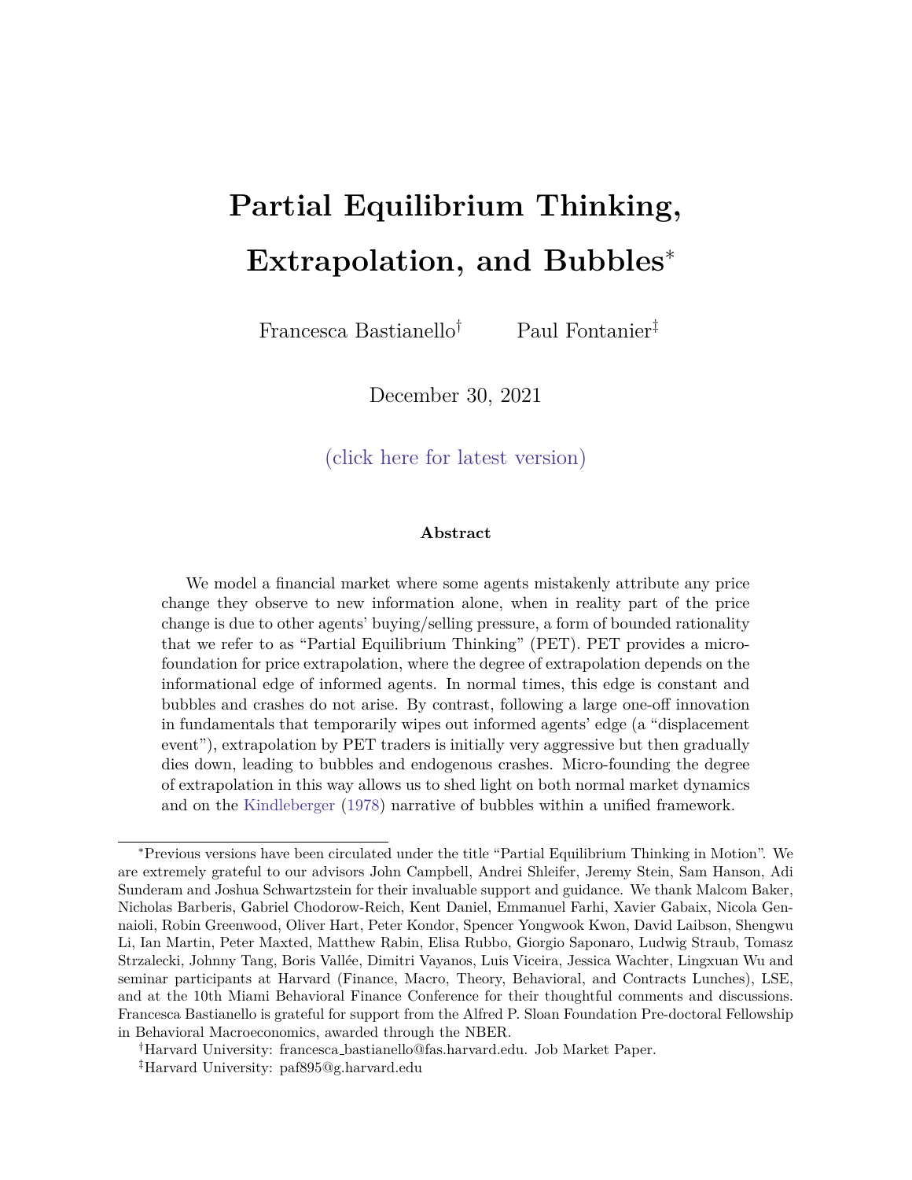# Partial Equilibrium Thinking, Extrapolation, and Bubbles[*]

Francesca Bastianello[†] Paul Fontanier[‡]

December 30, 2021

(click here for latest version)

### Abstract

We model a financial market where some agents mistakenly attribute any price change they observe to new information alone, when in reality part of the price change is due to other agents' buying/selling pressure, a form of bounded rationality that we refer to as "Partial Equilibrium Thinking" (PET). PET provides a micro-foundation for price extrapolation, where the degree of extrapolation depends on the informational edge of informed agents. In normal times, this edge is constant and bubbles and crashes do not arise. By contrast, following a large one-off innovation in fundamentals that temporarily wipes out informed agents' edge (a "displacement event"), extrapolation by PET traders is initially very aggressive but then gradually dies down, leading to bubbles and endogenous crashes. Micro-founding the degree of extrapolation in this way allows us to shed light on both normal market dynamics and on the Kindleberger (1978) narrative of bubbles within a unified framework.

---

[*]Previous versions have been circulated under the title "Partial Equilibrium Thinking in Motion". We are extremely grateful to our advisors John Campbell, Andrei Shleifer, Jeremy Stein, Sam Hanson, Adi Sunderam and Joshua Schwartzstein for their invaluable support and guidance. We thank Malcom Baker, Nicholas Barberis, Gabriel Chodorow-Reich, Kent Daniel, Emmanuel Farhi, Xavier Gabaix, Nicola Gennaioli, Robin Greenwood, Oliver Hart, Peter Kondor, Spencer Yongwook Kwon, David Laibson, Shengwu Li, Ian Martin, Peter Maxted, Matthew Rabin, Elisa Rubbo, Giorgio Saponaro, Ludwig Straub, Tomasz Strzalecki, Johnny Tang, Boris Vallée, Dimitri Vayanos, Luis Viceira, Jessica Wachter, Lingxuan Wu and seminar participants at Harvard (Finance, Macro, Theory, Behavioral, and Contracts Lunches), LSE, and at the 10th Miami Behavioral Finance Conference for their thoughtful comments and discussions. Francesca Bastianello is grateful for support from the Alfred P. Sloan Foundation Pre-doctoral Fellowship in Behavioral Macroeconomics, awarded through the NBER.

[†]Harvard University: francesca_bastianello@fas.harvard.edu. Job Market Paper.

[‡]Harvard University: paf895@g.harvard.edu